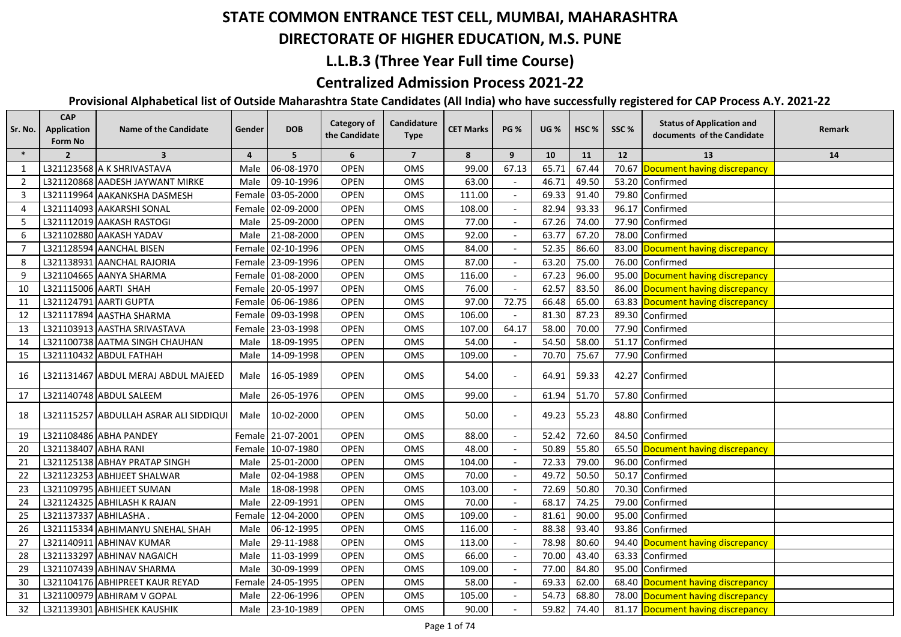# STATE COMMON ENTRANCE TEST CELL, MUMBAI, MAHARASHTRA

## DIRECTORATE OF HIGHER EDUCATION, M.S. PUNE

## L.L.B.3 (Three Year Full time Course)

## Centralized Admission Process 2021-22

### Provisional Alphabetical list of Outside Maharashtra State Candidates (All India) who have successfully registered for CAP Process A.Y. 2021-22

| Sr. No. | CAP Application Form No | Name of the Candidate | Gender | DOB | Category of the Candidate | Candidature Type | CET Marks | PG % | UG % | HSC % | SSC % | Status of Application and documents of the Candidate | Remark |
|---|---|---|---|---|---|---|---|---|---|---|---|---|---|
| * | 2 | 3 | 4 | 5 | 6 | 7 | 8 | 9 | 10 | 11 | 12 | 13 | 14 |
| 1 | L321123568 | A K SHRIVASTAVA | Male | 06-08-1970 | OPEN | OMS | 99.00 | 67.13 | 65.71 | 67.44 | 70.67 | Document having discrepancy | |
| 2 | L321120868 | AADESH JAYWANT MIRKE | Male | 09-10-1996 | OPEN | OMS | 63.00 | - | 46.71 | 49.50 | 53.20 | Confirmed | |
| 3 | L321119964 | AAKANKSHA DASMESH | Female | 03-05-2000 | OPEN | OMS | 111.00 | - | 69.33 | 91.40 | 79.80 | Confirmed | |
| 4 | L321114093 | AAKARSHI SONAL | Female | 02-09-2000 | OPEN | OMS | 108.00 | - | 82.94 | 93.33 | 96.17 | Confirmed | |
| 5 | L321112019 | AAKASH RASTOGI | Male | 25-09-2000 | OPEN | OMS | 77.00 | - | 67.26 | 74.00 | 77.90 | Confirmed | |
| 6 | L321102880 | AAKASH YADAV | Male | 21-08-2000 | OPEN | OMS | 92.00 | - | 63.77 | 67.20 | 78.00 | Confirmed | |
| 7 | L321128594 | AANCHAL BISEN | Female | 02-10-1996 | OPEN | OMS | 84.00 | - | 52.35 | 86.60 | 83.00 | Document having discrepancy | |
| 8 | L321138931 | AANCHAL RAJORIA | Female | 23-09-1996 | OPEN | OMS | 87.00 | - | 63.20 | 75.00 | 76.00 | Confirmed | |
| 9 | L321104665 | AANYA SHARMA | Female | 01-08-2000 | OPEN | OMS | 116.00 | - | 67.23 | 96.00 | 95.00 | Document having discrepancy | |
| 10 | L321115006 | AARTI SHAH | Female | 20-05-1997 | OPEN | OMS | 76.00 | - | 62.57 | 83.50 | 86.00 | Document having discrepancy | |
| 11 | L321124791 | AARTI GUPTA | Female | 06-06-1986 | OPEN | OMS | 97.00 | 72.75 | 66.48 | 65.00 | 63.83 | Document having discrepancy | |
| 12 | L321117894 | AASTHA SHARMA | Female | 09-03-1998 | OPEN | OMS | 106.00 | - | 81.30 | 87.23 | 89.30 | Confirmed | |
| 13 | L321103913 | AASTHA SRIVASTAVA | Female | 23-03-1998 | OPEN | OMS | 107.00 | 64.17 | 58.00 | 70.00 | 77.90 | Confirmed | |
| 14 | L321100738 | AATMA SINGH CHAUHAN | Male | 18-09-1995 | OPEN | OMS | 54.00 | - | 54.50 | 58.00 | 51.17 | Confirmed | |
| 15 | L321110432 | ABDUL FATHAH | Male | 14-09-1998 | OPEN | OMS | 109.00 | - | 70.70 | 75.67 | 77.90 | Confirmed | |
| 16 | L321131467 | ABDUL MERAJ ABDUL MAJEED | Male | 16-05-1989 | OPEN | OMS | 54.00 | - | 64.91 | 59.33 | 42.27 | Confirmed | |
| 17 | L321140748 | ABDUL SALEEM | Male | 26-05-1976 | OPEN | OMS | 99.00 | - | 61.94 | 51.70 | 57.80 | Confirmed | |
| 18 | L321115257 | ABDULLAH ASRAR ALI SIDDIQUI | Male | 10-02-2000 | OPEN | OMS | 50.00 | - | 49.23 | 55.23 | 48.80 | Confirmed | |
| 19 | L321108486 | ABHA PANDEY | Female | 21-07-2001 | OPEN | OMS | 88.00 | - | 52.42 | 72.60 | 84.50 | Confirmed | |
| 20 | L321138407 | ABHA RANI | Female | 10-07-1980 | OPEN | OMS | 48.00 | - | 50.89 | 55.80 | 65.50 | Document having discrepancy | |
| 21 | L321125138 | ABHAY PRATAP SINGH | Male | 25-01-2000 | OPEN | OMS | 104.00 | - | 72.33 | 79.00 | 96.00 | Confirmed | |
| 22 | L321123253 | ABHIJEET SHALWAR | Male | 02-04-1988 | OPEN | OMS | 70.00 | - | 49.72 | 50.50 | 50.17 | Confirmed | |
| 23 | L321109795 | ABHIJEET SUMAN | Male | 18-08-1998 | OPEN | OMS | 103.00 | - | 72.69 | 50.80 | 70.30 | Confirmed | |
| 24 | L321124325 | ABHILASH K RAJAN | Male | 22-09-1991 | OPEN | OMS | 70.00 | - | 68.17 | 74.25 | 79.00 | Confirmed | |
| 25 | L321137337 | ABHILASHA . | Female | 12-04-2000 | OPEN | OMS | 109.00 | - | 81.61 | 90.00 | 95.00 | Confirmed | |
| 26 | L321115334 | ABHIMANYU SNEHAL SHAH | Male | 06-12-1995 | OPEN | OMS | 116.00 | - | 88.38 | 93.40 | 93.86 | Confirmed | |
| 27 | L321140911 | ABHINAV KUMAR | Male | 29-11-1988 | OPEN | OMS | 113.00 | - | 78.98 | 80.60 | 94.40 | Document having discrepancy | |
| 28 | L321133297 | ABHINAV NAGAICH | Male | 11-03-1999 | OPEN | OMS | 66.00 | - | 70.00 | 43.40 | 63.33 | Confirmed | |
| 29 | L321107439 | ABHINAV SHARMA | Male | 30-09-1999 | OPEN | OMS | 109.00 | - | 77.00 | 84.80 | 95.00 | Confirmed | |
| 30 | L321104176 | ABHIPREET KAUR REYAD | Female | 24-05-1995 | OPEN | OMS | 58.00 | - | 69.33 | 62.00 | 68.40 | Document having discrepancy | |
| 31 | L321100979 | ABHIRAM V GOPAL | Male | 22-06-1996 | OPEN | OMS | 105.00 | - | 54.73 | 68.80 | 78.00 | Document having discrepancy | |
| 32 | L321139301 | ABHISHEK KAUSHIK | Male | 23-10-1989 | OPEN | OMS | 90.00 | - | 59.82 | 74.40 | 81.17 | Document having discrepancy | |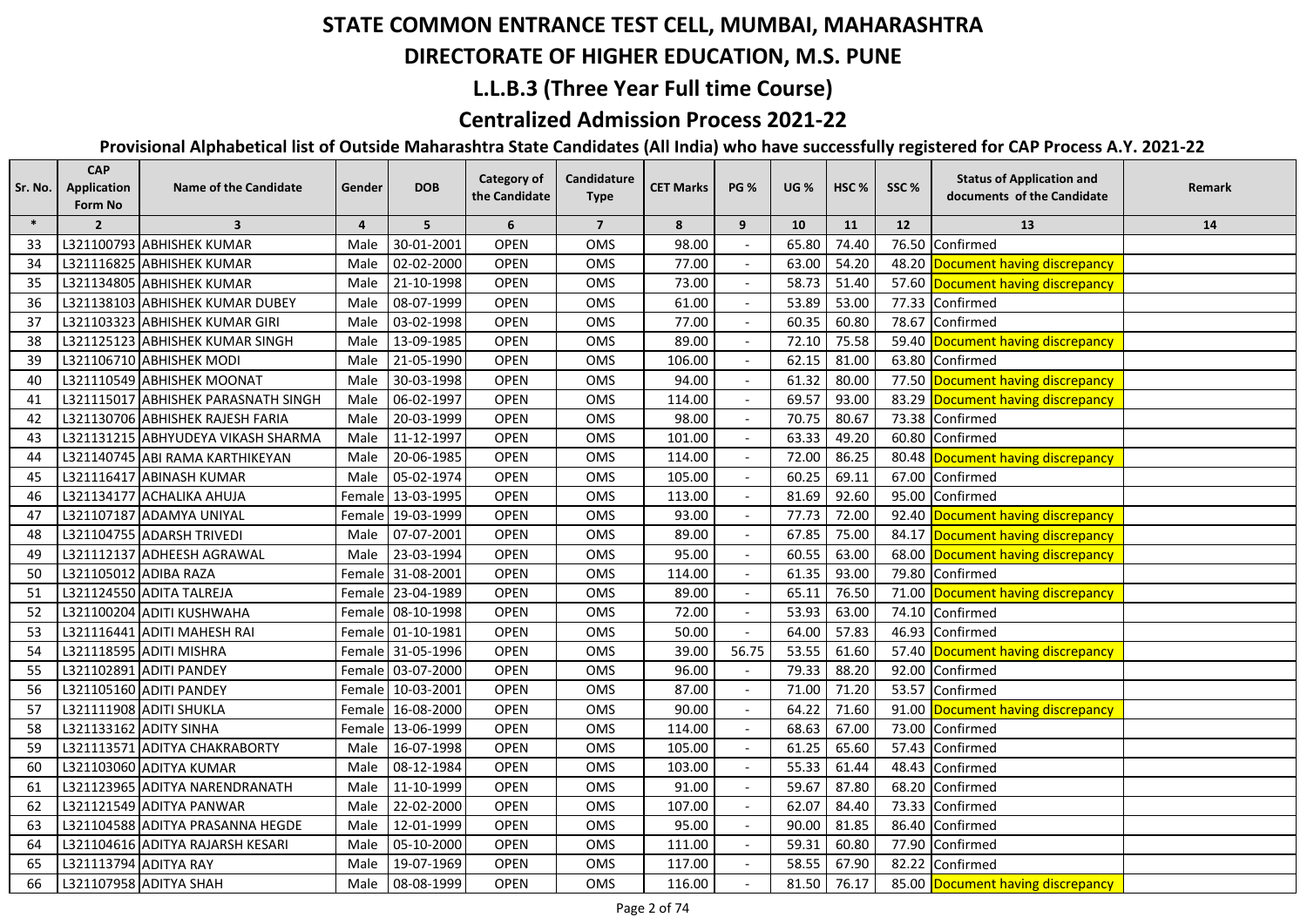# STATE COMMON ENTRANCE TEST CELL, MUMBAI, MAHARASHTRA

## DIRECTORATE OF HIGHER EDUCATION, M.S. PUNE

## L.L.B.3 (Three Year Full time Course)

## Centralized Admission Process 2021-22

### Provisional Alphabetical list of Outside Maharashtra State Candidates (All India) who have successfully registered for CAP Process A.Y. 2021-22

| Sr. No. | CAP Application Form No | Name of the Candidate | Gender | DOB | Category of the Candidate | Candidature Type | CET Marks | PG % | UG % | HSC % | SSC % | Status of Application and documents of the Candidate | Remark |
|---|---|---|---|---|---|---|---|---|---|---|---|---|---|
| * | 2 | 3 | 4 | 5 | 6 | 7 | 8 | 9 | 10 | 11 | 12 | 13 | 14 |
| 33 | L321100793 | ABHISHEK KUMAR | Male | 30-01-2001 | OPEN | OMS | 98.00 | - | 65.80 | 74.40 | 76.50 | Confirmed | |
| 34 | L321116825 | ABHISHEK KUMAR | Male | 02-02-2000 | OPEN | OMS | 77.00 | - | 63.00 | 54.20 | 48.20 | Document having discrepancy | |
| 35 | L321134805 | ABHISHEK KUMAR | Male | 21-10-1998 | OPEN | OMS | 73.00 | - | 58.73 | 51.40 | 57.60 | Document having discrepancy | |
| 36 | L321138103 | ABHISHEK KUMAR DUBEY | Male | 08-07-1999 | OPEN | OMS | 61.00 | - | 53.89 | 53.00 | 77.33 | Confirmed | |
| 37 | L321103323 | ABHISHEK KUMAR GIRI | Male | 03-02-1998 | OPEN | OMS | 77.00 | - | 60.35 | 60.80 | 78.67 | Confirmed | |
| 38 | L321125123 | ABHISHEK KUMAR SINGH | Male | 13-09-1985 | OPEN | OMS | 89.00 | - | 72.10 | 75.58 | 59.40 | Document having discrepancy | |
| 39 | L321106710 | ABHISHEK MODI | Male | 21-05-1990 | OPEN | OMS | 106.00 | - | 62.15 | 81.00 | 63.80 | Confirmed | |
| 40 | L321110549 | ABHISHEK MOONAT | Male | 30-03-1998 | OPEN | OMS | 94.00 | - | 61.32 | 80.00 | 77.50 | Document having discrepancy | |
| 41 | L321115017 | ABHISHEK PARASNATH SINGH | Male | 06-02-1997 | OPEN | OMS | 114.00 | - | 69.57 | 93.00 | 83.29 | Document having discrepancy | |
| 42 | L321130706 | ABHISHEK RAJESH FARIA | Male | 20-03-1999 | OPEN | OMS | 98.00 | - | 70.75 | 80.67 | 73.38 | Confirmed | |
| 43 | L321131215 | ABHYUDEYA VIKASH SHARMA | Male | 11-12-1997 | OPEN | OMS | 101.00 | - | 63.33 | 49.20 | 60.80 | Confirmed | |
| 44 | L321140745 | ABI RAMA KARTHIKEYAN | Male | 20-06-1985 | OPEN | OMS | 114.00 | - | 72.00 | 86.25 | 80.48 | Document having discrepancy | |
| 45 | L321116417 | ABINASH KUMAR | Male | 05-02-1974 | OPEN | OMS | 105.00 | - | 60.25 | 69.11 | 67.00 | Confirmed | |
| 46 | L321134177 | ACHALIKA AHUJA | Female | 13-03-1995 | OPEN | OMS | 113.00 | - | 81.69 | 92.60 | 95.00 | Confirmed | |
| 47 | L321107187 | ADAMYA UNIYAL | Female | 19-03-1999 | OPEN | OMS | 93.00 | - | 77.73 | 72.00 | 92.40 | Document having discrepancy | |
| 48 | L321104755 | ADARSH TRIVEDI | Male | 07-07-2001 | OPEN | OMS | 89.00 | - | 67.85 | 75.00 | 84.17 | Document having discrepancy | |
| 49 | L321112137 | ADHEESH AGRAWAL | Male | 23-03-1994 | OPEN | OMS | 95.00 | - | 60.55 | 63.00 | 68.00 | Document having discrepancy | |
| 50 | L321105012 | ADIBA RAZA | Female | 31-08-2001 | OPEN | OMS | 114.00 | - | 61.35 | 93.00 | 79.80 | Confirmed | |
| 51 | L321124550 | ADITA TALREJA | Female | 23-04-1989 | OPEN | OMS | 89.00 | - | 65.11 | 76.50 | 71.00 | Document having discrepancy | |
| 52 | L321100204 | ADITI KUSHWAHA | Female | 08-10-1998 | OPEN | OMS | 72.00 | - | 53.93 | 63.00 | 74.10 | Confirmed | |
| 53 | L321116441 | ADITI MAHESH RAI | Female | 01-10-1981 | OPEN | OMS | 50.00 | - | 64.00 | 57.83 | 46.93 | Confirmed | |
| 54 | L321118595 | ADITI MISHRA | Female | 31-05-1996 | OPEN | OMS | 39.00 | 56.75 | 53.55 | 61.60 | 57.40 | Document having discrepancy | |
| 55 | L321102891 | ADITI PANDEY | Female | 03-07-2000 | OPEN | OMS | 96.00 | - | 79.33 | 88.20 | 92.00 | Confirmed | |
| 56 | L321105160 | ADITI PANDEY | Female | 10-03-2001 | OPEN | OMS | 87.00 | - | 71.00 | 71.20 | 53.57 | Confirmed | |
| 57 | L321111908 | ADITI SHUKLA | Female | 16-08-2000 | OPEN | OMS | 90.00 | - | 64.22 | 71.60 | 91.00 | Document having discrepancy | |
| 58 | L321133162 | ADITY SINHA | Female | 13-06-1999 | OPEN | OMS | 114.00 | - | 68.63 | 67.00 | 73.00 | Confirmed | |
| 59 | L321113571 | ADITYA CHAKRABORTY | Male | 16-07-1998 | OPEN | OMS | 105.00 | - | 61.25 | 65.60 | 57.43 | Confirmed | |
| 60 | L321103060 | ADITYA KUMAR | Male | 08-12-1984 | OPEN | OMS | 103.00 | - | 55.33 | 61.44 | 48.43 | Confirmed | |
| 61 | L321123965 | ADITYA NARENDRANATH | Male | 11-10-1999 | OPEN | OMS | 91.00 | - | 59.67 | 87.80 | 68.20 | Confirmed | |
| 62 | L321121549 | ADITYA PANWAR | Male | 22-02-2000 | OPEN | OMS | 107.00 | - | 62.07 | 84.40 | 73.33 | Confirmed | |
| 63 | L321104588 | ADITYA PRASANNA HEGDE | Male | 12-01-1999 | OPEN | OMS | 95.00 | - | 90.00 | 81.85 | 86.40 | Confirmed | |
| 64 | L321104616 | ADITYA RAJARSH KESARI | Male | 05-10-2000 | OPEN | OMS | 111.00 | - | 59.31 | 60.80 | 77.90 | Confirmed | |
| 65 | L321113794 | ADITYA RAY | Male | 19-07-1969 | OPEN | OMS | 117.00 | - | 58.55 | 67.90 | 82.22 | Confirmed | |
| 66 | L321107958 | ADITYA SHAH | Male | 08-08-1999 | OPEN | OMS | 116.00 | - | 81.50 | 76.17 | 85.00 | Document having discrepancy | |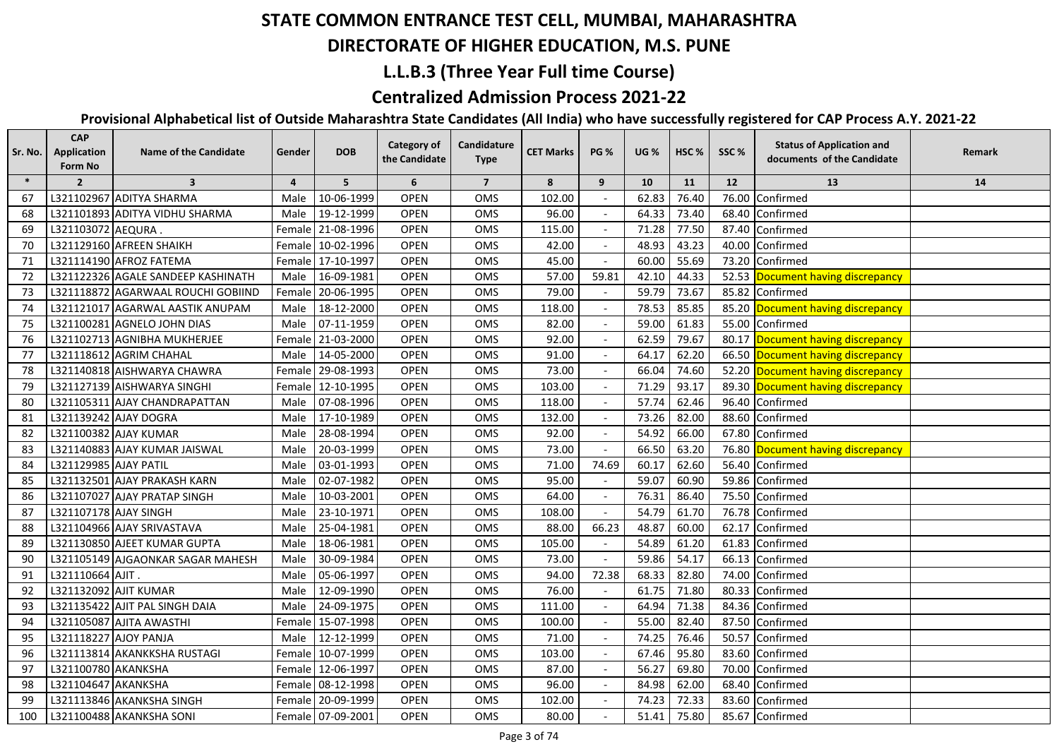# STATE COMMON ENTRANCE TEST CELL, MUMBAI, MAHARASHTRA

## DIRECTORATE OF HIGHER EDUCATION, M.S. PUNE

## L.L.B.3 (Three Year Full time Course)

## Centralized Admission Process 2021-22

**Provisional Alphabetical list of Outside Maharashtra State Candidates (All India) who have successfully registered for CAP Process A.Y. 2021-22**

| Sr. No. | CAP Application Form No | Name of the Candidate | Gender | DOB | Category of the Candidate | Candidature Type | CET Marks | PG % | UG % | HSC % | SSC % | Status of Application and documents of the Candidate | Remark |
|---|---|---|---|---|---|---|---|---|---|---|---|---|---|
| * | 2 | 3 | 4 | 5 | 6 | 7 | 8 | 9 | 10 | 11 | 12 | 13 | 14 |
| 67 | L321102967 | ADITYA SHARMA | Male | 10-06-1999 | OPEN | OMS | 102.00 | - | 62.83 | 76.40 | 76.00 | Confirmed | |
| 68 | L321101893 | ADITYA VIDHU SHARMA | Male | 19-12-1999 | OPEN | OMS | 96.00 | - | 64.33 | 73.40 | 68.40 | Confirmed | |
| 69 | L321103072 | AEQURA . | Female | 21-08-1996 | OPEN | OMS | 115.00 | - | 71.28 | 77.50 | 87.40 | Confirmed | |
| 70 | L321129160 | AFREEN SHAIKH | Female | 10-02-1996 | OPEN | OMS | 42.00 | - | 48.93 | 43.23 | 40.00 | Confirmed | |
| 71 | L321114190 | AFROZ FATEMA | Female | 17-10-1997 | OPEN | OMS | 45.00 | - | 60.00 | 55.69 | 73.20 | Confirmed | |
| 72 | L321122326 | AGALE SANDEEP KASHINATH | Male | 16-09-1981 | OPEN | OMS | 57.00 | 59.81 | 42.10 | 44.33 | 52.53 | Document having discrepancy | |
| 73 | L321118872 | AGARWAAL ROUCHI GOBIIND | Female | 20-06-1995 | OPEN | OMS | 79.00 | - | 59.79 | 73.67 | 85.82 | Confirmed | |
| 74 | L321121017 | AGARWAL AASTIK ANUPAM | Male | 18-12-2000 | OPEN | OMS | 118.00 | - | 78.53 | 85.85 | 85.20 | Document having discrepancy | |
| 75 | L321100281 | AGNELO JOHN DIAS | Male | 07-11-1959 | OPEN | OMS | 82.00 | - | 59.00 | 61.83 | 55.00 | Confirmed | |
| 76 | L321102713 | AGNIBHA MUKHERJEE | Female | 21-03-2000 | OPEN | OMS | 92.00 | - | 62.59 | 79.67 | 80.17 | Document having discrepancy | |
| 77 | L321118612 | AGRIM CHAHAL | Male | 14-05-2000 | OPEN | OMS | 91.00 | - | 64.17 | 62.20 | 66.50 | Document having discrepancy | |
| 78 | L321140818 | AISHWARYA CHAWRA | Female | 29-08-1993 | OPEN | OMS | 73.00 | - | 66.04 | 74.60 | 52.20 | Document having discrepancy | |
| 79 | L321127139 | AISHWARYA SINGHI | Female | 12-10-1995 | OPEN | OMS | 103.00 | - | 71.29 | 93.17 | 89.30 | Document having discrepancy | |
| 80 | L321105311 | AJAY CHANDRAPATTAN | Male | 07-08-1996 | OPEN | OMS | 118.00 | - | 57.74 | 62.46 | 96.40 | Confirmed | |
| 81 | L321139242 | AJAY DOGRA | Male | 17-10-1989 | OPEN | OMS | 132.00 | - | 73.26 | 82.00 | 88.60 | Confirmed | |
| 82 | L321100382 | AJAY KUMAR | Male | 28-08-1994 | OPEN | OMS | 92.00 | - | 54.92 | 66.00 | 67.80 | Confirmed | |
| 83 | L321140883 | AJAY KUMAR JAISWAL | Male | 20-03-1999 | OPEN | OMS | 73.00 | - | 66.50 | 63.20 | 76.80 | Document having discrepancy | |
| 84 | L321129985 | AJAY PATIL | Male | 03-01-1993 | OPEN | OMS | 71.00 | 74.69 | 60.17 | 62.60 | 56.40 | Confirmed | |
| 85 | L321132501 | AJAY PRAKASH KARN | Male | 02-07-1982 | OPEN | OMS | 95.00 | - | 59.07 | 60.90 | 59.86 | Confirmed | |
| 86 | L321107027 | AJAY PRATAP SINGH | Male | 10-03-2001 | OPEN | OMS | 64.00 | - | 76.31 | 86.40 | 75.50 | Confirmed | |
| 87 | L321107178 | AJAY SINGH | Male | 23-10-1971 | OPEN | OMS | 108.00 | - | 54.79 | 61.70 | 76.78 | Confirmed | |
| 88 | L321104966 | AJAY SRIVASTAVA | Male | 25-04-1981 | OPEN | OMS | 88.00 | 66.23 | 48.87 | 60.00 | 62.17 | Confirmed | |
| 89 | L321130850 | AJEET KUMAR GUPTA | Male | 18-06-1981 | OPEN | OMS | 105.00 | - | 54.89 | 61.20 | 61.83 | Confirmed | |
| 90 | L321105149 | AJGAONKAR SAGAR MAHESH | Male | 30-09-1984 | OPEN | OMS | 73.00 | - | 59.86 | 54.17 | 66.13 | Confirmed | |
| 91 | L321110664 | AJIT . | Male | 05-06-1997 | OPEN | OMS | 94.00 | 72.38 | 68.33 | 82.80 | 74.00 | Confirmed | |
| 92 | L321132092 | AJIT KUMAR | Male | 12-09-1990 | OPEN | OMS | 76.00 | - | 61.75 | 71.80 | 80.33 | Confirmed | |
| 93 | L321135422 | AJIT PAL SINGH DAIA | Male | 24-09-1975 | OPEN | OMS | 111.00 | - | 64.94 | 71.38 | 84.36 | Confirmed | |
| 94 | L321105087 | AJITA AWASTHI | Female | 15-07-1998 | OPEN | OMS | 100.00 | - | 55.00 | 82.40 | 87.50 | Confirmed | |
| 95 | L321118227 | AJOY PANJA | Male | 12-12-1999 | OPEN | OMS | 71.00 | - | 74.25 | 76.46 | 50.57 | Confirmed | |
| 96 | L321113814 | AKANKKSHA RUSTAGI | Female | 10-07-1999 | OPEN | OMS | 103.00 | - | 67.46 | 95.80 | 83.60 | Confirmed | |
| 97 | L321100780 | AKANKSHA | Female | 12-06-1997 | OPEN | OMS | 87.00 | - | 56.27 | 69.80 | 70.00 | Confirmed | |
| 98 | L321104647 | AKANKSHA | Female | 08-12-1998 | OPEN | OMS | 96.00 | - | 84.98 | 62.00 | 68.40 | Confirmed | |
| 99 | L321113846 | AKANKSHA SINGH | Female | 20-09-1999 | OPEN | OMS | 102.00 | - | 74.23 | 72.33 | 83.60 | Confirmed | |
| 100 | L321100488 | AKANKSHA SONI | Female | 07-09-2001 | OPEN | OMS | 80.00 | - | 51.41 | 75.80 | 85.67 | Confirmed | |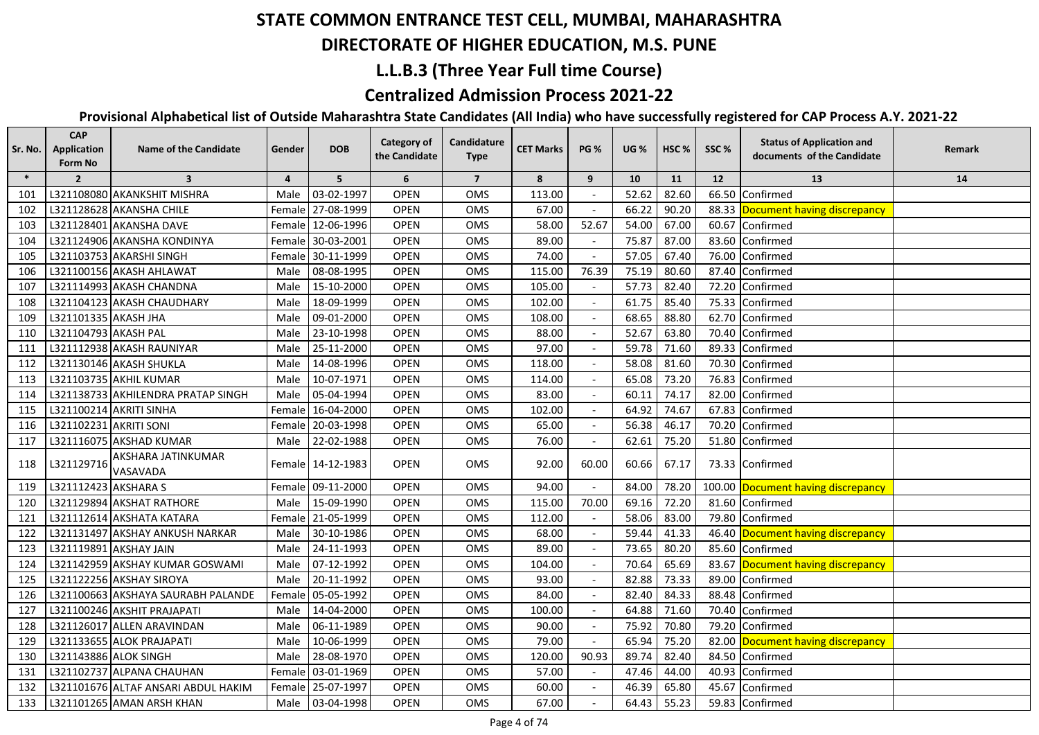# STATE COMMON ENTRANCE TEST CELL, MUMBAI, MAHARASHTRA

## DIRECTORATE OF HIGHER EDUCATION, M.S. PUNE

### L.L.B.3 (Three Year Full time Course)

### Centralized Admission Process 2021-22

**Provisional Alphabetical list of Outside Maharashtra State Candidates (All India) who have successfully registered for CAP Process A.Y. 2021-22**

| Sr. No. | CAP Application Form No | Name of the Candidate | Gender | DOB | Category of the Candidate | Candidature Type | CET Marks | PG % | UG % | HSC % | SSC % | Status of Application and documents of the Candidate | Remark |
|---|---|---|---|---|---|---|---|---|---|---|---|---|---|
| * | 2 | 3 | 4 | 5 | 6 | 7 | 8 | 9 | 10 | 11 | 12 | 13 | 14 |
| 101 | L321108080 | AKANKSHIT MISHRA | Male | 03-02-1997 | OPEN | OMS | 113.00 | - | 52.62 | 82.60 | 66.50 | Confirmed | |
| 102 | L321128628 | AKANSHA CHILE | Female | 27-08-1999 | OPEN | OMS | 67.00 | - | 66.22 | 90.20 | 88.33 | Document having discrepancy | |
| 103 | L321128401 | AKANSHA DAVE | Female | 12-06-1996 | OPEN | OMS | 58.00 | 52.67 | 54.00 | 67.00 | 60.67 | Confirmed | |
| 104 | L321124906 | AKANSHA KONDINYA | Female | 30-03-2001 | OPEN | OMS | 89.00 | - | 75.87 | 87.00 | 83.60 | Confirmed | |
| 105 | L321103753 | AKARSHI SINGH | Female | 30-11-1999 | OPEN | OMS | 74.00 | - | 57.05 | 67.40 | 76.00 | Confirmed | |
| 106 | L321100156 | AKASH AHLAWAT | Male | 08-08-1995 | OPEN | OMS | 115.00 | 76.39 | 75.19 | 80.60 | 87.40 | Confirmed | |
| 107 | L321114993 | AKASH CHANDNA | Male | 15-10-2000 | OPEN | OMS | 105.00 | - | 57.73 | 82.40 | 72.20 | Confirmed | |
| 108 | L321104123 | AKASH CHAUDHARY | Male | 18-09-1999 | OPEN | OMS | 102.00 | - | 61.75 | 85.40 | 75.33 | Confirmed | |
| 109 | L321101335 | AKASH JHA | Male | 09-01-2000 | OPEN | OMS | 108.00 | - | 68.65 | 88.80 | 62.70 | Confirmed | |
| 110 | L321104793 | AKASH PAL | Male | 23-10-1998 | OPEN | OMS | 88.00 | - | 52.67 | 63.80 | 70.40 | Confirmed | |
| 111 | L321112938 | AKASH RAUNIYAR | Male | 25-11-2000 | OPEN | OMS | 97.00 | - | 59.78 | 71.60 | 89.33 | Confirmed | |
| 112 | L321130146 | AKASH SHUKLA | Male | 14-08-1996 | OPEN | OMS | 118.00 | - | 58.08 | 81.60 | 70.30 | Confirmed | |
| 113 | L321103735 | AKHIL KUMAR | Male | 10-07-1971 | OPEN | OMS | 114.00 | - | 65.08 | 73.20 | 76.83 | Confirmed | |
| 114 | L321138733 | AKHILENDRA PRATAP SINGH | Male | 05-04-1994 | OPEN | OMS | 83.00 | - | 60.11 | 74.17 | 82.00 | Confirmed | |
| 115 | L321100214 | AKRITI SINHA | Female | 16-04-2000 | OPEN | OMS | 102.00 | - | 64.92 | 74.67 | 67.83 | Confirmed | |
| 116 | L321102231 | AKRITI SONI | Female | 20-03-1998 | OPEN | OMS | 65.00 | - | 56.38 | 46.17 | 70.20 | Confirmed | |
| 117 | L321116075 | AKSHAD KUMAR | Male | 22-02-1988 | OPEN | OMS | 76.00 | - | 62.61 | 75.20 | 51.80 | Confirmed | |
| 118 | L321129716 | AKSHARA JATINKUMAR VASAVADA | Female | 14-12-1983 | OPEN | OMS | 92.00 | 60.00 | 60.66 | 67.17 | 73.33 | Confirmed | |
| 119 | L321112423 | AKSHARA S | Female | 09-11-2000 | OPEN | OMS | 94.00 | - | 84.00 | 78.20 | 100.00 | Document having discrepancy | |
| 120 | L321129894 | AKSHAT RATHORE | Male | 15-09-1990 | OPEN | OMS | 115.00 | 70.00 | 69.16 | 72.20 | 81.60 | Confirmed | |
| 121 | L321112614 | AKSHATA KATARA | Female | 21-05-1999 | OPEN | OMS | 112.00 | - | 58.06 | 83.00 | 79.80 | Confirmed | |
| 122 | L321131497 | AKSHAY ANKUSH NARKAR | Male | 30-10-1986 | OPEN | OMS | 68.00 | - | 59.44 | 41.33 | 46.40 | Document having discrepancy | |
| 123 | L321119891 | AKSHAY JAIN | Male | 24-11-1993 | OPEN | OMS | 89.00 | - | 73.65 | 80.20 | 85.60 | Confirmed | |
| 124 | L321142959 | AKSHAY KUMAR GOSWAMI | Male | 07-12-1992 | OPEN | OMS | 104.00 | - | 70.64 | 65.69 | 83.67 | Document having discrepancy | |
| 125 | L321122256 | AKSHAY SIROYA | Male | 20-11-1992 | OPEN | OMS | 93.00 | - | 82.88 | 73.33 | 89.00 | Confirmed | |
| 126 | L321100663 | AKSHAYA SAURABH PALANDE | Female | 05-05-1992 | OPEN | OMS | 84.00 | - | 82.40 | 84.33 | 88.48 | Confirmed | |
| 127 | L321100246 | AKSHIT PRAJAPATI | Male | 14-04-2000 | OPEN | OMS | 100.00 | - | 64.88 | 71.60 | 70.40 | Confirmed | |
| 128 | L321126017 | ALLEN ARAVINDAN | Male | 06-11-1989 | OPEN | OMS | 90.00 | - | 75.92 | 70.80 | 79.20 | Confirmed | |
| 129 | L321133655 | ALOK PRAJAPATI | Male | 10-06-1999 | OPEN | OMS | 79.00 | - | 65.94 | 75.20 | 82.00 | Document having discrepancy | |
| 130 | L321143886 | ALOK SINGH | Male | 28-08-1970 | OPEN | OMS | 120.00 | 90.93 | 89.74 | 82.40 | 84.50 | Confirmed | |
| 131 | L321102737 | ALPANA CHAUHAN | Female | 03-01-1969 | OPEN | OMS | 57.00 | - | 47.46 | 44.00 | 40.93 | Confirmed | |
| 132 | L321101676 | ALTAF ANSARI ABDUL HAKIM | Female | 25-07-1997 | OPEN | OMS | 60.00 | - | 46.39 | 65.80 | 45.67 | Confirmed | |
| 133 | L321101265 | AMAN ARSH KHAN | Male | 03-04-1998 | OPEN | OMS | 67.00 | - | 64.43 | 55.23 | 59.83 | Confirmed | |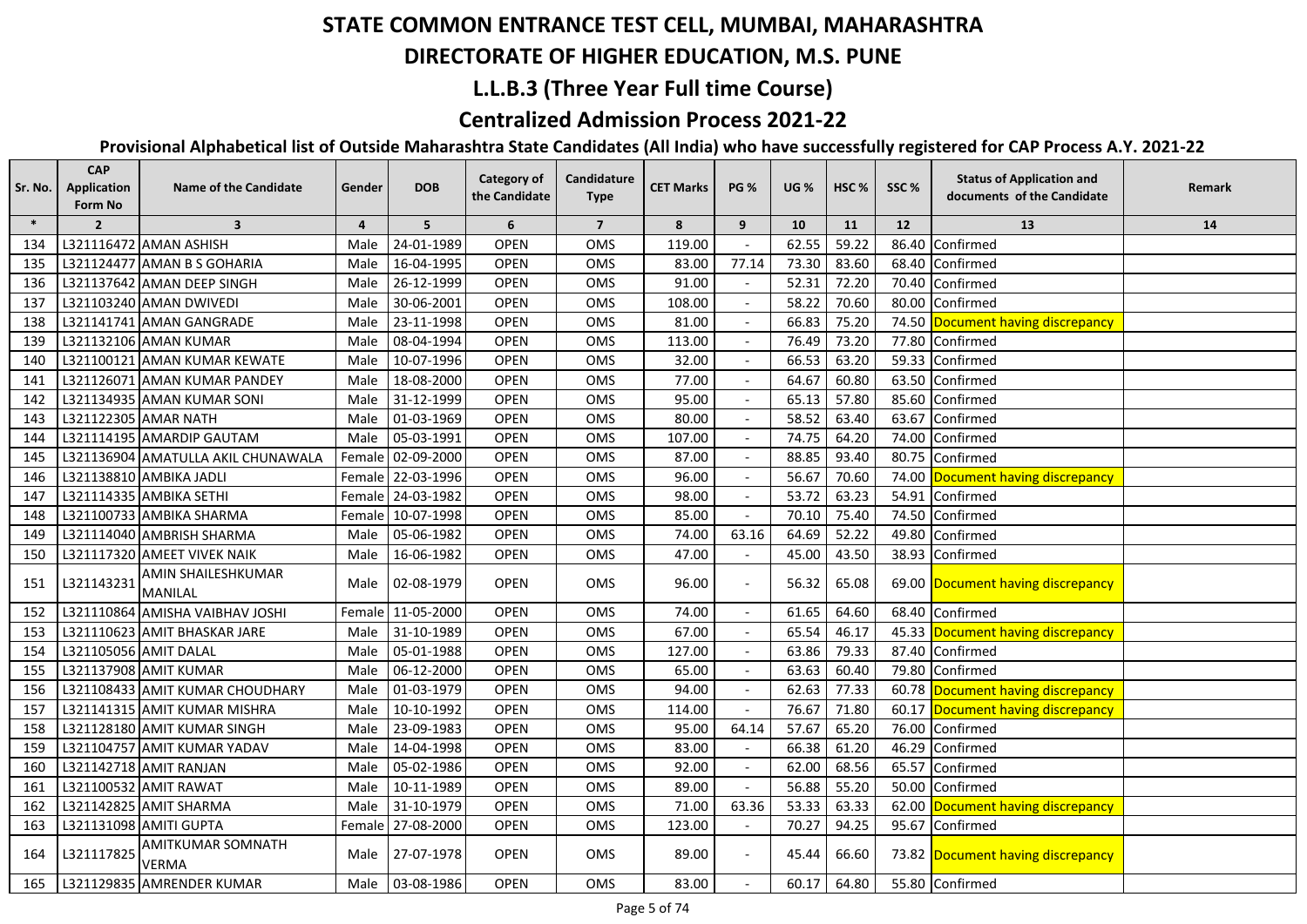# STATE COMMON ENTRANCE TEST CELL, MUMBAI, MAHARASHTRA

## DIRECTORATE OF HIGHER EDUCATION, M.S. PUNE

## L.L.B.3 (Three Year Full time Course)

## Centralized Admission Process 2021-22

### Provisional Alphabetical list of Outside Maharashtra State Candidates (All India) who have successfully registered for CAP Process A.Y. 2021-22

| Sr. No. | CAP Application Form No | Name of the Candidate | Gender | DOB | Category of the Candidate | Candidature Type | CET Marks | PG % | UG % | HSC % | SSC % | Status of Application and documents of the Candidate | Remark |
|---|---|---|---|---|---|---|---|---|---|---|---|---|---|
| * | 2 | 3 | 4 | 5 | 6 | 7 | 8 | 9 | 10 | 11 | 12 | 13 | 14 |
| 134 | L321116472 | AMAN ASHISH | Male | 24-01-1989 | OPEN | OMS | 119.00 | - | 62.55 | 59.22 | 86.40 | Confirmed | |
| 135 | L321124477 | AMAN B S GOHARIA | Male | 16-04-1995 | OPEN | OMS | 83.00 | 77.14 | 73.30 | 83.60 | 68.40 | Confirmed | |
| 136 | L321137642 | AMAN DEEP SINGH | Male | 26-12-1999 | OPEN | OMS | 91.00 | - | 52.31 | 72.20 | 70.40 | Confirmed | |
| 137 | L321103240 | AMAN DWIVEDI | Male | 30-06-2001 | OPEN | OMS | 108.00 | - | 58.22 | 70.60 | 80.00 | Confirmed | |
| 138 | L321141741 | AMAN GANGRADE | Male | 23-11-1998 | OPEN | OMS | 81.00 | - | 66.83 | 75.20 | 74.50 | Document having discrepancy | |
| 139 | L321132106 | AMAN KUMAR | Male | 08-04-1994 | OPEN | OMS | 113.00 | - | 76.49 | 73.20 | 77.80 | Confirmed | |
| 140 | L321100121 | AMAN KUMAR KEWATE | Male | 10-07-1996 | OPEN | OMS | 32.00 | - | 66.53 | 63.20 | 59.33 | Confirmed | |
| 141 | L321126071 | AMAN KUMAR PANDEY | Male | 18-08-2000 | OPEN | OMS | 77.00 | - | 64.67 | 60.80 | 63.50 | Confirmed | |
| 142 | L321134935 | AMAN KUMAR SONI | Male | 31-12-1999 | OPEN | OMS | 95.00 | - | 65.13 | 57.80 | 85.60 | Confirmed | |
| 143 | L321122305 | AMAR NATH | Male | 01-03-1969 | OPEN | OMS | 80.00 | - | 58.52 | 63.40 | 63.67 | Confirmed | |
| 144 | L321114195 | AMARDIP GAUTAM | Male | 05-03-1991 | OPEN | OMS | 107.00 | - | 74.75 | 64.20 | 74.00 | Confirmed | |
| 145 | L321136904 | AMATULLA AKIL CHUNAWALA | Female | 02-09-2000 | OPEN | OMS | 87.00 | - | 88.85 | 93.40 | 80.75 | Confirmed | |
| 146 | L321138810 | AMBIKA JADLI | Female | 22-03-1996 | OPEN | OMS | 96.00 | - | 56.67 | 70.60 | 74.00 | Document having discrepancy | |
| 147 | L321114335 | AMBIKA SETHI | Female | 24-03-1982 | OPEN | OMS | 98.00 | - | 53.72 | 63.23 | 54.91 | Confirmed | |
| 148 | L321100733 | AMBIKA SHARMA | Female | 10-07-1998 | OPEN | OMS | 85.00 | - | 70.10 | 75.40 | 74.50 | Confirmed | |
| 149 | L321114040 | AMBRISH SHARMA | Male | 05-06-1982 | OPEN | OMS | 74.00 | 63.16 | 64.69 | 52.22 | 49.80 | Confirmed | |
| 150 | L321117320 | AMEET VIVEK NAIK | Male | 16-06-1982 | OPEN | OMS | 47.00 | - | 45.00 | 43.50 | 38.93 | Confirmed | |
| 151 | L321143231 | AMIN SHAILESHKUMAR MANILAL | Male | 02-08-1979 | OPEN | OMS | 96.00 | - | 56.32 | 65.08 | 69.00 | Document having discrepancy | |
| 152 | L321110864 | AMISHA VAIBHAV JOSHI | Female | 11-05-2000 | OPEN | OMS | 74.00 | - | 61.65 | 64.60 | 68.40 | Confirmed | |
| 153 | L321110623 | AMIT BHASKAR JARE | Male | 31-10-1989 | OPEN | OMS | 67.00 | - | 65.54 | 46.17 | 45.33 | Document having discrepancy | |
| 154 | L321105056 | AMIT DALAL | Male | 05-01-1988 | OPEN | OMS | 127.00 | - | 63.86 | 79.33 | 87.40 | Confirmed | |
| 155 | L321137908 | AMIT KUMAR | Male | 06-12-2000 | OPEN | OMS | 65.00 | - | 63.63 | 60.40 | 79.80 | Confirmed | |
| 156 | L321108433 | AMIT KUMAR CHOUDHARY | Male | 01-03-1979 | OPEN | OMS | 94.00 | - | 62.63 | 77.33 | 60.78 | Document having discrepancy | |
| 157 | L321141315 | AMIT KUMAR MISHRA | Male | 10-10-1992 | OPEN | OMS | 114.00 | - | 76.67 | 71.80 | 60.17 | Document having discrepancy | |
| 158 | L321128180 | AMIT KUMAR SINGH | Male | 23-09-1983 | OPEN | OMS | 95.00 | 64.14 | 57.67 | 65.20 | 76.00 | Confirmed | |
| 159 | L321104757 | AMIT KUMAR YADAV | Male | 14-04-1998 | OPEN | OMS | 83.00 | - | 66.38 | 61.20 | 46.29 | Confirmed | |
| 160 | L321142718 | AMIT RANJAN | Male | 05-02-1986 | OPEN | OMS | 92.00 | - | 62.00 | 68.56 | 65.57 | Confirmed | |
| 161 | L321100532 | AMIT RAWAT | Male | 10-11-1989 | OPEN | OMS | 89.00 | - | 56.88 | 55.20 | 50.00 | Confirmed | |
| 162 | L321142825 | AMIT SHARMA | Male | 31-10-1979 | OPEN | OMS | 71.00 | 63.36 | 53.33 | 63.33 | 62.00 | Document having discrepancy | |
| 163 | L321131098 | AMITI GUPTA | Female | 27-08-2000 | OPEN | OMS | 123.00 | - | 70.27 | 94.25 | 95.67 | Confirmed | |
| 164 | L321117825 | AMITKUMAR SOMNATH VERMA | Male | 27-07-1978 | OPEN | OMS | 89.00 | - | 45.44 | 66.60 | 73.82 | Document having discrepancy | |
| 165 | L321129835 | AMRENDER KUMAR | Male | 03-08-1986 | OPEN | OMS | 83.00 | - | 60.17 | 64.80 | 55.80 | Confirmed | |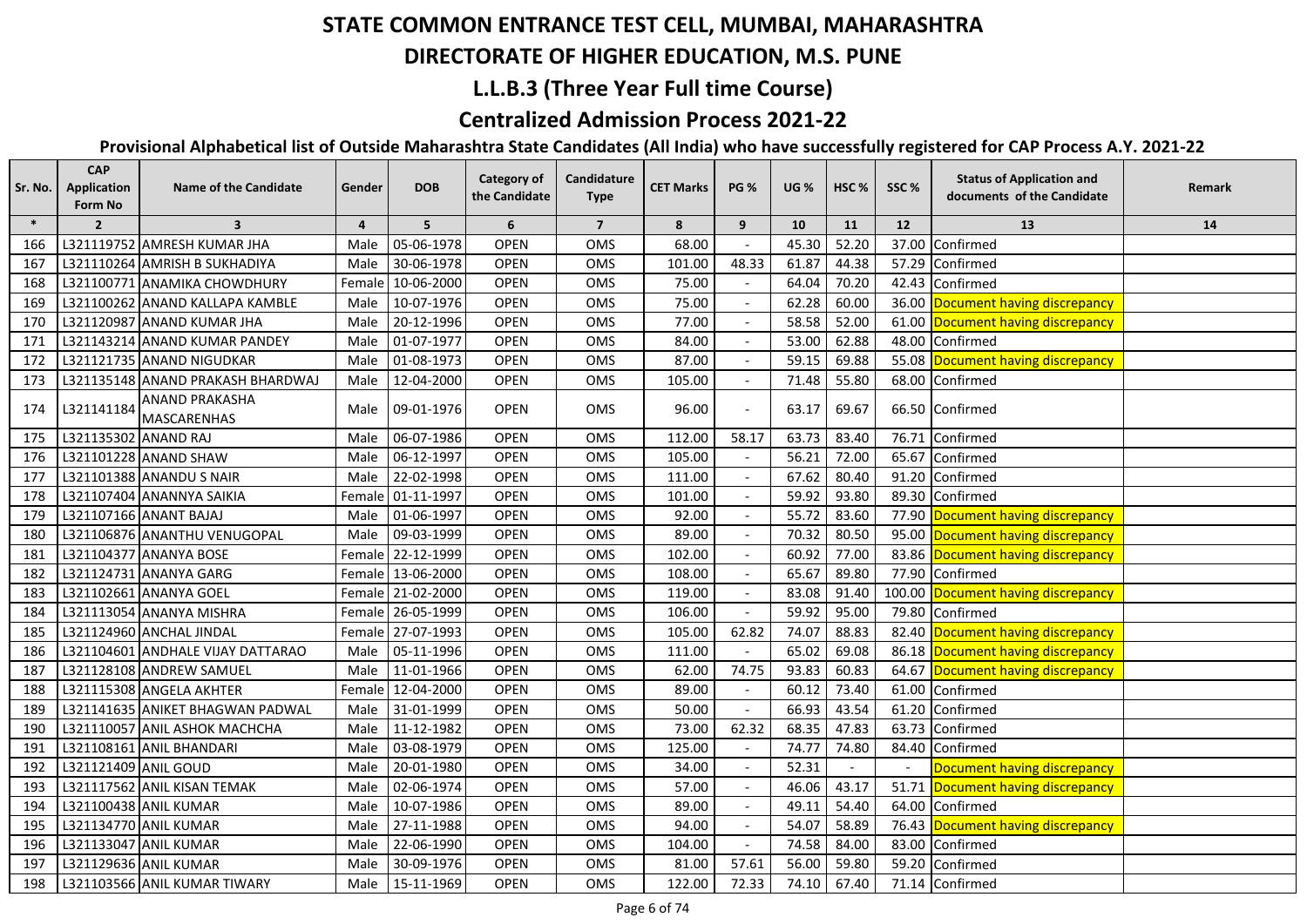# STATE COMMON ENTRANCE TEST CELL, MUMBAI, MAHARASHTRA

## DIRECTORATE OF HIGHER EDUCATION, M.S. PUNE

## L.L.B.3 (Three Year Full time Course)

## Centralized Admission Process 2021-22

### Provisional Alphabetical list of Outside Maharashtra State Candidates (All India) who have successfully registered for CAP Process A.Y. 2021-22

| Sr. No. | CAP Application Form No | Name of the Candidate | Gender | DOB | Category of the Candidate | Candidature Type | CET Marks | PG % | UG % | HSC % | SSC % | Status of Application and documents of the Candidate | Remark |
|---|---|---|---|---|---|---|---|---|---|---|---|---|---|
| * | 2 | 3 | 4 | 5 | 6 | 7 | 8 | 9 | 10 | 11 | 12 | 13 | 14 |
| 166 | L321119752 | AMRESH KUMAR JHA | Male | 05-06-1978 | OPEN | OMS | 68.00 | - | 45.30 | 52.20 | 37.00 | Confirmed | |
| 167 | L321110264 | AMRISH B SUKHADIYA | Male | 30-06-1978 | OPEN | OMS | 101.00 | 48.33 | 61.87 | 44.38 | 57.29 | Confirmed | |
| 168 | L321100771 | ANAMIKA CHOWDHURY | Female | 10-06-2000 | OPEN | OMS | 75.00 | - | 64.04 | 70.20 | 42.43 | Confirmed | |
| 169 | L321100262 | ANAND KALLAPA KAMBLE | Male | 10-07-1976 | OPEN | OMS | 75.00 | - | 62.28 | 60.00 | 36.00 | Document having discrepancy | |
| 170 | L321120987 | ANAND KUMAR JHA | Male | 20-12-1996 | OPEN | OMS | 77.00 | - | 58.58 | 52.00 | 61.00 | Document having discrepancy | |
| 171 | L321143214 | ANAND KUMAR PANDEY | Male | 01-07-1977 | OPEN | OMS | 84.00 | - | 53.00 | 62.88 | 48.00 | Confirmed | |
| 172 | L321121735 | ANAND NIGUDKAR | Male | 01-08-1973 | OPEN | OMS | 87.00 | - | 59.15 | 69.88 | 55.08 | Document having discrepancy | |
| 173 | L321135148 | ANAND PRAKASH BHARDWAJ | Male | 12-04-2000 | OPEN | OMS | 105.00 | - | 71.48 | 55.80 | 68.00 | Confirmed | |
| 174 | L321141184 | ANAND PRAKASHA MASCARENHAS | Male | 09-01-1976 | OPEN | OMS | 96.00 | - | 63.17 | 69.67 | 66.50 | Confirmed | |
| 175 | L321135302 | ANAND RAJ | Male | 06-07-1986 | OPEN | OMS | 112.00 | 58.17 | 63.73 | 83.40 | 76.71 | Confirmed | |
| 176 | L321101228 | ANAND SHAW | Male | 06-12-1997 | OPEN | OMS | 105.00 | - | 56.21 | 72.00 | 65.67 | Confirmed | |
| 177 | L321101388 | ANANDU S NAIR | Male | 22-02-1998 | OPEN | OMS | 111.00 | - | 67.62 | 80.40 | 91.20 | Confirmed | |
| 178 | L321107404 | ANANNYA SAIKIA | Female | 01-11-1997 | OPEN | OMS | 101.00 | - | 59.92 | 93.80 | 89.30 | Confirmed | |
| 179 | L321107166 | ANANT BAJAJ | Male | 01-06-1997 | OPEN | OMS | 92.00 | - | 55.72 | 83.60 | 77.90 | Document having discrepancy | |
| 180 | L321106876 | ANANTHU VENUGOPAL | Male | 09-03-1999 | OPEN | OMS | 89.00 | - | 70.32 | 80.50 | 95.00 | Document having discrepancy | |
| 181 | L321104377 | ANANYA BOSE | Female | 22-12-1999 | OPEN | OMS | 102.00 | - | 60.92 | 77.00 | 83.86 | Document having discrepancy | |
| 182 | L321124731 | ANANYA GARG | Female | 13-06-2000 | OPEN | OMS | 108.00 | - | 65.67 | 89.80 | 77.90 | Confirmed | |
| 183 | L321102661 | ANANYA GOEL | Female | 21-02-2000 | OPEN | OMS | 119.00 | - | 83.08 | 91.40 | 100.00 | Document having discrepancy | |
| 184 | L321113054 | ANANYA MISHRA | Female | 26-05-1999 | OPEN | OMS | 106.00 | - | 59.92 | 95.00 | 79.80 | Confirmed | |
| 185 | L321124960 | ANCHAL JINDAL | Female | 27-07-1993 | OPEN | OMS | 105.00 | 62.82 | 74.07 | 88.83 | 82.40 | Document having discrepancy | |
| 186 | L321104601 | ANDHALE VIJAY DATTARAO | Male | 05-11-1996 | OPEN | OMS | 111.00 | - | 65.02 | 69.08 | 86.18 | Document having discrepancy | |
| 187 | L321128108 | ANDREW SAMUEL | Male | 11-01-1966 | OPEN | OMS | 62.00 | 74.75 | 93.83 | 60.83 | 64.67 | Document having discrepancy | |
| 188 | L321115308 | ANGELA AKHTER | Female | 12-04-2000 | OPEN | OMS | 89.00 | - | 60.12 | 73.40 | 61.00 | Confirmed | |
| 189 | L321141635 | ANIKET BHAGWAN PADWAL | Male | 31-01-1999 | OPEN | OMS | 50.00 | - | 66.93 | 43.54 | 61.20 | Confirmed | |
| 190 | L321110057 | ANIL ASHOK MACHCHA | Male | 11-12-1982 | OPEN | OMS | 73.00 | 62.32 | 68.35 | 47.83 | 63.73 | Confirmed | |
| 191 | L321108161 | ANIL BHANDARI | Male | 03-08-1979 | OPEN | OMS | 125.00 | - | 74.77 | 74.80 | 84.40 | Confirmed | |
| 192 | L321121409 | ANIL GOUD | Male | 20-01-1980 | OPEN | OMS | 34.00 | - | 52.31 | - | - | Document having discrepancy | |
| 193 | L321117562 | ANIL KISAN TEMAK | Male | 02-06-1974 | OPEN | OMS | 57.00 | - | 46.06 | 43.17 | 51.71 | Document having discrepancy | |
| 194 | L321100438 | ANIL KUMAR | Male | 10-07-1986 | OPEN | OMS | 89.00 | - | 49.11 | 54.40 | 64.00 | Confirmed | |
| 195 | L321134770 | ANIL KUMAR | Male | 27-11-1988 | OPEN | OMS | 94.00 | - | 54.07 | 58.89 | 76.43 | Document having discrepancy | |
| 196 | L321133047 | ANIL KUMAR | Male | 22-06-1990 | OPEN | OMS | 104.00 | - | 74.58 | 84.00 | 83.00 | Confirmed | |
| 197 | L321129636 | ANIL KUMAR | Male | 30-09-1976 | OPEN | OMS | 81.00 | 57.61 | 56.00 | 59.80 | 59.20 | Confirmed | |
| 198 | L321103566 | ANIL KUMAR TIWARY | Male | 15-11-1969 | OPEN | OMS | 122.00 | 72.33 | 74.10 | 67.40 | 71.14 | Confirmed | |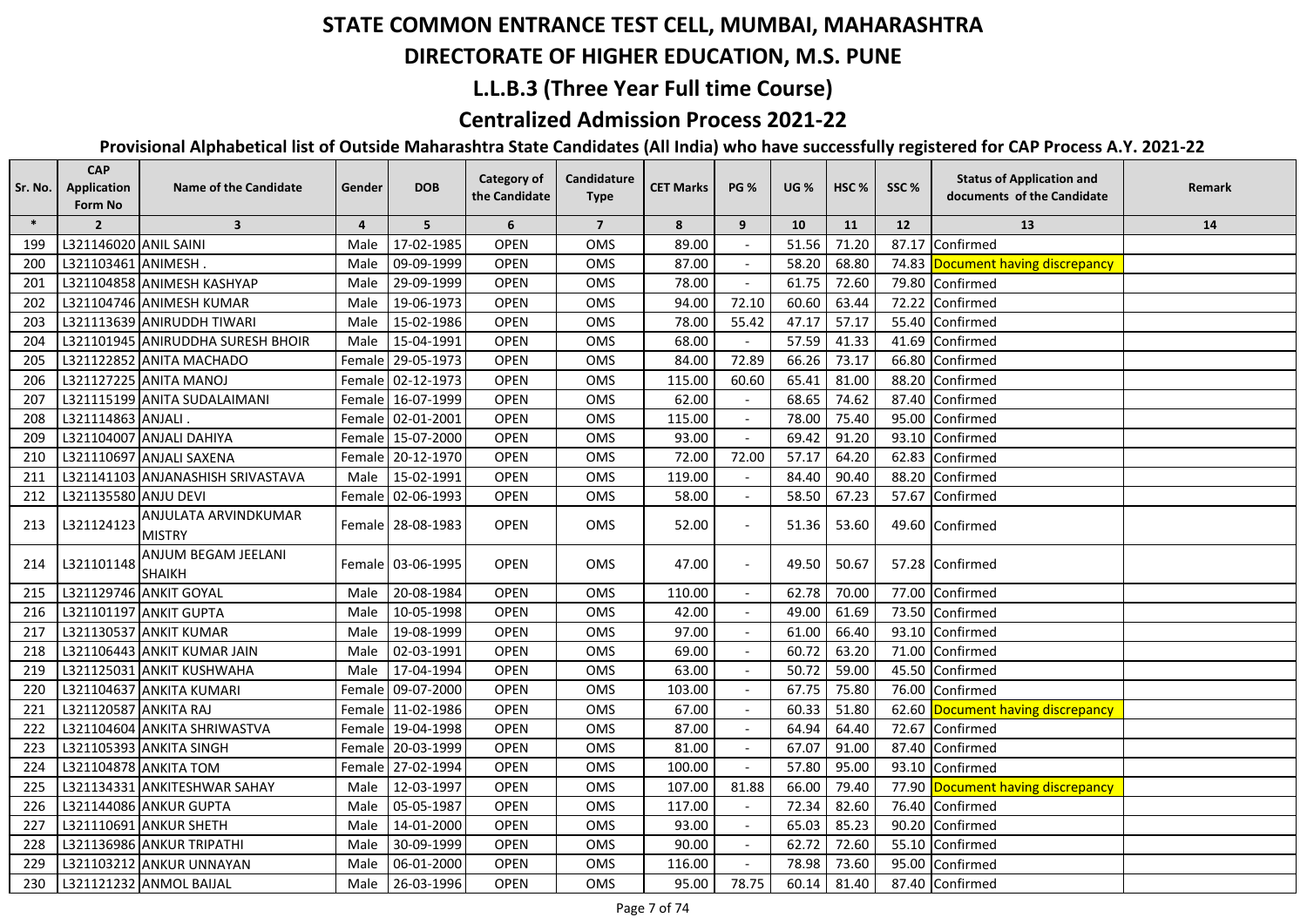# STATE COMMON ENTRANCE TEST CELL, MUMBAI, MAHARASHTRA

## DIRECTORATE OF HIGHER EDUCATION, M.S. PUNE

## L.L.B.3 (Three Year Full time Course)

## Centralized Admission Process 2021-22

### Provisional Alphabetical list of Outside Maharashtra State Candidates (All India) who have successfully registered for CAP Process A.Y. 2021-22

| Sr. No. | CAP Application Form No | Name of the Candidate | Gender | DOB | Category of the Candidate | Candidature Type | CET Marks | PG % | UG % | HSC % | SSC % | Status of Application and documents of the Candidate | Remark |
|---|---|---|---|---|---|---|---|---|---|---|---|---|---|
| * | 2 | 3 | 4 | 5 | 6 | 7 | 8 | 9 | 10 | 11 | 12 | 13 | 14 |
| 199 | L321146020 | ANIL SAINI | Male | 17-02-1985 | OPEN | OMS | 89.00 | - | 51.56 | 71.20 | 87.17 | Confirmed | |
| 200 | L321103461 | ANIMESH . | Male | 09-09-1999 | OPEN | OMS | 87.00 | - | 58.20 | 68.80 | 74.83 | Document having discrepancy | |
| 201 | L321104858 | ANIMESH KASHYAP | Male | 29-09-1999 | OPEN | OMS | 78.00 | - | 61.75 | 72.60 | 79.80 | Confirmed | |
| 202 | L321104746 | ANIMESH KUMAR | Male | 19-06-1973 | OPEN | OMS | 94.00 | 72.10 | 60.60 | 63.44 | 72.22 | Confirmed | |
| 203 | L321113639 | ANIRUDDH TIWARI | Male | 15-02-1986 | OPEN | OMS | 78.00 | 55.42 | 47.17 | 57.17 | 55.40 | Confirmed | |
| 204 | L321101945 | ANIRUDDHA SURESH BHOIR | Male | 15-04-1991 | OPEN | OMS | 68.00 | - | 57.59 | 41.33 | 41.69 | Confirmed | |
| 205 | L321122852 | ANITA MACHADO | Female | 29-05-1973 | OPEN | OMS | 84.00 | 72.89 | 66.26 | 73.17 | 66.80 | Confirmed | |
| 206 | L321127225 | ANITA MANOJ | Female | 02-12-1973 | OPEN | OMS | 115.00 | 60.60 | 65.41 | 81.00 | 88.20 | Confirmed | |
| 207 | L321115199 | ANITA SUDALAIMANI | Female | 16-07-1999 | OPEN | OMS | 62.00 | - | 68.65 | 74.62 | 87.40 | Confirmed | |
| 208 | L321114863 | ANJALI . | Female | 02-01-2001 | OPEN | OMS | 115.00 | - | 78.00 | 75.40 | 95.00 | Confirmed | |
| 209 | L321104007 | ANJALI DAHIYA | Female | 15-07-2000 | OPEN | OMS | 93.00 | - | 69.42 | 91.20 | 93.10 | Confirmed | |
| 210 | L321110697 | ANJALI SAXENA | Female | 20-12-1970 | OPEN | OMS | 72.00 | 72.00 | 57.17 | 64.20 | 62.83 | Confirmed | |
| 211 | L321141103 | ANJANASHISH SRIVASTAVA | Male | 15-02-1991 | OPEN | OMS | 119.00 | - | 84.40 | 90.40 | 88.20 | Confirmed | |
| 212 | L321135580 | ANJU DEVI | Female | 02-06-1993 | OPEN | OMS | 58.00 | - | 58.50 | 67.23 | 57.67 | Confirmed | |
| 213 | L321124123 | ANJULATA ARVINDKUMAR MISTRY | Female | 28-08-1983 | OPEN | OMS | 52.00 | - | 51.36 | 53.60 | 49.60 | Confirmed | |
| 214 | L321101148 | ANJUM BEGAM JEELANI SHAIKH | Female | 03-06-1995 | OPEN | OMS | 47.00 | - | 49.50 | 50.67 | 57.28 | Confirmed | |
| 215 | L321129746 | ANKIT GOYAL | Male | 20-08-1984 | OPEN | OMS | 110.00 | - | 62.78 | 70.00 | 77.00 | Confirmed | |
| 216 | L321101197 | ANKIT GUPTA | Male | 10-05-1998 | OPEN | OMS | 42.00 | - | 49.00 | 61.69 | 73.50 | Confirmed | |
| 217 | L321130537 | ANKIT KUMAR | Male | 19-08-1999 | OPEN | OMS | 97.00 | - | 61.00 | 66.40 | 93.10 | Confirmed | |
| 218 | L321106443 | ANKIT KUMAR JAIN | Male | 02-03-1991 | OPEN | OMS | 69.00 | - | 60.72 | 63.20 | 71.00 | Confirmed | |
| 219 | L321125031 | ANKIT KUSHWAHA | Male | 17-04-1994 | OPEN | OMS | 63.00 | - | 50.72 | 59.00 | 45.50 | Confirmed | |
| 220 | L321104637 | ANKITA KUMARI | Female | 09-07-2000 | OPEN | OMS | 103.00 | - | 67.75 | 75.80 | 76.00 | Confirmed | |
| 221 | L321120587 | ANKITA RAJ | Female | 11-02-1986 | OPEN | OMS | 67.00 | - | 60.33 | 51.80 | 62.60 | Document having discrepancy | |
| 222 | L321104604 | ANKITA SHRIWASTVA | Female | 19-04-1998 | OPEN | OMS | 87.00 | - | 64.94 | 64.40 | 72.67 | Confirmed | |
| 223 | L321105393 | ANKITA SINGH | Female | 20-03-1999 | OPEN | OMS | 81.00 | - | 67.07 | 91.00 | 87.40 | Confirmed | |
| 224 | L321104878 | ANKITA TOM | Female | 27-02-1994 | OPEN | OMS | 100.00 | - | 57.80 | 95.00 | 93.10 | Confirmed | |
| 225 | L321134331 | ANKITESHWAR SAHAY | Male | 12-03-1997 | OPEN | OMS | 107.00 | 81.88 | 66.00 | 79.40 | 77.90 | Document having discrepancy | |
| 226 | L321144086 | ANKUR GUPTA | Male | 05-05-1987 | OPEN | OMS | 117.00 | - | 72.34 | 82.60 | 76.40 | Confirmed | |
| 227 | L321110691 | ANKUR SHETH | Male | 14-01-2000 | OPEN | OMS | 93.00 | - | 65.03 | 85.23 | 90.20 | Confirmed | |
| 228 | L321136986 | ANKUR TRIPATHI | Male | 30-09-1999 | OPEN | OMS | 90.00 | - | 62.72 | 72.60 | 55.10 | Confirmed | |
| 229 | L321103212 | ANKUR UNNAYAN | Male | 06-01-2000 | OPEN | OMS | 116.00 | - | 78.98 | 73.60 | 95.00 | Confirmed | |
| 230 | L321121232 | ANMOL BAIJAL | Male | 26-03-1996 | OPEN | OMS | 95.00 | 78.75 | 60.14 | 81.40 | 87.40 | Confirmed | |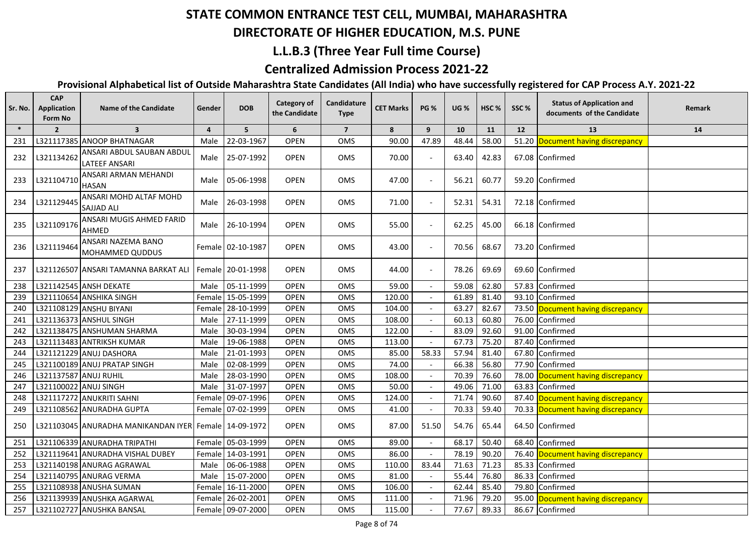# STATE COMMON ENTRANCE TEST CELL, MUMBAI, MAHARASHTRA

## DIRECTORATE OF HIGHER EDUCATION, M.S. PUNE

## L.L.B.3 (Three Year Full time Course)

## Centralized Admission Process 2021-22

### Provisional Alphabetical list of Outside Maharashtra State Candidates (All India) who have successfully registered for CAP Process A.Y. 2021-22

| Sr. No. | CAP Application Form No | Name of the Candidate | Gender | DOB | Category of the Candidate | Candidature Type | CET Marks | PG % | UG % | HSC % | SSC % | Status of Application and documents of the Candidate | Remark |
|---|---|---|---|---|---|---|---|---|---|---|---|---|---|
| * | 2 | 3 | 4 | 5 | 6 | 7 | 8 | 9 | 10 | 11 | 12 | 13 | 14 |
| 231 | L321117385 | ANOOP BHATNAGAR | Male | 22-03-1967 | OPEN | OMS | 90.00 | 47.89 | 48.44 | 58.00 | 51.20 | Document having discrepancy | |
| 232 | L321134262 | ANSARI ABDUL SAUBAN ABDUL LATEEF ANSARI | Male | 25-07-1992 | OPEN | OMS | 70.00 | - | 63.40 | 42.83 | 67.08 | Confirmed | |
| 233 | L321104710 | ANSARI ARMAN MEHANDI HASAN | Male | 05-06-1998 | OPEN | OMS | 47.00 | - | 56.21 | 60.77 | 59.20 | Confirmed | |
| 234 | L321129445 | ANSARI MOHD ALTAF MOHD SAJJAD ALI | Male | 26-03-1998 | OPEN | OMS | 71.00 | - | 52.31 | 54.31 | 72.18 | Confirmed | |
| 235 | L321109176 | ANSARI MUGIS AHMED FARID AHMED | Male | 26-10-1994 | OPEN | OMS | 55.00 | - | 62.25 | 45.00 | 66.18 | Confirmed | |
| 236 | L321119464 | ANSARI NAZEMA BANO MOHAMMED QUDDUS | Female | 02-10-1987 | OPEN | OMS | 43.00 | - | 70.56 | 68.67 | 73.20 | Confirmed | |
| 237 | L321126507 | ANSARI TAMANNA BARKAT ALI | Female | 20-01-1998 | OPEN | OMS | 44.00 | - | 78.26 | 69.69 | 69.60 | Confirmed | |
| 238 | L321142545 | ANSH DEKATE | Male | 05-11-1999 | OPEN | OMS | 59.00 | - | 59.08 | 62.80 | 57.83 | Confirmed | |
| 239 | L321110654 | ANSHIKA SINGH | Female | 15-05-1999 | OPEN | OMS | 120.00 | - | 61.89 | 81.40 | 93.10 | Confirmed | |
| 240 | L321108129 | ANSHU BIYANI | Female | 28-10-1999 | OPEN | OMS | 104.00 | - | 63.27 | 82.67 | 73.50 | Document having discrepancy | |
| 241 | L321136373 | ANSHUL SINGH | Male | 27-11-1999 | OPEN | OMS | 108.00 | - | 60.13 | 60.80 | 76.00 | Confirmed | |
| 242 | L321138475 | ANSHUMAN SHARMA | Male | 30-03-1994 | OPEN | OMS | 122.00 | - | 83.09 | 92.60 | 91.00 | Confirmed | |
| 243 | L321113483 | ANTRIKSH KUMAR | Male | 19-06-1988 | OPEN | OMS | 113.00 | - | 67.73 | 75.20 | 87.40 | Confirmed | |
| 244 | L321121229 | ANUJ DASHORA | Male | 21-01-1993 | OPEN | OMS | 85.00 | 58.33 | 57.94 | 81.40 | 67.80 | Confirmed | |
| 245 | L321100189 | ANUJ PRATAP SINGH | Male | 02-08-1999 | OPEN | OMS | 74.00 | - | 66.38 | 56.80 | 77.90 | Confirmed | |
| 246 | L321137587 | ANUJ RUHIL | Male | 28-03-1990 | OPEN | OMS | 108.00 | - | 70.39 | 76.60 | 78.00 | Document having discrepancy | |
| 247 | L321100022 | ANUJ SINGH | Male | 31-07-1997 | OPEN | OMS | 50.00 | - | 49.06 | 71.00 | 63.83 | Confirmed | |
| 248 | L321117272 | ANUKRITI SAHNI | Female | 09-07-1996 | OPEN | OMS | 124.00 | - | 71.74 | 90.60 | 87.40 | Document having discrepancy | |
| 249 | L321108562 | ANURADHA GUPTA | Female | 07-02-1999 | OPEN | OMS | 41.00 | - | 70.33 | 59.40 | 70.33 | Document having discrepancy | |
| 250 | L321103045 | ANURADHA MANIKANDAN IYER | Female | 14-09-1972 | OPEN | OMS | 87.00 | 51.50 | 54.76 | 65.44 | 64.50 | Confirmed | |
| 251 | L321106339 | ANURADHA TRIPATHI | Female | 05-03-1999 | OPEN | OMS | 89.00 | - | 68.17 | 50.40 | 68.40 | Confirmed | |
| 252 | L321119641 | ANURADHA VISHAL DUBEY | Female | 14-03-1991 | OPEN | OMS | 86.00 | - | 78.19 | 90.20 | 76.40 | Document having discrepancy | |
| 253 | L321140198 | ANURAG AGRAWAL | Male | 06-06-1988 | OPEN | OMS | 110.00 | 83.44 | 71.63 | 71.23 | 85.33 | Confirmed | |
| 254 | L321140795 | ANURAG VERMA | Male | 15-07-2000 | OPEN | OMS | 81.00 | - | 55.44 | 76.80 | 86.33 | Confirmed | |
| 255 | L321108938 | ANUSHA SUMAN | Female | 16-11-2000 | OPEN | OMS | 106.00 | - | 62.44 | 85.40 | 79.80 | Confirmed | |
| 256 | L321139939 | ANUSHKA AGARWAL | Female | 26-02-2001 | OPEN | OMS | 111.00 | - | 71.96 | 79.20 | 95.00 | Document having discrepancy | |
| 257 | L321102727 | ANUSHKA BANSAL | Female | 09-07-2000 | OPEN | OMS | 115.00 | - | 77.67 | 89.33 | 86.67 | Confirmed | |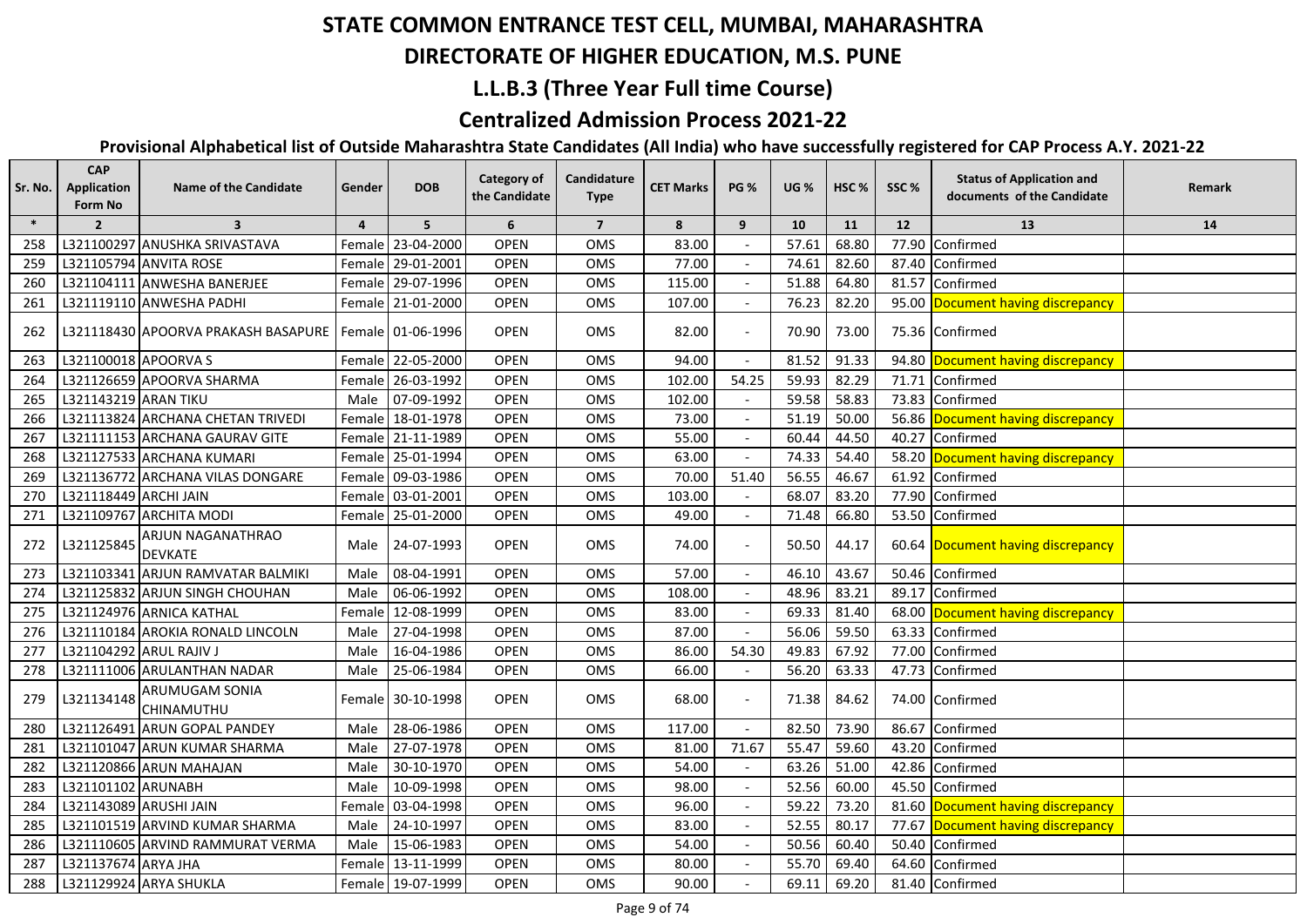# STATE COMMON ENTRANCE TEST CELL, MUMBAI, MAHARASHTRA

## DIRECTORATE OF HIGHER EDUCATION, M.S. PUNE

### L.L.B.3 (Three Year Full time Course)

### Centralized Admission Process 2021-22

**Provisional Alphabetical list of Outside Maharashtra State Candidates (All India) who have successfully registered for CAP Process A.Y. 2021-22**

| Sr. No. | CAP Application Form No | Name of the Candidate | Gender | DOB | Category of the Candidate | Candidature Type | CET Marks | PG % | UG % | HSC % | SSC % | Status of Application and documents of the Candidate | Remark |
|---|---|---|---|---|---|---|---|---|---|---|---|---|---|
| * | 2 | 3 | 4 | 5 | 6 | 7 | 8 | 9 | 10 | 11 | 12 | 13 | 14 |
| 258 | L321100297 | ANUSHKA SRIVASTAVA | Female | 23-04-2000 | OPEN | OMS | 83.00 | - | 57.61 | 68.80 | 77.90 | Confirmed | |
| 259 | L321105794 | ANVITA ROSE | Female | 29-01-2001 | OPEN | OMS | 77.00 | - | 74.61 | 82.60 | 87.40 | Confirmed | |
| 260 | L321104111 | ANWESHA BANERJEE | Female | 29-07-1996 | OPEN | OMS | 115.00 | - | 51.88 | 64.80 | 81.57 | Confirmed | |
| 261 | L321119110 | ANWESHA PADHI | Female | 21-01-2000 | OPEN | OMS | 107.00 | - | 76.23 | 82.20 | 95.00 | Document having discrepancy | |
| 262 | L321118430 | APOORVA PRAKASH BASAPURE | Female | 01-06-1996 | OPEN | OMS | 82.00 | - | 70.90 | 73.00 | 75.36 | Confirmed | |
| 263 | L321100018 | APOORVA S | Female | 22-05-2000 | OPEN | OMS | 94.00 | - | 81.52 | 91.33 | 94.80 | Document having discrepancy | |
| 264 | L321126659 | APOORVA SHARMA | Female | 26-03-1992 | OPEN | OMS | 102.00 | 54.25 | 59.93 | 82.29 | 71.71 | Confirmed | |
| 265 | L321143219 | ARAN TIKU | Male | 07-09-1992 | OPEN | OMS | 102.00 | - | 59.58 | 58.83 | 73.83 | Confirmed | |
| 266 | L321113824 | ARCHANA CHETAN TRIVEDI | Female | 18-01-1978 | OPEN | OMS | 73.00 | - | 51.19 | 50.00 | 56.86 | Document having discrepancy | |
| 267 | L321111153 | ARCHANA GAURAV GITE | Female | 21-11-1989 | OPEN | OMS | 55.00 | - | 60.44 | 44.50 | 40.27 | Confirmed | |
| 268 | L321127533 | ARCHANA KUMARI | Female | 25-01-1994 | OPEN | OMS | 63.00 | - | 74.33 | 54.40 | 58.20 | Document having discrepancy | |
| 269 | L321136772 | ARCHANA VILAS DONGARE | Female | 09-03-1986 | OPEN | OMS | 70.00 | 51.40 | 56.55 | 46.67 | 61.92 | Confirmed | |
| 270 | L321118449 | ARCHI JAIN | Female | 03-01-2001 | OPEN | OMS | 103.00 | - | 68.07 | 83.20 | 77.90 | Confirmed | |
| 271 | L321109767 | ARCHITA MODI | Female | 25-01-2000 | OPEN | OMS | 49.00 | - | 71.48 | 66.80 | 53.50 | Confirmed | |
| 272 | L321125845 | ARJUN NAGANATHRAO DEVKATE | Male | 24-07-1993 | OPEN | OMS | 74.00 | - | 50.50 | 44.17 | 60.64 | Document having discrepancy | |
| 273 | L321103341 | ARJUN RAMVATAR BALMIKI | Male | 08-04-1991 | OPEN | OMS | 57.00 | - | 46.10 | 43.67 | 50.46 | Confirmed | |
| 274 | L321125832 | ARJUN SINGH CHOUHAN | Male | 06-06-1992 | OPEN | OMS | 108.00 | - | 48.96 | 83.21 | 89.17 | Confirmed | |
| 275 | L321124976 | ARNICA KATHAL | Female | 12-08-1999 | OPEN | OMS | 83.00 | - | 69.33 | 81.40 | 68.00 | Document having discrepancy | |
| 276 | L321110184 | AROKIA RONALD LINCOLN | Male | 27-04-1998 | OPEN | OMS | 87.00 | - | 56.06 | 59.50 | 63.33 | Confirmed | |
| 277 | L321104292 | ARUL RAJIV J | Male | 16-04-1986 | OPEN | OMS | 86.00 | 54.30 | 49.83 | 67.92 | 77.00 | Confirmed | |
| 278 | L321111006 | ARULANTHAN NADAR | Male | 25-06-1984 | OPEN | OMS | 66.00 | - | 56.20 | 63.33 | 47.73 | Confirmed | |
| 279 | L321134148 | ARUMUGAM SONIA CHINAMUTHU | Female | 30-10-1998 | OPEN | OMS | 68.00 | - | 71.38 | 84.62 | 74.00 | Confirmed | |
| 280 | L321126491 | ARUN GOPAL PANDEY | Male | 28-06-1986 | OPEN | OMS | 117.00 | - | 82.50 | 73.90 | 86.67 | Confirmed | |
| 281 | L321101047 | ARUN KUMAR SHARMA | Male | 27-07-1978 | OPEN | OMS | 81.00 | 71.67 | 55.47 | 59.60 | 43.20 | Confirmed | |
| 282 | L321120866 | ARUN MAHAJAN | Male | 30-10-1970 | OPEN | OMS | 54.00 | - | 63.26 | 51.00 | 42.86 | Confirmed | |
| 283 | L321101102 | ARUNABH | Male | 10-09-1998 | OPEN | OMS | 98.00 | - | 52.56 | 60.00 | 45.50 | Confirmed | |
| 284 | L321143089 | ARUSHI JAIN | Female | 03-04-1998 | OPEN | OMS | 96.00 | - | 59.22 | 73.20 | 81.60 | Document having discrepancy | |
| 285 | L321101519 | ARVIND KUMAR SHARMA | Male | 24-10-1997 | OPEN | OMS | 83.00 | - | 52.55 | 80.17 | 77.67 | Document having discrepancy | |
| 286 | L321110605 | ARVIND RAMMURAT VERMA | Male | 15-06-1983 | OPEN | OMS | 54.00 | - | 50.56 | 60.40 | 50.40 | Confirmed | |
| 287 | L321137674 | ARYA JHA | Female | 13-11-1999 | OPEN | OMS | 80.00 | - | 55.70 | 69.40 | 64.60 | Confirmed | |
| 288 | L321129924 | ARYA SHUKLA | Female | 19-07-1999 | OPEN | OMS | 90.00 | - | 69.11 | 69.20 | 81.40 | Confirmed | |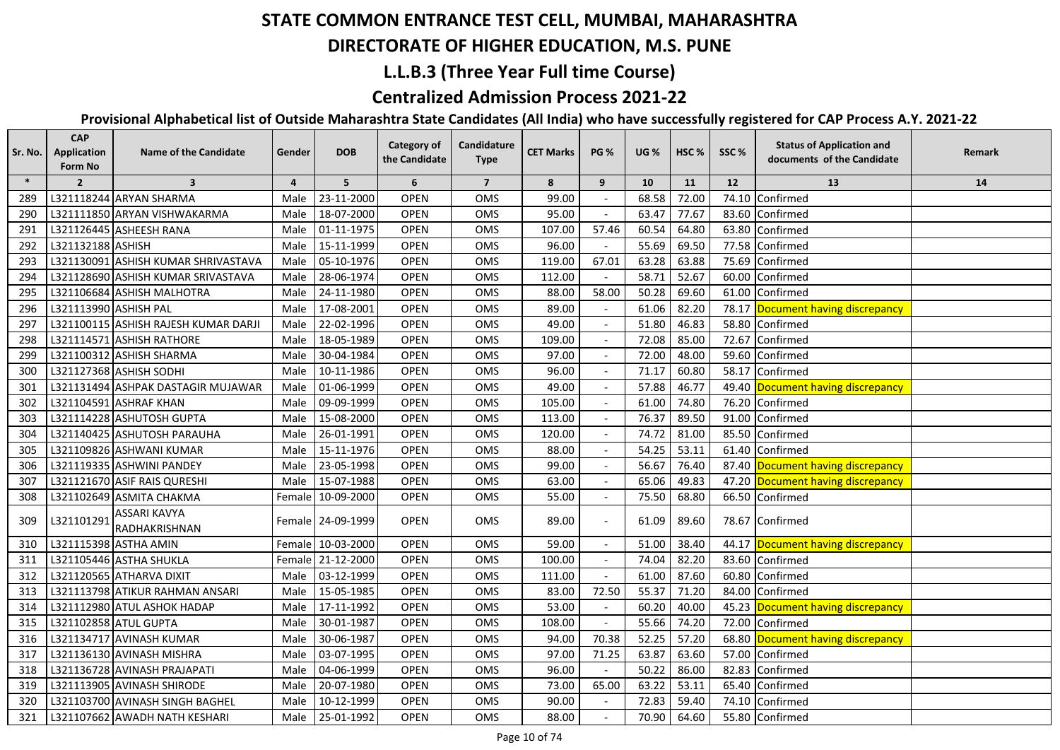# STATE COMMON ENTRANCE TEST CELL, MUMBAI, MAHARASHTRA

## DIRECTORATE OF HIGHER EDUCATION, M.S. PUNE

## L.L.B.3 (Three Year Full time Course)

## Centralized Admission Process 2021-22

### Provisional Alphabetical list of Outside Maharashtra State Candidates (All India) who have successfully registered for CAP Process A.Y. 2021-22

| Sr. No. | CAP Application Form No | Name of the Candidate | Gender | DOB | Category of the Candidate | Candidature Type | CET Marks | PG % | UG % | HSC % | SSC % | Status of Application and documents of the Candidate | Remark |
|---|---|---|---|---|---|---|---|---|---|---|---|---|---|
| * | 2 | 3 | 4 | 5 | 6 | 7 | 8 | 9 | 10 | 11 | 12 | 13 | 14 |
| 289 | L321118244 | ARYAN SHARMA | Male | 23-11-2000 | OPEN | OMS | 99.00 | - | 68.58 | 72.00 | 74.10 | Confirmed | |
| 290 | L321111850 | ARYAN VISHWAKARMA | Male | 18-07-2000 | OPEN | OMS | 95.00 | - | 63.47 | 77.67 | 83.60 | Confirmed | |
| 291 | L321126445 | ASHEESH RANA | Male | 01-11-1975 | OPEN | OMS | 107.00 | 57.46 | 60.54 | 64.80 | 63.80 | Confirmed | |
| 292 | L321132188 | ASHISH | Male | 15-11-1999 | OPEN | OMS | 96.00 | - | 55.69 | 69.50 | 77.58 | Confirmed | |
| 293 | L321130091 | ASHISH KUMAR SHRIVASTAVA | Male | 05-10-1976 | OPEN | OMS | 119.00 | 67.01 | 63.28 | 63.88 | 75.69 | Confirmed | |
| 294 | L321128690 | ASHISH KUMAR SRIVASTAVA | Male | 28-06-1974 | OPEN | OMS | 112.00 | - | 58.71 | 52.67 | 60.00 | Confirmed | |
| 295 | L321106684 | ASHISH MALHOTRA | Male | 24-11-1980 | OPEN | OMS | 88.00 | 58.00 | 50.28 | 69.60 | 61.00 | Confirmed | |
| 296 | L321113990 | ASHISH PAL | Male | 17-08-2001 | OPEN | OMS | 89.00 | - | 61.06 | 82.20 | 78.17 | Document having discrepancy | |
| 297 | L321100115 | ASHISH RAJESH KUMAR DARJI | Male | 22-02-1996 | OPEN | OMS | 49.00 | - | 51.80 | 46.83 | 58.80 | Confirmed | |
| 298 | L321114571 | ASHISH RATHORE | Male | 18-05-1989 | OPEN | OMS | 109.00 | - | 72.08 | 85.00 | 72.67 | Confirmed | |
| 299 | L321100312 | ASHISH SHARMA | Male | 30-04-1984 | OPEN | OMS | 97.00 | - | 72.00 | 48.00 | 59.60 | Confirmed | |
| 300 | L321127368 | ASHISH SODHI | Male | 10-11-1986 | OPEN | OMS | 96.00 | - | 71.17 | 60.80 | 58.17 | Confirmed | |
| 301 | L321131494 | ASHPAK DASTAGIR MUJAWAR | Male | 01-06-1999 | OPEN | OMS | 49.00 | - | 57.88 | 46.77 | 49.40 | Document having discrepancy | |
| 302 | L321104591 | ASHRAF KHAN | Male | 09-09-1999 | OPEN | OMS | 105.00 | - | 61.00 | 74.80 | 76.20 | Confirmed | |
| 303 | L321114228 | ASHUTOSH GUPTA | Male | 15-08-2000 | OPEN | OMS | 113.00 | - | 76.37 | 89.50 | 91.00 | Confirmed | |
| 304 | L321140425 | ASHUTOSH PARAUHA | Male | 26-01-1991 | OPEN | OMS | 120.00 | - | 74.72 | 81.00 | 85.50 | Confirmed | |
| 305 | L321109826 | ASHWANI KUMAR | Male | 15-11-1976 | OPEN | OMS | 88.00 | - | 54.25 | 53.11 | 61.40 | Confirmed | |
| 306 | L321119335 | ASHWINI PANDEY | Male | 23-05-1998 | OPEN | OMS | 99.00 | - | 56.67 | 76.40 | 87.40 | Document having discrepancy | |
| 307 | L321121670 | ASIF RAIS QURESHI | Male | 15-07-1988 | OPEN | OMS | 63.00 | - | 65.06 | 49.83 | 47.20 | Document having discrepancy | |
| 308 | L321102649 | ASMITA CHAKMA | Female | 10-09-2000 | OPEN | OMS | 55.00 | - | 75.50 | 68.80 | 66.50 | Confirmed | |
| 309 | L321101291 | ASSARI KAVYA RADHAKRISHNAN | Female | 24-09-1999 | OPEN | OMS | 89.00 | - | 61.09 | 89.60 | 78.67 | Confirmed | |
| 310 | L321115398 | ASTHA AMIN | Female | 10-03-2000 | OPEN | OMS | 59.00 | - | 51.00 | 38.40 | 44.17 | Document having discrepancy | |
| 311 | L321105446 | ASTHA SHUKLA | Female | 21-12-2000 | OPEN | OMS | 100.00 | - | 74.04 | 82.20 | 83.60 | Confirmed | |
| 312 | L321120565 | ATHARVA DIXIT | Male | 03-12-1999 | OPEN | OMS | 111.00 | - | 61.00 | 87.60 | 60.80 | Confirmed | |
| 313 | L321113798 | ATIKUR RAHMAN ANSARI | Male | 15-05-1985 | OPEN | OMS | 83.00 | 72.50 | 55.37 | 71.20 | 84.00 | Confirmed | |
| 314 | L321112980 | ATUL ASHOK HADAP | Male | 17-11-1992 | OPEN | OMS | 53.00 | - | 60.20 | 40.00 | 45.23 | Document having discrepancy | |
| 315 | L321102858 | ATUL GUPTA | Male | 30-01-1987 | OPEN | OMS | 108.00 | - | 55.66 | 74.20 | 72.00 | Confirmed | |
| 316 | L321134717 | AVINASH KUMAR | Male | 30-06-1987 | OPEN | OMS | 94.00 | 70.38 | 52.25 | 57.20 | 68.80 | Document having discrepancy | |
| 317 | L321136130 | AVINASH MISHRA | Male | 03-07-1995 | OPEN | OMS | 97.00 | 71.25 | 63.87 | 63.60 | 57.00 | Confirmed | |
| 318 | L321136728 | AVINASH PRAJAPATI | Male | 04-06-1999 | OPEN | OMS | 96.00 | - | 50.22 | 86.00 | 82.83 | Confirmed | |
| 319 | L321113905 | AVINASH SHIRODE | Male | 20-07-1980 | OPEN | OMS | 73.00 | 65.00 | 63.22 | 53.11 | 65.40 | Confirmed | |
| 320 | L321103700 | AVINASH SINGH BAGHEL | Male | 10-12-1999 | OPEN | OMS | 90.00 | - | 72.83 | 59.40 | 74.10 | Confirmed | |
| 321 | L321107662 | AWADH NATH KESHARI | Male | 25-01-1992 | OPEN | OMS | 88.00 | - | 70.90 | 64.60 | 55.80 | Confirmed | |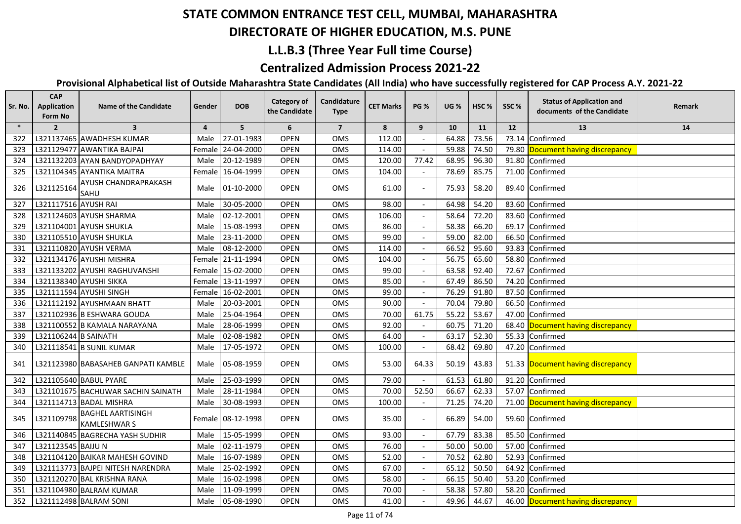# STATE COMMON ENTRANCE TEST CELL, MUMBAI, MAHARASHTRA

## DIRECTORATE OF HIGHER EDUCATION, M.S. PUNE

## L.L.B.3 (Three Year Full time Course)

## Centralized Admission Process 2021-22

### Provisional Alphabetical list of Outside Maharashtra State Candidates (All India) who have successfully registered for CAP Process A.Y. 2021-22

| Sr. No. | CAP Application Form No | Name of the Candidate | Gender | DOB | Category of the Candidate | Candidature Type | CET Marks | PG % | UG % | HSC % | SSC % | Status of Application and documents of the Candidate | Remark |
|---|---|---|---|---|---|---|---|---|---|---|---|---|---|
| * | 2 | 3 | 4 | 5 | 6 | 7 | 8 | 9 | 10 | 11 | 12 | 13 | 14 |
| 322 | L321137465 | AWADHESH KUMAR | Male | 27-01-1983 | OPEN | OMS | 112.00 | - | 64.88 | 73.56 | 73.14 | Confirmed | |
| 323 | L321129477 | AWANTIKA BAJPAI | Female | 24-04-2000 | OPEN | OMS | 114.00 | - | 59.88 | 74.50 | 79.80 | Document having discrepancy | |
| 324 | L321132203 | AYAN BANDYOPADHYAY | Male | 20-12-1989 | OPEN | OMS | 120.00 | 77.42 | 68.95 | 96.30 | 91.80 | Confirmed | |
| 325 | L321104345 | AYANTIKA MAITRA | Female | 16-04-1999 | OPEN | OMS | 104.00 | - | 78.69 | 85.75 | 71.00 | Confirmed | |
| 326 | L321125164 | AYUSH CHANDRAPRAKASH SAHU | Male | 01-10-2000 | OPEN | OMS | 61.00 | - | 75.93 | 58.20 | 89.40 | Confirmed | |
| 327 | L321117516 | AYUSH RAI | Male | 30-05-2000 | OPEN | OMS | 98.00 | - | 64.98 | 54.20 | 83.60 | Confirmed | |
| 328 | L321124603 | AYUSH SHARMA | Male | 02-12-2001 | OPEN | OMS | 106.00 | - | 58.64 | 72.20 | 83.60 | Confirmed | |
| 329 | L321104001 | AYUSH SHUKLA | Male | 15-08-1993 | OPEN | OMS | 86.00 | - | 58.38 | 66.20 | 69.17 | Confirmed | |
| 330 | L321105510 | AYUSH SHUKLA | Male | 23-11-2000 | OPEN | OMS | 99.00 | - | 59.00 | 82.00 | 66.50 | Confirmed | |
| 331 | L321110820 | AYUSH VERMA | Male | 08-12-2000 | OPEN | OMS | 114.00 | - | 66.52 | 95.60 | 93.83 | Confirmed | |
| 332 | L321134176 | AYUSHI MISHRA | Female | 21-11-1994 | OPEN | OMS | 104.00 | - | 56.75 | 65.60 | 58.80 | Confirmed | |
| 333 | L321133202 | AYUSHI RAGHUVANSHI | Female | 15-02-2000 | OPEN | OMS | 99.00 | - | 63.58 | 92.40 | 72.67 | Confirmed | |
| 334 | L321138340 | AYUSHI SIKKA | Female | 13-11-1997 | OPEN | OMS | 85.00 | - | 67.49 | 86.50 | 74.20 | Confirmed | |
| 335 | L321111594 | AYUSHI SINGH | Female | 16-02-2001 | OPEN | OMS | 99.00 | - | 76.29 | 91.80 | 87.50 | Confirmed | |
| 336 | L321112192 | AYUSHMAAN BHATT | Male | 20-03-2001 | OPEN | OMS | 90.00 | - | 70.04 | 79.80 | 66.50 | Confirmed | |
| 337 | L321102936 | B ESHWARA GOUDA | Male | 25-04-1964 | OPEN | OMS | 70.00 | 61.75 | 55.22 | 53.67 | 47.00 | Confirmed | |
| 338 | L321100552 | B KAMALA NARAYANA | Male | 28-06-1999 | OPEN | OMS | 92.00 | - | 60.75 | 71.20 | 68.40 | Document having discrepancy | |
| 339 | L321106244 | B SAINATH | Male | 02-08-1982 | OPEN | OMS | 64.00 | - | 63.17 | 52.30 | 55.33 | Confirmed | |
| 340 | L321118541 | B SUNIL KUMAR | Male | 17-05-1972 | OPEN | OMS | 100.00 | - | 68.42 | 69.80 | 47.20 | Confirmed | |
| 341 | L321123980 | BABASAHEB GANPATI KAMBLE | Male | 05-08-1959 | OPEN | OMS | 53.00 | 64.33 | 50.19 | 43.83 | 51.33 | Document having discrepancy | |
| 342 | L321105640 | BABUL PYARE | Male | 25-03-1999 | OPEN | OMS | 79.00 | - | 61.53 | 61.80 | 91.20 | Confirmed | |
| 343 | L321101675 | BACHUWAR SACHIN SAINATH | Male | 28-11-1984 | OPEN | OMS | 70.00 | 52.50 | 66.67 | 62.33 | 57.07 | Confirmed | |
| 344 | L321114713 | BADAL MISHRA | Male | 30-08-1993 | OPEN | OMS | 100.00 | - | 71.25 | 74.20 | 71.00 | Document having discrepancy | |
| 345 | L321109798 | BAGHEL AARTISINGH KAMLESHWAR S | Female | 08-12-1998 | OPEN | OMS | 35.00 | - | 66.89 | 54.00 | 59.60 | Confirmed | |
| 346 | L321140845 | BAGRECHA YASH SUDHIR | Male | 15-05-1999 | OPEN | OMS | 93.00 | - | 67.79 | 83.38 | 85.50 | Confirmed | |
| 347 | L321123545 | BAIJU N | Male | 02-11-1979 | OPEN | OMS | 76.00 | - | 50.00 | 50.00 | 57.00 | Confirmed | |
| 348 | L321104120 | BAIKAR MAHESH GOVIND | Male | 16-07-1989 | OPEN | OMS | 52.00 | - | 70.52 | 62.80 | 52.93 | Confirmed | |
| 349 | L321113773 | BAJPEI NITESH NARENDRA | Male | 25-02-1992 | OPEN | OMS | 67.00 | - | 65.12 | 50.50 | 64.92 | Confirmed | |
| 350 | L321120270 | BAL KRISHNA RANA | Male | 16-02-1998 | OPEN | OMS | 58.00 | - | 66.15 | 50.40 | 53.20 | Confirmed | |
| 351 | L321104980 | BALRAM KUMAR | Male | 11-09-1999 | OPEN | OMS | 70.00 | - | 58.38 | 57.80 | 58.20 | Confirmed | |
| 352 | L321112498 | BALRAM SONI | Male | 05-08-1990 | OPEN | OMS | 41.00 | - | 49.96 | 44.67 | 46.00 | Document having discrepancy | |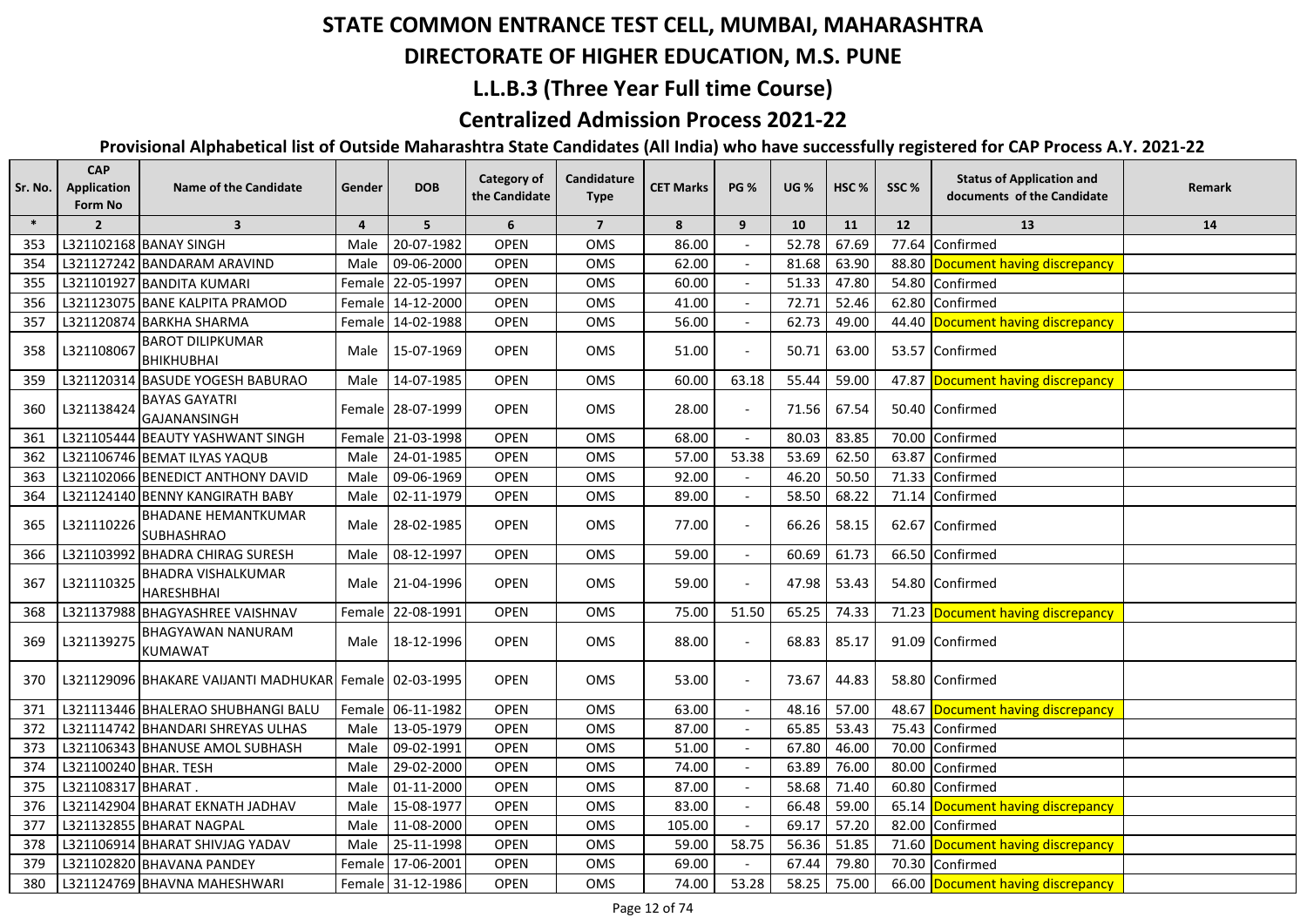# STATE COMMON ENTRANCE TEST CELL, MUMBAI, MAHARASHTRA

## DIRECTORATE OF HIGHER EDUCATION, M.S. PUNE

### L.L.B.3 (Three Year Full time Course)

### Centralized Admission Process 2021-22

**Provisional Alphabetical list of Outside Maharashtra State Candidates (All India) who have successfully registered for CAP Process A.Y. 2021-22**

| Sr. No. | CAP Application Form No | Name of the Candidate | Gender | DOB | Category of the Candidate | Candidature Type | CET Marks | PG % | UG % | HSC % | SSC % | Status of Application and documents of the Candidate | Remark |
|---|---|---|---|---|---|---|---|---|---|---|---|---|---|
| * | 2 | 3 | 4 | 5 | 6 | 7 | 8 | 9 | 10 | 11 | 12 | 13 | 14 |
| 353 | L321102168 | BANAY SINGH | Male | 20-07-1982 | OPEN | OMS | 86.00 | - | 52.78 | 67.69 | 77.64 | Confirmed | |
| 354 | L321127242 | BANDARAM ARAVIND | Male | 09-06-2000 | OPEN | OMS | 62.00 | - | 81.68 | 63.90 | 88.80 | Document having discrepancy | |
| 355 | L321101927 | BANDITA KUMARI | Female | 22-05-1997 | OPEN | OMS | 60.00 | - | 51.33 | 47.80 | 54.80 | Confirmed | |
| 356 | L321123075 | BANE KALPITA PRAMOD | Female | 14-12-2000 | OPEN | OMS | 41.00 | - | 72.71 | 52.46 | 62.80 | Confirmed | |
| 357 | L321120874 | BARKHA SHARMA | Female | 14-02-1988 | OPEN | OMS | 56.00 | - | 62.73 | 49.00 | 44.40 | Document having discrepancy | |
| 358 | L321108067 | BAROT DILIPKUMAR BHIKHUBHAI | Male | 15-07-1969 | OPEN | OMS | 51.00 | - | 50.71 | 63.00 | 53.57 | Confirmed | |
| 359 | L321120314 | BASUDE YOGESH BABURAO | Male | 14-07-1985 | OPEN | OMS | 60.00 | 63.18 | 55.44 | 59.00 | 47.87 | Document having discrepancy | |
| 360 | L321138424 | BAYAS GAYATRI GAJANANSINGH | Female | 28-07-1999 | OPEN | OMS | 28.00 | - | 71.56 | 67.54 | 50.40 | Confirmed | |
| 361 | L321105444 | BEAUTY YASHWANT SINGH | Female | 21-03-1998 | OPEN | OMS | 68.00 | - | 80.03 | 83.85 | 70.00 | Confirmed | |
| 362 | L321106746 | BEMAT ILYAS YAQUB | Male | 24-01-1985 | OPEN | OMS | 57.00 | 53.38 | 53.69 | 62.50 | 63.87 | Confirmed | |
| 363 | L321102066 | BENEDICT ANTHONY DAVID | Male | 09-06-1969 | OPEN | OMS | 92.00 | - | 46.20 | 50.50 | 71.33 | Confirmed | |
| 364 | L321124140 | BENNY KANGIRATH BABY | Male | 02-11-1979 | OPEN | OMS | 89.00 | - | 58.50 | 68.22 | 71.14 | Confirmed | |
| 365 | L321110226 | BHADANE HEMANTKUMAR SUBHASHRAO | Male | 28-02-1985 | OPEN | OMS | 77.00 | - | 66.26 | 58.15 | 62.67 | Confirmed | |
| 366 | L321103992 | BHADRA CHIRAG SURESH | Male | 08-12-1997 | OPEN | OMS | 59.00 | - | 60.69 | 61.73 | 66.50 | Confirmed | |
| 367 | L321110325 | BHADRA VISHALKUMAR HARESHBHAI | Male | 21-04-1996 | OPEN | OMS | 59.00 | - | 47.98 | 53.43 | 54.80 | Confirmed | |
| 368 | L321137988 | BHAGYASHREE VAISHNAV | Female | 22-08-1991 | OPEN | OMS | 75.00 | 51.50 | 65.25 | 74.33 | 71.23 | Document having discrepancy | |
| 369 | L321139275 | BHAGYAWAN NANURAM KUMAWAT | Male | 18-12-1996 | OPEN | OMS | 88.00 | - | 68.83 | 85.17 | 91.09 | Confirmed | |
| 370 | L321129096 | BHAKARE VAIJANTI MADHUKAR | Female | 02-03-1995 | OPEN | OMS | 53.00 | - | 73.67 | 44.83 | 58.80 | Confirmed | |
| 371 | L321113446 | BHALERAO SHUBHANGI BALU | Female | 06-11-1982 | OPEN | OMS | 63.00 | - | 48.16 | 57.00 | 48.67 | Document having discrepancy | |
| 372 | L321114742 | BHANDARI SHREYAS ULHAS | Male | 13-05-1979 | OPEN | OMS | 87.00 | - | 65.85 | 53.43 | 75.43 | Confirmed | |
| 373 | L321106343 | BHANUSE AMOL SUBHASH | Male | 09-02-1991 | OPEN | OMS | 51.00 | - | 67.80 | 46.00 | 70.00 | Confirmed | |
| 374 | L321100240 | BHAR. TESH | Male | 29-02-2000 | OPEN | OMS | 74.00 | - | 63.89 | 76.00 | 80.00 | Confirmed | |
| 375 | L321108317 | BHARAT . | Male | 01-11-2000 | OPEN | OMS | 87.00 | - | 58.68 | 71.40 | 60.80 | Confirmed | |
| 376 | L321142904 | BHARAT EKNATH JADHAV | Male | 15-08-1977 | OPEN | OMS | 83.00 | - | 66.48 | 59.00 | 65.14 | Document having discrepancy | |
| 377 | L321132855 | BHARAT NAGPAL | Male | 11-08-2000 | OPEN | OMS | 105.00 | - | 69.17 | 57.20 | 82.00 | Confirmed | |
| 378 | L321106914 | BHARAT SHIVJAG YADAV | Male | 25-11-1998 | OPEN | OMS | 59.00 | 58.75 | 56.36 | 51.85 | 71.60 | Document having discrepancy | |
| 379 | L321102820 | BHAVANA PANDEY | Female | 17-06-2001 | OPEN | OMS | 69.00 | - | 67.44 | 79.80 | 70.30 | Confirmed | |
| 380 | L321124769 | BHAVNA MAHESHWARI | Female | 31-12-1986 | OPEN | OMS | 74.00 | 53.28 | 58.25 | 75.00 | 66.00 | Document having discrepancy | |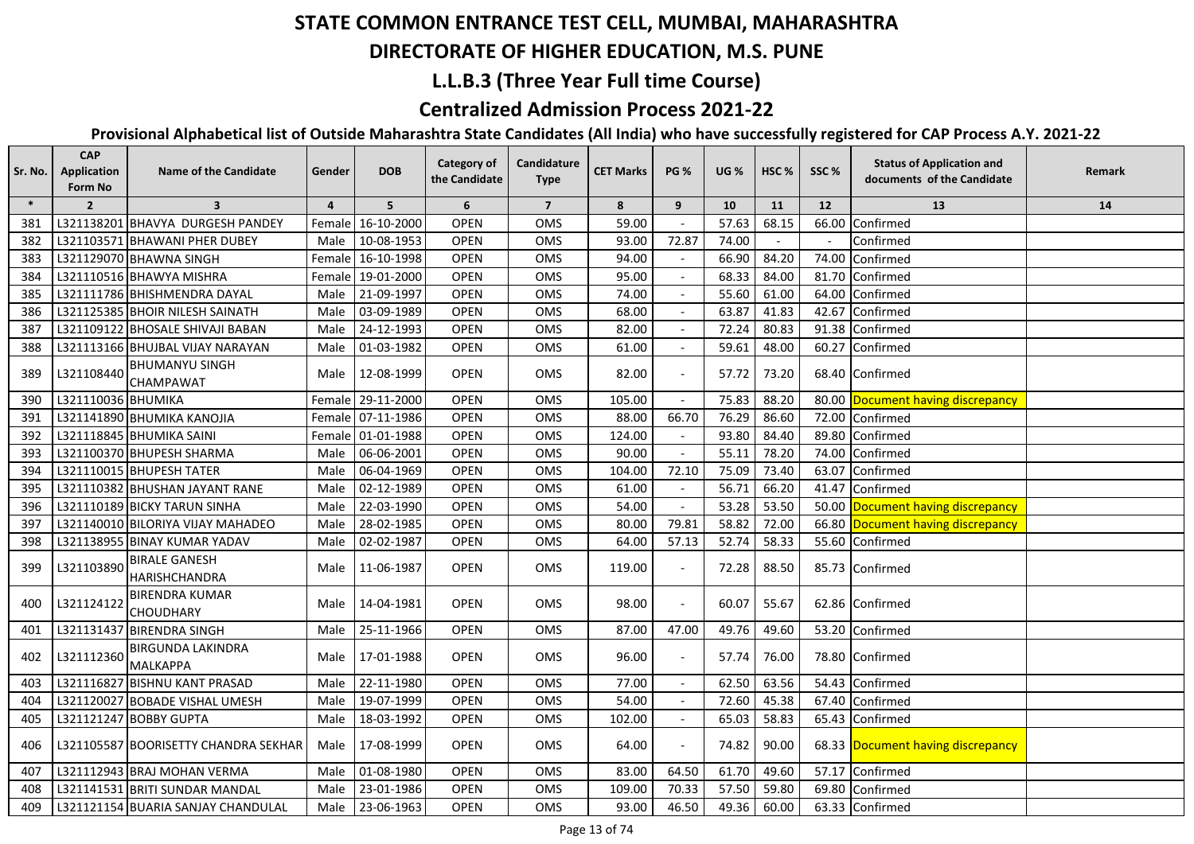# STATE COMMON ENTRANCE TEST CELL, MUMBAI, MAHARASHTRA

## DIRECTORATE OF HIGHER EDUCATION, M.S. PUNE

## L.L.B.3 (Three Year Full time Course)

## Centralized Admission Process 2021-22

### Provisional Alphabetical list of Outside Maharashtra State Candidates (All India) who have successfully registered for CAP Process A.Y. 2021-22

| Sr. No. | CAP Application Form No | Name of the Candidate | Gender | DOB | Category of the Candidate | Candidature Type | CET Marks | PG % | UG % | HSC % | SSC % | Status of Application and documents of the Candidate | Remark |
|---|---|---|---|---|---|---|---|---|---|---|---|---|---|
| * | 2 | 3 | 4 | 5 | 6 | 7 | 8 | 9 | 10 | 11 | 12 | 13 | 14 |
| 381 | L321138201 | BHAVYA DURGESH PANDEY | Female | 16-10-2000 | OPEN | OMS | 59.00 | - | 57.63 | 68.15 | 66.00 | Confirmed | |
| 382 | L321103571 | BHAWANI PHER DUBEY | Male | 10-08-1953 | OPEN | OMS | 93.00 | 72.87 | 74.00 | - | - | Confirmed | |
| 383 | L321129070 | BHAWNA SINGH | Female | 16-10-1998 | OPEN | OMS | 94.00 | - | 66.90 | 84.20 | 74.00 | Confirmed | |
| 384 | L321110516 | BHAWYA MISHRA | Female | 19-01-2000 | OPEN | OMS | 95.00 | - | 68.33 | 84.00 | 81.70 | Confirmed | |
| 385 | L321111786 | BHISHMENDRA DAYAL | Male | 21-09-1997 | OPEN | OMS | 74.00 | - | 55.60 | 61.00 | 64.00 | Confirmed | |
| 386 | L321125385 | BHOIR NILESH SAINATH | Male | 03-09-1989 | OPEN | OMS | 68.00 | - | 63.87 | 41.83 | 42.67 | Confirmed | |
| 387 | L321109122 | BHOSALE SHIVAJI BABAN | Male | 24-12-1993 | OPEN | OMS | 82.00 | - | 72.24 | 80.83 | 91.38 | Confirmed | |
| 388 | L321113166 | BHUJBAL VIJAY NARAYAN | Male | 01-03-1982 | OPEN | OMS | 61.00 | - | 59.61 | 48.00 | 60.27 | Confirmed | |
| 389 | L321108440 | BHUMANYU SINGH CHAMPAWAT | Male | 12-08-1999 | OPEN | OMS | 82.00 | - | 57.72 | 73.20 | 68.40 | Confirmed | |
| 390 | L321110036 | BHUMIKA | Female | 29-11-2000 | OPEN | OMS | 105.00 | - | 75.83 | 88.20 | 80.00 | Document having discrepancy | |
| 391 | L321141890 | BHUMIKA KANOJIA | Female | 07-11-1986 | OPEN | OMS | 88.00 | 66.70 | 76.29 | 86.60 | 72.00 | Confirmed | |
| 392 | L321118845 | BHUMIKA SAINI | Female | 01-01-1988 | OPEN | OMS | 124.00 | - | 93.80 | 84.40 | 89.80 | Confirmed | |
| 393 | L321100370 | BHUPESH SHARMA | Male | 06-06-2001 | OPEN | OMS | 90.00 | - | 55.11 | 78.20 | 74.00 | Confirmed | |
| 394 | L321110015 | BHUPESH TATER | Male | 06-04-1969 | OPEN | OMS | 104.00 | 72.10 | 75.09 | 73.40 | 63.07 | Confirmed | |
| 395 | L321110382 | BHUSHAN JAYANT RANE | Male | 02-12-1989 | OPEN | OMS | 61.00 | - | 56.71 | 66.20 | 41.47 | Confirmed | |
| 396 | L321110189 | BICKY TARUN SINHA | Male | 22-03-1990 | OPEN | OMS | 54.00 | - | 53.28 | 53.50 | 50.00 | Document having discrepancy | |
| 397 | L321140010 | BILORIYA VIJAY MAHADEO | Male | 28-02-1985 | OPEN | OMS | 80.00 | 79.81 | 58.82 | 72.00 | 66.80 | Document having discrepancy | |
| 398 | L321138955 | BINAY KUMAR YADAV | Male | 02-02-1987 | OPEN | OMS | 64.00 | 57.13 | 52.74 | 58.33 | 55.60 | Confirmed | |
| 399 | L321103890 | BIRALE GANESH HARISHCHANDRA | Male | 11-06-1987 | OPEN | OMS | 119.00 | - | 72.28 | 88.50 | 85.73 | Confirmed | |
| 400 | L321124122 | BIRENDRA KUMAR CHOUDHARY | Male | 14-04-1981 | OPEN | OMS | 98.00 | - | 60.07 | 55.67 | 62.86 | Confirmed | |
| 401 | L321131437 | BIRENDRA SINGH | Male | 25-11-1966 | OPEN | OMS | 87.00 | 47.00 | 49.76 | 49.60 | 53.20 | Confirmed | |
| 402 | L321112360 | BIRGUNDA LAKINDRA MALKAPPA | Male | 17-01-1988 | OPEN | OMS | 96.00 | - | 57.74 | 76.00 | 78.80 | Confirmed | |
| 403 | L321116827 | BISHNU KANT PRASAD | Male | 22-11-1980 | OPEN | OMS | 77.00 | - | 62.50 | 63.56 | 54.43 | Confirmed | |
| 404 | L321120027 | BOBADE VISHAL UMESH | Male | 19-07-1999 | OPEN | OMS | 54.00 | - | 72.60 | 45.38 | 67.40 | Confirmed | |
| 405 | L321121247 | BOBBY GUPTA | Male | 18-03-1992 | OPEN | OMS | 102.00 | - | 65.03 | 58.83 | 65.43 | Confirmed | |
| 406 | L321105587 | BOORISETTY CHANDRA SEKHAR | Male | 17-08-1999 | OPEN | OMS | 64.00 | - | 74.82 | 90.00 | 68.33 | Document having discrepancy | |
| 407 | L321112943 | BRAJ MOHAN VERMA | Male | 01-08-1980 | OPEN | OMS | 83.00 | 64.50 | 61.70 | 49.60 | 57.17 | Confirmed | |
| 408 | L321141531 | BRITI SUNDAR MANDAL | Male | 23-01-1986 | OPEN | OMS | 109.00 | 70.33 | 57.50 | 59.80 | 69.80 | Confirmed | |
| 409 | L321121154 | BUARIA SANJAY CHANDULAL | Male | 23-06-1963 | OPEN | OMS | 93.00 | 46.50 | 49.36 | 60.00 | 63.33 | Confirmed | |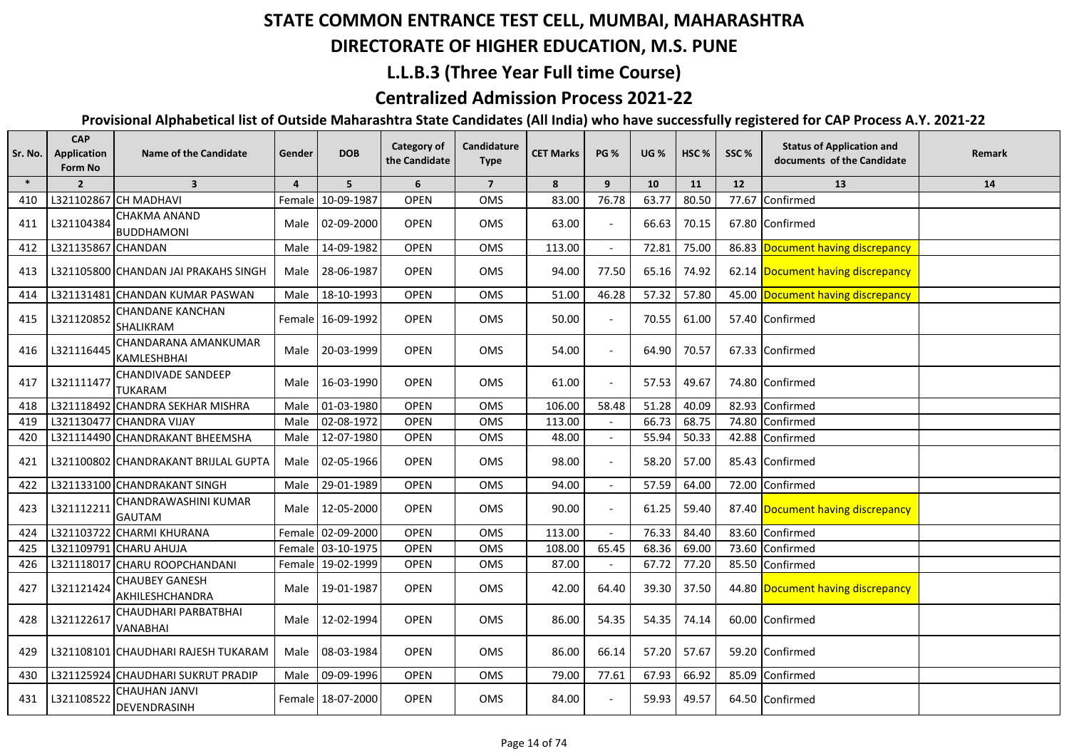# STATE COMMON ENTRANCE TEST CELL, MUMBAI, MAHARASHTRA

## DIRECTORATE OF HIGHER EDUCATION, M.S. PUNE

## L.L.B.3 (Three Year Full time Course)

## Centralized Admission Process 2021-22

### Provisional Alphabetical list of Outside Maharashtra State Candidates (All India) who have successfully registered for CAP Process A.Y. 2021-22

| Sr. No. | CAP Application Form No | Name of the Candidate | Gender | DOB | Category of the Candidate | Candidature Type | CET Marks | PG % | UG % | HSC % | SSC % | Status of Application and documents of the Candidate | Remark |
|---|---|---|---|---|---|---|---|---|---|---|---|---|---|
| * | 2 | 3 | 4 | 5 | 6 | 7 | 8 | 9 | 10 | 11 | 12 | 13 | 14 |
| 410 | L321102867 | CH MADHAVI | Female | 10-09-1987 | OPEN | OMS | 83.00 | 76.78 | 63.77 | 80.50 | 77.67 | Confirmed | |
| 411 | L321104384 | CHAKMA ANAND BUDDHAMONI | Male | 02-09-2000 | OPEN | OMS | 63.00 | - | 66.63 | 70.15 | 67.80 | Confirmed | |
| 412 | L321135867 | CHANDAN | Male | 14-09-1982 | OPEN | OMS | 113.00 | - | 72.81 | 75.00 | 86.83 | Document having discrepancy | |
| 413 | L321105800 | CHANDAN JAI PRAKAHS SINGH | Male | 28-06-1987 | OPEN | OMS | 94.00 | 77.50 | 65.16 | 74.92 | 62.14 | Document having discrepancy | |
| 414 | L321131481 | CHANDAN KUMAR PASWAN | Male | 18-10-1993 | OPEN | OMS | 51.00 | 46.28 | 57.32 | 57.80 | 45.00 | Document having discrepancy | |
| 415 | L321120852 | CHANDANE KANCHAN SHALIKRAM | Female | 16-09-1992 | OPEN | OMS | 50.00 | - | 70.55 | 61.00 | 57.40 | Confirmed | |
| 416 | L321116445 | CHANDARANA AMANKUMAR KAMLESHBHAI | Male | 20-03-1999 | OPEN | OMS | 54.00 | - | 64.90 | 70.57 | 67.33 | Confirmed | |
| 417 | L321111477 | CHANDIVADE SANDEEP TUKARAM | Male | 16-03-1990 | OPEN | OMS | 61.00 | - | 57.53 | 49.67 | 74.80 | Confirmed | |
| 418 | L321118492 | CHANDRA SEKHAR MISHRA | Male | 01-03-1980 | OPEN | OMS | 106.00 | 58.48 | 51.28 | 40.09 | 82.93 | Confirmed | |
| 419 | L321130477 | CHANDRA VIJAY | Male | 02-08-1972 | OPEN | OMS | 113.00 | - | 66.73 | 68.75 | 74.80 | Confirmed | |
| 420 | L321114490 | CHANDRAKANT BHEEMSHA | Male | 12-07-1980 | OPEN | OMS | 48.00 | - | 55.94 | 50.33 | 42.88 | Confirmed | |
| 421 | L321100802 | CHANDRAKANT BRIJLAL GUPTA | Male | 02-05-1966 | OPEN | OMS | 98.00 | - | 58.20 | 57.00 | 85.43 | Confirmed | |
| 422 | L321133100 | CHANDRAKANT SINGH | Male | 29-01-1989 | OPEN | OMS | 94.00 | - | 57.59 | 64.00 | 72.00 | Confirmed | |
| 423 | L321112211 | CHANDRAWASHINI KUMAR GAUTAM | Male | 12-05-2000 | OPEN | OMS | 90.00 | - | 61.25 | 59.40 | 87.40 | Document having discrepancy | |
| 424 | L321103722 | CHARMI KHURANA | Female | 02-09-2000 | OPEN | OMS | 113.00 | - | 76.33 | 84.40 | 83.60 | Confirmed | |
| 425 | L321109791 | CHARU AHUJA | Female | 03-10-1975 | OPEN | OMS | 108.00 | 65.45 | 68.36 | 69.00 | 73.60 | Confirmed | |
| 426 | L321118017 | CHARU ROOPCHANDANI | Female | 19-02-1999 | OPEN | OMS | 87.00 | - | 67.72 | 77.20 | 85.50 | Confirmed | |
| 427 | L321121424 | CHAUBEY GANESH AKHILESHCHANDRA | Male | 19-01-1987 | OPEN | OMS | 42.00 | 64.40 | 39.30 | 37.50 | 44.80 | Document having discrepancy | |
| 428 | L321122617 | CHAUDHARI PARBATBHAI VANABHAI | Male | 12-02-1994 | OPEN | OMS | 86.00 | 54.35 | 54.35 | 74.14 | 60.00 | Confirmed | |
| 429 | L321108101 | CHAUDHARI RAJESH TUKARAM | Male | 08-03-1984 | OPEN | OMS | 86.00 | 66.14 | 57.20 | 57.67 | 59.20 | Confirmed | |
| 430 | L321125924 | CHAUDHARI SUKRUT PRADIP | Male | 09-09-1996 | OPEN | OMS | 79.00 | 77.61 | 67.93 | 66.92 | 85.09 | Confirmed | |
| 431 | L321108522 | CHAUHAN JANVI DEVENDRASINH | Female | 18-07-2000 | OPEN | OMS | 84.00 | - | 59.93 | 49.57 | 64.50 | Confirmed | |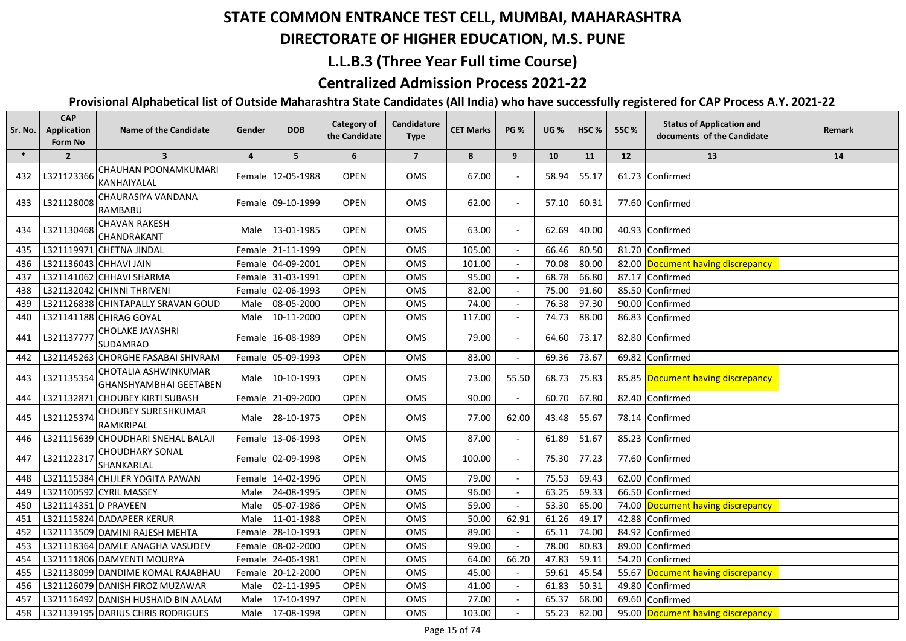# STATE COMMON ENTRANCE TEST CELL, MUMBAI, MAHARASHTRA

## DIRECTORATE OF HIGHER EDUCATION, M.S. PUNE

## L.L.B.3 (Three Year Full time Course)

## Centralized Admission Process 2021-22

### Provisional Alphabetical list of Outside Maharashtra State Candidates (All India) who have successfully registered for CAP Process A.Y. 2021-22

| Sr. No. | CAP Application Form No | Name of the Candidate | Gender | DOB | Category of the Candidate | Candidature Type | CET Marks | PG % | UG % | HSC % | SSC % | Status of Application and documents of the Candidate | Remark |
|---|---|---|---|---|---|---|---|---|---|---|---|---|---|
| * | 2 | 3 | 4 | 5 | 6 | 7 | 8 | 9 | 10 | 11 | 12 | 13 | 14 |
| 432 | L321123366 | CHAUHAN POONAMKUMARI KANHAIYALAL | Female | 12-05-1988 | OPEN | OMS | 67.00 | - | 58.94 | 55.17 | 61.73 | Confirmed | |
| 433 | L321128008 | CHAURASIYA VANDANA RAMBABU | Female | 09-10-1999 | OPEN | OMS | 62.00 | - | 57.10 | 60.31 | 77.60 | Confirmed | |
| 434 | L321130468 | CHAVAN RAKESH CHANDRAKANT | Male | 13-01-1985 | OPEN | OMS | 63.00 | - | 62.69 | 40.00 | 40.93 | Confirmed | |
| 435 | L321119971 | CHETNA JINDAL | Female | 21-11-1999 | OPEN | OMS | 105.00 | - | 66.46 | 80.50 | 81.70 | Confirmed | |
| 436 | L321136043 | CHHAVI JAIN | Female | 04-09-2001 | OPEN | OMS | 101.00 | - | 70.08 | 80.00 | 82.00 | Document having discrepancy | |
| 437 | L321141062 | CHHAVI SHARMA | Female | 31-03-1991 | OPEN | OMS | 95.00 | - | 68.78 | 66.80 | 87.17 | Confirmed | |
| 438 | L321132042 | CHINNI THRIVENI | Female | 02-06-1993 | OPEN | OMS | 82.00 | - | 75.00 | 91.60 | 85.50 | Confirmed | |
| 439 | L321126838 | CHINTAPALLY SRAVAN GOUD | Male | 08-05-2000 | OPEN | OMS | 74.00 | - | 76.38 | 97.30 | 90.00 | Confirmed | |
| 440 | L321141188 | CHIRAG GOYAL | Male | 10-11-2000 | OPEN | OMS | 117.00 | - | 74.73 | 88.00 | 86.83 | Confirmed | |
| 441 | L321137777 | CHOLAKE JAYASHRI SUDAMRAO | Female | 16-08-1989 | OPEN | OMS | 79.00 | - | 64.60 | 73.17 | 82.80 | Confirmed | |
| 442 | L321145263 | CHORGHE FASABAI SHIVRAM | Female | 05-09-1993 | OPEN | OMS | 83.00 | - | 69.36 | 73.67 | 69.82 | Confirmed | |
| 443 | L321135354 | CHOTALIA ASHWINKUMAR GHANSHYAMBHAI GEETABEN | Male | 10-10-1993 | OPEN | OMS | 73.00 | 55.50 | 68.73 | 75.83 | 85.85 | Document having discrepancy | |
| 444 | L321132871 | CHOUBEY KIRTI SUBASH | Female | 21-09-2000 | OPEN | OMS | 90.00 | - | 60.70 | 67.80 | 82.40 | Confirmed | |
| 445 | L321125374 | CHOUBEY SURESHKUMAR RAMKRIPAL | Male | 28-10-1975 | OPEN | OMS | 77.00 | 62.00 | 43.48 | 55.67 | 78.14 | Confirmed | |
| 446 | L321115639 | CHOUDHARI SNEHAL BALAJI | Female | 13-06-1993 | OPEN | OMS | 87.00 | - | 61.89 | 51.67 | 85.23 | Confirmed | |
| 447 | L321122317 | CHOUDHARY SONAL SHANKARLAL | Female | 02-09-1998 | OPEN | OMS | 100.00 | - | 75.30 | 77.23 | 77.60 | Confirmed | |
| 448 | L321115384 | CHULER YOGITA PAWAN | Female | 14-02-1996 | OPEN | OMS | 79.00 | - | 75.53 | 69.43 | 62.00 | Confirmed | |
| 449 | L321100592 | CYRIL MASSEY | Male | 24-08-1995 | OPEN | OMS | 96.00 | - | 63.25 | 69.33 | 66.50 | Confirmed | |
| 450 | L321114351 | D PRAVEEN | Male | 05-07-1986 | OPEN | OMS | 59.00 | - | 53.30 | 65.00 | 74.00 | Document having discrepancy | |
| 451 | L321115824 | DADAPEER KERUR | Male | 11-01-1988 | OPEN | OMS | 50.00 | 62.91 | 61.26 | 49.17 | 42.88 | Confirmed | |
| 452 | L321113509 | DAMINI RAJESH MEHTA | Female | 28-10-1993 | OPEN | OMS | 89.00 | - | 65.11 | 74.00 | 84.92 | Confirmed | |
| 453 | L321118364 | DAMLE ANAGHA VASUDEV | Female | 08-02-2000 | OPEN | OMS | 99.00 | - | 78.00 | 80.83 | 89.00 | Confirmed | |
| 454 | L321111806 | DAMYENTI MOURYA | Female | 24-06-1981 | OPEN | OMS | 64.00 | 66.20 | 47.83 | 59.11 | 54.20 | Confirmed | |
| 455 | L321138099 | DANDIME KOMAL RAJABHAU | Female | 20-12-2000 | OPEN | OMS | 45.00 | - | 59.61 | 45.54 | 55.67 | Document having discrepancy | |
| 456 | L321126079 | DANISH FIROZ MUZAWAR | Male | 02-11-1995 | OPEN | OMS | 41.00 | - | 61.83 | 50.31 | 49.80 | Confirmed | |
| 457 | L321116492 | DANISH HUSHAID BIN AALAM | Male | 17-10-1997 | OPEN | OMS | 77.00 | - | 65.37 | 68.00 | 69.60 | Confirmed | |
| 458 | L321139195 | DARIUS CHRIS RODRIGUES | Male | 17-08-1998 | OPEN | OMS | 103.00 | - | 55.23 | 82.00 | 95.00 | Document having discrepancy | |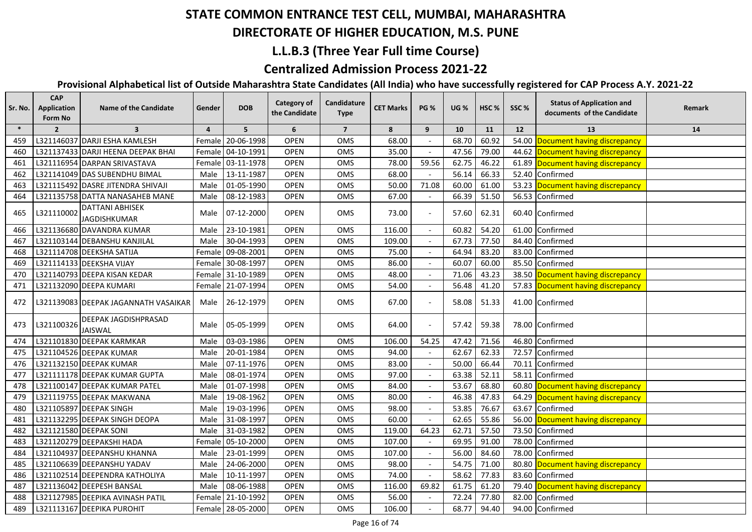# STATE COMMON ENTRANCE TEST CELL, MUMBAI, MAHARASHTRA

## DIRECTORATE OF HIGHER EDUCATION, M.S. PUNE

### L.L.B.3 (Three Year Full time Course)

### Centralized Admission Process 2021-22

**Provisional Alphabetical list of Outside Maharashtra State Candidates (All India) who have successfully registered for CAP Process A.Y. 2021-22**

| Sr. No. | CAP Application Form No | Name of the Candidate | Gender | DOB | Category of the Candidate | Candidature Type | CET Marks | PG % | UG % | HSC % | SSC % | Status of Application and documents of the Candidate | Remark |
|---|---|---|---|---|---|---|---|---|---|---|---|---|---|
| * | 2 | 3 | 4 | 5 | 6 | 7 | 8 | 9 | 10 | 11 | 12 | 13 | 14 |
| 459 | L321146037 | DARJI ESHA KAMLESH | Female | 20-06-1998 | OPEN | OMS | 68.00 | - | 68.70 | 60.92 | 54.00 | Document having discrepancy | |
| 460 | L321137433 | DARJI HEENA DEEPAK BHAI | Female | 04-10-1991 | OPEN | OMS | 35.00 | - | 47.56 | 79.00 | 44.62 | Document having discrepancy | |
| 461 | L321116954 | DARPAN SRIVASTAVA | Female | 03-11-1978 | OPEN | OMS | 78.00 | 59.56 | 62.75 | 46.22 | 61.89 | Document having discrepancy | |
| 462 | L321141049 | DAS SUBENDHU BIMAL | Male | 13-11-1987 | OPEN | OMS | 68.00 | - | 56.14 | 66.33 | 52.40 | Confirmed | |
| 463 | L321115492 | DASRE JITENDRA SHIVAJI | Male | 01-05-1990 | OPEN | OMS | 50.00 | 71.08 | 60.00 | 61.00 | 53.23 | Document having discrepancy | |
| 464 | L321135758 | DATTA NANASAHEB MANE | Male | 08-12-1983 | OPEN | OMS | 67.00 | - | 66.39 | 51.50 | 56.53 | Confirmed | |
| 465 | L321110002 | DATTANI ABHISEK JAGDISHKUMAR | Male | 07-12-2000 | OPEN | OMS | 73.00 | - | 57.60 | 62.31 | 60.40 | Confirmed | |
| 466 | L321136680 | DAVANDRA KUMAR | Male | 23-10-1981 | OPEN | OMS | 116.00 | - | 60.82 | 54.20 | 61.00 | Confirmed | |
| 467 | L321103144 | DEBANSHU KANJILAL | Male | 30-04-1993 | OPEN | OMS | 109.00 | - | 67.73 | 77.50 | 84.40 | Confirmed | |
| 468 | L321114708 | DEEKSHA SATIJA | Female | 09-08-2001 | OPEN | OMS | 75.00 | - | 64.94 | 83.20 | 83.00 | Confirmed | |
| 469 | L321114133 | DEEKSHA VIJAY | Female | 30-08-1997 | OPEN | OMS | 86.00 | - | 60.07 | 60.00 | 85.50 | Confirmed | |
| 470 | L321140793 | DEEPA KISAN KEDAR | Female | 31-10-1989 | OPEN | OMS | 48.00 | - | 71.06 | 43.23 | 38.50 | Document having discrepancy | |
| 471 | L321132090 | DEEPA KUMARI | Female | 21-07-1994 | OPEN | OMS | 54.00 | - | 56.48 | 41.20 | 57.83 | Document having discrepancy | |
| 472 | L321139083 | DEEPAK JAGANNATH VASAIKAR | Male | 26-12-1979 | OPEN | OMS | 67.00 | - | 58.08 | 51.33 | 41.00 | Confirmed | |
| 473 | L321100326 | DEEPAK JAGDISHPRASAD JAISWAL | Male | 05-05-1999 | OPEN | OMS | 64.00 | - | 57.42 | 59.38 | 78.00 | Confirmed | |
| 474 | L321101830 | DEEPAK KARMKAR | Male | 03-03-1986 | OPEN | OMS | 106.00 | 54.25 | 47.42 | 71.56 | 46.80 | Confirmed | |
| 475 | L321104526 | DEEPAK KUMAR | Male | 20-01-1984 | OPEN | OMS | 94.00 | - | 62.67 | 62.33 | 72.57 | Confirmed | |
| 476 | L321132150 | DEEPAK KUMAR | Male | 07-11-1976 | OPEN | OMS | 83.00 | - | 50.00 | 66.44 | 70.11 | Confirmed | |
| 477 | L321111178 | DEEPAK KUMAR GUPTA | Male | 08-01-1974 | OPEN | OMS | 97.00 | - | 63.38 | 52.11 | 58.11 | Confirmed | |
| 478 | L321100147 | DEEPAK KUMAR PATEL | Male | 01-07-1998 | OPEN | OMS | 84.00 | - | 53.67 | 68.80 | 60.80 | Document having discrepancy | |
| 479 | L321119755 | DEEPAK MAKWANA | Male | 19-08-1962 | OPEN | OMS | 80.00 | - | 46.38 | 47.83 | 64.29 | Document having discrepancy | |
| 480 | L321105897 | DEEPAK SINGH | Male | 19-03-1996 | OPEN | OMS | 98.00 | - | 53.85 | 76.67 | 63.67 | Confirmed | |
| 481 | L321132295 | DEEPAK SINGH DEOPA | Male | 31-08-1997 | OPEN | OMS | 60.00 | - | 62.65 | 55.86 | 56.00 | Document having discrepancy | |
| 482 | L321121580 | DEEPAK SONI | Male | 31-03-1982 | OPEN | OMS | 119.00 | 64.23 | 62.71 | 57.50 | 73.50 | Confirmed | |
| 483 | L321120279 | DEEPAKSHI HADA | Female | 05-10-2000 | OPEN | OMS | 107.00 | - | 69.95 | 91.00 | 78.00 | Confirmed | |
| 484 | L321104937 | DEEPANSHU KHANNA | Male | 23-01-1999 | OPEN | OMS | 107.00 | - | 56.00 | 84.60 | 78.00 | Confirmed | |
| 485 | L321106639 | DEEPANSHU YADAV | Male | 24-06-2000 | OPEN | OMS | 98.00 | - | 54.75 | 71.00 | 80.80 | Document having discrepancy | |
| 486 | L321102514 | DEEPENDRA KATHOLIYA | Male | 10-11-1997 | OPEN | OMS | 74.00 | - | 58.62 | 77.83 | 83.60 | Confirmed | |
| 487 | L321136042 | DEEPESH BANSAL | Male | 08-06-1988 | OPEN | OMS | 116.00 | 69.82 | 61.75 | 61.20 | 79.40 | Document having discrepancy | |
| 488 | L321127985 | DEEPIKA AVINASH PATIL | Female | 21-10-1992 | OPEN | OMS | 56.00 | - | 72.24 | 77.80 | 82.00 | Confirmed | |
| 489 | L321113167 | DEEPIKA PUROHIT | Female | 28-05-2000 | OPEN | OMS | 106.00 | - | 68.77 | 94.40 | 94.00 | Confirmed | |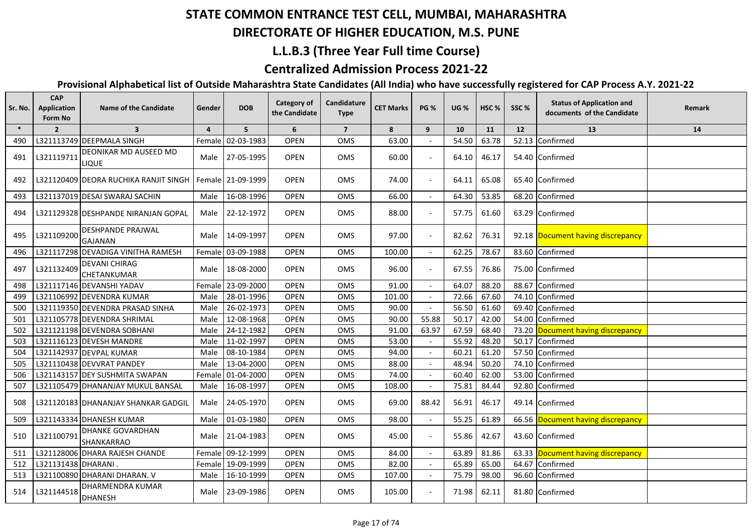# STATE COMMON ENTRANCE TEST CELL, MUMBAI, MAHARASHTRA

# DIRECTORATE OF HIGHER EDUCATION, M.S. PUNE

## L.L.B.3 (Three Year Full time Course)

## Centralized Admission Process 2021-22

### Provisional Alphabetical list of Outside Maharashtra State Candidates (All India) who have successfully registered for CAP Process A.Y. 2021-22

| Sr. No. | CAP Application Form No | Name of the Candidate | Gender | DOB | Category of the Candidate | Candidature Type | CET Marks | PG % | UG % | HSC % | SSC % | Status of Application and documents of the Candidate | Remark |
|---|---|---|---|---|---|---|---|---|---|---|---|---|---|
| * | 2 | 3 | 4 | 5 | 6 | 7 | 8 | 9 | 10 | 11 | 12 | 13 | 14 |
| 490 | L321113749 | DEEPMALA SINGH | Female | 02-03-1983 | OPEN | OMS | 63.00 | - | 54.50 | 63.78 | 52.13 | Confirmed | |
| 491 | L321119711 | DEONIKAR MD AUSEED MD LIQUE | Male | 27-05-1995 | OPEN | OMS | 60.00 | - | 64.10 | 46.17 | 54.40 | Confirmed | |
| 492 | L321120409 | DEORA RUCHIKA RANJIT SINGH | Female | 21-09-1999 | OPEN | OMS | 74.00 | - | 64.11 | 65.08 | 65.40 | Confirmed | |
| 493 | L321137019 | DESAI SWARAJ SACHIN | Male | 16-08-1996 | OPEN | OMS | 66.00 | - | 64.30 | 53.85 | 68.20 | Confirmed | |
| 494 | L321129328 | DESHPANDE NIRANJAN GOPAL | Male | 22-12-1972 | OPEN | OMS | 88.00 | - | 57.75 | 61.60 | 63.29 | Confirmed | |
| 495 | L321109200 | DESHPANDE PRAJWAL GAJANAN | Male | 14-09-1997 | OPEN | OMS | 97.00 | - | 82.62 | 76.31 | 92.18 | Document having discrepancy | |
| 496 | L321117298 | DEVADIGA VINITHA RAMESH | Female | 03-09-1988 | OPEN | OMS | 100.00 | - | 62.25 | 78.67 | 83.60 | Confirmed | |
| 497 | L321132409 | DEVANI CHIRAG CHETANKUMAR | Male | 18-08-2000 | OPEN | OMS | 96.00 | - | 67.55 | 76.86 | 75.00 | Confirmed | |
| 498 | L321117146 | DEVANSHI YADAV | Female | 23-09-2000 | OPEN | OMS | 91.00 | - | 64.07 | 88.20 | 88.67 | Confirmed | |
| 499 | L321106992 | DEVENDRA KUMAR | Male | 28-01-1996 | OPEN | OMS | 101.00 | - | 72.66 | 67.60 | 74.10 | Confirmed | |
| 500 | L321119350 | DEVENDRA PRASAD SINHA | Male | 26-02-1973 | OPEN | OMS | 90.00 | - | 56.50 | 61.60 | 69.40 | Confirmed | |
| 501 | L321105778 | DEVENDRA SHRIMAL | Male | 12-08-1968 | OPEN | OMS | 90.00 | 55.88 | 50.17 | 42.00 | 54.00 | Confirmed | |
| 502 | L321121198 | DEVENDRA SOBHANI | Male | 24-12-1982 | OPEN | OMS | 91.00 | 63.97 | 67.59 | 68.40 | 73.20 | Document having discrepancy | |
| 503 | L321116123 | DEVESH MANDRE | Male | 11-02-1997 | OPEN | OMS | 53.00 | - | 55.92 | 48.20 | 50.17 | Confirmed | |
| 504 | L321142937 | DEVPAL KUMAR | Male | 08-10-1984 | OPEN | OMS | 94.00 | - | 60.21 | 61.20 | 57.50 | Confirmed | |
| 505 | L321110438 | DEVVRAT PANDEY | Male | 13-04-2000 | OPEN | OMS | 88.00 | - | 48.94 | 50.20 | 74.10 | Confirmed | |
| 506 | L321143157 | DEY SUSHMITA SWAPAN | Female | 01-04-2000 | OPEN | OMS | 74.00 | - | 60.40 | 62.00 | 53.00 | Confirmed | |
| 507 | L321105479 | DHANANJAY MUKUL BANSAL | Male | 16-08-1997 | OPEN | OMS | 108.00 | - | 75.81 | 84.44 | 92.80 | Confirmed | |
| 508 | L321120183 | DHANANJAY SHANKAR GADGIL | Male | 24-05-1970 | OPEN | OMS | 69.00 | 88.42 | 56.91 | 46.17 | 49.14 | Confirmed | |
| 509 | L321143334 | DHANESH KUMAR | Male | 01-03-1980 | OPEN | OMS | 98.00 | - | 55.25 | 61.89 | 66.56 | Document having discrepancy | |
| 510 | L321100791 | DHANKE GOVARDHAN SHANKARRAO | Male | 21-04-1983 | OPEN | OMS | 45.00 | - | 55.86 | 42.67 | 43.60 | Confirmed | |
| 511 | L321128006 | DHARA RAJESH CHANDE | Female | 09-12-1999 | OPEN | OMS | 84.00 | - | 63.89 | 81.86 | 63.33 | Document having discrepancy | |
| 512 | L321131438 | DHARANI . | Female | 19-09-1999 | OPEN | OMS | 82.00 | - | 65.89 | 65.00 | 64.67 | Confirmed | |
| 513 | L321100890 | DHARANI DHARAN. V | Male | 16-10-1999 | OPEN | OMS | 107.00 | - | 75.79 | 98.00 | 96.60 | Confirmed | |
| 514 | L321144518 | DHARMENDRA KUMAR DHANESH | Male | 23-09-1986 | OPEN | OMS | 105.00 | - | 71.98 | 62.11 | 81.80 | Confirmed | |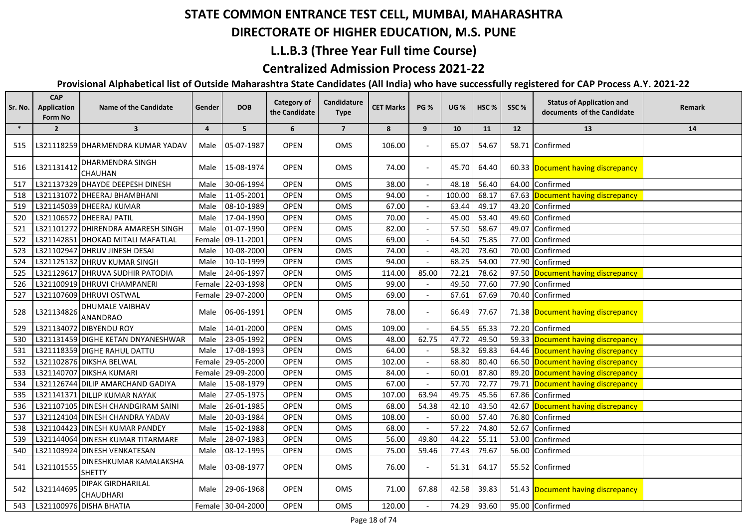# STATE COMMON ENTRANCE TEST CELL, MUMBAI, MAHARASHTRA

## DIRECTORATE OF HIGHER EDUCATION, M.S. PUNE

## L.L.B.3 (Three Year Full time Course)

## Centralized Admission Process 2021-22

### Provisional Alphabetical list of Outside Maharashtra State Candidates (All India) who have successfully registered for CAP Process A.Y. 2021-22

| Sr. No. | CAP Application Form No | Name of the Candidate | Gender | DOB | Category of the Candidate | Candidature Type | CET Marks | PG % | UG % | HSC % | SSC % | Status of Application and documents of the Candidate | Remark |
|---|---|---|---|---|---|---|---|---|---|---|---|---|---|
| * | 2 | 3 | 4 | 5 | 6 | 7 | 8 | 9 | 10 | 11 | 12 | 13 | 14 |
| 515 | L321118259 | DHARMENDRA KUMAR YADAV | Male | 05-07-1987 | OPEN | OMS | 106.00 | - | 65.07 | 54.67 | 58.71 | Confirmed | |
| 516 | L321131412 | DHARMENDRA SINGH CHAUHAN | Male | 15-08-1974 | OPEN | OMS | 74.00 | - | 45.70 | 64.40 | 60.33 | Document having discrepancy | |
| 517 | L321137329 | DHAYDE DEEPESH DINESH | Male | 30-06-1994 | OPEN | OMS | 38.00 | - | 48.18 | 56.40 | 64.00 | Confirmed | |
| 518 | L321131072 | DHEERAJ BHAMBHANI | Male | 11-05-2001 | OPEN | OMS | 94.00 | - | 100.00 | 68.17 | 67.63 | Document having discrepancy | |
| 519 | L321145039 | DHEERAJ KUMAR | Male | 08-10-1989 | OPEN | OMS | 67.00 | - | 63.44 | 49.17 | 43.20 | Confirmed | |
| 520 | L321106572 | DHEERAJ PATIL | Male | 17-04-1990 | OPEN | OMS | 70.00 | - | 45.00 | 53.40 | 49.60 | Confirmed | |
| 521 | L321101272 | DHIRENDRA AMARESH SINGH | Male | 01-07-1990 | OPEN | OMS | 82.00 | - | 57.50 | 58.67 | 49.07 | Confirmed | |
| 522 | L321142851 | DHOKAD MITALI MAFATLAL | Female | 09-11-2001 | OPEN | OMS | 69.00 | - | 64.50 | 75.85 | 77.00 | Confirmed | |
| 523 | L321102947 | DHRUV JINESH DESAI | Male | 10-08-2000 | OPEN | OMS | 74.00 | - | 48.20 | 73.60 | 70.00 | Confirmed | |
| 524 | L321125132 | DHRUV KUMAR SINGH | Male | 10-10-1999 | OPEN | OMS | 94.00 | - | 68.25 | 54.00 | 77.90 | Confirmed | |
| 525 | L321129617 | DHRUVA SUDHIR PATODIA | Male | 24-06-1997 | OPEN | OMS | 114.00 | 85.00 | 72.21 | 78.62 | 97.50 | Document having discrepancy | |
| 526 | L321100919 | DHRUVI CHAMPANERI | Female | 22-03-1998 | OPEN | OMS | 99.00 | - | 49.50 | 77.60 | 77.90 | Confirmed | |
| 527 | L321107609 | DHRUVI OSTWAL | Female | 29-07-2000 | OPEN | OMS | 69.00 | - | 67.61 | 67.69 | 70.40 | Confirmed | |
| 528 | L321134826 | DHUMALE VAIBHAV ANANDRAO | Male | 06-06-1991 | OPEN | OMS | 78.00 | - | 66.49 | 77.67 | 71.38 | Document having discrepancy | |
| 529 | L321134072 | DIBYENDU ROY | Male | 14-01-2000 | OPEN | OMS | 109.00 | - | 64.55 | 65.33 | 72.20 | Confirmed | |
| 530 | L321131459 | DIGHE KETAN DNYANESHWAR | Male | 23-05-1992 | OPEN | OMS | 48.00 | 62.75 | 47.72 | 49.50 | 59.33 | Document having discrepancy | |
| 531 | L321118359 | DIGHE RAHUL DATTU | Male | 17-08-1993 | OPEN | OMS | 64.00 | - | 58.32 | 69.83 | 64.46 | Document having discrepancy | |
| 532 | L321102876 | DIKSHA BELWAL | Female | 29-05-2000 | OPEN | OMS | 102.00 | - | 68.80 | 80.40 | 66.50 | Document having discrepancy | |
| 533 | L321140707 | DIKSHA KUMARI | Female | 29-09-2000 | OPEN | OMS | 84.00 | - | 60.01 | 87.80 | 89.20 | Document having discrepancy | |
| 534 | L321126744 | DILIP AMARCHAND GADIYA | Male | 15-08-1979 | OPEN | OMS | 67.00 | - | 57.70 | 72.77 | 79.71 | Document having discrepancy | |
| 535 | L321141371 | DILLIP KUMAR NAYAK | Male | 27-05-1975 | OPEN | OMS | 107.00 | 63.94 | 49.75 | 45.56 | 67.86 | Confirmed | |
| 536 | L321107105 | DINESH CHANDGIRAM SAINI | Male | 26-01-1985 | OPEN | OMS | 68.00 | 54.38 | 42.10 | 43.50 | 42.67 | Document having discrepancy | |
| 537 | L321124104 | DINESH CHANDRA YADAV | Male | 20-03-1984 | OPEN | OMS | 108.00 | - | 60.00 | 57.40 | 76.80 | Confirmed | |
| 538 | L321104423 | DINESH KUMAR PANDEY | Male | 15-02-1988 | OPEN | OMS | 68.00 | - | 57.22 | 74.80 | 52.67 | Confirmed | |
| 539 | L321144064 | DINESH KUMAR TITARMARE | Male | 28-07-1983 | OPEN | OMS | 56.00 | 49.80 | 44.22 | 55.11 | 53.00 | Confirmed | |
| 540 | L321103924 | DINESH VENKATESAN | Male | 08-12-1995 | OPEN | OMS | 75.00 | 59.46 | 77.43 | 79.67 | 56.00 | Confirmed | |
| 541 | L321101555 | DINESHKUMAR KAMALAKSHA SHETTY | Male | 03-08-1977 | OPEN | OMS | 76.00 | - | 51.31 | 64.17 | 55.52 | Confirmed | |
| 542 | L321144695 | DIPAK GIRDHARILAL CHAUDHARI | Male | 29-06-1968 | OPEN | OMS | 71.00 | 67.88 | 42.58 | 39.83 | 51.43 | Document having discrepancy | |
| 543 | L321100976 | DISHA BHATIA | Female | 30-04-2000 | OPEN | OMS | 120.00 | - | 74.29 | 93.60 | 95.00 | Confirmed | |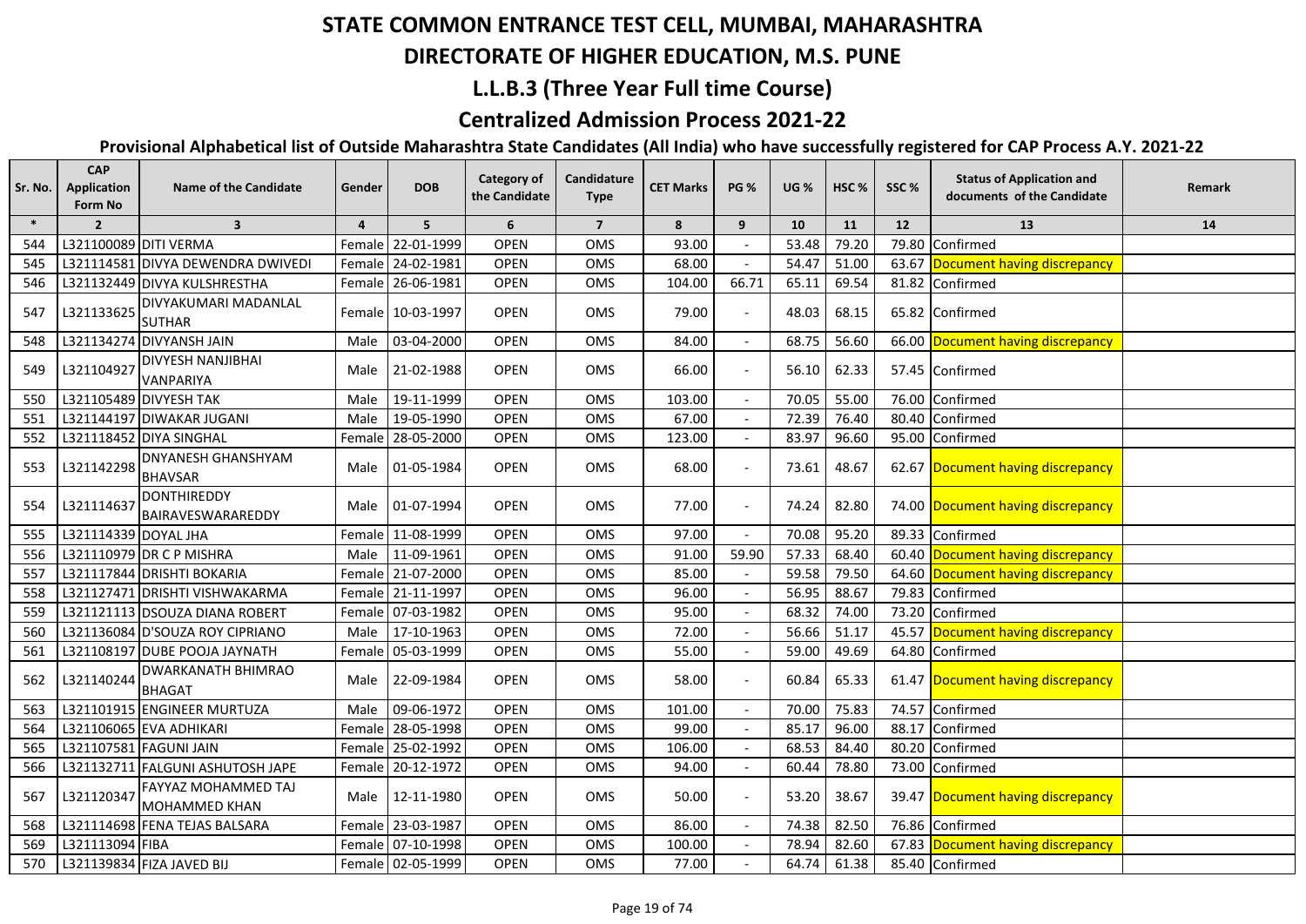# STATE COMMON ENTRANCE TEST CELL, MUMBAI, MAHARASHTRA

## DIRECTORATE OF HIGHER EDUCATION, M.S. PUNE

## L.L.B.3 (Three Year Full time Course)

## Centralized Admission Process 2021-22

### Provisional Alphabetical list of Outside Maharashtra State Candidates (All India) who have successfully registered for CAP Process A.Y. 2021-22

| Sr. No. | CAP Application Form No | Name of the Candidate | Gender | DOB | Category of the Candidate | Candidature Type | CET Marks | PG % | UG % | HSC % | SSC % | Status of Application and documents of the Candidate | Remark |
|---|---|---|---|---|---|---|---|---|---|---|---|---|---|
| * | 2 | 3 | 4 | 5 | 6 | 7 | 8 | 9 | 10 | 11 | 12 | 13 | 14 |
| 544 | L321100089 | DITI VERMA | Female | 22-01-1999 | OPEN | OMS | 93.00 | - | 53.48 | 79.20 | 79.80 | Confirmed | |
| 545 | L321114581 | DIVYA DEWENDRA DWIVEDI | Female | 24-02-1981 | OPEN | OMS | 68.00 | - | 54.47 | 51.00 | 63.67 | Document having discrepancy | |
| 546 | L321132449 | DIVYA KULSHRESTHA | Female | 26-06-1981 | OPEN | OMS | 104.00 | 66.71 | 65.11 | 69.54 | 81.82 | Confirmed | |
| 547 | L321133625 | DIVYAKUMARI MADANLAL SUTHAR | Female | 10-03-1997 | OPEN | OMS | 79.00 | - | 48.03 | 68.15 | 65.82 | Confirmed | |
| 548 | L321134274 | DIVYANSH JAIN | Male | 03-04-2000 | OPEN | OMS | 84.00 | - | 68.75 | 56.60 | 66.00 | Document having discrepancy | |
| 549 | L321104927 | DIVYESH NANJIBHAI VANPARIYA | Male | 21-02-1988 | OPEN | OMS | 66.00 | - | 56.10 | 62.33 | 57.45 | Confirmed | |
| 550 | L321105489 | DIVYESH TAK | Male | 19-11-1999 | OPEN | OMS | 103.00 | - | 70.05 | 55.00 | 76.00 | Confirmed | |
| 551 | L321144197 | DIWAKAR JUGANI | Male | 19-05-1990 | OPEN | OMS | 67.00 | - | 72.39 | 76.40 | 80.40 | Confirmed | |
| 552 | L321118452 | DIYA SINGHAL | Female | 28-05-2000 | OPEN | OMS | 123.00 | - | 83.97 | 96.60 | 95.00 | Confirmed | |
| 553 | L321142298 | DNYANESH GHANSHYAM BHAVSAR | Male | 01-05-1984 | OPEN | OMS | 68.00 | - | 73.61 | 48.67 | 62.67 | Document having discrepancy | |
| 554 | L321114637 | DONTHIREDDY BAIRAVESWARAREDDY | Male | 01-07-1994 | OPEN | OMS | 77.00 | - | 74.24 | 82.80 | 74.00 | Document having discrepancy | |
| 555 | L321114339 | DOYAL JHA | Female | 11-08-1999 | OPEN | OMS | 97.00 | - | 70.08 | 95.20 | 89.33 | Confirmed | |
| 556 | L321110979 | DR C P MISHRA | Male | 11-09-1961 | OPEN | OMS | 91.00 | 59.90 | 57.33 | 68.40 | 60.40 | Document having discrepancy | |
| 557 | L321117844 | DRISHTI BOKARIA | Female | 21-07-2000 | OPEN | OMS | 85.00 | - | 59.58 | 79.50 | 64.60 | Document having discrepancy | |
| 558 | L321127471 | DRISHTI VISHWAKARMA | Female | 21-11-1997 | OPEN | OMS | 96.00 | - | 56.95 | 88.67 | 79.83 | Confirmed | |
| 559 | L321121113 | DSOUZA DIANA ROBERT | Female | 07-03-1982 | OPEN | OMS | 95.00 | - | 68.32 | 74.00 | 73.20 | Confirmed | |
| 560 | L321136084 | D'SOUZA ROY CIPRIANO | Male | 17-10-1963 | OPEN | OMS | 72.00 | - | 56.66 | 51.17 | 45.57 | Document having discrepancy | |
| 561 | L321108197 | DUBE POOJA JAYNATH | Female | 05-03-1999 | OPEN | OMS | 55.00 | - | 59.00 | 49.69 | 64.80 | Confirmed | |
| 562 | L321140244 | DWARKANATH BHIMRAO BHAGAT | Male | 22-09-1984 | OPEN | OMS | 58.00 | - | 60.84 | 65.33 | 61.47 | Document having discrepancy | |
| 563 | L321101915 | ENGINEER MURTUZA | Male | 09-06-1972 | OPEN | OMS | 101.00 | - | 70.00 | 75.83 | 74.57 | Confirmed | |
| 564 | L321106065 | EVA ADHIKARI | Female | 28-05-1998 | OPEN | OMS | 99.00 | - | 85.17 | 96.00 | 88.17 | Confirmed | |
| 565 | L321107581 | FAGUNI JAIN | Female | 25-02-1992 | OPEN | OMS | 106.00 | - | 68.53 | 84.40 | 80.20 | Confirmed | |
| 566 | L321132711 | FALGUNI ASHUTOSH JAPE | Female | 20-12-1972 | OPEN | OMS | 94.00 | - | 60.44 | 78.80 | 73.00 | Confirmed | |
| 567 | L321120347 | FAYYAZ MOHAMMED TAJ MOHAMMED KHAN | Male | 12-11-1980 | OPEN | OMS | 50.00 | - | 53.20 | 38.67 | 39.47 | Document having discrepancy | |
| 568 | L321114698 | FENA TEJAS BALSARA | Female | 23-03-1987 | OPEN | OMS | 86.00 | - | 74.38 | 82.50 | 76.86 | Confirmed | |
| 569 | L321113094 | FIBA | Female | 07-10-1998 | OPEN | OMS | 100.00 | - | 78.94 | 82.60 | 67.83 | Document having discrepancy | |
| 570 | L321139834 | FIZA JAVED BIJ | Female | 02-05-1999 | OPEN | OMS | 77.00 | - | 64.74 | 61.38 | 85.40 | Confirmed | |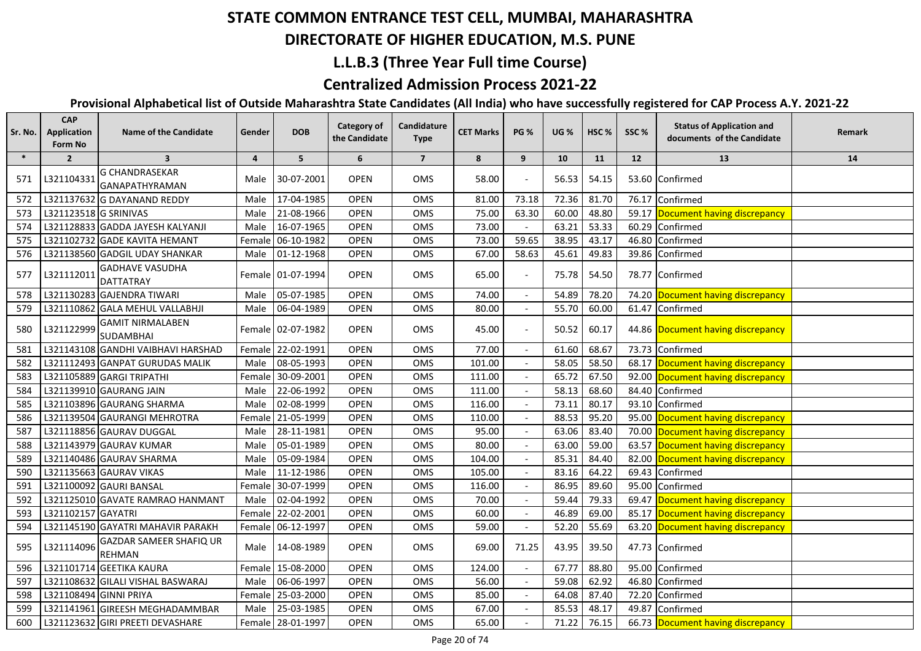# STATE COMMON ENTRANCE TEST CELL, MUMBAI, MAHARASHTRA

## DIRECTORATE OF HIGHER EDUCATION, M.S. PUNE

## L.L.B.3 (Three Year Full time Course)

## Centralized Admission Process 2021-22

### Provisional Alphabetical list of Outside Maharashtra State Candidates (All India) who have successfully registered for CAP Process A.Y. 2021-22

| Sr. No. | CAP Application Form No | Name of the Candidate | Gender | DOB | Category of the Candidate | Candidature Type | CET Marks | PG % | UG % | HSC % | SSC % | Status of Application and documents of the Candidate | Remark |
|---|---|---|---|---|---|---|---|---|---|---|---|---|---|
| * | 2 | 3 | 4 | 5 | 6 | 7 | 8 | 9 | 10 | 11 | 12 | 13 | 14 |
| 571 | L321104331 | G CHANDRASEKAR GANAPATHYRAMAN | Male | 30-07-2001 | OPEN | OMS | 58.00 | - | 56.53 | 54.15 | 53.60 | Confirmed | |
| 572 | L321137632 | G DAYANAND REDDY | Male | 17-04-1985 | OPEN | OMS | 81.00 | 73.18 | 72.36 | 81.70 | 76.17 | Confirmed | |
| 573 | L321123518 | G SRINIVAS | Male | 21-08-1966 | OPEN | OMS | 75.00 | 63.30 | 60.00 | 48.80 | 59.17 | Document having discrepancy | |
| 574 | L321128833 | GADDA JAYESH KALYANJI | Male | 16-07-1965 | OPEN | OMS | 73.00 | - | 63.21 | 53.33 | 60.29 | Confirmed | |
| 575 | L321102732 | GADE KAVITA HEMANT | Female | 06-10-1982 | OPEN | OMS | 73.00 | 59.65 | 38.95 | 43.17 | 46.80 | Confirmed | |
| 576 | L321138560 | GADGIL UDAY SHANKAR | Male | 01-12-1968 | OPEN | OMS | 67.00 | 58.63 | 45.61 | 49.83 | 39.86 | Confirmed | |
| 577 | L321112011 | GADHAVE VASUDHA DATTATRAY | Female | 01-07-1994 | OPEN | OMS | 65.00 | - | 75.78 | 54.50 | 78.77 | Confirmed | |
| 578 | L321130283 | GAJENDRA TIWARI | Male | 05-07-1985 | OPEN | OMS | 74.00 | - | 54.89 | 78.20 | 74.20 | Document having discrepancy | |
| 579 | L321110862 | GALA MEHUL VALLABHJI | Male | 06-04-1989 | OPEN | OMS | 80.00 | - | 55.70 | 60.00 | 61.47 | Confirmed | |
| 580 | L321122999 | GAMIT NIRMALABEN SUDAMBHAI | Female | 02-07-1982 | OPEN | OMS | 45.00 | - | 50.52 | 60.17 | 44.86 | Document having discrepancy | |
| 581 | L321143108 | GANDHI VAIBHAVI HARSHAD | Female | 22-02-1991 | OPEN | OMS | 77.00 | - | 61.60 | 68.67 | 73.73 | Confirmed | |
| 582 | L321112493 | GANPAT GURUDAS MALIK | Male | 08-05-1993 | OPEN | OMS | 101.00 | - | 58.05 | 58.50 | 68.17 | Document having discrepancy | |
| 583 | L321105889 | GARGI TRIPATHI | Female | 30-09-2001 | OPEN | OMS | 111.00 | - | 65.72 | 67.50 | 92.00 | Document having discrepancy | |
| 584 | L321139910 | GAURANG JAIN | Male | 22-06-1992 | OPEN | OMS | 111.00 | - | 58.13 | 68.60 | 84.40 | Confirmed | |
| 585 | L321103896 | GAURANG SHARMA | Male | 02-08-1999 | OPEN | OMS | 116.00 | - | 73.11 | 80.17 | 93.10 | Confirmed | |
| 586 | L321139504 | GAURANGI MEHROTRA | Female | 21-05-1999 | OPEN | OMS | 110.00 | - | 88.53 | 95.20 | 95.00 | Document having discrepancy | |
| 587 | L321118856 | GAURAV DUGGAL | Male | 28-11-1981 | OPEN | OMS | 95.00 | - | 63.06 | 83.40 | 70.00 | Document having discrepancy | |
| 588 | L321143979 | GAURAV KUMAR | Male | 05-01-1989 | OPEN | OMS | 80.00 | - | 63.00 | 59.00 | 63.57 | Document having discrepancy | |
| 589 | L321140486 | GAURAV SHARMA | Male | 05-09-1984 | OPEN | OMS | 104.00 | - | 85.31 | 84.40 | 82.00 | Document having discrepancy | |
| 590 | L321135663 | GAURAV VIKAS | Male | 11-12-1986 | OPEN | OMS | 105.00 | - | 83.16 | 64.22 | 69.43 | Confirmed | |
| 591 | L321100092 | GAURI BANSAL | Female | 30-07-1999 | OPEN | OMS | 116.00 | - | 86.95 | 89.60 | 95.00 | Confirmed | |
| 592 | L321125010 | GAVATE RAMRAO HANMANT | Male | 02-04-1992 | OPEN | OMS | 70.00 | - | 59.44 | 79.33 | 69.47 | Document having discrepancy | |
| 593 | L321102157 | GAYATRI | Female | 22-02-2001 | OPEN | OMS | 60.00 | - | 46.89 | 69.00 | 85.17 | Document having discrepancy | |
| 594 | L321145190 | GAYATRI MAHAVIR PARAKH | Female | 06-12-1997 | OPEN | OMS | 59.00 | - | 52.20 | 55.69 | 63.20 | Document having discrepancy | |
| 595 | L321114096 | GAZDAR SAMEER SHAFIQ UR REHMAN | Male | 14-08-1989 | OPEN | OMS | 69.00 | 71.25 | 43.95 | 39.50 | 47.73 | Confirmed | |
| 596 | L321101714 | GEETIKA KAURA | Female | 15-08-2000 | OPEN | OMS | 124.00 | - | 67.77 | 88.80 | 95.00 | Confirmed | |
| 597 | L321108632 | GILALI VISHAL BASWARAJ | Male | 06-06-1997 | OPEN | OMS | 56.00 | - | 59.08 | 62.92 | 46.80 | Confirmed | |
| 598 | L321108494 | GINNI PRIYA | Female | 25-03-2000 | OPEN | OMS | 85.00 | - | 64.08 | 87.40 | 72.20 | Confirmed | |
| 599 | L321141961 | GIREESH MEGHADAMMBAR | Male | 25-03-1985 | OPEN | OMS | 67.00 | - | 85.53 | 48.17 | 49.87 | Confirmed | |
| 600 | L321123632 | GIRI PREETI DEVASHARE | Female | 28-01-1997 | OPEN | OMS | 65.00 | - | 71.22 | 76.15 | 66.73 | Document having discrepancy | |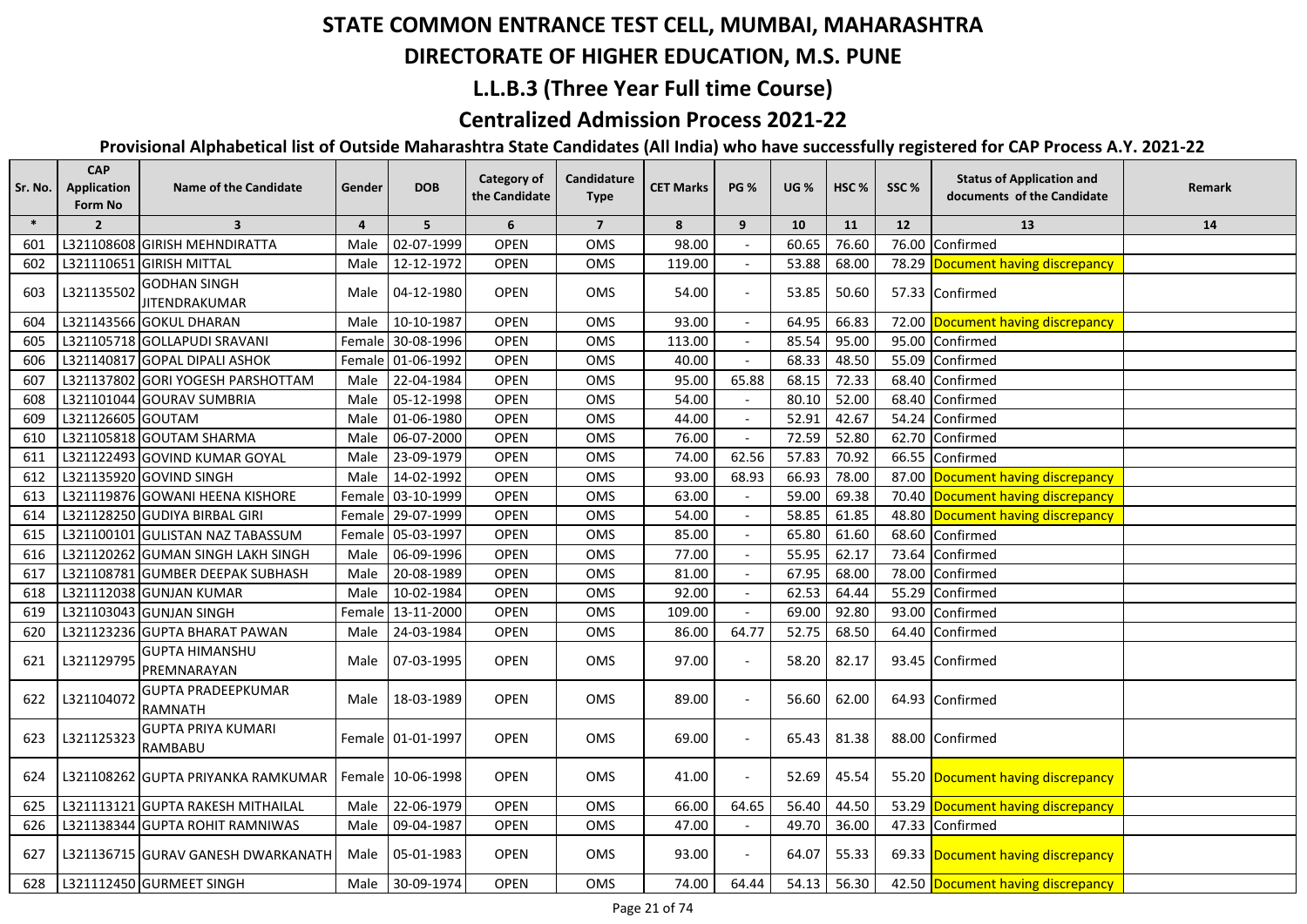# STATE COMMON ENTRANCE TEST CELL, MUMBAI, MAHARASHTRA

## DIRECTORATE OF HIGHER EDUCATION, M.S. PUNE

## L.L.B.3 (Three Year Full time Course)

## Centralized Admission Process 2021-22

### Provisional Alphabetical list of Outside Maharashtra State Candidates (All India) who have successfully registered for CAP Process A.Y. 2021-22

| Sr. No. | CAP Application Form No | Name of the Candidate | Gender | DOB | Category of the Candidate | Candidature Type | CET Marks | PG % | UG % | HSC % | SSC % | Status of Application and documents of the Candidate | Remark |
|---|---|---|---|---|---|---|---|---|---|---|---|---|---|
| * | 2 | 3 | 4 | 5 | 6 | 7 | 8 | 9 | 10 | 11 | 12 | 13 | 14 |
| 601 | L321108608 | GIRISH MEHNDIRATTA | Male | 02-07-1999 | OPEN | OMS | 98.00 | - | 60.65 | 76.60 | 76.00 | Confirmed | |
| 602 | L321110651 | GIRISH MITTAL | Male | 12-12-1972 | OPEN | OMS | 119.00 | - | 53.88 | 68.00 | 78.29 | Document having discrepancy | |
| 603 | L321135502 | GODHAN SINGH JITENDRAKUMAR | Male | 04-12-1980 | OPEN | OMS | 54.00 | - | 53.85 | 50.60 | 57.33 | Confirmed | |
| 604 | L321143566 | GOKUL DHARAN | Male | 10-10-1987 | OPEN | OMS | 93.00 | - | 64.95 | 66.83 | 72.00 | Document having discrepancy | |
| 605 | L321105718 | GOLLAPUDI SRAVANI | Female | 30-08-1996 | OPEN | OMS | 113.00 | - | 85.54 | 95.00 | 95.00 | Confirmed | |
| 606 | L321140817 | GOPAL DIPALI ASHOK | Female | 01-06-1992 | OPEN | OMS | 40.00 | - | 68.33 | 48.50 | 55.09 | Confirmed | |
| 607 | L321137802 | GORI YOGESH PARSHOTTAM | Male | 22-04-1984 | OPEN | OMS | 95.00 | 65.88 | 68.15 | 72.33 | 68.40 | Confirmed | |
| 608 | L321101044 | GOURAV SUMBRIA | Male | 05-12-1998 | OPEN | OMS | 54.00 | - | 80.10 | 52.00 | 68.40 | Confirmed | |
| 609 | L321126605 | GOUTAM | Male | 01-06-1980 | OPEN | OMS | 44.00 | - | 52.91 | 42.67 | 54.24 | Confirmed | |
| 610 | L321105818 | GOUTAM SHARMA | Male | 06-07-2000 | OPEN | OMS | 76.00 | - | 72.59 | 52.80 | 62.70 | Confirmed | |
| 611 | L321122493 | GOVIND KUMAR GOYAL | Male | 23-09-1979 | OPEN | OMS | 74.00 | 62.56 | 57.83 | 70.92 | 66.55 | Confirmed | |
| 612 | L321135920 | GOVIND SINGH | Male | 14-02-1992 | OPEN | OMS | 93.00 | 68.93 | 66.93 | 78.00 | 87.00 | Document having discrepancy | |
| 613 | L321119876 | GOWANI HEENA KISHORE | Female | 03-10-1999 | OPEN | OMS | 63.00 | - | 59.00 | 69.38 | 70.40 | Document having discrepancy | |
| 614 | L321128250 | GUDIYA BIRBAL GIRI | Female | 29-07-1999 | OPEN | OMS | 54.00 | - | 58.85 | 61.85 | 48.80 | Document having discrepancy | |
| 615 | L321100101 | GULISTAN NAZ TABASSUM | Female | 05-03-1997 | OPEN | OMS | 85.00 | - | 65.80 | 61.60 | 68.60 | Confirmed | |
| 616 | L321120262 | GUMAN SINGH LAKH SINGH | Male | 06-09-1996 | OPEN | OMS | 77.00 | - | 55.95 | 62.17 | 73.64 | Confirmed | |
| 617 | L321108781 | GUMBER DEEPAK SUBHASH | Male | 20-08-1989 | OPEN | OMS | 81.00 | - | 67.95 | 68.00 | 78.00 | Confirmed | |
| 618 | L321112038 | GUNJAN KUMAR | Male | 10-02-1984 | OPEN | OMS | 92.00 | - | 62.53 | 64.44 | 55.29 | Confirmed | |
| 619 | L321103043 | GUNJAN SINGH | Female | 13-11-2000 | OPEN | OMS | 109.00 | - | 69.00 | 92.80 | 93.00 | Confirmed | |
| 620 | L321123236 | GUPTA BHARAT PAWAN | Male | 24-03-1984 | OPEN | OMS | 86.00 | 64.77 | 52.75 | 68.50 | 64.40 | Confirmed | |
| 621 | L321129795 | GUPTA HIMANSHU PREMNARAYAN | Male | 07-03-1995 | OPEN | OMS | 97.00 | - | 58.20 | 82.17 | 93.45 | Confirmed | |
| 622 | L321104072 | GUPTA PRADEEPKUMAR RAMNATH | Male | 18-03-1989 | OPEN | OMS | 89.00 | - | 56.60 | 62.00 | 64.93 | Confirmed | |
| 623 | L321125323 | GUPTA PRIYA KUMARI RAMBABU | Female | 01-01-1997 | OPEN | OMS | 69.00 | - | 65.43 | 81.38 | 88.00 | Confirmed | |
| 624 | L321108262 | GUPTA PRIYANKA RAMKUMAR | Female | 10-06-1998 | OPEN | OMS | 41.00 | - | 52.69 | 45.54 | 55.20 | Document having discrepancy | |
| 625 | L321113121 | GUPTA RAKESH MITHAILAL | Male | 22-06-1979 | OPEN | OMS | 66.00 | 64.65 | 56.40 | 44.50 | 53.29 | Document having discrepancy | |
| 626 | L321138344 | GUPTA ROHIT RAMNIWAS | Male | 09-04-1987 | OPEN | OMS | 47.00 | - | 49.70 | 36.00 | 47.33 | Confirmed | |
| 627 | L321136715 | GURAV GANESH DWARKANATH | Male | 05-01-1983 | OPEN | OMS | 93.00 | - | 64.07 | 55.33 | 69.33 | Document having discrepancy | |
| 628 | L321112450 | GURMEET SINGH | Male | 30-09-1974 | OPEN | OMS | 74.00 | 64.44 | 54.13 | 56.30 | 42.50 | Document having discrepancy | |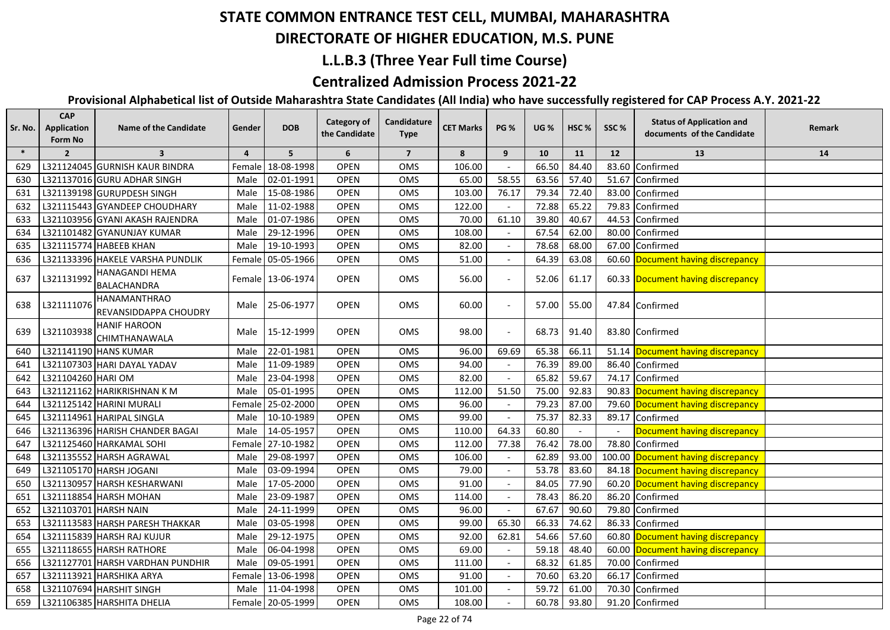# STATE COMMON ENTRANCE TEST CELL, MUMBAI, MAHARASHTRA

## DIRECTORATE OF HIGHER EDUCATION, M.S. PUNE

## L.L.B.3 (Three Year Full time Course)

## Centralized Admission Process 2021-22

### Provisional Alphabetical list of Outside Maharashtra State Candidates (All India) who have successfully registered for CAP Process A.Y. 2021-22

| Sr. No. | CAP Application Form No | Name of the Candidate | Gender | DOB | Category of the Candidate | Candidature Type | CET Marks | PG % | UG % | HSC % | SSC % | Status of Application and documents of the Candidate | Remark |
|---|---|---|---|---|---|---|---|---|---|---|---|---|---|
| * | 2 | 3 | 4 | 5 | 6 | 7 | 8 | 9 | 10 | 11 | 12 | 13 | 14 |
| 629 | L321124045 | GURNISH KAUR BINDRA | Female | 18-08-1998 | OPEN | OMS | 106.00 | - | 66.50 | 84.40 | 83.60 | Confirmed | |
| 630 | L321137016 | GURU ADHAR SINGH | Male | 02-01-1991 | OPEN | OMS | 65.00 | 58.55 | 63.56 | 57.40 | 51.67 | Confirmed | |
| 631 | L321139198 | GURUPDESH SINGH | Male | 15-08-1986 | OPEN | OMS | 103.00 | 76.17 | 79.34 | 72.40 | 83.00 | Confirmed | |
| 632 | L321115443 | GYANDEEP CHOUDHARY | Male | 11-02-1988 | OPEN | OMS | 122.00 | - | 72.88 | 65.22 | 79.83 | Confirmed | |
| 633 | L321103956 | GYANI AKASH RAJENDRA | Male | 01-07-1986 | OPEN | OMS | 70.00 | 61.10 | 39.80 | 40.67 | 44.53 | Confirmed | |
| 634 | L321101482 | GYANUNJAY KUMAR | Male | 29-12-1996 | OPEN | OMS | 108.00 | - | 67.54 | 62.00 | 80.00 | Confirmed | |
| 635 | L321115774 | HABEEB KHAN | Male | 19-10-1993 | OPEN | OMS | 82.00 | - | 78.68 | 68.00 | 67.00 | Confirmed | |
| 636 | L321133396 | HAKELE VARSHA PUNDLIK | Female | 05-05-1966 | OPEN | OMS | 51.00 | - | 64.39 | 63.08 | 60.60 | Document having discrepancy | |
| 637 | L321131992 | HANAGANDI HEMA BALACHANDRA | Female | 13-06-1974 | OPEN | OMS | 56.00 | - | 52.06 | 61.17 | 60.33 | Document having discrepancy | |
| 638 | L321111076 | HANAMANTHRAO REVANSIDDAPPA CHOUDRY | Male | 25-06-1977 | OPEN | OMS | 60.00 | - | 57.00 | 55.00 | 47.84 | Confirmed | |
| 639 | L321103938 | HANIF HAROON CHIMTHANAWALA | Male | 15-12-1999 | OPEN | OMS | 98.00 | - | 68.73 | 91.40 | 83.80 | Confirmed | |
| 640 | L321141190 | HANS KUMAR | Male | 22-01-1981 | OPEN | OMS | 96.00 | 69.69 | 65.38 | 66.11 | 51.14 | Document having discrepancy | |
| 641 | L321107303 | HARI DAYAL YADAV | Male | 11-09-1989 | OPEN | OMS | 94.00 | - | 76.39 | 89.00 | 86.40 | Confirmed | |
| 642 | L321104260 | HARI OM | Male | 23-04-1998 | OPEN | OMS | 82.00 | - | 65.82 | 59.67 | 74.17 | Confirmed | |
| 643 | L321121162 | HARIKRISHNAN K M | Male | 05-01-1995 | OPEN | OMS | 112.00 | 51.50 | 75.00 | 92.83 | 90.83 | Document having discrepancy | |
| 644 | L321125142 | HARINI MURALI | Female | 25-02-2000 | OPEN | OMS | 96.00 | - | 79.23 | 87.00 | 79.60 | Document having discrepancy | |
| 645 | L321114961 | HARIPAL SINGLA | Male | 10-10-1989 | OPEN | OMS | 99.00 | - | 75.37 | 82.33 | 89.17 | Confirmed | |
| 646 | L321136396 | HARISH CHANDER BAGAI | Male | 14-05-1957 | OPEN | OMS | 110.00 | 64.33 | 60.80 | - | - | Document having discrepancy | |
| 647 | L321125460 | HARKAMAL SOHI | Female | 27-10-1982 | OPEN | OMS | 112.00 | 77.38 | 76.42 | 78.00 | 78.80 | Confirmed | |
| 648 | L321135552 | HARSH AGRAWAL | Male | 29-08-1997 | OPEN | OMS | 106.00 | - | 62.89 | 93.00 | 100.00 | Document having discrepancy | |
| 649 | L321105170 | HARSH JOGANI | Male | 03-09-1994 | OPEN | OMS | 79.00 | - | 53.78 | 83.60 | 84.18 | Document having discrepancy | |
| 650 | L321130957 | HARSH KESHARWANI | Male | 17-05-2000 | OPEN | OMS | 91.00 | - | 84.05 | 77.90 | 60.20 | Document having discrepancy | |
| 651 | L321118854 | HARSH MOHAN | Male | 23-09-1987 | OPEN | OMS | 114.00 | - | 78.43 | 86.20 | 86.20 | Confirmed | |
| 652 | L321103701 | HARSH NAIN | Male | 24-11-1999 | OPEN | OMS | 96.00 | - | 67.67 | 90.60 | 79.80 | Confirmed | |
| 653 | L321113583 | HARSH PARESH THAKKAR | Male | 03-05-1998 | OPEN | OMS | 99.00 | 65.30 | 66.33 | 74.62 | 86.33 | Confirmed | |
| 654 | L321115839 | HARSH RAJ KUJUR | Male | 29-12-1975 | OPEN | OMS | 92.00 | 62.81 | 54.66 | 57.60 | 60.80 | Document having discrepancy | |
| 655 | L321118655 | HARSH RATHORE | Male | 06-04-1998 | OPEN | OMS | 69.00 | - | 59.18 | 48.40 | 60.00 | Document having discrepancy | |
| 656 | L321127701 | HARSH VARDHAN PUNDHIR | Male | 09-05-1991 | OPEN | OMS | 111.00 | - | 68.32 | 61.85 | 70.00 | Confirmed | |
| 657 | L321113921 | HARSHIKA ARYA | Female | 13-06-1998 | OPEN | OMS | 91.00 | - | 70.60 | 63.20 | 66.17 | Confirmed | |
| 658 | L321107694 | HARSHIT SINGH | Male | 11-04-1998 | OPEN | OMS | 101.00 | - | 59.72 | 61.00 | 70.30 | Confirmed | |
| 659 | L321106385 | HARSHITA DHELIA | Female | 20-05-1999 | OPEN | OMS | 108.00 | - | 60.78 | 93.80 | 91.20 | Confirmed | |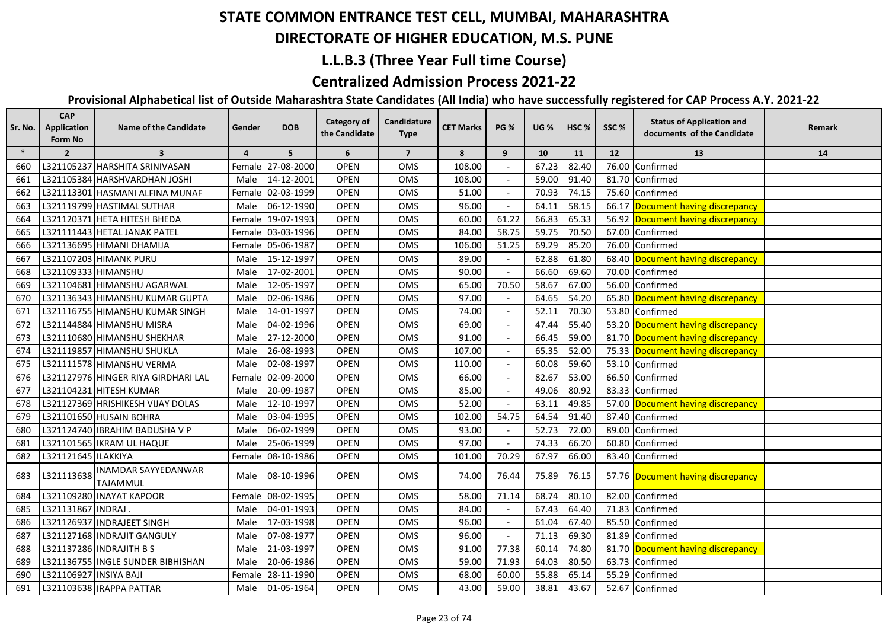# STATE COMMON ENTRANCE TEST CELL, MUMBAI, MAHARASHTRA

## DIRECTORATE OF HIGHER EDUCATION, M.S. PUNE

## L.L.B.3 (Three Year Full time Course)

## Centralized Admission Process 2021-22

### Provisional Alphabetical list of Outside Maharashtra State Candidates (All India) who have successfully registered for CAP Process A.Y. 2021-22

| Sr. No. | CAP Application Form No | Name of the Candidate | Gender | DOB | Category of the Candidate | Candidature Type | CET Marks | PG % | UG % | HSC % | SSC % | Status of Application and documents of the Candidate | Remark |
|---|---|---|---|---|---|---|---|---|---|---|---|---|---|
| * | 2 | 3 | 4 | 5 | 6 | 7 | 8 | 9 | 10 | 11 | 12 | 13 | 14 |
| 660 | L321105237 | HARSHITA SRINIVASAN | Female | 27-08-2000 | OPEN | OMS | 108.00 | - | 67.23 | 82.40 | 76.00 | Confirmed | |
| 661 | L321105384 | HARSHVARDHAN JOSHI | Male | 14-12-2001 | OPEN | OMS | 108.00 | - | 59.00 | 91.40 | 81.70 | Confirmed | |
| 662 | L321113301 | HASMANI ALFINA MUNAF | Female | 02-03-1999 | OPEN | OMS | 51.00 | - | 70.93 | 74.15 | 75.60 | Confirmed | |
| 663 | L321119799 | HASTIMAL SUTHAR | Male | 06-12-1990 | OPEN | OMS | 96.00 | - | 64.11 | 58.15 | 66.17 | Document having discrepancy | |
| 664 | L321120371 | HETA HITESH BHEDA | Female | 19-07-1993 | OPEN | OMS | 60.00 | 61.22 | 66.83 | 65.33 | 56.92 | Document having discrepancy | |
| 665 | L321111443 | HETAL JANAK PATEL | Female | 03-03-1996 | OPEN | OMS | 84.00 | 58.75 | 59.75 | 70.50 | 67.00 | Confirmed | |
| 666 | L321136695 | HIMANI DHAMIJA | Female | 05-06-1987 | OPEN | OMS | 106.00 | 51.25 | 69.29 | 85.20 | 76.00 | Confirmed | |
| 667 | L321107203 | HIMANK PURU | Male | 15-12-1997 | OPEN | OMS | 89.00 | - | 62.88 | 61.80 | 68.40 | Document having discrepancy | |
| 668 | L321109333 | HIMANSHU | Male | 17-02-2001 | OPEN | OMS | 90.00 | - | 66.60 | 69.60 | 70.00 | Confirmed | |
| 669 | L321104681 | HIMANSHU AGARWAL | Male | 12-05-1997 | OPEN | OMS | 65.00 | 70.50 | 58.67 | 67.00 | 56.00 | Confirmed | |
| 670 | L321136343 | HIMANSHU KUMAR GUPTA | Male | 02-06-1986 | OPEN | OMS | 97.00 | - | 64.65 | 54.20 | 65.80 | Document having discrepancy | |
| 671 | L321116755 | HIMANSHU KUMAR SINGH | Male | 14-01-1997 | OPEN | OMS | 74.00 | - | 52.11 | 70.30 | 53.80 | Confirmed | |
| 672 | L321144884 | HIMANSHU MISRA | Male | 04-02-1996 | OPEN | OMS | 69.00 | - | 47.44 | 55.40 | 53.20 | Document having discrepancy | |
| 673 | L321110680 | HIMANSHU SHEKHAR | Male | 27-12-2000 | OPEN | OMS | 91.00 | - | 66.45 | 59.00 | 81.70 | Document having discrepancy | |
| 674 | L321119857 | HIMANSHU SHUKLA | Male | 26-08-1993 | OPEN | OMS | 107.00 | - | 65.35 | 52.00 | 75.33 | Document having discrepancy | |
| 675 | L321111578 | HIMANSHU VERMA | Male | 02-08-1997 | OPEN | OMS | 110.00 | - | 60.08 | 59.60 | 53.10 | Confirmed | |
| 676 | L321127976 | HINGER RIYA GIRDHARI LAL | Female | 02-09-2000 | OPEN | OMS | 66.00 | - | 82.67 | 53.00 | 66.50 | Confirmed | |
| 677 | L321104231 | HITESH KUMAR | Male | 20-09-1987 | OPEN | OMS | 85.00 | - | 49.06 | 80.92 | 83.33 | Confirmed | |
| 678 | L321127369 | HRISHIKESH VIJAY DOLAS | Male | 12-10-1997 | OPEN | OMS | 52.00 | - | 63.11 | 49.85 | 57.00 | Document having discrepancy | |
| 679 | L321101650 | HUSAIN BOHRA | Male | 03-04-1995 | OPEN | OMS | 102.00 | 54.75 | 64.54 | 91.40 | 87.40 | Confirmed | |
| 680 | L321124740 | IBRAHIM BADUSHA V P | Male | 06-02-1999 | OPEN | OMS | 93.00 | - | 52.73 | 72.00 | 89.00 | Confirmed | |
| 681 | L321101565 | IKRAM UL HAQUE | Male | 25-06-1999 | OPEN | OMS | 97.00 | - | 74.33 | 66.20 | 60.80 | Confirmed | |
| 682 | L321121645 | ILAKKIYA | Female | 08-10-1986 | OPEN | OMS | 101.00 | 70.29 | 67.97 | 66.00 | 83.40 | Confirmed | |
| 683 | L321113638 | INAMDAR SAYYEDANWAR TAJAMMUL | Male | 08-10-1996 | OPEN | OMS | 74.00 | 76.44 | 75.89 | 76.15 | 57.76 | Document having discrepancy | |
| 684 | L321109280 | INAYAT KAPOOR | Female | 08-02-1995 | OPEN | OMS | 58.00 | 71.14 | 68.74 | 80.10 | 82.00 | Confirmed | |
| 685 | L321131867 | INDRAJ . | Male | 04-01-1993 | OPEN | OMS | 84.00 | - | 67.43 | 64.40 | 71.83 | Confirmed | |
| 686 | L321126937 | INDRAJEET SINGH | Male | 17-03-1998 | OPEN | OMS | 96.00 | - | 61.04 | 67.40 | 85.50 | Confirmed | |
| 687 | L321127168 | INDRAJIT GANGULY | Male | 07-08-1977 | OPEN | OMS | 96.00 | - | 71.13 | 69.30 | 81.89 | Confirmed | |
| 688 | L321137286 | INDRAJITH B S | Male | 21-03-1997 | OPEN | OMS | 91.00 | 77.38 | 60.14 | 74.80 | 81.70 | Document having discrepancy | |
| 689 | L321136755 | INGLE SUNDER BIBHISHAN | Male | 20-06-1986 | OPEN | OMS | 59.00 | 71.93 | 64.03 | 80.50 | 63.73 | Confirmed | |
| 690 | L321106927 | INSIYA BAJI | Female | 28-11-1990 | OPEN | OMS | 68.00 | 60.00 | 55.88 | 65.14 | 55.29 | Confirmed | |
| 691 | L321103638 | IRAPPA PATTAR | Male | 01-05-1964 | OPEN | OMS | 43.00 | 59.00 | 38.81 | 43.67 | 52.67 | Confirmed | |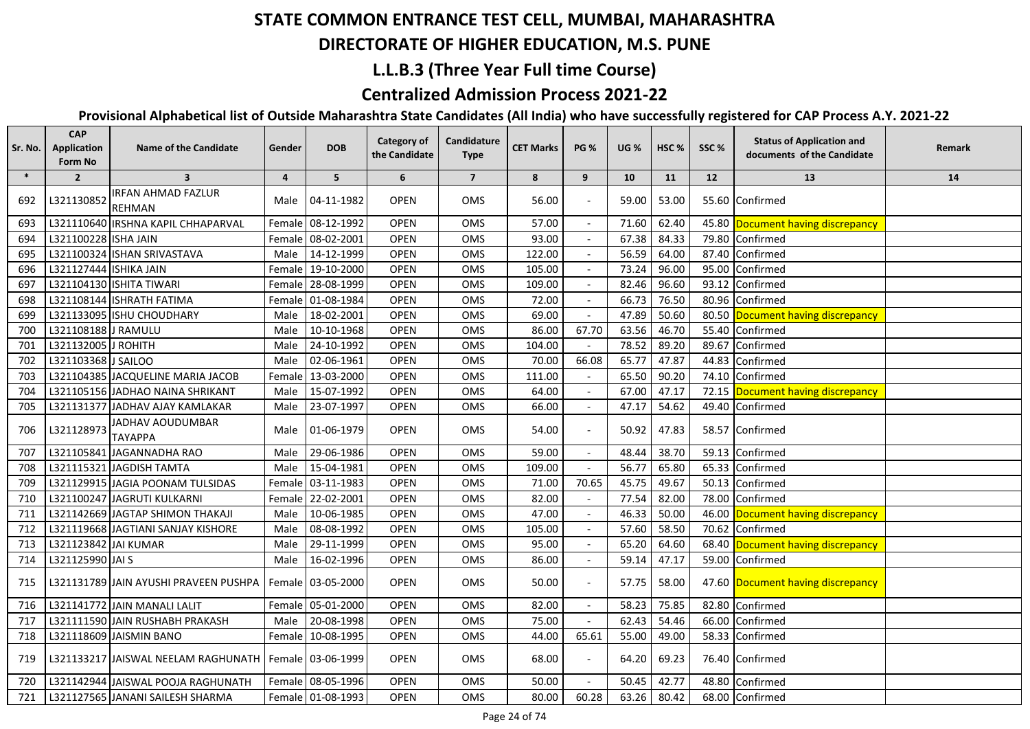# STATE COMMON ENTRANCE TEST CELL, MUMBAI, MAHARASHTRA

## DIRECTORATE OF HIGHER EDUCATION, M.S. PUNE

## L.L.B.3 (Three Year Full time Course)

## Centralized Admission Process 2021-22

### Provisional Alphabetical list of Outside Maharashtra State Candidates (All India) who have successfully registered for CAP Process A.Y. 2021-22

| Sr. No. | CAP Application Form No | Name of the Candidate | Gender | DOB | Category of the Candidate | Candidature Type | CET Marks | PG % | UG % | HSC % | SSC % | Status of Application and documents of the Candidate | Remark |
|---|---|---|---|---|---|---|---|---|---|---|---|---|---|
| * | 2 | 3 | 4 | 5 | 6 | 7 | 8 | 9 | 10 | 11 | 12 | 13 | 14 |
| 692 | L321130852 | IRFAN AHMAD FAZLUR REHMAN | Male | 04-11-1982 | OPEN | OMS | 56.00 | - | 59.00 | 53.00 | 55.60 | Confirmed | |
| 693 | L321110640 | IRSHNA KAPIL CHHAPARVAL | Female | 08-12-1992 | OPEN | OMS | 57.00 | - | 71.60 | 62.40 | 45.80 | Document having discrepancy | |
| 694 | L321100228 | ISHA JAIN | Female | 08-02-2001 | OPEN | OMS | 93.00 | - | 67.38 | 84.33 | 79.80 | Confirmed | |
| 695 | L321100324 | ISHAN SRIVASTAVA | Male | 14-12-1999 | OPEN | OMS | 122.00 | - | 56.59 | 64.00 | 87.40 | Confirmed | |
| 696 | L321127444 | ISHIKA JAIN | Female | 19-10-2000 | OPEN | OMS | 105.00 | - | 73.24 | 96.00 | 95.00 | Confirmed | |
| 697 | L321104130 | ISHITA TIWARI | Female | 28-08-1999 | OPEN | OMS | 109.00 | - | 82.46 | 96.60 | 93.12 | Confirmed | |
| 698 | L321108144 | ISHRATH FATIMA | Female | 01-08-1984 | OPEN | OMS | 72.00 | - | 66.73 | 76.50 | 80.96 | Confirmed | |
| 699 | L321133095 | ISHU CHOUDHARY | Male | 18-02-2001 | OPEN | OMS | 69.00 | - | 47.89 | 50.60 | 80.50 | Document having discrepancy | |
| 700 | L321108188 | J RAMULU | Male | 10-10-1968 | OPEN | OMS | 86.00 | 67.70 | 63.56 | 46.70 | 55.40 | Confirmed | |
| 701 | L321132005 | J ROHITH | Male | 24-10-1992 | OPEN | OMS | 104.00 | - | 78.52 | 89.20 | 89.67 | Confirmed | |
| 702 | L321103368 | J SAILOO | Male | 02-06-1961 | OPEN | OMS | 70.00 | 66.08 | 65.77 | 47.87 | 44.83 | Confirmed | |
| 703 | L321104385 | JACQUELINE MARIA JACOB | Female | 13-03-2000 | OPEN | OMS | 111.00 | - | 65.50 | 90.20 | 74.10 | Confirmed | |
| 704 | L321105156 | JADHAO NAINA SHRIKANT | Male | 15-07-1992 | OPEN | OMS | 64.00 | - | 67.00 | 47.17 | 72.15 | Document having discrepancy | |
| 705 | L321131377 | JADHAV AJAY KAMLAKAR | Male | 23-07-1997 | OPEN | OMS | 66.00 | - | 47.17 | 54.62 | 49.40 | Confirmed | |
| 706 | L321128973 | JADHAV AOUDUMBAR TAYAPPA | Male | 01-06-1979 | OPEN | OMS | 54.00 | - | 50.92 | 47.83 | 58.57 | Confirmed | |
| 707 | L321105841 | JAGANNADHA RAO | Male | 29-06-1986 | OPEN | OMS | 59.00 | - | 48.44 | 38.70 | 59.13 | Confirmed | |
| 708 | L321115321 | JAGDISH TAMTA | Male | 15-04-1981 | OPEN | OMS | 109.00 | - | 56.77 | 65.80 | 65.33 | Confirmed | |
| 709 | L321129915 | JAGIA POONAM TULSIDAS | Female | 03-11-1983 | OPEN | OMS | 71.00 | 70.65 | 45.75 | 49.67 | 50.13 | Confirmed | |
| 710 | L321100247 | JAGRUTI KULKARNI | Female | 22-02-2001 | OPEN | OMS | 82.00 | - | 77.54 | 82.00 | 78.00 | Confirmed | |
| 711 | L321142669 | JAGTAP SHIMON THAKAJI | Male | 10-06-1985 | OPEN | OMS | 47.00 | - | 46.33 | 50.00 | 46.00 | Document having discrepancy | |
| 712 | L321119668 | JAGTIANI SANJAY KISHORE | Male | 08-08-1992 | OPEN | OMS | 105.00 | - | 57.60 | 58.50 | 70.62 | Confirmed | |
| 713 | L321123842 | JAI KUMAR | Male | 29-11-1999 | OPEN | OMS | 95.00 | - | 65.20 | 64.60 | 68.40 | Document having discrepancy | |
| 714 | L321125990 | JAI S | Male | 16-02-1996 | OPEN | OMS | 86.00 | - | 59.14 | 47.17 | 59.00 | Confirmed | |
| 715 | L321131789 | JAIN AYUSHI PRAVEEN PUSHPA | Female | 03-05-2000 | OPEN | OMS | 50.00 | - | 57.75 | 58.00 | 47.60 | Document having discrepancy | |
| 716 | L321141772 | JAIN MANALI LALIT | Female | 05-01-2000 | OPEN | OMS | 82.00 | - | 58.23 | 75.85 | 82.80 | Confirmed | |
| 717 | L321111590 | JAIN RUSHABH PRAKASH | Male | 20-08-1998 | OPEN | OMS | 75.00 | - | 62.43 | 54.46 | 66.00 | Confirmed | |
| 718 | L321118609 | JAISMIN BANO | Female | 10-08-1995 | OPEN | OMS | 44.00 | 65.61 | 55.00 | 49.00 | 58.33 | Confirmed | |
| 719 | L321133217 | JAISWAL NEELAM RAGHUNATH | Female | 03-06-1999 | OPEN | OMS | 68.00 | - | 64.20 | 69.23 | 76.40 | Confirmed | |
| 720 | L321142944 | JAISWAL POOJA RAGHUNATH | Female | 08-05-1996 | OPEN | OMS | 50.00 | - | 50.45 | 42.77 | 48.80 | Confirmed | |
| 721 | L321127565 | JANANI SAILESH SHARMA | Female | 01-08-1993 | OPEN | OMS | 80.00 | 60.28 | 63.26 | 80.42 | 68.00 | Confirmed | |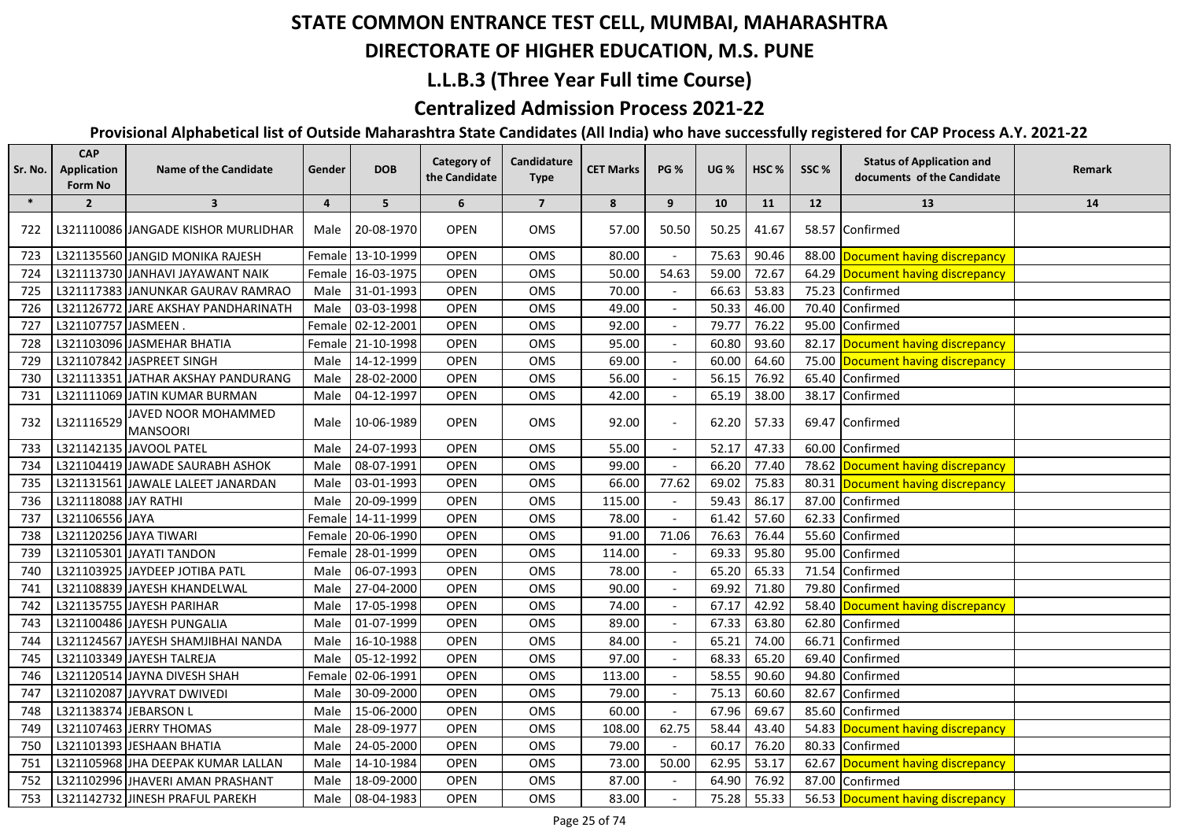# STATE COMMON ENTRANCE TEST CELL, MUMBAI, MAHARASHTRA

## DIRECTORATE OF HIGHER EDUCATION, M.S. PUNE

## L.L.B.3 (Three Year Full time Course)

## Centralized Admission Process 2021-22

### Provisional Alphabetical list of Outside Maharashtra State Candidates (All India) who have successfully registered for CAP Process A.Y. 2021-22

| Sr. No. | CAP Application Form No | Name of the Candidate | Gender | DOB | Category of the Candidate | Candidature Type | CET Marks | PG % | UG % | HSC % | SSC % | Status of Application and documents of the Candidate | Remark |
|---|---|---|---|---|---|---|---|---|---|---|---|---|---|
| * | 2 | 3 | 4 | 5 | 6 | 7 | 8 | 9 | 10 | 11 | 12 | 13 | 14 |
| 722 | L321110086 | JANGADE KISHOR MURLIDHAR | Male | 20-08-1970 | OPEN | OMS | 57.00 | 50.50 | 50.25 | 41.67 | 58.57 | Confirmed | |
| 723 | L321135560 | JANGID MONIKA RAJESH | Female | 13-10-1999 | OPEN | OMS | 80.00 | - | 75.63 | 90.46 | 88.00 | Document having discrepancy | |
| 724 | L321113730 | JANHAVI JAYAWANT NAIK | Female | 16-03-1975 | OPEN | OMS | 50.00 | 54.63 | 59.00 | 72.67 | 64.29 | Document having discrepancy | |
| 725 | L321117383 | JANUNKAR GAURAV RAMRAO | Male | 31-01-1993 | OPEN | OMS | 70.00 | - | 66.63 | 53.83 | 75.23 | Confirmed | |
| 726 | L321126772 | JARE AKSHAY PANDHARINATH | Male | 03-03-1998 | OPEN | OMS | 49.00 | - | 50.33 | 46.00 | 70.40 | Confirmed | |
| 727 | L321107757 | JASMEEN . | Female | 02-12-2001 | OPEN | OMS | 92.00 | - | 79.77 | 76.22 | 95.00 | Confirmed | |
| 728 | L321103096 | JASMEHAR BHATIA | Female | 21-10-1998 | OPEN | OMS | 95.00 | - | 60.80 | 93.60 | 82.17 | Document having discrepancy | |
| 729 | L321107842 | JASPREET SINGH | Male | 14-12-1999 | OPEN | OMS | 69.00 | - | 60.00 | 64.60 | 75.00 | Document having discrepancy | |
| 730 | L321113351 | JATHAR AKSHAY PANDURANG | Male | 28-02-2000 | OPEN | OMS | 56.00 | - | 56.15 | 76.92 | 65.40 | Confirmed | |
| 731 | L321111069 | JATIN KUMAR BURMAN | Male | 04-12-1997 | OPEN | OMS | 42.00 | - | 65.19 | 38.00 | 38.17 | Confirmed | |
| 732 | L321116529 | JAVED NOOR MOHAMMED MANSOORI | Male | 10-06-1989 | OPEN | OMS | 92.00 | - | 62.20 | 57.33 | 69.47 | Confirmed | |
| 733 | L321142135 | JAVOOL PATEL | Male | 24-07-1993 | OPEN | OMS | 55.00 | - | 52.17 | 47.33 | 60.00 | Confirmed | |
| 734 | L321104419 | JAWADE SAURABH ASHOK | Male | 08-07-1991 | OPEN | OMS | 99.00 | - | 66.20 | 77.40 | 78.62 | Document having discrepancy | |
| 735 | L321131561 | JAWALE LALEET JANARDAN | Male | 03-01-1993 | OPEN | OMS | 66.00 | 77.62 | 69.02 | 75.83 | 80.31 | Document having discrepancy | |
| 736 | L321118088 | JAY RATHI | Male | 20-09-1999 | OPEN | OMS | 115.00 | - | 59.43 | 86.17 | 87.00 | Confirmed | |
| 737 | L321106556 | JAYA | Female | 14-11-1999 | OPEN | OMS | 78.00 | - | 61.42 | 57.60 | 62.33 | Confirmed | |
| 738 | L321120256 | JAYA TIWARI | Female | 20-06-1990 | OPEN | OMS | 91.00 | 71.06 | 76.63 | 76.44 | 55.60 | Confirmed | |
| 739 | L321105301 | JAYATI TANDON | Female | 28-01-1999 | OPEN | OMS | 114.00 | - | 69.33 | 95.80 | 95.00 | Confirmed | |
| 740 | L321103925 | JAYDEEP JOTIBA PATL | Male | 06-07-1993 | OPEN | OMS | 78.00 | - | 65.20 | 65.33 | 71.54 | Confirmed | |
| 741 | L321108839 | JAYESH KHANDELWAL | Male | 27-04-2000 | OPEN | OMS | 90.00 | - | 69.92 | 71.80 | 79.80 | Confirmed | |
| 742 | L321135755 | JAYESH PARIHAR | Male | 17-05-1998 | OPEN | OMS | 74.00 | - | 67.17 | 42.92 | 58.40 | Document having discrepancy | |
| 743 | L321100486 | JAYESH PUNGALIA | Male | 01-07-1999 | OPEN | OMS | 89.00 | - | 67.33 | 63.80 | 62.80 | Confirmed | |
| 744 | L321124567 | JAYESH SHAMJIBHAI NANDA | Male | 16-10-1988 | OPEN | OMS | 84.00 | - | 65.21 | 74.00 | 66.71 | Confirmed | |
| 745 | L321103349 | JAYESH TALREJA | Male | 05-12-1992 | OPEN | OMS | 97.00 | - | 68.33 | 65.20 | 69.40 | Confirmed | |
| 746 | L321120514 | JAYNA DIVESH SHAH | Female | 02-06-1991 | OPEN | OMS | 113.00 | - | 58.55 | 90.60 | 94.80 | Confirmed | |
| 747 | L321102087 | JAYVRAT DWIVEDI | Male | 30-09-2000 | OPEN | OMS | 79.00 | - | 75.13 | 60.60 | 82.67 | Confirmed | |
| 748 | L321138374 | JEBARSON L | Male | 15-06-2000 | OPEN | OMS | 60.00 | - | 67.96 | 69.67 | 85.60 | Confirmed | |
| 749 | L321107463 | JERRY THOMAS | Male | 28-09-1977 | OPEN | OMS | 108.00 | 62.75 | 58.44 | 43.40 | 54.83 | Document having discrepancy | |
| 750 | L321101393 | JESHAAN BHATIA | Male | 24-05-2000 | OPEN | OMS | 79.00 | - | 60.17 | 76.20 | 80.33 | Confirmed | |
| 751 | L321105968 | JHA DEEPAK KUMAR LALLAN | Male | 14-10-1984 | OPEN | OMS | 73.00 | 50.00 | 62.95 | 53.17 | 62.67 | Document having discrepancy | |
| 752 | L321102996 | JHAVERI AMAN PRASHANT | Male | 18-09-2000 | OPEN | OMS | 87.00 | - | 64.90 | 76.92 | 87.00 | Confirmed | |
| 753 | L321142732 | JINESH PRAFUL PAREKH | Male | 08-04-1983 | OPEN | OMS | 83.00 | - | 75.28 | 55.33 | 56.53 | Document having discrepancy | |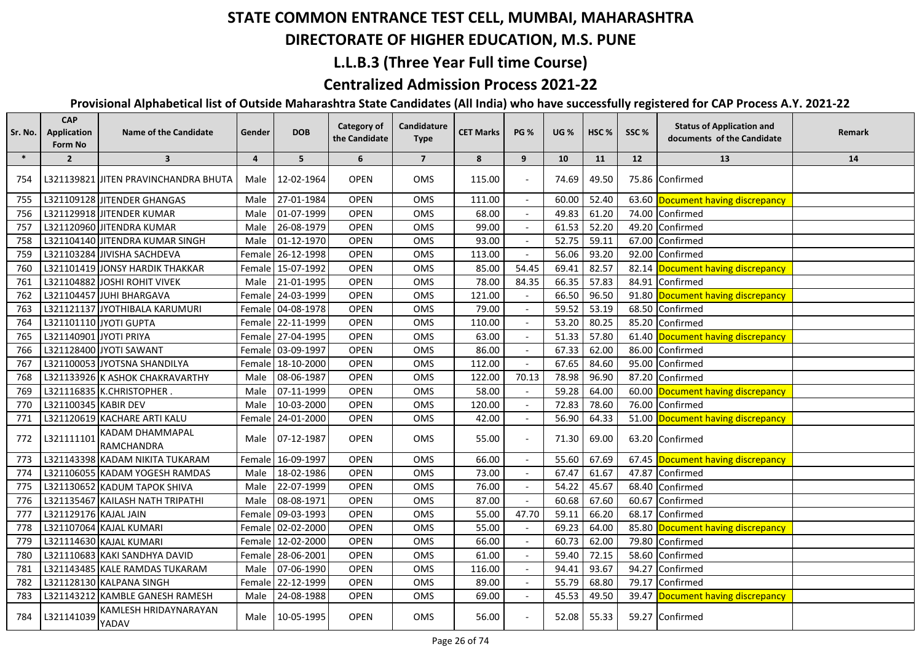# STATE COMMON ENTRANCE TEST CELL, MUMBAI, MAHARASHTRA

## DIRECTORATE OF HIGHER EDUCATION, M.S. PUNE

## L.L.B.3 (Three Year Full time Course)

## Centralized Admission Process 2021-22

### Provisional Alphabetical list of Outside Maharashtra State Candidates (All India) who have successfully registered for CAP Process A.Y. 2021-22

| Sr. No. | CAP Application Form No | Name of the Candidate | Gender | DOB | Category of the Candidate | Candidature Type | CET Marks | PG % | UG % | HSC % | SSC % | Status of Application and documents of the Candidate | Remark |
|---|---|---|---|---|---|---|---|---|---|---|---|---|---|
| * | 2 | 3 | 4 | 5 | 6 | 7 | 8 | 9 | 10 | 11 | 12 | 13 | 14 |
| 754 | L321139821 | JITEN PRAVINCHANDRA BHUTA | Male | 12-02-1964 | OPEN | OMS | 115.00 | - | 74.69 | 49.50 | 75.86 | Confirmed | |
| 755 | L321109128 | JITENDER GHANGAS | Male | 27-01-1984 | OPEN | OMS | 111.00 | - | 60.00 | 52.40 | 63.60 | Document having discrepancy | |
| 756 | L321129918 | JITENDER KUMAR | Male | 01-07-1999 | OPEN | OMS | 68.00 | - | 49.83 | 61.20 | 74.00 | Confirmed | |
| 757 | L321120960 | JITENDRA KUMAR | Male | 26-08-1979 | OPEN | OMS | 99.00 | - | 61.53 | 52.20 | 49.20 | Confirmed | |
| 758 | L321104140 | JITENDRA KUMAR SINGH | Male | 01-12-1970 | OPEN | OMS | 93.00 | - | 52.75 | 59.11 | 67.00 | Confirmed | |
| 759 | L321103284 | JIVISHA SACHDEVA | Female | 26-12-1998 | OPEN | OMS | 113.00 | - | 56.06 | 93.20 | 92.00 | Confirmed | |
| 760 | L321101419 | JONSY HARDIK THAKKAR | Female | 15-07-1992 | OPEN | OMS | 85.00 | 54.45 | 69.41 | 82.57 | 82.14 | Document having discrepancy | |
| 761 | L321104882 | JOSHI ROHIT VIVEK | Male | 21-01-1995 | OPEN | OMS | 78.00 | 84.35 | 66.35 | 57.83 | 84.91 | Confirmed | |
| 762 | L321104457 | JUHI BHARGAVA | Female | 24-03-1999 | OPEN | OMS | 121.00 | - | 66.50 | 96.50 | 91.80 | Document having discrepancy | |
| 763 | L321121137 | JYOTHIBALA KARUMURI | Female | 04-08-1978 | OPEN | OMS | 79.00 | - | 59.52 | 53.19 | 68.50 | Confirmed | |
| 764 | L321101110 | JYOTI GUPTA | Female | 22-11-1999 | OPEN | OMS | 110.00 | - | 53.20 | 80.25 | 85.20 | Confirmed | |
| 765 | L321140901 | JYOTI PRIYA | Female | 27-04-1995 | OPEN | OMS | 63.00 | - | 51.33 | 57.80 | 61.40 | Document having discrepancy | |
| 766 | L321128400 | JYOTI SAWANT | Female | 03-09-1997 | OPEN | OMS | 86.00 | - | 67.33 | 62.00 | 86.00 | Confirmed | |
| 767 | L321100053 | JYOTSNA SHANDILYA | Female | 18-10-2000 | OPEN | OMS | 112.00 | - | 67.65 | 84.60 | 95.00 | Confirmed | |
| 768 | L321133926 | K ASHOK CHAKRAVARTHY | Male | 08-06-1987 | OPEN | OMS | 122.00 | 70.13 | 78.98 | 96.90 | 87.20 | Confirmed | |
| 769 | L321116835 | K.CHRISTOPHER . | Male | 07-11-1999 | OPEN | OMS | 58.00 | - | 59.28 | 64.00 | 60.00 | Document having discrepancy | |
| 770 | L321100345 | KABIR DEV | Male | 10-03-2000 | OPEN | OMS | 120.00 | - | 72.83 | 78.60 | 76.00 | Confirmed | |
| 771 | L321120619 | KACHARE ARTI KALU | Female | 24-01-2000 | OPEN | OMS | 42.00 | - | 56.90 | 64.33 | 51.00 | Document having discrepancy | |
| 772 | L321111101 | KADAM DHAMMAPAL RAMCHANDRA | Male | 07-12-1987 | OPEN | OMS | 55.00 | - | 71.30 | 69.00 | 63.20 | Confirmed | |
| 773 | L321143398 | KADAM NIKITA TUKARAM | Female | 16-09-1997 | OPEN | OMS | 66.00 | - | 55.60 | 67.69 | 67.45 | Document having discrepancy | |
| 774 | L321106055 | KADAM YOGESH RAMDAS | Male | 18-02-1986 | OPEN | OMS | 73.00 | - | 67.47 | 61.67 | 47.87 | Confirmed | |
| 775 | L321130652 | KADUM TAPOK SHIVA | Male | 22-07-1999 | OPEN | OMS | 76.00 | - | 54.22 | 45.67 | 68.40 | Confirmed | |
| 776 | L321135467 | KAILASH NATH TRIPATHI | Male | 08-08-1971 | OPEN | OMS | 87.00 | - | 60.68 | 67.60 | 60.67 | Confirmed | |
| 777 | L321129176 | KAJAL JAIN | Female | 09-03-1993 | OPEN | OMS | 55.00 | 47.70 | 59.11 | 66.20 | 68.17 | Confirmed | |
| 778 | L321107064 | KAJAL KUMARI | Female | 02-02-2000 | OPEN | OMS | 55.00 | - | 69.23 | 64.00 | 85.80 | Document having discrepancy | |
| 779 | L321114630 | KAJAL KUMARI | Female | 12-02-2000 | OPEN | OMS | 66.00 | - | 60.73 | 62.00 | 79.80 | Confirmed | |
| 780 | L321110683 | KAKI SANDHYA DAVID | Female | 28-06-2001 | OPEN | OMS | 61.00 | - | 59.40 | 72.15 | 58.60 | Confirmed | |
| 781 | L321143485 | KALE RAMDAS TUKARAM | Male | 07-06-1990 | OPEN | OMS | 116.00 | - | 94.41 | 93.67 | 94.27 | Confirmed | |
| 782 | L321128130 | KALPANA SINGH | Female | 22-12-1999 | OPEN | OMS | 89.00 | - | 55.79 | 68.80 | 79.17 | Confirmed | |
| 783 | L321143212 | KAMBLE GANESH RAMESH | Male | 24-08-1988 | OPEN | OMS | 69.00 | - | 45.53 | 49.50 | 39.47 | Document having discrepancy | |
| 784 | L321141039 | KAMLESH HRIDAYNARAYAN YADAV | Male | 10-05-1995 | OPEN | OMS | 56.00 | - | 52.08 | 55.33 | 59.27 | Confirmed | |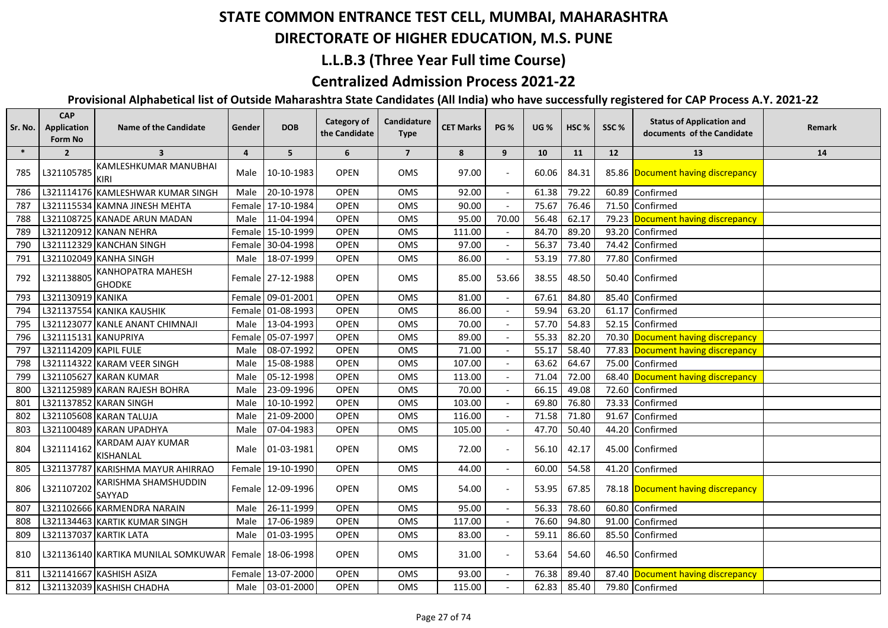# STATE COMMON ENTRANCE TEST CELL, MUMBAI, MAHARASHTRA

## DIRECTORATE OF HIGHER EDUCATION, M.S. PUNE

## L.L.B.3 (Three Year Full time Course)

## Centralized Admission Process 2021-22

### Provisional Alphabetical list of Outside Maharashtra State Candidates (All India) who have successfully registered for CAP Process A.Y. 2021-22

| Sr. No. | CAP Application Form No | Name of the Candidate | Gender | DOB | Category of the Candidate | Candidature Type | CET Marks | PG % | UG % | HSC % | SSC % | Status of Application and documents of the Candidate | Remark |
|---|---|---|---|---|---|---|---|---|---|---|---|---|---|
| * | 2 | 3 | 4 | 5 | 6 | 7 | 8 | 9 | 10 | 11 | 12 | 13 | 14 |
| 785 | L321105785 | KAMLESHKUMAR MANUBHAI KIRI | Male | 10-10-1983 | OPEN | OMS | 97.00 | - | 60.06 | 84.31 | 85.86 | Document having discrepancy | |
| 786 | L321114176 | KAMLESHWAR KUMAR SINGH | Male | 20-10-1978 | OPEN | OMS | 92.00 | - | 61.38 | 79.22 | 60.89 | Confirmed | |
| 787 | L321115534 | KAMNA JINESH MEHTA | Female | 17-10-1984 | OPEN | OMS | 90.00 | - | 75.67 | 76.46 | 71.50 | Confirmed | |
| 788 | L321108725 | KANADE ARUN MADAN | Male | 11-04-1994 | OPEN | OMS | 95.00 | 70.00 | 56.48 | 62.17 | 79.23 | Document having discrepancy | |
| 789 | L321120912 | KANAN NEHRA | Female | 15-10-1999 | OPEN | OMS | 111.00 | - | 84.70 | 89.20 | 93.20 | Confirmed | |
| 790 | L321112329 | KANCHAN SINGH | Female | 30-04-1998 | OPEN | OMS | 97.00 | - | 56.37 | 73.40 | 74.42 | Confirmed | |
| 791 | L321102049 | KANHA SINGH | Male | 18-07-1999 | OPEN | OMS | 86.00 | - | 53.19 | 77.80 | 77.80 | Confirmed | |
| 792 | L321138805 | KANHOPATRA MAHESH GHODKE | Female | 27-12-1988 | OPEN | OMS | 85.00 | 53.66 | 38.55 | 48.50 | 50.40 | Confirmed | |
| 793 | L321130919 | KANIKA | Female | 09-01-2001 | OPEN | OMS | 81.00 | - | 67.61 | 84.80 | 85.40 | Confirmed | |
| 794 | L321137554 | KANIKA KAUSHIK | Female | 01-08-1993 | OPEN | OMS | 86.00 | - | 59.94 | 63.20 | 61.17 | Confirmed | |
| 795 | L321123077 | KANLE ANANT CHIMNAJI | Male | 13-04-1993 | OPEN | OMS | 70.00 | - | 57.70 | 54.83 | 52.15 | Confirmed | |
| 796 | L321115131 | KANUPRIYA | Female | 05-07-1997 | OPEN | OMS | 89.00 | - | 55.33 | 82.20 | 70.30 | Document having discrepancy | |
| 797 | L321114209 | KAPIL FULE | Male | 08-07-1992 | OPEN | OMS | 71.00 | - | 55.17 | 58.40 | 77.83 | Document having discrepancy | |
| 798 | L321114322 | KARAM VEER SINGH | Male | 15-08-1988 | OPEN | OMS | 107.00 | - | 63.62 | 64.67 | 75.00 | Confirmed | |
| 799 | L321105627 | KARAN KUMAR | Male | 05-12-1998 | OPEN | OMS | 113.00 | - | 71.04 | 72.00 | 68.40 | Document having discrepancy | |
| 800 | L321125989 | KARAN RAJESH BOHRA | Male | 23-09-1996 | OPEN | OMS | 70.00 | - | 66.15 | 49.08 | 72.60 | Confirmed | |
| 801 | L321137852 | KARAN SINGH | Male | 10-10-1992 | OPEN | OMS | 103.00 | - | 69.80 | 76.80 | 73.33 | Confirmed | |
| 802 | L321105608 | KARAN TALUJA | Male | 21-09-2000 | OPEN | OMS | 116.00 | - | 71.58 | 71.80 | 91.67 | Confirmed | |
| 803 | L321100489 | KARAN UPADHYA | Male | 07-04-1983 | OPEN | OMS | 105.00 | - | 47.70 | 50.40 | 44.20 | Confirmed | |
| 804 | L321114162 | KARDAM AJAY KUMAR KISHANLAL | Male | 01-03-1981 | OPEN | OMS | 72.00 | - | 56.10 | 42.17 | 45.00 | Confirmed | |
| 805 | L321137787 | KARISHMA MAYUR AHIRRAO | Female | 19-10-1990 | OPEN | OMS | 44.00 | - | 60.00 | 54.58 | 41.20 | Confirmed | |
| 806 | L321107202 | KARISHMA SHAMSHUDDIN SAYYAD | Female | 12-09-1996 | OPEN | OMS | 54.00 | - | 53.95 | 67.85 | 78.18 | Document having discrepancy | |
| 807 | L321102666 | KARMENDRA NARAIN | Male | 26-11-1999 | OPEN | OMS | 95.00 | - | 56.33 | 78.60 | 60.80 | Confirmed | |
| 808 | L321134463 | KARTIK KUMAR SINGH | Male | 17-06-1989 | OPEN | OMS | 117.00 | - | 76.60 | 94.80 | 91.00 | Confirmed | |
| 809 | L321137037 | KARTIK LATA | Male | 01-03-1995 | OPEN | OMS | 83.00 | - | 59.11 | 86.60 | 85.50 | Confirmed | |
| 810 | L321136140 | KARTIKA MUNILAL SOMKUWAR | Female | 18-06-1998 | OPEN | OMS | 31.00 | - | 53.64 | 54.60 | 46.50 | Confirmed | |
| 811 | L321141667 | KASHISH ASIZA | Female | 13-07-2000 | OPEN | OMS | 93.00 | - | 76.38 | 89.40 | 87.40 | Document having discrepancy | |
| 812 | L321132039 | KASHISH CHADHA | Male | 03-01-2000 | OPEN | OMS | 115.00 | - | 62.83 | 85.40 | 79.80 | Confirmed | |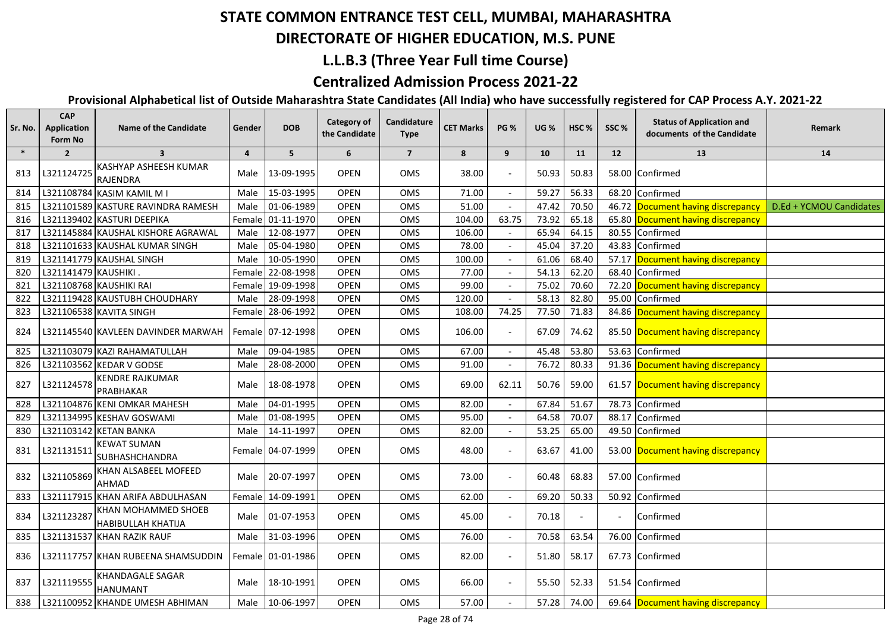# STATE COMMON ENTRANCE TEST CELL, MUMBAI, MAHARASHTRA

## DIRECTORATE OF HIGHER EDUCATION, M.S. PUNE

## L.L.B.3 (Three Year Full time Course)

## Centralized Admission Process 2021-22

### Provisional Alphabetical list of Outside Maharashtra State Candidates (All India) who have successfully registered for CAP Process A.Y. 2021-22

| Sr. No. | CAP Application Form No | Name of the Candidate | Gender | DOB | Category of the Candidate | Candidature Type | CET Marks | PG % | UG % | HSC % | SSC % | Status of Application and documents of the Candidate | Remark |
|---|---|---|---|---|---|---|---|---|---|---|---|---|---|
| * | 2 | 3 | 4 | 5 | 6 | 7 | 8 | 9 | 10 | 11 | 12 | 13 | 14 |
| 813 | L321124725 | KASHYAP ASHEESH KUMAR RAJENDRA | Male | 13-09-1995 | OPEN | OMS | 38.00 | - | 50.93 | 50.83 | 58.00 | Confirmed | |
| 814 | L321108784 | KASIM KAMIL M I | Male | 15-03-1995 | OPEN | OMS | 71.00 | - | 59.27 | 56.33 | 68.20 | Confirmed | |
| 815 | L321101589 | KASTURE RAVINDRA RAMESH | Male | 01-06-1989 | OPEN | OMS | 51.00 | - | 47.42 | 70.50 | 46.72 | Document having discrepancy | D.Ed + YCMOU Candidates |
| 816 | L321139402 | KASTURI DEEPIKA | Female | 01-11-1970 | OPEN | OMS | 104.00 | 63.75 | 73.92 | 65.18 | 65.80 | Document having discrepancy | |
| 817 | L321145884 | KAUSHAL KISHORE AGRAWAL | Male | 12-08-1977 | OPEN | OMS | 106.00 | - | 65.94 | 64.15 | 80.55 | Confirmed | |
| 818 | L321101633 | KAUSHAL KUMAR SINGH | Male | 05-04-1980 | OPEN | OMS | 78.00 | - | 45.04 | 37.20 | 43.83 | Confirmed | |
| 819 | L321141779 | KAUSHAL SINGH | Male | 10-05-1990 | OPEN | OMS | 100.00 | - | 61.06 | 68.40 | 57.17 | Document having discrepancy | |
| 820 | L321141479 | KAUSHIKI . | Female | 22-08-1998 | OPEN | OMS | 77.00 | - | 54.13 | 62.20 | 68.40 | Confirmed | |
| 821 | L321108768 | KAUSHIKI RAI | Female | 19-09-1998 | OPEN | OMS | 99.00 | - | 75.02 | 70.60 | 72.20 | Document having discrepancy | |
| 822 | L321119428 | KAUSTUBH CHOUDHARY | Male | 28-09-1998 | OPEN | OMS | 120.00 | - | 58.13 | 82.80 | 95.00 | Confirmed | |
| 823 | L321106538 | KAVITA SINGH | Female | 28-06-1992 | OPEN | OMS | 108.00 | 74.25 | 77.50 | 71.83 | 84.86 | Document having discrepancy | |
| 824 | L321145540 | KAVLEEN DAVINDER MARWAH | Female | 07-12-1998 | OPEN | OMS | 106.00 | - | 67.09 | 74.62 | 85.50 | Document having discrepancy | |
| 825 | L321103079 | KAZI RAHAMATULLAH | Male | 09-04-1985 | OPEN | OMS | 67.00 | - | 45.48 | 53.80 | 53.63 | Confirmed | |
| 826 | L321103562 | KEDAR V GODSE | Male | 28-08-2000 | OPEN | OMS | 91.00 | - | 76.72 | 80.33 | 91.36 | Document having discrepancy | |
| 827 | L321124578 | KENDRE RAJKUMAR PRABHAKAR | Male | 18-08-1978 | OPEN | OMS | 69.00 | 62.11 | 50.76 | 59.00 | 61.57 | Document having discrepancy | |
| 828 | L321104876 | KENI OMKAR MAHESH | Male | 04-01-1995 | OPEN | OMS | 82.00 | - | 67.84 | 51.67 | 78.73 | Confirmed | |
| 829 | L321134995 | KESHAV GOSWAMI | Male | 01-08-1995 | OPEN | OMS | 95.00 | - | 64.58 | 70.07 | 88.17 | Confirmed | |
| 830 | L321103142 | KETAN BANKA | Male | 14-11-1997 | OPEN | OMS | 82.00 | - | 53.25 | 65.00 | 49.50 | Confirmed | |
| 831 | L321131511 | KEWAT SUMAN SUBHASHCHANDRA | Female | 04-07-1999 | OPEN | OMS | 48.00 | - | 63.67 | 41.00 | 53.00 | Document having discrepancy | |
| 832 | L321105869 | KHAN ALSABEEL MOFEED AHMAD | Male | 20-07-1997 | OPEN | OMS | 73.00 | - | 60.48 | 68.83 | 57.00 | Confirmed | |
| 833 | L321117915 | KHAN ARIFA ABDULHASAN | Female | 14-09-1991 | OPEN | OMS | 62.00 | - | 69.20 | 50.33 | 50.92 | Confirmed | |
| 834 | L321123287 | KHAN MOHAMMED SHOEB HABIBULLAH KHATIJA | Male | 01-07-1953 | OPEN | OMS | 45.00 | - | 70.18 | - | - | Confirmed | |
| 835 | L321131537 | KHAN RAZIK RAUF | Male | 31-03-1996 | OPEN | OMS | 76.00 | - | 70.58 | 63.54 | 76.00 | Confirmed | |
| 836 | L321117757 | KHAN RUBEENA SHAMSUDDIN | Female | 01-01-1986 | OPEN | OMS | 82.00 | - | 51.80 | 58.17 | 67.73 | Confirmed | |
| 837 | L321119555 | KHANDAGALE SAGAR HANUMANT | Male | 18-10-1991 | OPEN | OMS | 66.00 | - | 55.50 | 52.33 | 51.54 | Confirmed | |
| 838 | L321100952 | KHANDE UMESH ABHIMAN | Male | 10-06-1997 | OPEN | OMS | 57.00 | - | 57.28 | 74.00 | 69.64 | Document having discrepancy | |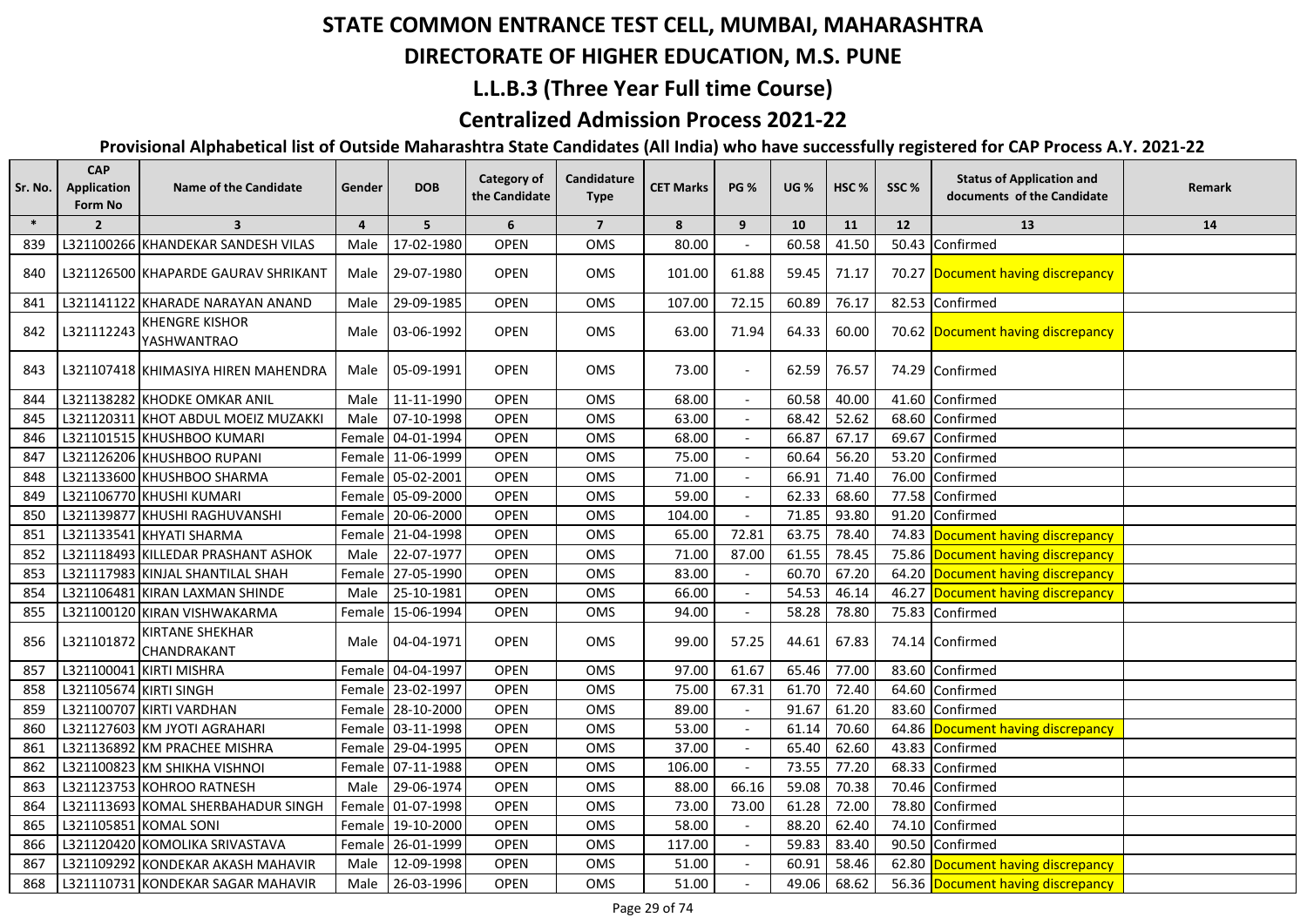# STATE COMMON ENTRANCE TEST CELL, MUMBAI, MAHARASHTRA

## DIRECTORATE OF HIGHER EDUCATION, M.S. PUNE

## L.L.B.3 (Three Year Full time Course)

## Centralized Admission Process 2021-22

### Provisional Alphabetical list of Outside Maharashtra State Candidates (All India) who have successfully registered for CAP Process A.Y. 2021-22

| Sr. No. | CAP Application Form No | Name of the Candidate | Gender | DOB | Category of the Candidate | Candidature Type | CET Marks | PG % | UG % | HSC % | SSC % | Status of Application and documents of the Candidate | Remark |
|---|---|---|---|---|---|---|---|---|---|---|---|---|---|
| * | 2 | 3 | 4 | 5 | 6 | 7 | 8 | 9 | 10 | 11 | 12 | 13 | 14 |
| 839 | L321100266 | KHANDEKAR SANDESH VILAS | Male | 17-02-1980 | OPEN | OMS | 80.00 | - | 60.58 | 41.50 | 50.43 | Confirmed | |
| 840 | L321126500 | KHAPARDE GAURAV SHRIKANT | Male | 29-07-1980 | OPEN | OMS | 101.00 | 61.88 | 59.45 | 71.17 | 70.27 | Document having discrepancy | |
| 841 | L321141122 | KHARADE NARAYAN ANAND | Male | 29-09-1985 | OPEN | OMS | 107.00 | 72.15 | 60.89 | 76.17 | 82.53 | Confirmed | |
| 842 | L321112243 | KHENGRE KISHOR YASHWANTRAO | Male | 03-06-1992 | OPEN | OMS | 63.00 | 71.94 | 64.33 | 60.00 | 70.62 | Document having discrepancy | |
| 843 | L321107418 | KHIMASIYA HIREN MAHENDRA | Male | 05-09-1991 | OPEN | OMS | 73.00 | - | 62.59 | 76.57 | 74.29 | Confirmed | |
| 844 | L321138282 | KHODKE OMKAR ANIL | Male | 11-11-1990 | OPEN | OMS | 68.00 | - | 60.58 | 40.00 | 41.60 | Confirmed | |
| 845 | L321120311 | KHOT ABDUL MOEIZ MUZAKKI | Male | 07-10-1998 | OPEN | OMS | 63.00 | - | 68.42 | 52.62 | 68.60 | Confirmed | |
| 846 | L321101515 | KHUSHBOO KUMARI | Female | 04-01-1994 | OPEN | OMS | 68.00 | - | 66.87 | 67.17 | 69.67 | Confirmed | |
| 847 | L321126206 | KHUSHBOO RUPANI | Female | 11-06-1999 | OPEN | OMS | 75.00 | - | 60.64 | 56.20 | 53.20 | Confirmed | |
| 848 | L321133600 | KHUSHBOO SHARMA | Female | 05-02-2001 | OPEN | OMS | 71.00 | - | 66.91 | 71.40 | 76.00 | Confirmed | |
| 849 | L321106770 | KHUSHI KUMARI | Female | 05-09-2000 | OPEN | OMS | 59.00 | - | 62.33 | 68.60 | 77.58 | Confirmed | |
| 850 | L321139877 | KHUSHI RAGHUVANSHI | Female | 20-06-2000 | OPEN | OMS | 104.00 | - | 71.85 | 93.80 | 91.20 | Confirmed | |
| 851 | L321133541 | KHYATI SHARMA | Female | 21-04-1998 | OPEN | OMS | 65.00 | 72.81 | 63.75 | 78.40 | 74.83 | Document having discrepancy | |
| 852 | L321118493 | KILLEDAR PRASHANT ASHOK | Male | 22-07-1977 | OPEN | OMS | 71.00 | 87.00 | 61.55 | 78.45 | 75.86 | Document having discrepancy | |
| 853 | L321117983 | KINJAL SHANTILAL SHAH | Female | 27-05-1990 | OPEN | OMS | 83.00 | - | 60.70 | 67.20 | 64.20 | Document having discrepancy | |
| 854 | L321106481 | KIRAN LAXMAN SHINDE | Male | 25-10-1981 | OPEN | OMS | 66.00 | - | 54.53 | 46.14 | 46.27 | Document having discrepancy | |
| 855 | L321100120 | KIRAN VISHWAKARMA | Female | 15-06-1994 | OPEN | OMS | 94.00 | - | 58.28 | 78.80 | 75.83 | Confirmed | |
| 856 | L321101872 | KIRTANE SHEKHAR CHANDRAKANT | Male | 04-04-1971 | OPEN | OMS | 99.00 | 57.25 | 44.61 | 67.83 | 74.14 | Confirmed | |
| 857 | L321100041 | KIRTI MISHRA | Female | 04-04-1997 | OPEN | OMS | 97.00 | 61.67 | 65.46 | 77.00 | 83.60 | Confirmed | |
| 858 | L321105674 | KIRTI SINGH | Female | 23-02-1997 | OPEN | OMS | 75.00 | 67.31 | 61.70 | 72.40 | 64.60 | Confirmed | |
| 859 | L321100707 | KIRTI VARDHAN | Female | 28-10-2000 | OPEN | OMS | 89.00 | - | 91.67 | 61.20 | 83.60 | Confirmed | |
| 860 | L321127603 | KM JYOTI AGRAHARI | Female | 03-11-1998 | OPEN | OMS | 53.00 | - | 61.14 | 70.60 | 64.86 | Document having discrepancy | |
| 861 | L321136892 | KM PRACHEE MISHRA | Female | 29-04-1995 | OPEN | OMS | 37.00 | - | 65.40 | 62.60 | 43.83 | Confirmed | |
| 862 | L321100823 | KM SHIKHA VISHNOI | Female | 07-11-1988 | OPEN | OMS | 106.00 | - | 73.55 | 77.20 | 68.33 | Confirmed | |
| 863 | L321123753 | KOHROO RATNESH | Male | 29-06-1974 | OPEN | OMS | 88.00 | 66.16 | 59.08 | 70.38 | 70.46 | Confirmed | |
| 864 | L321113693 | KOMAL SHERBAHADUR SINGH | Female | 01-07-1998 | OPEN | OMS | 73.00 | 73.00 | 61.28 | 72.00 | 78.80 | Confirmed | |
| 865 | L321105851 | KOMAL SONI | Female | 19-10-2000 | OPEN | OMS | 58.00 | - | 88.20 | 62.40 | 74.10 | Confirmed | |
| 866 | L321120420 | KOMOLIKA SRIVASTAVA | Female | 26-01-1999 | OPEN | OMS | 117.00 | - | 59.83 | 83.40 | 90.50 | Confirmed | |
| 867 | L321109292 | KONDEKAR AKASH MAHAVIR | Male | 12-09-1998 | OPEN | OMS | 51.00 | - | 60.91 | 58.46 | 62.80 | Document having discrepancy | |
| 868 | L321110731 | KONDEKAR SAGAR MAHAVIR | Male | 26-03-1996 | OPEN | OMS | 51.00 | - | 49.06 | 68.62 | 56.36 | Document having discrepancy | |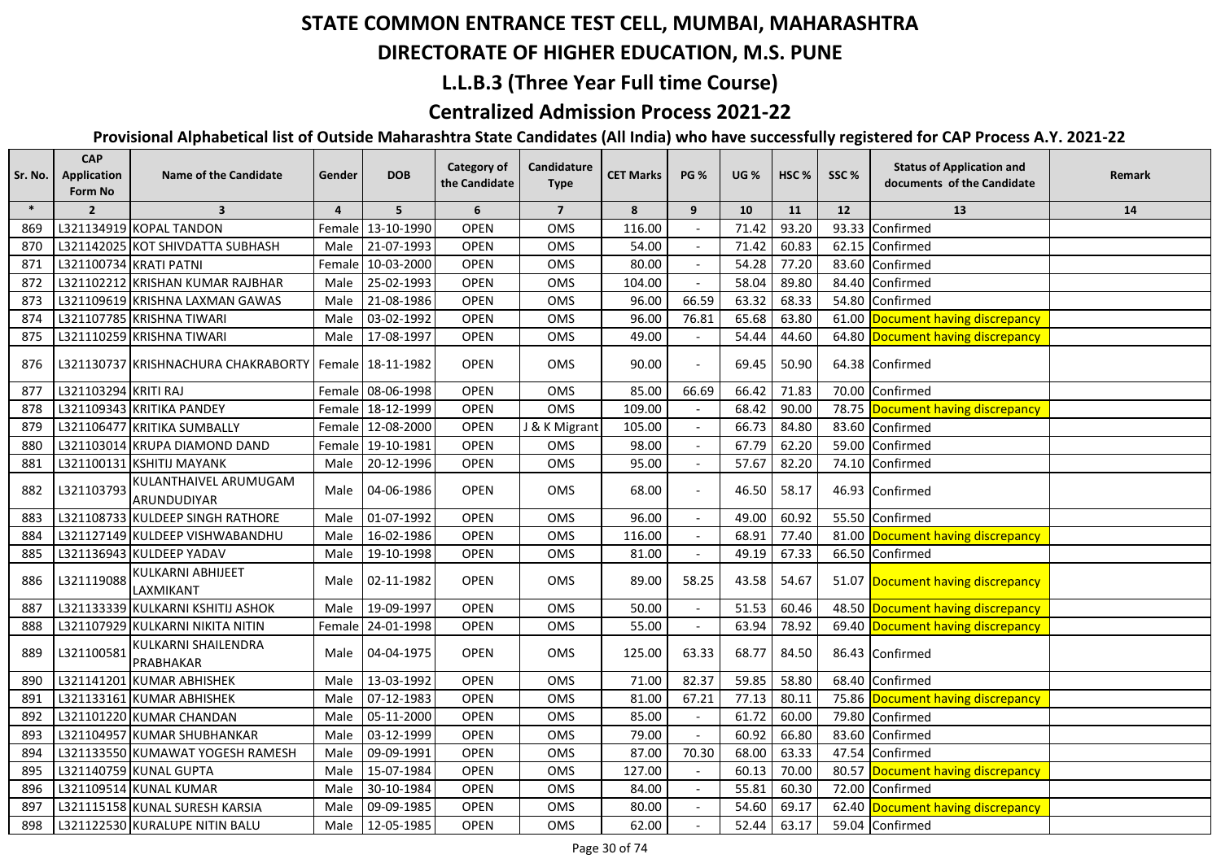# STATE COMMON ENTRANCE TEST CELL, MUMBAI, MAHARASHTRA

## DIRECTORATE OF HIGHER EDUCATION, M.S. PUNE

## L.L.B.3 (Three Year Full time Course)

## Centralized Admission Process 2021-22

### Provisional Alphabetical list of Outside Maharashtra State Candidates (All India) who have successfully registered for CAP Process A.Y. 2021-22

| Sr. No. | CAP Application Form No | Name of the Candidate | Gender | DOB | Category of the Candidate | Candidature Type | CET Marks | PG % | UG % | HSC % | SSC % | Status of Application and documents of the Candidate | Remark |
|---|---|---|---|---|---|---|---|---|---|---|---|---|---|
| * | 2 | 3 | 4 | 5 | 6 | 7 | 8 | 9 | 10 | 11 | 12 | 13 | 14 |
| 869 | L321134919 | KOPAL TANDON | Female | 13-10-1990 | OPEN | OMS | 116.00 | - | 71.42 | 93.20 | 93.33 | Confirmed | |
| 870 | L321142025 | KOT SHIVDATTA SUBHASH | Male | 21-07-1993 | OPEN | OMS | 54.00 | - | 71.42 | 60.83 | 62.15 | Confirmed | |
| 871 | L321100734 | KRATI PATNI | Female | 10-03-2000 | OPEN | OMS | 80.00 | - | 54.28 | 77.20 | 83.60 | Confirmed | |
| 872 | L321102212 | KRISHAN KUMAR RAJBHAR | Male | 25-02-1993 | OPEN | OMS | 104.00 | - | 58.04 | 89.80 | 84.40 | Confirmed | |
| 873 | L321109619 | KRISHNA LAXMAN GAWAS | Male | 21-08-1986 | OPEN | OMS | 96.00 | 66.59 | 63.32 | 68.33 | 54.80 | Confirmed | |
| 874 | L321107785 | KRISHNA TIWARI | Male | 03-02-1992 | OPEN | OMS | 96.00 | 76.81 | 65.68 | 63.80 | 61.00 | Document having discrepancy | |
| 875 | L321110259 | KRISHNA TIWARI | Male | 17-08-1997 | OPEN | OMS | 49.00 | - | 54.44 | 44.60 | 64.80 | Document having discrepancy | |
| 876 | L321130737 | KRISHNACHURA CHAKRABORTY | Female | 18-11-1982 | OPEN | OMS | 90.00 | - | 69.45 | 50.90 | 64.38 | Confirmed | |
| 877 | L321103294 | KRITI RAJ | Female | 08-06-1998 | OPEN | OMS | 85.00 | 66.69 | 66.42 | 71.83 | 70.00 | Confirmed | |
| 878 | L321109343 | KRITIKA PANDEY | Female | 18-12-1999 | OPEN | OMS | 109.00 | - | 68.42 | 90.00 | 78.75 | Document having discrepancy | |
| 879 | L321106477 | KRITIKA SUMBALLY | Female | 12-08-2000 | OPEN | J & K Migrant | 105.00 | - | 66.73 | 84.80 | 83.60 | Confirmed | |
| 880 | L321103014 | KRUPA DIAMOND DAND | Female | 19-10-1981 | OPEN | OMS | 98.00 | - | 67.79 | 62.20 | 59.00 | Confirmed | |
| 881 | L321100131 | KSHITIJ MAYANK | Male | 20-12-1996 | OPEN | OMS | 95.00 | - | 57.67 | 82.20 | 74.10 | Confirmed | |
| 882 | L321103793 | KULANTHAIVEL ARUMUGAM ARUNDUDIYAR | Male | 04-06-1986 | OPEN | OMS | 68.00 | - | 46.50 | 58.17 | 46.93 | Confirmed | |
| 883 | L321108733 | KULDEEP SINGH RATHORE | Male | 01-07-1992 | OPEN | OMS | 96.00 | - | 49.00 | 60.92 | 55.50 | Confirmed | |
| 884 | L321127149 | KULDEEP VISHWABANDHU | Male | 16-02-1986 | OPEN | OMS | 116.00 | - | 68.91 | 77.40 | 81.00 | Document having discrepancy | |
| 885 | L321136943 | KULDEEP YADAV | Male | 19-10-1998 | OPEN | OMS | 81.00 | - | 49.19 | 67.33 | 66.50 | Confirmed | |
| 886 | L321119088 | KULKARNI ABHIJEET LAXMIKANT | Male | 02-11-1982 | OPEN | OMS | 89.00 | 58.25 | 43.58 | 54.67 | 51.07 | Document having discrepancy | |
| 887 | L321133339 | KULKARNI KSHITIJ ASHOK | Male | 19-09-1997 | OPEN | OMS | 50.00 | - | 51.53 | 60.46 | 48.50 | Document having discrepancy | |
| 888 | L321107929 | KULKARNI NIKITA NITIN | Female | 24-01-1998 | OPEN | OMS | 55.00 | - | 63.94 | 78.92 | 69.40 | Document having discrepancy | |
| 889 | L321100581 | KULKARNI SHAILENDRA PRABHAKAR | Male | 04-04-1975 | OPEN | OMS | 125.00 | 63.33 | 68.77 | 84.50 | 86.43 | Confirmed | |
| 890 | L321141201 | KUMAR ABHISHEK | Male | 13-03-1992 | OPEN | OMS | 71.00 | 82.37 | 59.85 | 58.80 | 68.40 | Confirmed | |
| 891 | L321133161 | KUMAR ABHISHEK | Male | 07-12-1983 | OPEN | OMS | 81.00 | 67.21 | 77.13 | 80.11 | 75.86 | Document having discrepancy | |
| 892 | L321101220 | KUMAR CHANDAN | Male | 05-11-2000 | OPEN | OMS | 85.00 | - | 61.72 | 60.00 | 79.80 | Confirmed | |
| 893 | L321104957 | KUMAR SHUBHANKAR | Male | 03-12-1999 | OPEN | OMS | 79.00 | - | 60.92 | 66.80 | 83.60 | Confirmed | |
| 894 | L321133550 | KUMAWAT YOGESH RAMESH | Male | 09-09-1991 | OPEN | OMS | 87.00 | 70.30 | 68.00 | 63.33 | 47.54 | Confirmed | |
| 895 | L321140759 | KUNAL GUPTA | Male | 15-07-1984 | OPEN | OMS | 127.00 | - | 60.13 | 70.00 | 80.57 | Document having discrepancy | |
| 896 | L321109514 | KUNAL KUMAR | Male | 30-10-1984 | OPEN | OMS | 84.00 | - | 55.81 | 60.30 | 72.00 | Confirmed | |
| 897 | L321115158 | KUNAL SURESH KARSIA | Male | 09-09-1985 | OPEN | OMS | 80.00 | - | 54.60 | 69.17 | 62.40 | Document having discrepancy | |
| 898 | L321122530 | KURALUPE NITIN BALU | Male | 12-05-1985 | OPEN | OMS | 62.00 | - | 52.44 | 63.17 | 59.04 | Confirmed | |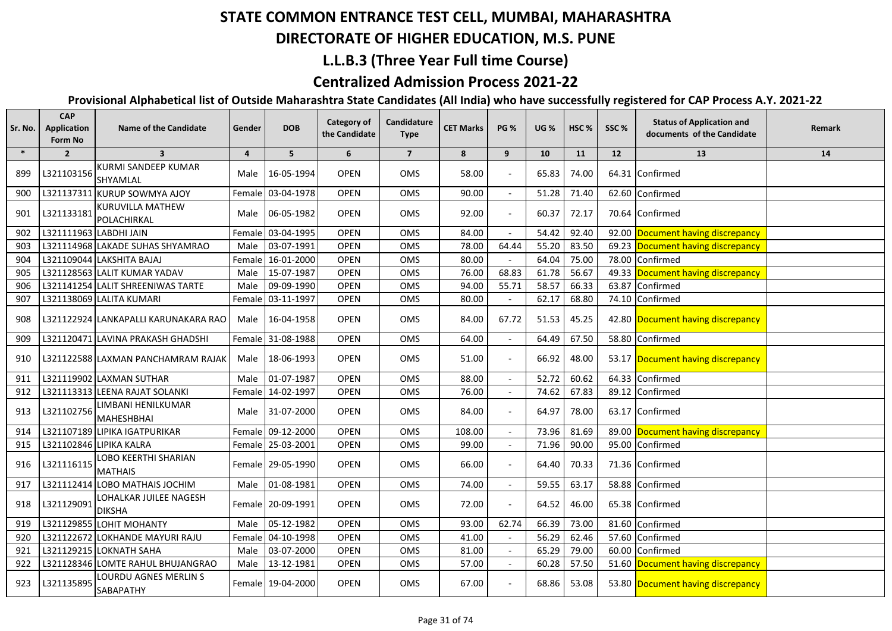# STATE COMMON ENTRANCE TEST CELL, MUMBAI, MAHARASHTRA

## DIRECTORATE OF HIGHER EDUCATION, M.S. PUNE

## L.L.B.3 (Three Year Full time Course)

## Centralized Admission Process 2021-22

### Provisional Alphabetical list of Outside Maharashtra State Candidates (All India) who have successfully registered for CAP Process A.Y. 2021-22

| Sr. No. | CAP Application Form No | Name of the Candidate | Gender | DOB | Category of the Candidate | Candidature Type | CET Marks | PG % | UG % | HSC % | SSC % | Status of Application and documents of the Candidate | Remark |
|---|---|---|---|---|---|---|---|---|---|---|---|---|---|
| * | 2 | 3 | 4 | 5 | 6 | 7 | 8 | 9 | 10 | 11 | 12 | 13 | 14 |
| 899 | L321103156 | KURMI SANDEEP KUMAR SHYAMLAL | Male | 16-05-1994 | OPEN | OMS | 58.00 | - | 65.83 | 74.00 | 64.31 | Confirmed | |
| 900 | L321137311 | KURUP SOWMYA AJOY | Female | 03-04-1978 | OPEN | OMS | 90.00 | - | 51.28 | 71.40 | 62.60 | Confirmed | |
| 901 | L321133181 | KURUVILLA MATHEW POLACHIRKAL | Male | 06-05-1982 | OPEN | OMS | 92.00 | - | 60.37 | 72.17 | 70.64 | Confirmed | |
| 902 | L321111963 | LABDHI JAIN | Female | 03-04-1995 | OPEN | OMS | 84.00 | - | 54.42 | 92.40 | 92.00 | Document having discrepancy | |
| 903 | L321114968 | LAKADE SUHAS SHYAMRAO | Male | 03-07-1991 | OPEN | OMS | 78.00 | 64.44 | 55.20 | 83.50 | 69.23 | Document having discrepancy | |
| 904 | L321109044 | LAKSHITA BAJAJ | Female | 16-01-2000 | OPEN | OMS | 80.00 | - | 64.04 | 75.00 | 78.00 | Confirmed | |
| 905 | L321128563 | LALIT KUMAR YADAV | Male | 15-07-1987 | OPEN | OMS | 76.00 | 68.83 | 61.78 | 56.67 | 49.33 | Document having discrepancy | |
| 906 | L321141254 | LALIT SHREENIWAS TARTE | Male | 09-09-1990 | OPEN | OMS | 94.00 | 55.71 | 58.57 | 66.33 | 63.87 | Confirmed | |
| 907 | L321138069 | LALITA KUMARI | Female | 03-11-1997 | OPEN | OMS | 80.00 | - | 62.17 | 68.80 | 74.10 | Confirmed | |
| 908 | L321122924 | LANKAPALLI KARUNAKARA RAO | Male | 16-04-1958 | OPEN | OMS | 84.00 | 67.72 | 51.53 | 45.25 | 42.80 | Document having discrepancy | |
| 909 | L321120471 | LAVINA PRAKASH GHADSHI | Female | 31-08-1988 | OPEN | OMS | 64.00 | - | 64.49 | 67.50 | 58.80 | Confirmed | |
| 910 | L321122588 | LAXMAN PANCHAMRAM RAJAK | Male | 18-06-1993 | OPEN | OMS | 51.00 | - | 66.92 | 48.00 | 53.17 | Document having discrepancy | |
| 911 | L321119902 | LAXMAN SUTHAR | Male | 01-07-1987 | OPEN | OMS | 88.00 | - | 52.72 | 60.62 | 64.33 | Confirmed | |
| 912 | L321113313 | LEENA RAJAT SOLANKI | Female | 14-02-1997 | OPEN | OMS | 76.00 | - | 74.62 | 67.83 | 89.12 | Confirmed | |
| 913 | L321102756 | LIMBANI HENILKUMAR MAHESHBHAI | Male | 31-07-2000 | OPEN | OMS | 84.00 | - | 64.97 | 78.00 | 63.17 | Confirmed | |
| 914 | L321107189 | LIPIKA IGATPURIKAR | Female | 09-12-2000 | OPEN | OMS | 108.00 | - | 73.96 | 81.69 | 89.00 | Document having discrepancy | |
| 915 | L321102846 | LIPIKA KALRA | Female | 25-03-2001 | OPEN | OMS | 99.00 | - | 71.96 | 90.00 | 95.00 | Confirmed | |
| 916 | L321116115 | LOBO KEERTHI SHARIAN MATHAIS | Female | 29-05-1990 | OPEN | OMS | 66.00 | - | 64.40 | 70.33 | 71.36 | Confirmed | |
| 917 | L321112414 | LOBO MATHAIS JOCHIM | Male | 01-08-1981 | OPEN | OMS | 74.00 | - | 59.55 | 63.17 | 58.88 | Confirmed | |
| 918 | L321129091 | LOHALKAR JUILEE NAGESH DIKSHA | Female | 20-09-1991 | OPEN | OMS | 72.00 | - | 64.52 | 46.00 | 65.38 | Confirmed | |
| 919 | L321129855 | LOHIT MOHANTY | Male | 05-12-1982 | OPEN | OMS | 93.00 | 62.74 | 66.39 | 73.00 | 81.60 | Confirmed | |
| 920 | L321122672 | LOKHANDE MAYURI RAJU | Female | 04-10-1998 | OPEN | OMS | 41.00 | - | 56.29 | 62.46 | 57.60 | Confirmed | |
| 921 | L321129215 | LOKNATH SAHA | Male | 03-07-2000 | OPEN | OMS | 81.00 | - | 65.29 | 79.00 | 60.00 | Confirmed | |
| 922 | L321128346 | LOMTE RAHUL BHUJANGRAO | Male | 13-12-1981 | OPEN | OMS | 57.00 | - | 60.28 | 57.50 | 51.60 | Document having discrepancy | |
| 923 | L321135895 | LOURDU AGNES MERLIN S SABAPATHY | Female | 19-04-2000 | OPEN | OMS | 67.00 | - | 68.86 | 53.08 | 53.80 | Document having discrepancy | |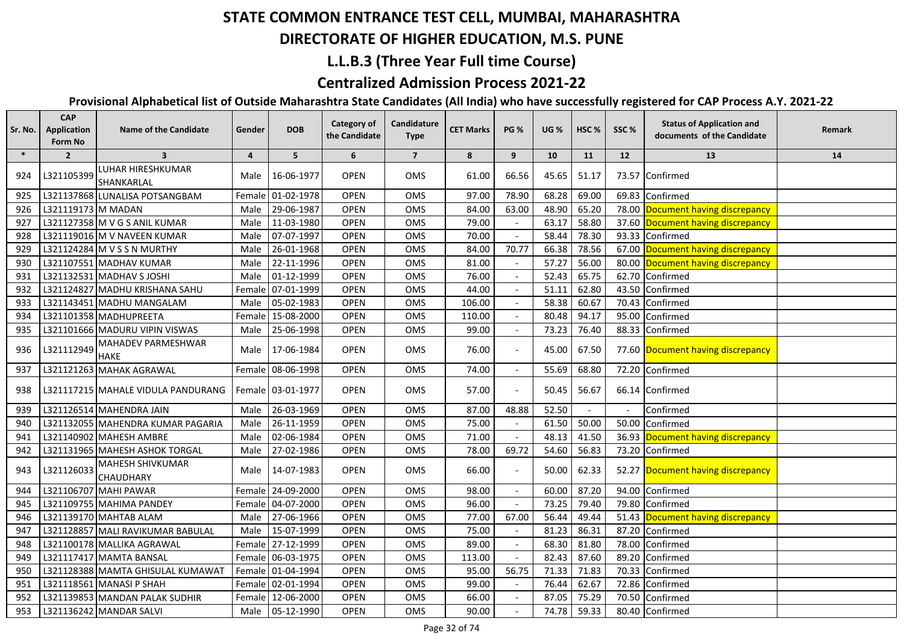# STATE COMMON ENTRANCE TEST CELL, MUMBAI, MAHARASHTRA

## DIRECTORATE OF HIGHER EDUCATION, M.S. PUNE

### L.L.B.3 (Three Year Full time Course)

### Centralized Admission Process 2021-22

**Provisional Alphabetical list of Outside Maharashtra State Candidates (All India) who have successfully registered for CAP Process A.Y. 2021-22**

| Sr. No. | CAP Application Form No | Name of the Candidate | Gender | DOB | Category of the Candidate | Candidature Type | CET Marks | PG % | UG % | HSC % | SSC % | Status of Application and documents of the Candidate | Remark |
|---|---|---|---|---|---|---|---|---|---|---|---|---|---|
| * | 2 | 3 | 4 | 5 | 6 | 7 | 8 | 9 | 10 | 11 | 12 | 13 | 14 |
| 924 | L321105399 | LUHAR HIRESHKUMAR SHANKARLAL | Male | 16-06-1977 | OPEN | OMS | 61.00 | 66.56 | 45.65 | 51.17 | 73.57 | Confirmed | |
| 925 | L321137868 | LUNALISA POTSANGBAM | Female | 01-02-1978 | OPEN | OMS | 97.00 | 78.90 | 68.28 | 69.00 | 69.83 | Confirmed | |
| 926 | L321119173 | M MADAN | Male | 29-06-1987 | OPEN | OMS | 84.00 | 63.00 | 48.90 | 65.20 | 78.00 | Document having discrepancy | |
| 927 | L321127358 | M V G S ANIL KUMAR | Male | 11-03-1980 | OPEN | OMS | 79.00 | - | 63.17 | 58.80 | 37.60 | Document having discrepancy | |
| 928 | L321119016 | M V NAVEEN KUMAR | Male | 07-07-1997 | OPEN | OMS | 70.00 | - | 58.44 | 78.30 | 93.33 | Confirmed | |
| 929 | L321124284 | M V S S N MURTHY | Male | 26-01-1968 | OPEN | OMS | 84.00 | 70.77 | 66.38 | 78.56 | 67.00 | Document having discrepancy | |
| 930 | L321107551 | MADHAV KUMAR | Male | 22-11-1996 | OPEN | OMS | 81.00 | - | 57.27 | 56.00 | 80.00 | Document having discrepancy | |
| 931 | L321132531 | MADHAV S JOSHI | Male | 01-12-1999 | OPEN | OMS | 76.00 | - | 52.43 | 65.75 | 62.70 | Confirmed | |
| 932 | L321124827 | MADHU KRISHANA SAHU | Female | 07-01-1999 | OPEN | OMS | 44.00 | - | 51.11 | 62.80 | 43.50 | Confirmed | |
| 933 | L321143451 | MADHU MANGALAM | Male | 05-02-1983 | OPEN | OMS | 106.00 | - | 58.38 | 60.67 | 70.43 | Confirmed | |
| 934 | L321101358 | MADHUPREETA | Female | 15-08-2000 | OPEN | OMS | 110.00 | - | 80.48 | 94.17 | 95.00 | Confirmed | |
| 935 | L321101666 | MADURU VIPIN VISWAS | Male | 25-06-1998 | OPEN | OMS | 99.00 | - | 73.23 | 76.40 | 88.33 | Confirmed | |
| 936 | L321112949 | MAHADEV PARMESHWAR HAKE | Male | 17-06-1984 | OPEN | OMS | 76.00 | - | 45.00 | 67.50 | 77.60 | Document having discrepancy | |
| 937 | L321121263 | MAHAK AGRAWAL | Female | 08-06-1998 | OPEN | OMS | 74.00 | - | 55.69 | 68.80 | 72.20 | Confirmed | |
| 938 | L321117215 | MAHALE VIDULA PANDURANG | Female | 03-01-1977 | OPEN | OMS | 57.00 | - | 50.45 | 56.67 | 66.14 | Confirmed | |
| 939 | L321126514 | MAHENDRA JAIN | Male | 26-03-1969 | OPEN | OMS | 87.00 | 48.88 | 52.50 | - | - | Confirmed | |
| 940 | L321132055 | MAHENDRA KUMAR PAGARIA | Male | 26-11-1959 | OPEN | OMS | 75.00 | - | 61.50 | 50.00 | 50.00 | Confirmed | |
| 941 | L321140902 | MAHESH AMBRE | Male | 02-06-1984 | OPEN | OMS | 71.00 | - | 48.13 | 41.50 | 36.93 | Document having discrepancy | |
| 942 | L321131965 | MAHESH ASHOK TORGAL | Male | 27-02-1986 | OPEN | OMS | 78.00 | 69.72 | 54.60 | 56.83 | 73.20 | Confirmed | |
| 943 | L321126033 | MAHESH SHIVKUMAR CHAUDHARY | Male | 14-07-1983 | OPEN | OMS | 66.00 | - | 50.00 | 62.33 | 52.27 | Document having discrepancy | |
| 944 | L321106707 | MAHI PAWAR | Female | 24-09-2000 | OPEN | OMS | 98.00 | - | 60.00 | 87.20 | 94.00 | Confirmed | |
| 945 | L321109755 | MAHIMA PANDEY | Female | 04-07-2000 | OPEN | OMS | 96.00 | - | 73.25 | 79.40 | 79.80 | Confirmed | |
| 946 | L321139170 | MAHTAB ALAM | Male | 27-06-1966 | OPEN | OMS | 77.00 | 67.00 | 56.44 | 49.44 | 51.43 | Document having discrepancy | |
| 947 | L321128857 | MALI RAVIKUMAR BABULAL | Male | 15-07-1999 | OPEN | OMS | 75.00 | - | 81.23 | 86.31 | 87.20 | Confirmed | |
| 948 | L321100178 | MALLIKA AGRAWAL | Female | 27-12-1999 | OPEN | OMS | 89.00 | - | 68.30 | 81.80 | 78.00 | Confirmed | |
| 949 | L321117417 | MAMTA BANSAL | Female | 06-03-1975 | OPEN | OMS | 113.00 | - | 82.43 | 87.60 | 89.20 | Confirmed | |
| 950 | L321128388 | MAMTA GHISULAL KUMAWAT | Female | 01-04-1994 | OPEN | OMS | 95.00 | 56.75 | 71.33 | 71.83 | 70.33 | Confirmed | |
| 951 | L321118561 | MANASI P SHAH | Female | 02-01-1994 | OPEN | OMS | 99.00 | - | 76.44 | 62.67 | 72.86 | Confirmed | |
| 952 | L321139853 | MANDAN PALAK SUDHIR | Female | 12-06-2000 | OPEN | OMS | 66.00 | - | 87.05 | 75.29 | 70.50 | Confirmed | |
| 953 | L321136242 | MANDAR SALVI | Male | 05-12-1990 | OPEN | OMS | 90.00 | - | 74.78 | 59.33 | 80.40 | Confirmed | |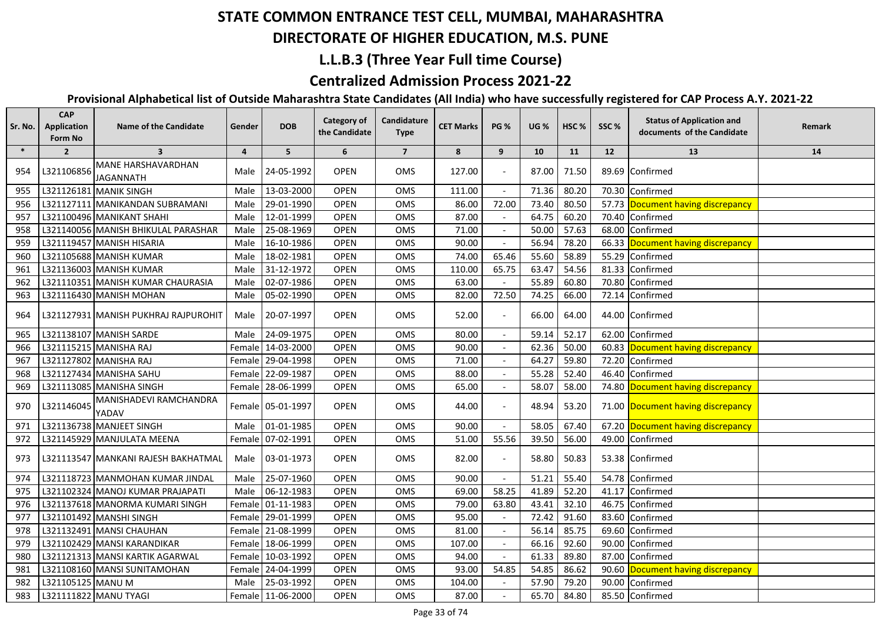# STATE COMMON ENTRANCE TEST CELL, MUMBAI, MAHARASHTRA

## DIRECTORATE OF HIGHER EDUCATION, M.S. PUNE

## L.L.B.3 (Three Year Full time Course)

## Centralized Admission Process 2021-22

### Provisional Alphabetical list of Outside Maharashtra State Candidates (All India) who have successfully registered for CAP Process A.Y. 2021-22

| Sr. No. | CAP Application Form No | Name of the Candidate | Gender | DOB | Category of the Candidate | Candidature Type | CET Marks | PG % | UG % | HSC % | SSC % | Status of Application and documents of the Candidate | Remark |
|---|---|---|---|---|---|---|---|---|---|---|---|---|---|
| * | 2 | 3 | 4 | 5 | 6 | 7 | 8 | 9 | 10 | 11 | 12 | 13 | 14 |
| 954 | L321106856 | MANE HARSHAVARDHAN JAGANNATH | Male | 24-05-1992 | OPEN | OMS | 127.00 | - | 87.00 | 71.50 | 89.69 | Confirmed | |
| 955 | L321126181 | MANIK SINGH | Male | 13-03-2000 | OPEN | OMS | 111.00 | - | 71.36 | 80.20 | 70.30 | Confirmed | |
| 956 | L321127111 | MANIKANDAN SUBRAMANI | Male | 29-01-1990 | OPEN | OMS | 86.00 | 72.00 | 73.40 | 80.50 | 57.73 | Document having discrepancy | |
| 957 | L321100496 | MANIKANT SHAHI | Male | 12-01-1999 | OPEN | OMS | 87.00 | - | 64.75 | 60.20 | 70.40 | Confirmed | |
| 958 | L321140056 | MANISH BHIKULAL PARASHAR | Male | 25-08-1969 | OPEN | OMS | 71.00 | - | 50.00 | 57.63 | 68.00 | Confirmed | |
| 959 | L321119457 | MANISH HISARIA | Male | 16-10-1986 | OPEN | OMS | 90.00 | - | 56.94 | 78.20 | 66.33 | Document having discrepancy | |
| 960 | L321105688 | MANISH KUMAR | Male | 18-02-1981 | OPEN | OMS | 74.00 | 65.46 | 55.60 | 58.89 | 55.29 | Confirmed | |
| 961 | L321136003 | MANISH KUMAR | Male | 31-12-1972 | OPEN | OMS | 110.00 | 65.75 | 63.47 | 54.56 | 81.33 | Confirmed | |
| 962 | L321110351 | MANISH KUMAR CHAURASIA | Male | 02-07-1986 | OPEN | OMS | 63.00 | - | 55.89 | 60.80 | 70.80 | Confirmed | |
| 963 | L321116430 | MANISH MOHAN | Male | 05-02-1990 | OPEN | OMS | 82.00 | 72.50 | 74.25 | 66.00 | 72.14 | Confirmed | |
| 964 | L321127931 | MANISH PUKHRAJ RAJPUROHIT | Male | 20-07-1997 | OPEN | OMS | 52.00 | - | 66.00 | 64.00 | 44.00 | Confirmed | |
| 965 | L321138107 | MANISH SARDE | Male | 24-09-1975 | OPEN | OMS | 80.00 | - | 59.14 | 52.17 | 62.00 | Confirmed | |
| 966 | L321115215 | MANISHA RAJ | Female | 14-03-2000 | OPEN | OMS | 90.00 | - | 62.36 | 50.00 | 60.83 | Document having discrepancy | |
| 967 | L321127802 | MANISHA RAJ | Female | 29-04-1998 | OPEN | OMS | 71.00 | - | 64.27 | 59.80 | 72.20 | Confirmed | |
| 968 | L321127434 | MANISHA SAHU | Female | 22-09-1987 | OPEN | OMS | 88.00 | - | 55.28 | 52.40 | 46.40 | Confirmed | |
| 969 | L321113085 | MANISHA SINGH | Female | 28-06-1999 | OPEN | OMS | 65.00 | - | 58.07 | 58.00 | 74.80 | Document having discrepancy | |
| 970 | L321146045 | MANISHADEVI RAMCHANDRA YADAV | Female | 05-01-1997 | OPEN | OMS | 44.00 | - | 48.94 | 53.20 | 71.00 | Document having discrepancy | |
| 971 | L321136738 | MANJEET SINGH | Male | 01-01-1985 | OPEN | OMS | 90.00 | - | 58.05 | 67.40 | 67.20 | Document having discrepancy | |
| 972 | L321145929 | MANJULATA MEENA | Female | 07-02-1991 | OPEN | OMS | 51.00 | 55.56 | 39.50 | 56.00 | 49.00 | Confirmed | |
| 973 | L321113547 | MANKANI RAJESH BAKHATMAL | Male | 03-01-1973 | OPEN | OMS | 82.00 | - | 58.80 | 50.83 | 53.38 | Confirmed | |
| 974 | L321118723 | MANMOHAN KUMAR JINDAL | Male | 25-07-1960 | OPEN | OMS | 90.00 | - | 51.21 | 55.40 | 54.78 | Confirmed | |
| 975 | L321102324 | MANOJ KUMAR PRAJAPATI | Male | 06-12-1983 | OPEN | OMS | 69.00 | 58.25 | 41.89 | 52.20 | 41.17 | Confirmed | |
| 976 | L321137618 | MANORMA KUMARI SINGH | Female | 01-11-1983 | OPEN | OMS | 79.00 | 63.80 | 43.41 | 32.10 | 46.75 | Confirmed | |
| 977 | L321101492 | MANSHI SINGH | Female | 29-01-1999 | OPEN | OMS | 95.00 | - | 72.42 | 91.60 | 83.60 | Confirmed | |
| 978 | L321132491 | MANSI CHAUHAN | Female | 21-08-1999 | OPEN | OMS | 81.00 | - | 56.14 | 85.75 | 69.60 | Confirmed | |
| 979 | L321102429 | MANSI KARANDIKAR | Female | 18-06-1999 | OPEN | OMS | 107.00 | - | 66.16 | 92.60 | 90.00 | Confirmed | |
| 980 | L321121313 | MANSI KARTIK AGARWAL | Female | 10-03-1992 | OPEN | OMS | 94.00 | - | 61.33 | 89.80 | 87.00 | Confirmed | |
| 981 | L321108160 | MANSI SUNITAMOHAN | Female | 24-04-1999 | OPEN | OMS | 93.00 | 54.85 | 54.85 | 86.62 | 90.60 | Document having discrepancy | |
| 982 | L321105125 | MANU M | Male | 25-03-1992 | OPEN | OMS | 104.00 | - | 57.90 | 79.20 | 90.00 | Confirmed | |
| 983 | L321111822 | MANU TYAGI | Female | 11-06-2000 | OPEN | OMS | 87.00 | - | 65.70 | 84.80 | 85.50 | Confirmed | |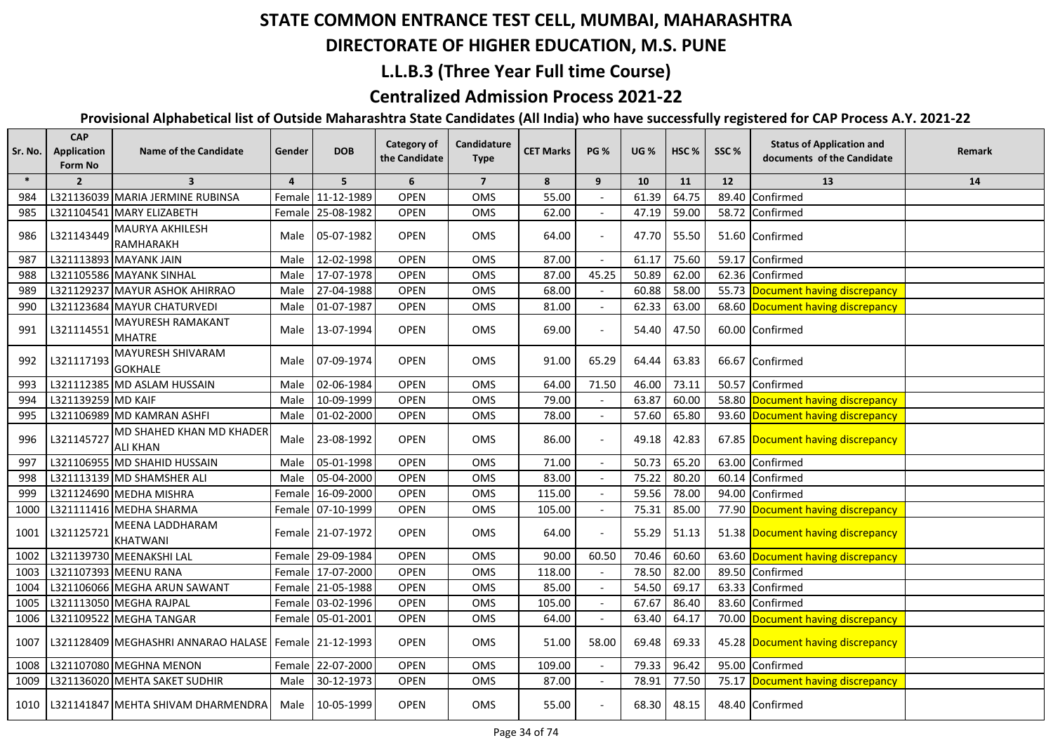# STATE COMMON ENTRANCE TEST CELL, MUMBAI, MAHARASHTRA

## DIRECTORATE OF HIGHER EDUCATION, M.S. PUNE

## L.L.B.3 (Three Year Full time Course)

## Centralized Admission Process 2021-22

### Provisional Alphabetical list of Outside Maharashtra State Candidates (All India) who have successfully registered for CAP Process A.Y. 2021-22

| Sr. No. | CAP Application Form No | Name of the Candidate | Gender | DOB | Category of the Candidate | Candidature Type | CET Marks | PG % | UG % | HSC % | SSC % | Status of Application and documents of the Candidate | Remark |
|---|---|---|---|---|---|---|---|---|---|---|---|---|---|
| * | 2 | 3 | 4 | 5 | 6 | 7 | 8 | 9 | 10 | 11 | 12 | 13 | 14 |
| 984 | L321136039 | MARIA JERMINE RUBINSA | Female | 11-12-1989 | OPEN | OMS | 55.00 | - | 61.39 | 64.75 | 89.40 | Confirmed | |
| 985 | L321104541 | MARY ELIZABETH | Female | 25-08-1982 | OPEN | OMS | 62.00 | - | 47.19 | 59.00 | 58.72 | Confirmed | |
| 986 | L321143449 | MAURYA AKHILESH RAMHARAKH | Male | 05-07-1982 | OPEN | OMS | 64.00 | - | 47.70 | 55.50 | 51.60 | Confirmed | |
| 987 | L321113893 | MAYANK JAIN | Male | 12-02-1998 | OPEN | OMS | 87.00 | - | 61.17 | 75.60 | 59.17 | Confirmed | |
| 988 | L321105586 | MAYANK SINHAL | Male | 17-07-1978 | OPEN | OMS | 87.00 | 45.25 | 50.89 | 62.00 | 62.36 | Confirmed | |
| 989 | L321129237 | MAYUR ASHOK AHIRRAO | Male | 27-04-1988 | OPEN | OMS | 68.00 | - | 60.88 | 58.00 | 55.73 | Document having discrepancy | |
| 990 | L321123684 | MAYUR CHATURVEDI | Male | 01-07-1987 | OPEN | OMS | 81.00 | - | 62.33 | 63.00 | 68.60 | Document having discrepancy | |
| 991 | L321114551 | MAYURESH RAMAKANT MHATRE | Male | 13-07-1994 | OPEN | OMS | 69.00 | - | 54.40 | 47.50 | 60.00 | Confirmed | |
| 992 | L321117193 | MAYURESH SHIVARAM GOKHALE | Male | 07-09-1974 | OPEN | OMS | 91.00 | 65.29 | 64.44 | 63.83 | 66.67 | Confirmed | |
| 993 | L321112385 | MD ASLAM HUSSAIN | Male | 02-06-1984 | OPEN | OMS | 64.00 | 71.50 | 46.00 | 73.11 | 50.57 | Confirmed | |
| 994 | L321139259 | MD KAIF | Male | 10-09-1999 | OPEN | OMS | 79.00 | - | 63.87 | 60.00 | 58.80 | Document having discrepancy | |
| 995 | L321106989 | MD KAMRAN ASHFI | Male | 01-02-2000 | OPEN | OMS | 78.00 | - | 57.60 | 65.80 | 93.60 | Document having discrepancy | |
| 996 | L321145727 | MD SHAHED KHAN MD KHADER ALI KHAN | Male | 23-08-1992 | OPEN | OMS | 86.00 | - | 49.18 | 42.83 | 67.85 | Document having discrepancy | |
| 997 | L321106955 | MD SHAHID HUSSAIN | Male | 05-01-1998 | OPEN | OMS | 71.00 | - | 50.73 | 65.20 | 63.00 | Confirmed | |
| 998 | L321113139 | MD SHAMSHER ALI | Male | 05-04-2000 | OPEN | OMS | 83.00 | - | 75.22 | 80.20 | 60.14 | Confirmed | |
| 999 | L321124690 | MEDHA MISHRA | Female | 16-09-2000 | OPEN | OMS | 115.00 | - | 59.56 | 78.00 | 94.00 | Confirmed | |
| 1000 | L321111416 | MEDHA SHARMA | Female | 07-10-1999 | OPEN | OMS | 105.00 | - | 75.31 | 85.00 | 77.90 | Document having discrepancy | |
| 1001 | L321125721 | MEENA LADDHARAM KHATWANI | Female | 21-07-1972 | OPEN | OMS | 64.00 | - | 55.29 | 51.13 | 51.38 | Document having discrepancy | |
| 1002 | L321139730 | MEENAKSHI LAL | Female | 29-09-1984 | OPEN | OMS | 90.00 | 60.50 | 70.46 | 60.60 | 63.60 | Document having discrepancy | |
| 1003 | L321107393 | MEENU RANA | Female | 17-07-2000 | OPEN | OMS | 118.00 | - | 78.50 | 82.00 | 89.50 | Confirmed | |
| 1004 | L321106066 | MEGHA ARUN SAWANT | Female | 21-05-1988 | OPEN | OMS | 85.00 | - | 54.50 | 69.17 | 63.33 | Confirmed | |
| 1005 | L321113050 | MEGHA RAJPAL | Female | 03-02-1996 | OPEN | OMS | 105.00 | - | 67.67 | 86.40 | 83.60 | Confirmed | |
| 1006 | L321109522 | MEGHA TANGAR | Female | 05-01-2001 | OPEN | OMS | 64.00 | - | 63.40 | 64.17 | 70.00 | Document having discrepancy | |
| 1007 | L321128409 | MEGHASHRI ANNARAO HALASE | Female | 21-12-1993 | OPEN | OMS | 51.00 | 58.00 | 69.48 | 69.33 | 45.28 | Document having discrepancy | |
| 1008 | L321107080 | MEGHNA MENON | Female | 22-07-2000 | OPEN | OMS | 109.00 | - | 79.33 | 96.42 | 95.00 | Confirmed | |
| 1009 | L321136020 | MEHTA SAKET SUDHIR | Male | 30-12-1973 | OPEN | OMS | 87.00 | - | 78.91 | 77.50 | 75.17 | Document having discrepancy | |
| 1010 | L321141847 | MEHTA SHIVAM DHARMENDRA | Male | 10-05-1999 | OPEN | OMS | 55.00 | - | 68.30 | 48.15 | 48.40 | Confirmed | |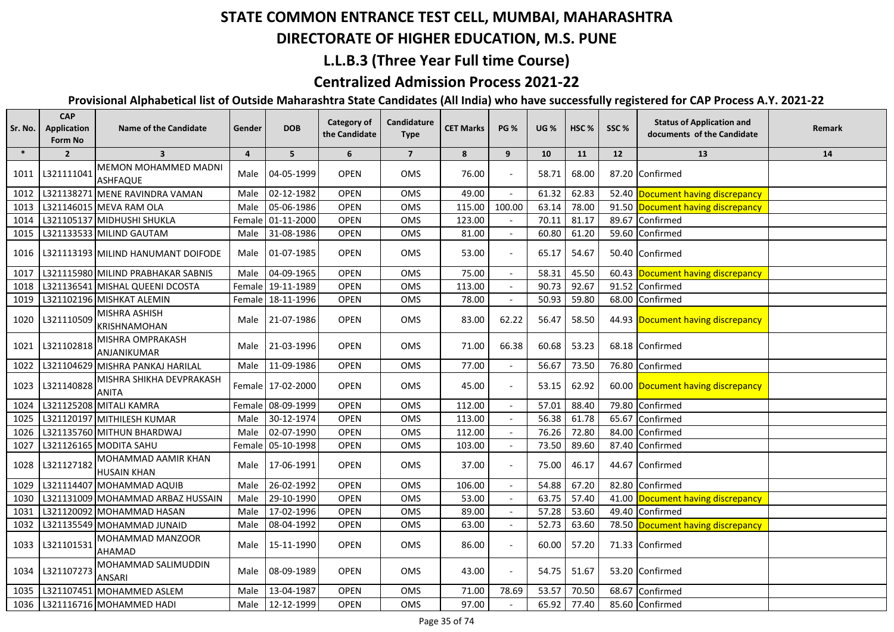# STATE COMMON ENTRANCE TEST CELL, MUMBAI, MAHARASHTRA

## DIRECTORATE OF HIGHER EDUCATION, M.S. PUNE

## L.L.B.3 (Three Year Full time Course)

## Centralized Admission Process 2021-22

### Provisional Alphabetical list of Outside Maharashtra State Candidates (All India) who have successfully registered for CAP Process A.Y. 2021-22

| Sr. No. | CAP Application Form No | Name of the Candidate | Gender | DOB | Category of the Candidate | Candidature Type | CET Marks | PG % | UG % | HSC % | SSC % | Status of Application and documents of the Candidate | Remark |
|---|---|---|---|---|---|---|---|---|---|---|---|---|---|
| * | 2 | 3 | 4 | 5 | 6 | 7 | 8 | 9 | 10 | 11 | 12 | 13 | 14 |
| 1011 | L321111041 | MEMON MOHAMMED MADNI ASHFAQUE | Male | 04-05-1999 | OPEN | OMS | 76.00 | - | 58.71 | 68.00 | 87.20 | Confirmed | |
| 1012 | L321138271 | MENE RAVINDRA VAMAN | Male | 02-12-1982 | OPEN | OMS | 49.00 | - | 61.32 | 62.83 | 52.40 | Document having discrepancy | |
| 1013 | L321146015 | MEVA RAM OLA | Male | 05-06-1986 | OPEN | OMS | 115.00 | 100.00 | 63.14 | 78.00 | 91.50 | Document having discrepancy | |
| 1014 | L321105137 | MIDHUSHI SHUKLA | Female | 01-11-2000 | OPEN | OMS | 123.00 | - | 70.11 | 81.17 | 89.67 | Confirmed | |
| 1015 | L321133533 | MILIND GAUTAM | Male | 31-08-1986 | OPEN | OMS | 81.00 | - | 60.80 | 61.20 | 59.60 | Confirmed | |
| 1016 | L321113193 | MILIND HANUMANT DOIFODE | Male | 01-07-1985 | OPEN | OMS | 53.00 | - | 65.17 | 54.67 | 50.40 | Confirmed | |
| 1017 | L321115980 | MILIND PRABHAKAR SABNIS | Male | 04-09-1965 | OPEN | OMS | 75.00 | - | 58.31 | 45.50 | 60.43 | Document having discrepancy | |
| 1018 | L321136541 | MISHAL QUEENI DCOSTA | Female | 19-11-1989 | OPEN | OMS | 113.00 | - | 90.73 | 92.67 | 91.52 | Confirmed | |
| 1019 | L321102196 | MISHKAT ALEMIN | Female | 18-11-1996 | OPEN | OMS | 78.00 | - | 50.93 | 59.80 | 68.00 | Confirmed | |
| 1020 | L321110509 | MISHRA ASHISH KRISHNAMOHAN | Male | 21-07-1986 | OPEN | OMS | 83.00 | 62.22 | 56.47 | 58.50 | 44.93 | Document having discrepancy | |
| 1021 | L321102818 | MISHRA OMPRAKASH ANJANIKUMAR | Male | 21-03-1996 | OPEN | OMS | 71.00 | 66.38 | 60.68 | 53.23 | 68.18 | Confirmed | |
| 1022 | L321104629 | MISHRA PANKAJ HARILAL | Male | 11-09-1986 | OPEN | OMS | 77.00 | - | 56.67 | 73.50 | 76.80 | Confirmed | |
| 1023 | L321140828 | MISHRA SHIKHA DEVPRAKASH ANITA | Female | 17-02-2000 | OPEN | OMS | 45.00 | - | 53.15 | 62.92 | 60.00 | Document having discrepancy | |
| 1024 | L321125208 | MITALI KAMRA | Female | 08-09-1999 | OPEN | OMS | 112.00 | - | 57.01 | 88.40 | 79.80 | Confirmed | |
| 1025 | L321120197 | MITHILESH KUMAR | Male | 30-12-1974 | OPEN | OMS | 113.00 | - | 56.38 | 61.78 | 65.67 | Confirmed | |
| 1026 | L321135760 | MITHUN BHARDWAJ | Male | 02-07-1990 | OPEN | OMS | 112.00 | - | 76.26 | 72.80 | 84.00 | Confirmed | |
| 1027 | L321126165 | MODITA SAHU | Female | 05-10-1998 | OPEN | OMS | 103.00 | - | 73.50 | 89.60 | 87.40 | Confirmed | |
| 1028 | L321127182 | MOHAMMAD AAMIR KHAN HUSAIN KHAN | Male | 17-06-1991 | OPEN | OMS | 37.00 | - | 75.00 | 46.17 | 44.67 | Confirmed | |
| 1029 | L321114407 | MOHAMMAD AQUIB | Male | 26-02-1992 | OPEN | OMS | 106.00 | - | 54.88 | 67.20 | 82.80 | Confirmed | |
| 1030 | L321131009 | MOHAMMAD ARBAZ HUSSAIN | Male | 29-10-1990 | OPEN | OMS | 53.00 | - | 63.75 | 57.40 | 41.00 | Document having discrepancy | |
| 1031 | L321120092 | MOHAMMAD HASAN | Male | 17-02-1996 | OPEN | OMS | 89.00 | - | 57.28 | 53.60 | 49.40 | Confirmed | |
| 1032 | L321135549 | MOHAMMAD JUNAID | Male | 08-04-1992 | OPEN | OMS | 63.00 | - | 52.73 | 63.60 | 78.50 | Document having discrepancy | |
| 1033 | L321101531 | MOHAMMAD MANZOOR AHAMAD | Male | 15-11-1990 | OPEN | OMS | 86.00 | - | 60.00 | 57.20 | 71.33 | Confirmed | |
| 1034 | L321107273 | MOHAMMAD SALIMUDDIN ANSARI | Male | 08-09-1989 | OPEN | OMS | 43.00 | - | 54.75 | 51.67 | 53.20 | Confirmed | |
| 1035 | L321107451 | MOHAMMED ASLEM | Male | 13-04-1987 | OPEN | OMS | 71.00 | 78.69 | 53.57 | 70.50 | 68.67 | Confirmed | |
| 1036 | L321116716 | MOHAMMED HADI | Male | 12-12-1999 | OPEN | OMS | 97.00 | - | 65.92 | 77.40 | 85.60 | Confirmed | |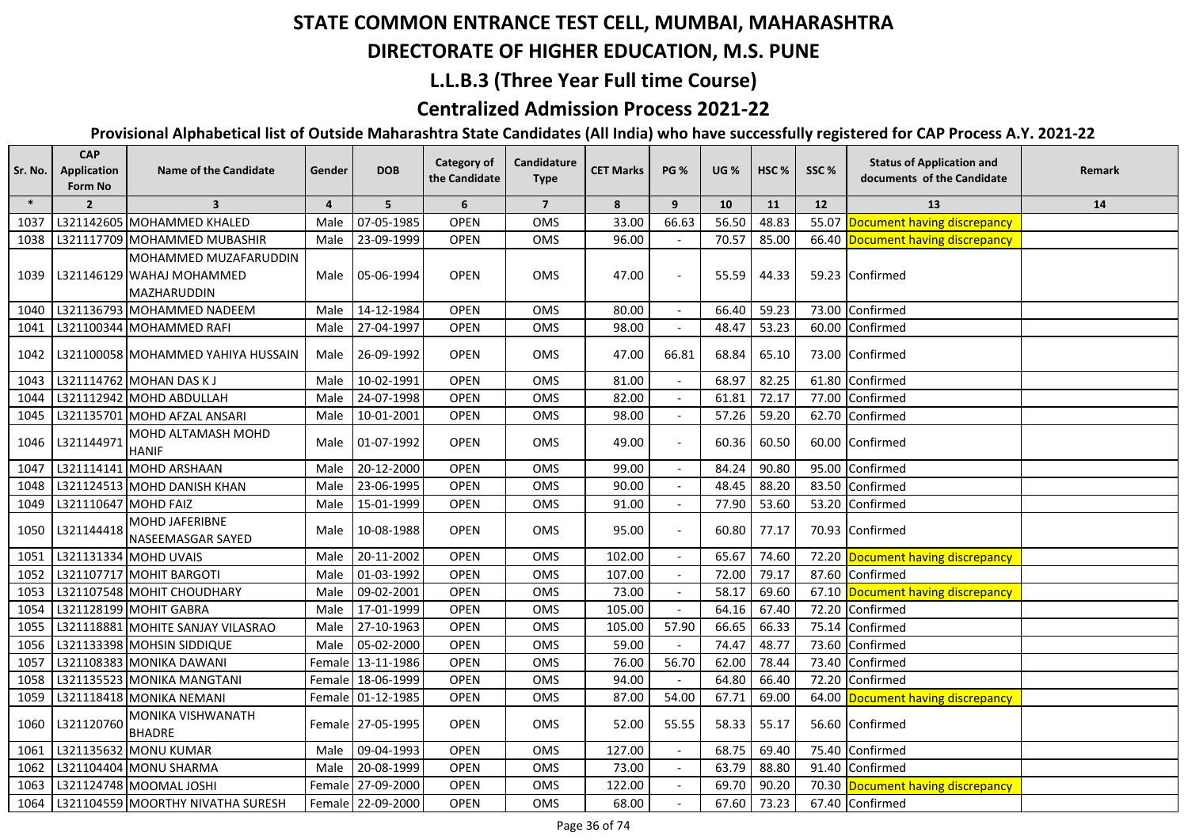# STATE COMMON ENTRANCE TEST CELL, MUMBAI, MAHARASHTRA

## DIRECTORATE OF HIGHER EDUCATION, M.S. PUNE

## L.L.B.3 (Three Year Full time Course)

## Centralized Admission Process 2021-22

### Provisional Alphabetical list of Outside Maharashtra State Candidates (All India) who have successfully registered for CAP Process A.Y. 2021-22

| Sr. No. | CAP Application Form No | Name of the Candidate | Gender | DOB | Category of the Candidate | Candidature Type | CET Marks | PG % | UG % | HSC % | SSC % | Status of Application and documents of the Candidate | Remark |
|---|---|---|---|---|---|---|---|---|---|---|---|---|---|
| * | 2 | 3 | 4 | 5 | 6 | 7 | 8 | 9 | 10 | 11 | 12 | 13 | 14 |
| 1037 | L321142605 | MOHAMMED KHALED | Male | 07-05-1985 | OPEN | OMS | 33.00 | 66.63 | 56.50 | 48.83 | 55.07 | Document having discrepancy | |
| 1038 | L321117709 | MOHAMMED MUBASHIR | Male | 23-09-1999 | OPEN | OMS | 96.00 | - | 70.57 | 85.00 | 66.40 | Document having discrepancy | |
| 1039 | L321146129 | MOHAMMED MUZAFARUDDIN WAHAJ MOHAMMED MAZHARUDDIN | Male | 05-06-1994 | OPEN | OMS | 47.00 | - | 55.59 | 44.33 | 59.23 | Confirmed | |
| 1040 | L321136793 | MOHAMMED NADEEM | Male | 14-12-1984 | OPEN | OMS | 80.00 | - | 66.40 | 59.23 | 73.00 | Confirmed | |
| 1041 | L321100344 | MOHAMMED RAFI | Male | 27-04-1997 | OPEN | OMS | 98.00 | - | 48.47 | 53.23 | 60.00 | Confirmed | |
| 1042 | L321100058 | MOHAMMED YAHIYA HUSSAIN | Male | 26-09-1992 | OPEN | OMS | 47.00 | 66.81 | 68.84 | 65.10 | 73.00 | Confirmed | |
| 1043 | L321114762 | MOHAN DAS K J | Male | 10-02-1991 | OPEN | OMS | 81.00 | - | 68.97 | 82.25 | 61.80 | Confirmed | |
| 1044 | L321112942 | MOHD ABDULLAH | Male | 24-07-1998 | OPEN | OMS | 82.00 | - | 61.81 | 72.17 | 77.00 | Confirmed | |
| 1045 | L321135701 | MOHD AFZAL ANSARI | Male | 10-01-2001 | OPEN | OMS | 98.00 | - | 57.26 | 59.20 | 62.70 | Confirmed | |
| 1046 | L321144971 | MOHD ALTAMASH MOHD HANIF | Male | 01-07-1992 | OPEN | OMS | 49.00 | - | 60.36 | 60.50 | 60.00 | Confirmed | |
| 1047 | L321114141 | MOHD ARSHAAN | Male | 20-12-2000 | OPEN | OMS | 99.00 | - | 84.24 | 90.80 | 95.00 | Confirmed | |
| 1048 | L321124513 | MOHD DANISH KHAN | Male | 23-06-1995 | OPEN | OMS | 90.00 | - | 48.45 | 88.20 | 83.50 | Confirmed | |
| 1049 | L321110647 | MOHD FAIZ | Male | 15-01-1999 | OPEN | OMS | 91.00 | - | 77.90 | 53.60 | 53.20 | Confirmed | |
| 1050 | L321144418 | MOHD JAFERIBNE NASEEMASGAR SAYED | Male | 10-08-1988 | OPEN | OMS | 95.00 | - | 60.80 | 77.17 | 70.93 | Confirmed | |
| 1051 | L321131334 | MOHD UVAIS | Male | 20-11-2002 | OPEN | OMS | 102.00 | - | 65.67 | 74.60 | 72.20 | Document having discrepancy | |
| 1052 | L321107717 | MOHIT BARGOTI | Male | 01-03-1992 | OPEN | OMS | 107.00 | - | 72.00 | 79.17 | 87.60 | Confirmed | |
| 1053 | L321107548 | MOHIT CHOUDHARY | Male | 09-02-2001 | OPEN | OMS | 73.00 | - | 58.17 | 69.60 | 67.10 | Document having discrepancy | |
| 1054 | L321128199 | MOHIT GABRA | Male | 17-01-1999 | OPEN | OMS | 105.00 | - | 64.16 | 67.40 | 72.20 | Confirmed | |
| 1055 | L321118881 | MOHITE SANJAY VILASRAO | Male | 27-10-1963 | OPEN | OMS | 105.00 | 57.90 | 66.65 | 66.33 | 75.14 | Confirmed | |
| 1056 | L321133398 | MOHSIN SIDDIQUE | Male | 05-02-2000 | OPEN | OMS | 59.00 | - | 74.47 | 48.77 | 73.60 | Confirmed | |
| 1057 | L321108383 | MONIKA DAWANI | Female | 13-11-1986 | OPEN | OMS | 76.00 | 56.70 | 62.00 | 78.44 | 73.40 | Confirmed | |
| 1058 | L321135523 | MONIKA MANGTANI | Female | 18-06-1999 | OPEN | OMS | 94.00 | - | 64.80 | 66.40 | 72.20 | Confirmed | |
| 1059 | L321118418 | MONIKA NEMANI | Female | 01-12-1985 | OPEN | OMS | 87.00 | 54.00 | 67.71 | 69.00 | 64.00 | Document having discrepancy | |
| 1060 | L321120760 | MONIKA VISHWANATH BHADRE | Female | 27-05-1995 | OPEN | OMS | 52.00 | 55.55 | 58.33 | 55.17 | 56.60 | Confirmed | |
| 1061 | L321135632 | MONU KUMAR | Male | 09-04-1993 | OPEN | OMS | 127.00 | - | 68.75 | 69.40 | 75.40 | Confirmed | |
| 1062 | L321104404 | MONU SHARMA | Male | 20-08-1999 | OPEN | OMS | 73.00 | - | 63.79 | 88.80 | 91.40 | Confirmed | |
| 1063 | L321124748 | MOOMAL JOSHI | Female | 27-09-2000 | OPEN | OMS | 122.00 | - | 69.70 | 90.20 | 70.30 | Document having discrepancy | |
| 1064 | L321104559 | MOORTHY NIVATHA SURESH | Female | 22-09-2000 | OPEN | OMS | 68.00 | - | 67.60 | 73.23 | 67.40 | Confirmed | |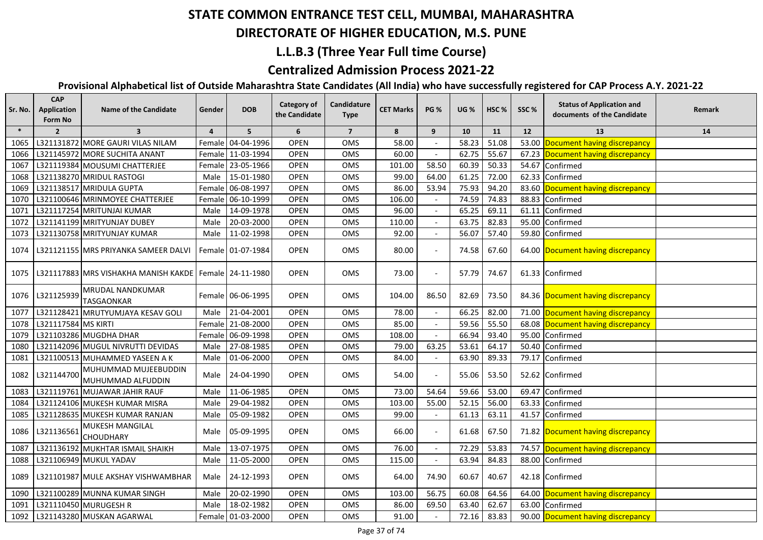# STATE COMMON ENTRANCE TEST CELL, MUMBAI, MAHARASHTRA

## DIRECTORATE OF HIGHER EDUCATION, M.S. PUNE

## L.L.B.3 (Three Year Full time Course)

## Centralized Admission Process 2021-22

### Provisional Alphabetical list of Outside Maharashtra State Candidates (All India) who have successfully registered for CAP Process A.Y. 2021-22

| Sr. No. | CAP Application Form No | Name of the Candidate | Gender | DOB | Category of the Candidate | Candidature Type | CET Marks | PG % | UG % | HSC % | SSC % | Status of Application and documents of the Candidate | Remark |
|---|---|---|---|---|---|---|---|---|---|---|---|---|---|
| * | 2 | 3 | 4 | 5 | 6 | 7 | 8 | 9 | 10 | 11 | 12 | 13 | 14 |
| 1065 | L321131872 | MORE GAURI VILAS NILAM | Female | 04-04-1996 | OPEN | OMS | 58.00 | - | 58.23 | 51.08 | 53.00 | Document having discrepancy | |
| 1066 | L321145972 | MORE SUCHITA ANANT | Female | 11-03-1994 | OPEN | OMS | 60.00 | - | 62.75 | 55.67 | 67.23 | Document having discrepancy | |
| 1067 | L321119384 | MOUSUMI CHATTERJEE | Female | 23-05-1966 | OPEN | OMS | 101.00 | 58.50 | 60.39 | 50.33 | 54.67 | Confirmed | |
| 1068 | L321138270 | MRIDUL RASTOGI | Male | 15-01-1980 | OPEN | OMS | 99.00 | 64.00 | 61.25 | 72.00 | 62.33 | Confirmed | |
| 1069 | L321138517 | MRIDULA GUPTA | Female | 06-08-1997 | OPEN | OMS | 86.00 | 53.94 | 75.93 | 94.20 | 83.60 | Document having discrepancy | |
| 1070 | L321100646 | MRINMOYEE CHATTERJEE | Female | 06-10-1999 | OPEN | OMS | 106.00 | - | 74.59 | 74.83 | 88.83 | Confirmed | |
| 1071 | L321117254 | MRITUNJAI KUMAR | Male | 14-09-1978 | OPEN | OMS | 96.00 | - | 65.25 | 69.11 | 61.11 | Confirmed | |
| 1072 | L321141199 | MRITYUNJAY DUBEY | Male | 20-03-2000 | OPEN | OMS | 110.00 | - | 63.75 | 82.83 | 95.00 | Confirmed | |
| 1073 | L321130758 | MRITYUNJAY KUMAR | Male | 11-02-1998 | OPEN | OMS | 92.00 | - | 56.07 | 57.40 | 59.80 | Confirmed | |
| 1074 | L321121155 | MRS PRIYANKA SAMEER DALVI | Female | 01-07-1984 | OPEN | OMS | 80.00 | - | 74.58 | 67.60 | 64.00 | Document having discrepancy | |
| 1075 | L321117883 | MRS VISHAKHA MANISH KAKDE | Female | 24-11-1980 | OPEN | OMS | 73.00 | - | 57.79 | 74.67 | 61.33 | Confirmed | |
| 1076 | L321125939 | MRUDAL NANDKUMAR TASGAONKAR | Female | 06-06-1995 | OPEN | OMS | 104.00 | 86.50 | 82.69 | 73.50 | 84.36 | Document having discrepancy | |
| 1077 | L321128421 | MRUTYUMJAYA KESAV GOLI | Male | 21-04-2001 | OPEN | OMS | 78.00 | - | 66.25 | 82.00 | 71.00 | Document having discrepancy | |
| 1078 | L321117584 | MS KIRTI | Female | 21-08-2000 | OPEN | OMS | 85.00 | - | 59.56 | 55.50 | 68.08 | Document having discrepancy | |
| 1079 | L321103286 | MUGDHA DHAR | Female | 06-09-1998 | OPEN | OMS | 108.00 | - | 66.94 | 93.40 | 95.00 | Confirmed | |
| 1080 | L321142096 | MUGUL NIVRUTTI DEVIDAS | Male | 27-08-1985 | OPEN | OMS | 79.00 | 63.25 | 53.61 | 64.17 | 50.40 | Confirmed | |
| 1081 | L321100513 | MUHAMMED YASEEN A K | Male | 01-06-2000 | OPEN | OMS | 84.00 | - | 63.90 | 89.33 | 79.17 | Confirmed | |
| 1082 | L321144700 | MUHUMMAD MUJEEBUDDIN MUHUMMAD ALFUDDIN | Male | 24-04-1990 | OPEN | OMS | 54.00 | - | 55.06 | 53.50 | 52.62 | Confirmed | |
| 1083 | L321119761 | MUJAWAR JAHIR RAUF | Male | 11-06-1985 | OPEN | OMS | 73.00 | 54.64 | 59.66 | 53.00 | 69.47 | Confirmed | |
| 1084 | L321124106 | MUKESH KUMAR MISRA | Male | 29-04-1982 | OPEN | OMS | 103.00 | 55.00 | 52.15 | 56.00 | 63.33 | Confirmed | |
| 1085 | L321128635 | MUKESH KUMAR RANJAN | Male | 05-09-1982 | OPEN | OMS | 99.00 | - | 61.13 | 63.11 | 41.57 | Confirmed | |
| 1086 | L321136561 | MUKESH MANGILAL CHOUDHARY | Male | 05-09-1995 | OPEN | OMS | 66.00 | - | 61.68 | 67.50 | 71.82 | Document having discrepancy | |
| 1087 | L321136192 | MUKHTAR ISMAIL SHAIKH | Male | 13-07-1975 | OPEN | OMS | 76.00 | - | 72.29 | 53.83 | 74.57 | Document having discrepancy | |
| 1088 | L321106949 | MUKUL YADAV | Male | 11-05-2000 | OPEN | OMS | 115.00 | - | 63.94 | 84.83 | 88.00 | Confirmed | |
| 1089 | L321101987 | MULE AKSHAY VISHWAMBHAR | Male | 24-12-1993 | OPEN | OMS | 64.00 | 74.90 | 60.67 | 40.67 | 42.18 | Confirmed | |
| 1090 | L321100289 | MUNNA KUMAR SINGH | Male | 20-02-1990 | OPEN | OMS | 103.00 | 56.75 | 60.08 | 64.56 | 64.00 | Document having discrepancy | |
| 1091 | L321110450 | MURUGESH R | Male | 18-02-1982 | OPEN | OMS | 86.00 | 69.50 | 63.40 | 62.67 | 63.00 | Confirmed | |
| 1092 | L321143280 | MUSKAN AGARWAL | Female | 01-03-2000 | OPEN | OMS | 91.00 | - | 72.16 | 83.83 | 90.00 | Document having discrepancy | |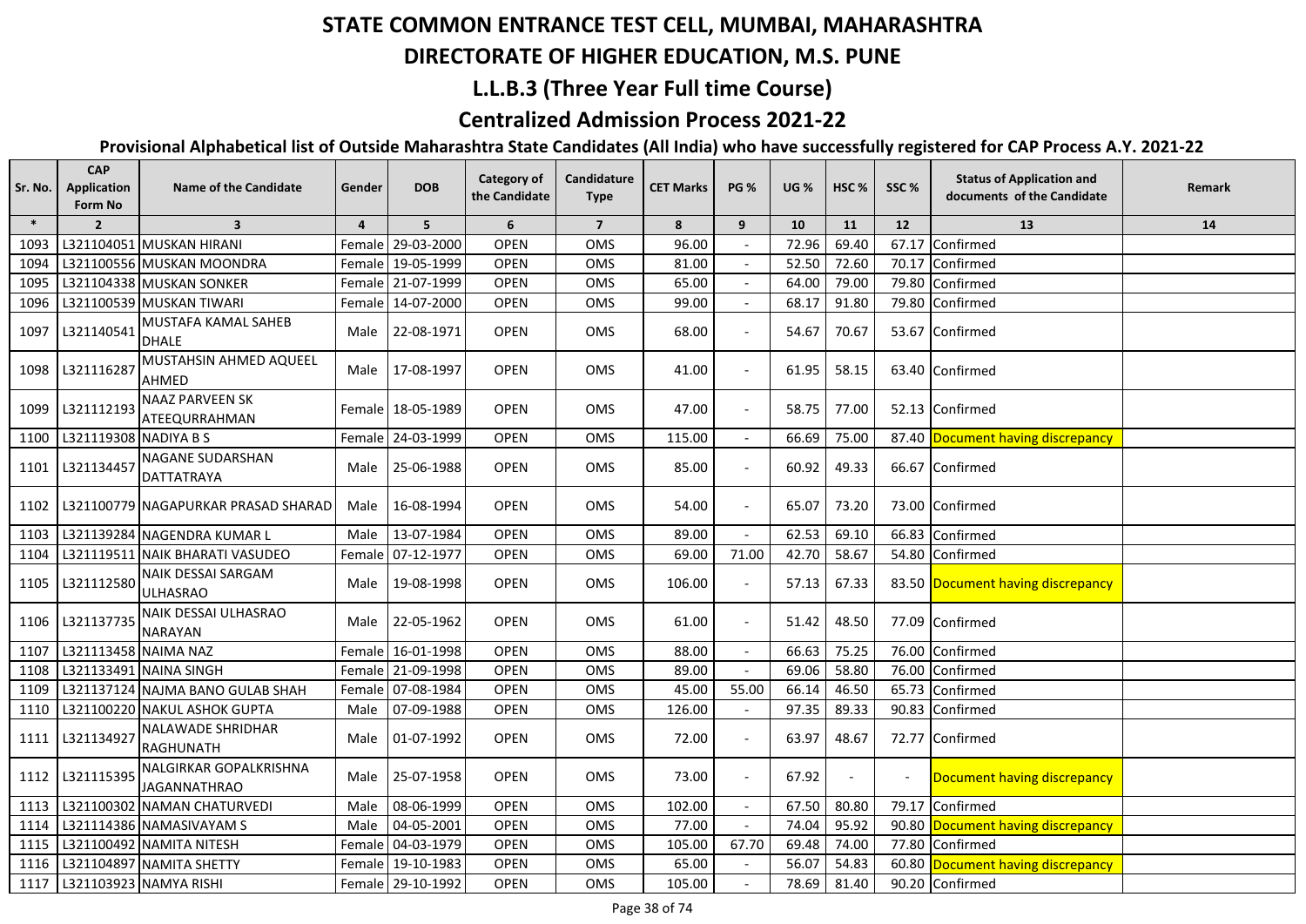# STATE COMMON ENTRANCE TEST CELL, MUMBAI, MAHARASHTRA

## DIRECTORATE OF HIGHER EDUCATION, M.S. PUNE

## L.L.B.3 (Three Year Full time Course)

## Centralized Admission Process 2021-22

### Provisional Alphabetical list of Outside Maharashtra State Candidates (All India) who have successfully registered for CAP Process A.Y. 2021-22

| Sr. No. | CAP Application Form No | Name of the Candidate | Gender | DOB | Category of the Candidate | Candidature Type | CET Marks | PG % | UG % | HSC % | SSC % | Status of Application and documents of the Candidate | Remark |
|---|---|---|---|---|---|---|---|---|---|---|---|---|---|
| * | 2 | 3 | 4 | 5 | 6 | 7 | 8 | 9 | 10 | 11 | 12 | 13 | 14 |
| 1093 | L321104051 | MUSKAN HIRANI | Female | 29-03-2000 | OPEN | OMS | 96.00 | - | 72.96 | 69.40 | 67.17 | Confirmed | |
| 1094 | L321100556 | MUSKAN MOONDRA | Female | 19-05-1999 | OPEN | OMS | 81.00 | - | 52.50 | 72.60 | 70.17 | Confirmed | |
| 1095 | L321104338 | MUSKAN SONKER | Female | 21-07-1999 | OPEN | OMS | 65.00 | - | 64.00 | 79.00 | 79.80 | Confirmed | |
| 1096 | L321100539 | MUSKAN TIWARI | Female | 14-07-2000 | OPEN | OMS | 99.00 | - | 68.17 | 91.80 | 79.80 | Confirmed | |
| 1097 | L321140541 | MUSTAFA KAMAL SAHEB DHALE | Male | 22-08-1971 | OPEN | OMS | 68.00 | - | 54.67 | 70.67 | 53.67 | Confirmed | |
| 1098 | L321116287 | MUSTAHSIN AHMED AQUEEL AHMED | Male | 17-08-1997 | OPEN | OMS | 41.00 | - | 61.95 | 58.15 | 63.40 | Confirmed | |
| 1099 | L321112193 | NAAZ PARVEEN SK ATEEQURRAHMAN | Female | 18-05-1989 | OPEN | OMS | 47.00 | - | 58.75 | 77.00 | 52.13 | Confirmed | |
| 1100 | L321119308 | NADIYA B S | Female | 24-03-1999 | OPEN | OMS | 115.00 | - | 66.69 | 75.00 | 87.40 | Document having discrepancy | |
| 1101 | L321134457 | NAGANE SUDARSHAN DATTATRAYA | Male | 25-06-1988 | OPEN | OMS | 85.00 | - | 60.92 | 49.33 | 66.67 | Confirmed | |
| 1102 | L321100779 | NAGAPURKAR PRASAD SHARAD | Male | 16-08-1994 | OPEN | OMS | 54.00 | - | 65.07 | 73.20 | 73.00 | Confirmed | |
| 1103 | L321139284 | NAGENDRA KUMAR L | Male | 13-07-1984 | OPEN | OMS | 89.00 | - | 62.53 | 69.10 | 66.83 | Confirmed | |
| 1104 | L321119511 | NAIK BHARATI VASUDEO | Female | 07-12-1977 | OPEN | OMS | 69.00 | 71.00 | 42.70 | 58.67 | 54.80 | Confirmed | |
| 1105 | L321112580 | NAIK DESSAI SARGAM ULHASRAO | Male | 19-08-1998 | OPEN | OMS | 106.00 | - | 57.13 | 67.33 | 83.50 | Document having discrepancy | |
| 1106 | L321137735 | NAIK DESSAI ULHASRAO NARAYAN | Male | 22-05-1962 | OPEN | OMS | 61.00 | - | 51.42 | 48.50 | 77.09 | Confirmed | |
| 1107 | L321113458 | NAIMA NAZ | Female | 16-01-1998 | OPEN | OMS | 88.00 | - | 66.63 | 75.25 | 76.00 | Confirmed | |
| 1108 | L321133491 | NAINA SINGH | Female | 21-09-1998 | OPEN | OMS | 89.00 | - | 69.06 | 58.80 | 76.00 | Confirmed | |
| 1109 | L321137124 | NAJMA BANO GULAB SHAH | Female | 07-08-1984 | OPEN | OMS | 45.00 | 55.00 | 66.14 | 46.50 | 65.73 | Confirmed | |
| 1110 | L321100220 | NAKUL ASHOK GUPTA | Male | 07-09-1988 | OPEN | OMS | 126.00 | - | 97.35 | 89.33 | 90.83 | Confirmed | |
| 1111 | L321134927 | NALAWADE SHRIDHAR RAGHUNATH | Male | 01-07-1992 | OPEN | OMS | 72.00 | - | 63.97 | 48.67 | 72.77 | Confirmed | |
| 1112 | L321115395 | NALGIRKAR GOPALKRISHNA JAGANNATHRAO | Male | 25-07-1958 | OPEN | OMS | 73.00 | - | 67.92 | - | - | Document having discrepancy | |
| 1113 | L321100302 | NAMAN CHATURVEDI | Male | 08-06-1999 | OPEN | OMS | 102.00 | - | 67.50 | 80.80 | 79.17 | Confirmed | |
| 1114 | L321114386 | NAMASIVAYAM S | Male | 04-05-2001 | OPEN | OMS | 77.00 | - | 74.04 | 95.92 | 90.80 | Document having discrepancy | |
| 1115 | L321100492 | NAMITA NITESH | Female | 04-03-1979 | OPEN | OMS | 105.00 | 67.70 | 69.48 | 74.00 | 77.80 | Confirmed | |
| 1116 | L321104897 | NAMITA SHETTY | Female | 19-10-1983 | OPEN | OMS | 65.00 | - | 56.07 | 54.83 | 60.80 | Document having discrepancy | |
| 1117 | L321103923 | NAMYA RISHI | Female | 29-10-1992 | OPEN | OMS | 105.00 | - | 78.69 | 81.40 | 90.20 | Confirmed | |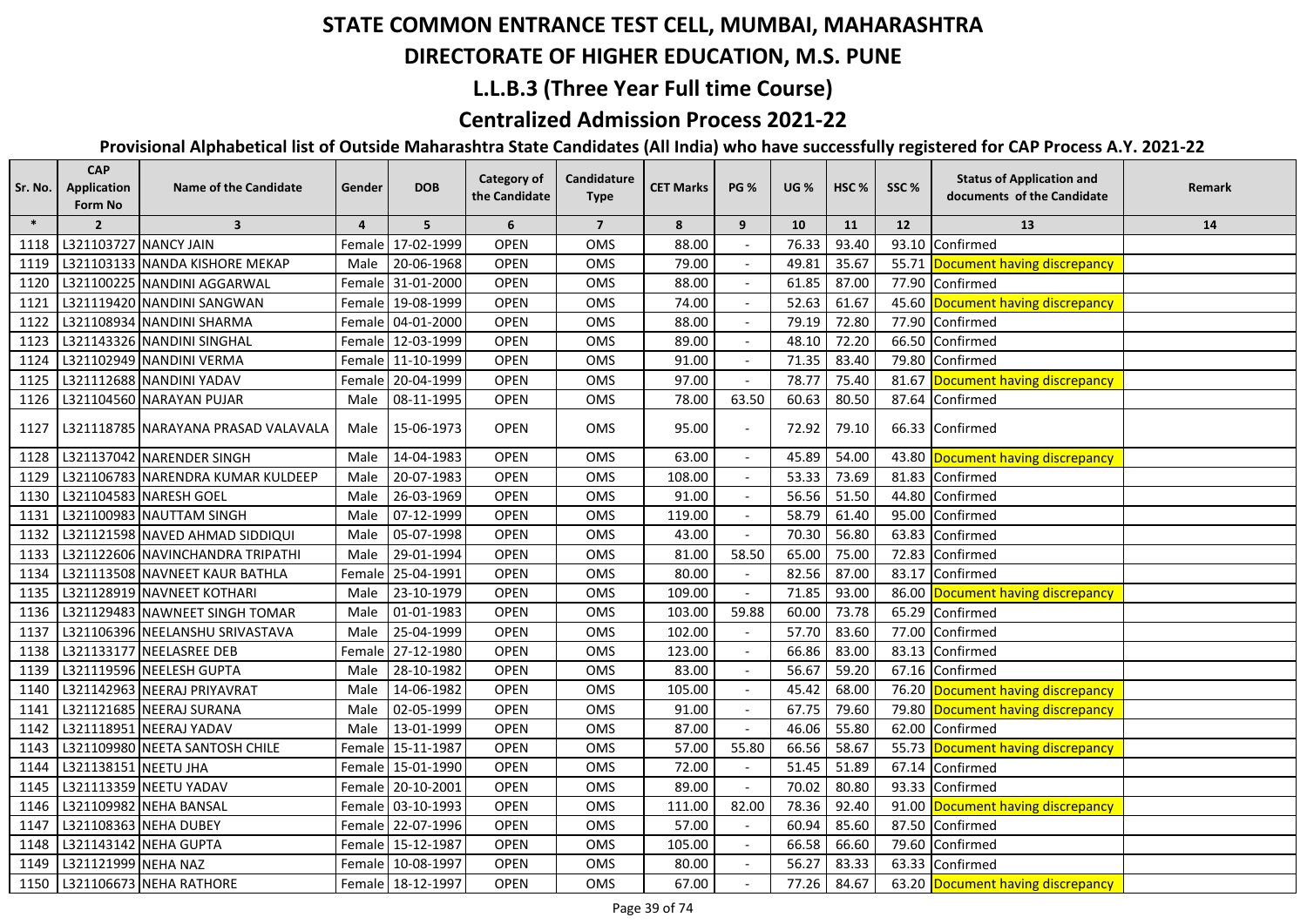# STATE COMMON ENTRANCE TEST CELL, MUMBAI, MAHARASHTRA

## DIRECTORATE OF HIGHER EDUCATION, M.S. PUNE

## L.L.B.3 (Three Year Full time Course)

## Centralized Admission Process 2021-22

### Provisional Alphabetical list of Outside Maharashtra State Candidates (All India) who have successfully registered for CAP Process A.Y. 2021-22

| Sr. No. | CAP Application Form No | Name of the Candidate | Gender | DOB | Category of the Candidate | Candidature Type | CET Marks | PG % | UG % | HSC % | SSC % | Status of Application and documents of the Candidate | Remark |
|---|---|---|---|---|---|---|---|---|---|---|---|---|---|
| * | 2 | 3 | 4 | 5 | 6 | 7 | 8 | 9 | 10 | 11 | 12 | 13 | 14 |
| 1118 | L321103727 | NANCY JAIN | Female | 17-02-1999 | OPEN | OMS | 88.00 | - | 76.33 | 93.40 | 93.10 | Confirmed | |
| 1119 | L321103133 | NANDA KISHORE MEKAP | Male | 20-06-1968 | OPEN | OMS | 79.00 | - | 49.81 | 35.67 | 55.71 | Document having discrepancy | |
| 1120 | L321100225 | NANDINI AGGARWAL | Female | 31-01-2000 | OPEN | OMS | 88.00 | - | 61.85 | 87.00 | 77.90 | Confirmed | |
| 1121 | L321119420 | NANDINI SANGWAN | Female | 19-08-1999 | OPEN | OMS | 74.00 | - | 52.63 | 61.67 | 45.60 | Document having discrepancy | |
| 1122 | L321108934 | NANDINI SHARMA | Female | 04-01-2000 | OPEN | OMS | 88.00 | - | 79.19 | 72.80 | 77.90 | Confirmed | |
| 1123 | L321143326 | NANDINI SINGHAL | Female | 12-03-1999 | OPEN | OMS | 89.00 | - | 48.10 | 72.20 | 66.50 | Confirmed | |
| 1124 | L321102949 | NANDINI VERMA | Female | 11-10-1999 | OPEN | OMS | 91.00 | - | 71.35 | 83.40 | 79.80 | Confirmed | |
| 1125 | L321112688 | NANDINI YADAV | Female | 20-04-1999 | OPEN | OMS | 97.00 | - | 78.77 | 75.40 | 81.67 | Document having discrepancy | |
| 1126 | L321104560 | NARAYAN PUJAR | Male | 08-11-1995 | OPEN | OMS | 78.00 | 63.50 | 60.63 | 80.50 | 87.64 | Confirmed | |
| 1127 | L321118785 | NARAYANA PRASAD VALAVALA | Male | 15-06-1973 | OPEN | OMS | 95.00 | - | 72.92 | 79.10 | 66.33 | Confirmed | |
| 1128 | L321137042 | NARENDER SINGH | Male | 14-04-1983 | OPEN | OMS | 63.00 | - | 45.89 | 54.00 | 43.80 | Document having discrepancy | |
| 1129 | L321106783 | NARENDRA KUMAR KULDEEP | Male | 20-07-1983 | OPEN | OMS | 108.00 | - | 53.33 | 73.69 | 81.83 | Confirmed | |
| 1130 | L321104583 | NARESH GOEL | Male | 26-03-1969 | OPEN | OMS | 91.00 | - | 56.56 | 51.50 | 44.80 | Confirmed | |
| 1131 | L321100983 | NAUTTAM SINGH | Male | 07-12-1999 | OPEN | OMS | 119.00 | - | 58.79 | 61.40 | 95.00 | Confirmed | |
| 1132 | L321121598 | NAVED AHMAD SIDDIQUI | Male | 05-07-1998 | OPEN | OMS | 43.00 | - | 70.30 | 56.80 | 63.83 | Confirmed | |
| 1133 | L321122606 | NAVINCHANDRA TRIPATHI | Male | 29-01-1994 | OPEN | OMS | 81.00 | 58.50 | 65.00 | 75.00 | 72.83 | Confirmed | |
| 1134 | L321113508 | NAVNEET KAUR BATHLA | Female | 25-04-1991 | OPEN | OMS | 80.00 | - | 82.56 | 87.00 | 83.17 | Confirmed | |
| 1135 | L321128919 | NAVNEET KOTHARI | Male | 23-10-1979 | OPEN | OMS | 109.00 | - | 71.85 | 93.00 | 86.00 | Document having discrepancy | |
| 1136 | L321129483 | NAWNEET SINGH TOMAR | Male | 01-01-1983 | OPEN | OMS | 103.00 | 59.88 | 60.00 | 73.78 | 65.29 | Confirmed | |
| 1137 | L321106396 | NEELANSHU SRIVASTAVA | Male | 25-04-1999 | OPEN | OMS | 102.00 | - | 57.70 | 83.60 | 77.00 | Confirmed | |
| 1138 | L321133177 | NEELASREE DEB | Female | 27-12-1980 | OPEN | OMS | 123.00 | - | 66.86 | 83.00 | 83.13 | Confirmed | |
| 1139 | L321119596 | NEELESH GUPTA | Male | 28-10-1982 | OPEN | OMS | 83.00 | - | 56.67 | 59.20 | 67.16 | Confirmed | |
| 1140 | L321142963 | NEERAJ PRIYAVRAT | Male | 14-06-1982 | OPEN | OMS | 105.00 | - | 45.42 | 68.00 | 76.20 | Document having discrepancy | |
| 1141 | L321121685 | NEERAJ SURANA | Male | 02-05-1999 | OPEN | OMS | 91.00 | - | 67.75 | 79.60 | 79.80 | Document having discrepancy | |
| 1142 | L321118951 | NEERAJ YADAV | Male | 13-01-1999 | OPEN | OMS | 87.00 | - | 46.06 | 55.80 | 62.00 | Confirmed | |
| 1143 | L321109980 | NEETA SANTOSH CHILE | Female | 15-11-1987 | OPEN | OMS | 57.00 | 55.80 | 66.56 | 58.67 | 55.73 | Document having discrepancy | |
| 1144 | L321138151 | NEETU JHA | Female | 15-01-1990 | OPEN | OMS | 72.00 | - | 51.45 | 51.89 | 67.14 | Confirmed | |
| 1145 | L321113359 | NEETU YADAV | Female | 20-10-2001 | OPEN | OMS | 89.00 | - | 70.02 | 80.80 | 93.33 | Confirmed | |
| 1146 | L321109982 | NEHA BANSAL | Female | 03-10-1993 | OPEN | OMS | 111.00 | 82.00 | 78.36 | 92.40 | 91.00 | Document having discrepancy | |
| 1147 | L321108363 | NEHA DUBEY | Female | 22-07-1996 | OPEN | OMS | 57.00 | - | 60.94 | 85.60 | 87.50 | Confirmed | |
| 1148 | L321143142 | NEHA GUPTA | Female | 15-12-1987 | OPEN | OMS | 105.00 | - | 66.58 | 66.60 | 79.60 | Confirmed | |
| 1149 | L321121999 | NEHA NAZ | Female | 10-08-1997 | OPEN | OMS | 80.00 | - | 56.27 | 83.33 | 63.33 | Confirmed | |
| 1150 | L321106673 | NEHA RATHORE | Female | 18-12-1997 | OPEN | OMS | 67.00 | - | 77.26 | 84.67 | 63.20 | Document having discrepancy | |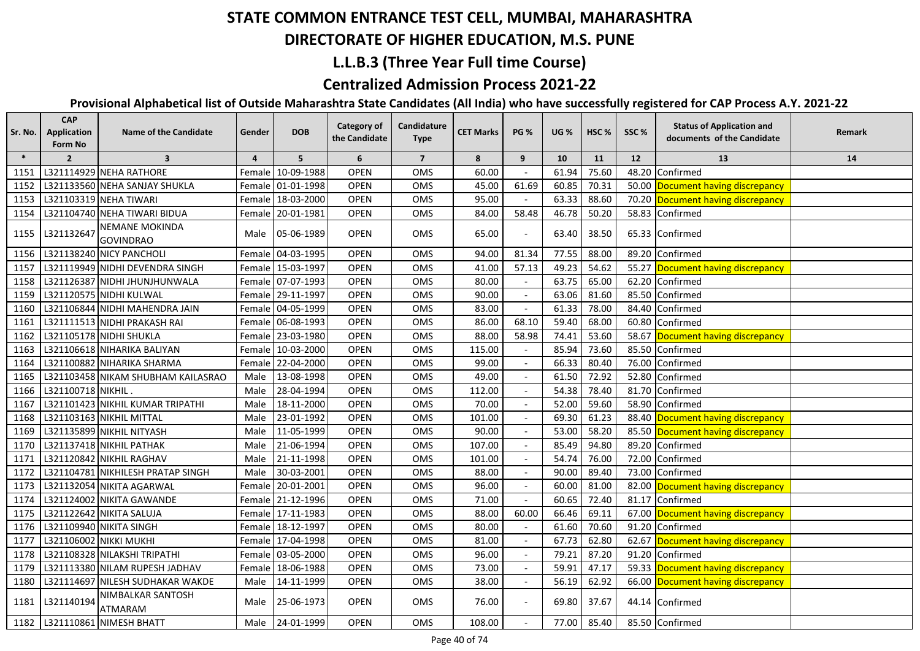# STATE COMMON ENTRANCE TEST CELL, MUMBAI, MAHARASHTRA

## DIRECTORATE OF HIGHER EDUCATION, M.S. PUNE

## L.L.B.3 (Three Year Full time Course)

## Centralized Admission Process 2021-22

### Provisional Alphabetical list of Outside Maharashtra State Candidates (All India) who have successfully registered for CAP Process A.Y. 2021-22

| Sr. No. | CAP Application Form No | Name of the Candidate | Gender | DOB | Category of the Candidate | Candidature Type | CET Marks | PG % | UG % | HSC % | SSC % | Status of Application and documents of the Candidate | Remark |
|---|---|---|---|---|---|---|---|---|---|---|---|---|---|
| * | 2 | 3 | 4 | 5 | 6 | 7 | 8 | 9 | 10 | 11 | 12 | 13 | 14 |
| 1151 | L321114929 | NEHA RATHORE | Female | 10-09-1988 | OPEN | OMS | 60.00 | - | 61.94 | 75.60 | 48.20 | Confirmed | |
| 1152 | L321133560 | NEHA SANJAY SHUKLA | Female | 01-01-1998 | OPEN | OMS | 45.00 | 61.69 | 60.85 | 70.31 | 50.00 | Document having discrepancy | |
| 1153 | L321103319 | NEHA TIWARI | Female | 18-03-2000 | OPEN | OMS | 95.00 | - | 63.33 | 88.60 | 70.20 | Document having discrepancy | |
| 1154 | L321104740 | NEHA TIWARI BIDUA | Female | 20-01-1981 | OPEN | OMS | 84.00 | 58.48 | 46.78 | 50.20 | 58.83 | Confirmed | |
| 1155 | L321132647 | NEMANE MOKINDA GOVINDRAO | Male | 05-06-1989 | OPEN | OMS | 65.00 | - | 63.40 | 38.50 | 65.33 | Confirmed | |
| 1156 | L321138240 | NICY PANCHOLI | Female | 04-03-1995 | OPEN | OMS | 94.00 | 81.34 | 77.55 | 88.00 | 89.20 | Confirmed | |
| 1157 | L321119949 | NIDHI DEVENDRA SINGH | Female | 15-03-1997 | OPEN | OMS | 41.00 | 57.13 | 49.23 | 54.62 | 55.27 | Document having discrepancy | |
| 1158 | L321126387 | NIDHI JHUNJHUNWALA | Female | 07-07-1993 | OPEN | OMS | 80.00 | - | 63.75 | 65.00 | 62.20 | Confirmed | |
| 1159 | L321120575 | NIDHI KULWAL | Female | 29-11-1997 | OPEN | OMS | 90.00 | - | 63.06 | 81.60 | 85.50 | Confirmed | |
| 1160 | L321106844 | NIDHI MAHENDRA JAIN | Female | 04-05-1999 | OPEN | OMS | 83.00 | - | 61.33 | 78.00 | 84.40 | Confirmed | |
| 1161 | L321111513 | NIDHI PRAKASH RAI | Female | 06-08-1993 | OPEN | OMS | 86.00 | 68.10 | 59.40 | 68.00 | 60.80 | Confirmed | |
| 1162 | L321105178 | NIDHI SHUKLA | Female | 23-03-1980 | OPEN | OMS | 88.00 | 58.98 | 74.41 | 53.60 | 58.67 | Document having discrepancy | |
| 1163 | L321106618 | NIHARIKA BALIYAN | Female | 10-03-2000 | OPEN | OMS | 115.00 | - | 85.94 | 73.60 | 85.50 | Confirmed | |
| 1164 | L321100882 | NIHARIKA SHARMA | Female | 22-04-2000 | OPEN | OMS | 99.00 | - | 66.33 | 80.40 | 76.00 | Confirmed | |
| 1165 | L321103458 | NIKAM SHUBHAM KAILASRAO | Male | 13-08-1998 | OPEN | OMS | 49.00 | - | 61.50 | 72.92 | 52.80 | Confirmed | |
| 1166 | L321100718 | NIKHIL . | Male | 28-04-1994 | OPEN | OMS | 112.00 | - | 54.38 | 78.40 | 81.70 | Confirmed | |
| 1167 | L321101423 | NIKHIL KUMAR TRIPATHI | Male | 18-11-2000 | OPEN | OMS | 70.00 | - | 52.00 | 59.60 | 58.90 | Confirmed | |
| 1168 | L321103163 | NIKHIL MITTAL | Male | 23-01-1992 | OPEN | OMS | 101.00 | - | 69.30 | 61.23 | 88.40 | Document having discrepancy | |
| 1169 | L321135899 | NIKHIL NITYASH | Male | 11-05-1999 | OPEN | OMS | 90.00 | - | 53.00 | 58.20 | 85.50 | Document having discrepancy | |
| 1170 | L321137418 | NIKHIL PATHAK | Male | 21-06-1994 | OPEN | OMS | 107.00 | - | 85.49 | 94.80 | 89.20 | Confirmed | |
| 1171 | L321120842 | NIKHIL RAGHAV | Male | 21-11-1998 | OPEN | OMS | 101.00 | - | 54.74 | 76.00 | 72.00 | Confirmed | |
| 1172 | L321104781 | NIKHILESH PRATAP SINGH | Male | 30-03-2001 | OPEN | OMS | 88.00 | - | 90.00 | 89.40 | 73.00 | Confirmed | |
| 1173 | L321132054 | NIKITA AGARWAL | Female | 20-01-2001 | OPEN | OMS | 96.00 | - | 60.00 | 81.00 | 82.00 | Document having discrepancy | |
| 1174 | L321124002 | NIKITA GAWANDE | Female | 21-12-1996 | OPEN | OMS | 71.00 | - | 60.65 | 72.40 | 81.17 | Confirmed | |
| 1175 | L321122642 | NIKITA SALUJA | Female | 17-11-1983 | OPEN | OMS | 88.00 | 60.00 | 66.46 | 69.11 | 67.00 | Document having discrepancy | |
| 1176 | L321109940 | NIKITA SINGH | Female | 18-12-1997 | OPEN | OMS | 80.00 | - | 61.60 | 70.60 | 91.20 | Confirmed | |
| 1177 | L321106002 | NIKKI MUKHI | Female | 17-04-1998 | OPEN | OMS | 81.00 | - | 67.73 | 62.80 | 62.67 | Document having discrepancy | |
| 1178 | L321108328 | NILAKSHI TRIPATHI | Female | 03-05-2000 | OPEN | OMS | 96.00 | - | 79.21 | 87.20 | 91.20 | Confirmed | |
| 1179 | L321113380 | NILAM RUPESH JADHAV | Female | 18-06-1988 | OPEN | OMS | 73.00 | - | 59.91 | 47.17 | 59.33 | Document having discrepancy | |
| 1180 | L321114697 | NILESH SUDHAKAR WAKDE | Male | 14-11-1999 | OPEN | OMS | 38.00 | - | 56.19 | 62.92 | 66.00 | Document having discrepancy | |
| 1181 | L321140194 | NIMBALKAR SANTOSH ATMARAM | Male | 25-06-1973 | OPEN | OMS | 76.00 | - | 69.80 | 37.67 | 44.14 | Confirmed | |
| 1182 | L321110861 | NIMESH BHATT | Male | 24-01-1999 | OPEN | OMS | 108.00 | - | 77.00 | 85.40 | 85.50 | Confirmed | |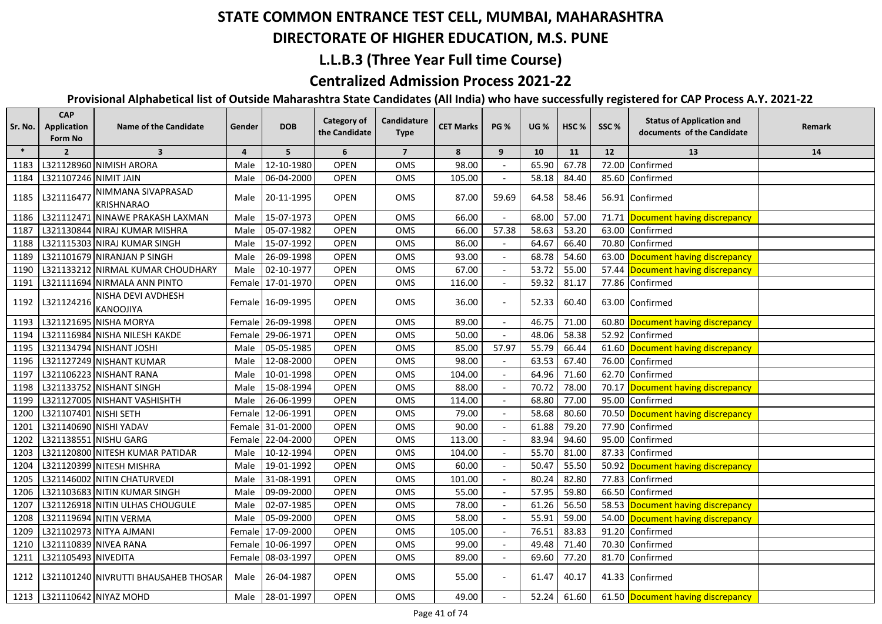# STATE COMMON ENTRANCE TEST CELL, MUMBAI, MAHARASHTRA

## DIRECTORATE OF HIGHER EDUCATION, M.S. PUNE

## L.L.B.3 (Three Year Full time Course)

## Centralized Admission Process 2021-22

### Provisional Alphabetical list of Outside Maharashtra State Candidates (All India) who have successfully registered for CAP Process A.Y. 2021-22

| Sr. No. | CAP Application Form No | Name of the Candidate | Gender | DOB | Category of the Candidate | Candidature Type | CET Marks | PG % | UG % | HSC % | SSC % | Status of Application and documents of the Candidate | Remark |
|---|---|---|---|---|---|---|---|---|---|---|---|---|---|
| * | 2 | 3 | 4 | 5 | 6 | 7 | 8 | 9 | 10 | 11 | 12 | 13 | 14 |
| 1183 | L321128960 | NIMISH ARORA | Male | 12-10-1980 | OPEN | OMS | 98.00 | - | 65.90 | 67.78 | 72.00 | Confirmed | |
| 1184 | L321107246 | NIMIT JAIN | Male | 06-04-2000 | OPEN | OMS | 105.00 | - | 58.18 | 84.40 | 85.60 | Confirmed | |
| 1185 | L321116477 | NIMMANA SIVAPRASAD KRISHNARAO | Male | 20-11-1995 | OPEN | OMS | 87.00 | 59.69 | 64.58 | 58.46 | 56.91 | Confirmed | |
| 1186 | L321112471 | NINAWE PRAKASH LAXMAN | Male | 15-07-1973 | OPEN | OMS | 66.00 | - | 68.00 | 57.00 | 71.71 | Document having discrepancy | |
| 1187 | L321130844 | NIRAJ KUMAR MISHRA | Male | 05-07-1982 | OPEN | OMS | 66.00 | 57.38 | 58.63 | 53.20 | 63.00 | Confirmed | |
| 1188 | L321115303 | NIRAJ KUMAR SINGH | Male | 15-07-1992 | OPEN | OMS | 86.00 | - | 64.67 | 66.40 | 70.80 | Confirmed | |
| 1189 | L321101679 | NIRANJAN P SINGH | Male | 26-09-1998 | OPEN | OMS | 93.00 | - | 68.78 | 54.60 | 63.00 | Document having discrepancy | |
| 1190 | L321133212 | NIRMAL KUMAR CHOUDHARY | Male | 02-10-1977 | OPEN | OMS | 67.00 | - | 53.72 | 55.00 | 57.44 | Document having discrepancy | |
| 1191 | L321111694 | NIRMALA ANN PINTO | Female | 17-01-1970 | OPEN | OMS | 116.00 | - | 59.32 | 81.17 | 77.86 | Confirmed | |
| 1192 | L321124216 | NISHA DEVI AVDHESH KANOOJIYA | Female | 16-09-1995 | OPEN | OMS | 36.00 | - | 52.33 | 60.40 | 63.00 | Confirmed | |
| 1193 | L321121695 | NISHA MORYA | Female | 26-09-1998 | OPEN | OMS | 89.00 | - | 46.75 | 71.00 | 60.80 | Document having discrepancy | |
| 1194 | L321116984 | NISHA NILESH KAKDE | Female | 29-06-1971 | OPEN | OMS | 50.00 | - | 48.06 | 58.38 | 52.92 | Confirmed | |
| 1195 | L321134794 | NISHANT JOSHI | Male | 05-05-1985 | OPEN | OMS | 85.00 | 57.97 | 55.79 | 66.44 | 61.60 | Document having discrepancy | |
| 1196 | L321127249 | NISHANT KUMAR | Male | 12-08-2000 | OPEN | OMS | 98.00 | - | 63.53 | 67.40 | 76.00 | Confirmed | |
| 1197 | L321106223 | NISHANT RANA | Male | 10-01-1998 | OPEN | OMS | 104.00 | - | 64.96 | 71.60 | 62.70 | Confirmed | |
| 1198 | L321133752 | NISHANT SINGH | Male | 15-08-1994 | OPEN | OMS | 88.00 | - | 70.72 | 78.00 | 70.17 | Document having discrepancy | |
| 1199 | L321127005 | NISHANT VASHISHTH | Male | 26-06-1999 | OPEN | OMS | 114.00 | - | 68.80 | 77.00 | 95.00 | Confirmed | |
| 1200 | L321107401 | NISHI SETH | Female | 12-06-1991 | OPEN | OMS | 79.00 | - | 58.68 | 80.60 | 70.50 | Document having discrepancy | |
| 1201 | L321140690 | NISHI YADAV | Female | 31-01-2000 | OPEN | OMS | 90.00 | - | 61.88 | 79.20 | 77.90 | Confirmed | |
| 1202 | L321138551 | NISHU GARG | Female | 22-04-2000 | OPEN | OMS | 113.00 | - | 83.94 | 94.60 | 95.00 | Confirmed | |
| 1203 | L321120800 | NITESH KUMAR PATIDAR | Male | 10-12-1994 | OPEN | OMS | 104.00 | - | 55.70 | 81.00 | 87.33 | Confirmed | |
| 1204 | L321120399 | NITESH MISHRA | Male | 19-01-1992 | OPEN | OMS | 60.00 | - | 50.47 | 55.50 | 50.92 | Document having discrepancy | |
| 1205 | L321146002 | NITIN CHATURVEDI | Male | 31-08-1991 | OPEN | OMS | 101.00 | - | 80.24 | 82.80 | 77.83 | Confirmed | |
| 1206 | L321103683 | NITIN KUMAR SINGH | Male | 09-09-2000 | OPEN | OMS | 55.00 | - | 57.95 | 59.80 | 66.50 | Confirmed | |
| 1207 | L321126918 | NITIN ULHAS CHOUGULE | Male | 02-07-1985 | OPEN | OMS | 78.00 | - | 61.26 | 56.50 | 58.53 | Document having discrepancy | |
| 1208 | L321119694 | NITIN VERMA | Male | 05-09-2000 | OPEN | OMS | 58.00 | - | 55.91 | 59.00 | 54.00 | Document having discrepancy | |
| 1209 | L321102973 | NITYA AJMANI | Female | 17-09-2000 | OPEN | OMS | 105.00 | - | 76.51 | 83.83 | 91.20 | Confirmed | |
| 1210 | L321110839 | NIVEA RANA | Female | 10-06-1997 | OPEN | OMS | 99.00 | - | 49.48 | 71.40 | 70.30 | Confirmed | |
| 1211 | L321105493 | NIVEDITA | Female | 08-03-1997 | OPEN | OMS | 89.00 | - | 69.60 | 77.20 | 81.70 | Confirmed | |
| 1212 | L321101240 | NIVRUTTI BHAUSAHEB THOSAR | Male | 26-04-1987 | OPEN | OMS | 55.00 | - | 61.47 | 40.17 | 41.33 | Confirmed | |
| 1213 | L321110642 | NIYAZ MOHD | Male | 28-01-1997 | OPEN | OMS | 49.00 | - | 52.24 | 61.60 | 61.50 | Document having discrepancy | |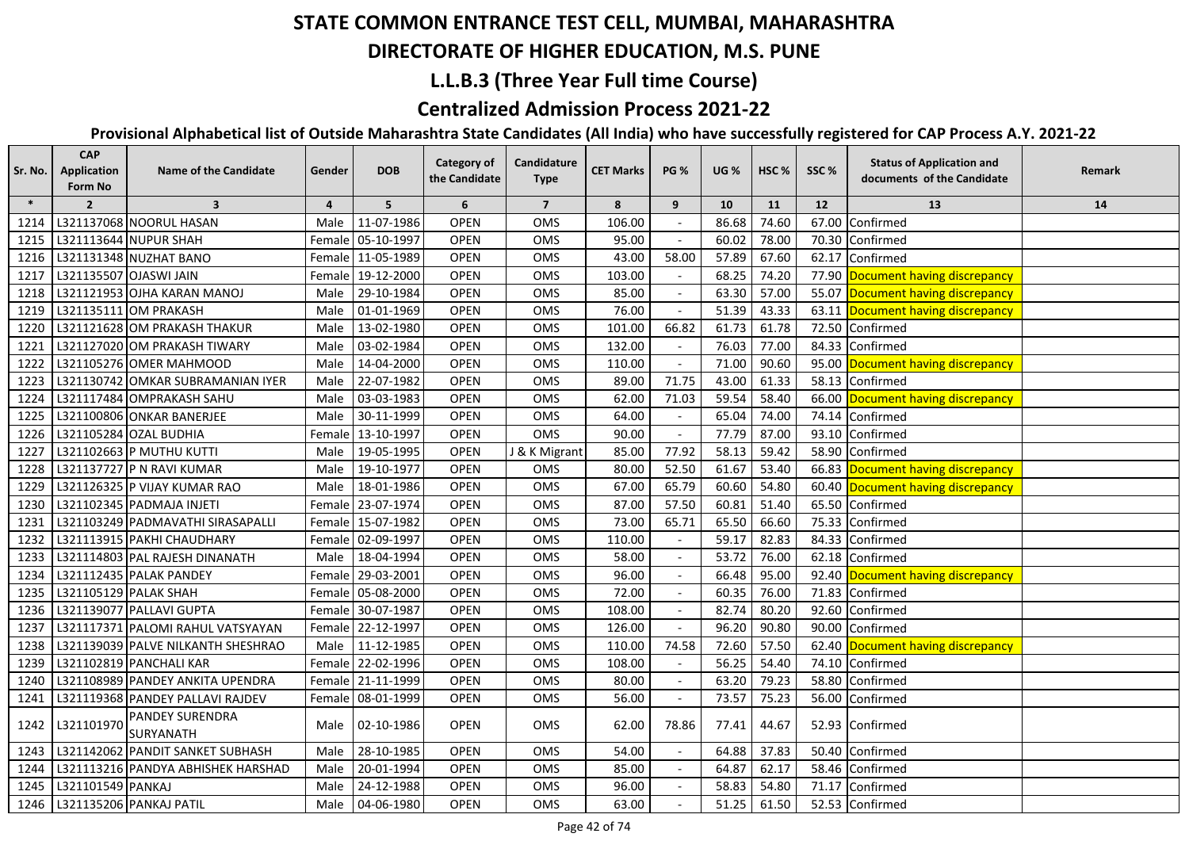# STATE COMMON ENTRANCE TEST CELL, MUMBAI, MAHARASHTRA

## DIRECTORATE OF HIGHER EDUCATION, M.S. PUNE

## L.L.B.3 (Three Year Full time Course)

## Centralized Admission Process 2021-22

### Provisional Alphabetical list of Outside Maharashtra State Candidates (All India) who have successfully registered for CAP Process A.Y. 2021-22

| Sr. No. | CAP Application Form No | Name of the Candidate | Gender | DOB | Category of the Candidate | Candidature Type | CET Marks | PG % | UG % | HSC % | SSC % | Status of Application and documents of the Candidate | Remark |
|---|---|---|---|---|---|---|---|---|---|---|---|---|---|
| * | 2 | 3 | 4 | 5 | 6 | 7 | 8 | 9 | 10 | 11 | 12 | 13 | 14 |
| 1214 | L321137068 | NOORUL HASAN | Male | 11-07-1986 | OPEN | OMS | 106.00 | - | 86.68 | 74.60 | 67.00 | Confirmed | |
| 1215 | L321113644 | NUPUR SHAH | Female | 05-10-1997 | OPEN | OMS | 95.00 | - | 60.02 | 78.00 | 70.30 | Confirmed | |
| 1216 | L321131348 | NUZHAT BANO | Female | 11-05-1989 | OPEN | OMS | 43.00 | 58.00 | 57.89 | 67.60 | 62.17 | Confirmed | |
| 1217 | L321135507 | OJASWI JAIN | Female | 19-12-2000 | OPEN | OMS | 103.00 | - | 68.25 | 74.20 | 77.90 | Document having discrepancy | |
| 1218 | L321121953 | OJHA KARAN MANOJ | Male | 29-10-1984 | OPEN | OMS | 85.00 | - | 63.30 | 57.00 | 55.07 | Document having discrepancy | |
| 1219 | L321135111 | OM PRAKASH | Male | 01-01-1969 | OPEN | OMS | 76.00 | - | 51.39 | 43.33 | 63.11 | Document having discrepancy | |
| 1220 | L321121628 | OM PRAKASH THAKUR | Male | 13-02-1980 | OPEN | OMS | 101.00 | 66.82 | 61.73 | 61.78 | 72.50 | Confirmed | |
| 1221 | L321127020 | OM PRAKASH TIWARY | Male | 03-02-1984 | OPEN | OMS | 132.00 | - | 76.03 | 77.00 | 84.33 | Confirmed | |
| 1222 | L321105276 | OMER MAHMOOD | Male | 14-04-2000 | OPEN | OMS | 110.00 | - | 71.00 | 90.60 | 95.00 | Document having discrepancy | |
| 1223 | L321130742 | OMKAR SUBRAMANIAN IYER | Male | 22-07-1982 | OPEN | OMS | 89.00 | 71.75 | 43.00 | 61.33 | 58.13 | Confirmed | |
| 1224 | L321117484 | OMPRAKASH SAHU | Male | 03-03-1983 | OPEN | OMS | 62.00 | 71.03 | 59.54 | 58.40 | 66.00 | Document having discrepancy | |
| 1225 | L321100806 | ONKAR BANERJEE | Male | 30-11-1999 | OPEN | OMS | 64.00 | - | 65.04 | 74.00 | 74.14 | Confirmed | |
| 1226 | L321105284 | OZAL BUDHIA | Female | 13-10-1997 | OPEN | OMS | 90.00 | - | 77.79 | 87.00 | 93.10 | Confirmed | |
| 1227 | L321102663 | P MUTHU KUTTI | Male | 19-05-1995 | OPEN | J & K Migrant | 85.00 | 77.92 | 58.13 | 59.42 | 58.90 | Confirmed | |
| 1228 | L321137727 | P N RAVI KUMAR | Male | 19-10-1977 | OPEN | OMS | 80.00 | 52.50 | 61.67 | 53.40 | 66.83 | Document having discrepancy | |
| 1229 | L321126325 | P VIJAY KUMAR RAO | Male | 18-01-1986 | OPEN | OMS | 67.00 | 65.79 | 60.60 | 54.80 | 60.40 | Document having discrepancy | |
| 1230 | L321102345 | PADMAJA INJETI | Female | 23-07-1974 | OPEN | OMS | 87.00 | 57.50 | 60.81 | 51.40 | 65.50 | Confirmed | |
| 1231 | L321103249 | PADMAVATHI SIRASAPALLI | Female | 15-07-1982 | OPEN | OMS | 73.00 | 65.71 | 65.50 | 66.60 | 75.33 | Confirmed | |
| 1232 | L321113915 | PAKHI CHAUDHARY | Female | 02-09-1997 | OPEN | OMS | 110.00 | - | 59.17 | 82.83 | 84.33 | Confirmed | |
| 1233 | L321114803 | PAL RAJESH DINANATH | Male | 18-04-1994 | OPEN | OMS | 58.00 | - | 53.72 | 76.00 | 62.18 | Confirmed | |
| 1234 | L321112435 | PALAK PANDEY | Female | 29-03-2001 | OPEN | OMS | 96.00 | - | 66.48 | 95.00 | 92.40 | Document having discrepancy | |
| 1235 | L321105129 | PALAK SHAH | Female | 05-08-2000 | OPEN | OMS | 72.00 | - | 60.35 | 76.00 | 71.83 | Confirmed | |
| 1236 | L321139077 | PALLAVI GUPTA | Female | 30-07-1987 | OPEN | OMS | 108.00 | - | 82.74 | 80.20 | 92.60 | Confirmed | |
| 1237 | L321117371 | PALOMI RAHUL VATSYAYAN | Female | 22-12-1997 | OPEN | OMS | 126.00 | - | 96.20 | 90.80 | 90.00 | Confirmed | |
| 1238 | L321139039 | PALVE NILKANTH SHESHRAO | Male | 11-12-1985 | OPEN | OMS | 110.00 | 74.58 | 72.60 | 57.50 | 62.40 | Document having discrepancy | |
| 1239 | L321102819 | PANCHALI KAR | Female | 22-02-1996 | OPEN | OMS | 108.00 | - | 56.25 | 54.40 | 74.10 | Confirmed | |
| 1240 | L321108989 | PANDEY ANKITA UPENDRA | Female | 21-11-1999 | OPEN | OMS | 80.00 | - | 63.20 | 79.23 | 58.80 | Confirmed | |
| 1241 | L321119368 | PANDEY PALLAVI RAJDEV | Female | 08-01-1999 | OPEN | OMS | 56.00 | - | 73.57 | 75.23 | 56.00 | Confirmed | |
| 1242 | L321101970 | PANDEY SURENDRA SURYANATH | Male | 02-10-1986 | OPEN | OMS | 62.00 | 78.86 | 77.41 | 44.67 | 52.93 | Confirmed | |
| 1243 | L321142062 | PANDIT SANKET SUBHASH | Male | 28-10-1985 | OPEN | OMS | 54.00 | - | 64.88 | 37.83 | 50.40 | Confirmed | |
| 1244 | L321113216 | PANDYA ABHISHEK HARSHAD | Male | 20-01-1994 | OPEN | OMS | 85.00 | - | 64.87 | 62.17 | 58.46 | Confirmed | |
| 1245 | L321101549 | PANKAJ | Male | 24-12-1988 | OPEN | OMS | 96.00 | - | 58.83 | 54.80 | 71.17 | Confirmed | |
| 1246 | L321135206 | PANKAJ PATIL | Male | 04-06-1980 | OPEN | OMS | 63.00 | - | 51.25 | 61.50 | 52.53 | Confirmed | |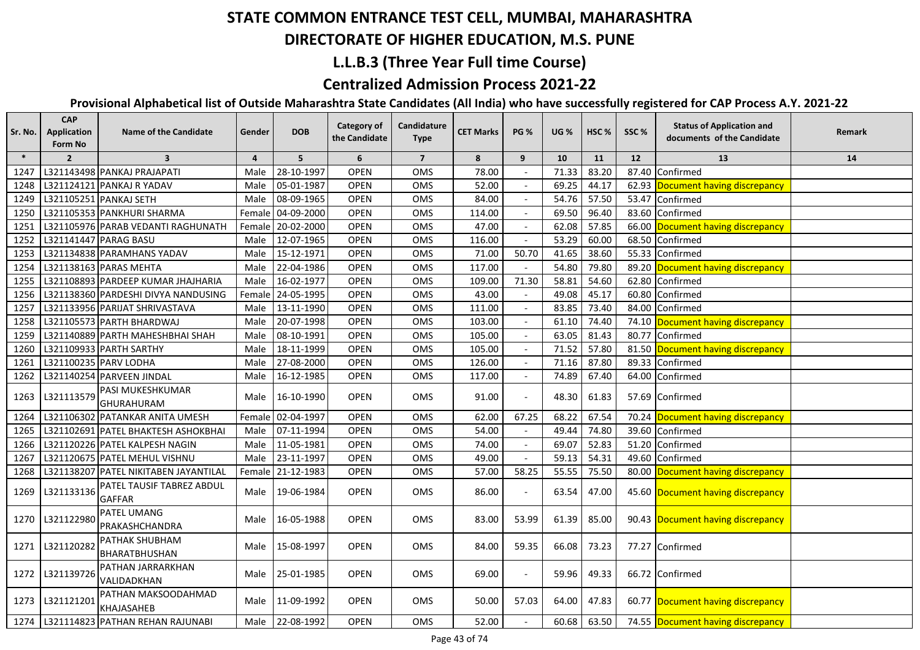# STATE COMMON ENTRANCE TEST CELL, MUMBAI, MAHARASHTRA

## DIRECTORATE OF HIGHER EDUCATION, M.S. PUNE

## L.L.B.3 (Three Year Full time Course)

## Centralized Admission Process 2021-22

### Provisional Alphabetical list of Outside Maharashtra State Candidates (All India) who have successfully registered for CAP Process A.Y. 2021-22

| Sr. No. | CAP Application Form No | Name of the Candidate | Gender | DOB | Category of the Candidate | Candidature Type | CET Marks | PG % | UG % | HSC % | SSC % | Status of Application and documents of the Candidate | Remark |
|---|---|---|---|---|---|---|---|---|---|---|---|---|---|
| * | 2 | 3 | 4 | 5 | 6 | 7 | 8 | 9 | 10 | 11 | 12 | 13 | 14 |
| 1247 | L321143498 | PANKAJ PRAJAPATI | Male | 28-10-1997 | OPEN | OMS | 78.00 | - | 71.33 | 83.20 | 87.40 | Confirmed | |
| 1248 | L321124121 | PANKAJ R YADAV | Male | 05-01-1987 | OPEN | OMS | 52.00 | - | 69.25 | 44.17 | 62.93 | Document having discrepancy | |
| 1249 | L321105251 | PANKAJ SETH | Male | 08-09-1965 | OPEN | OMS | 84.00 | - | 54.76 | 57.50 | 53.47 | Confirmed | |
| 1250 | L321105353 | PANKHURI SHARMA | Female | 04-09-2000 | OPEN | OMS | 114.00 | - | 69.50 | 96.40 | 83.60 | Confirmed | |
| 1251 | L321105976 | PARAB VEDANTI RAGHUNATH | Female | 20-02-2000 | OPEN | OMS | 47.00 | - | 62.08 | 57.85 | 66.00 | Document having discrepancy | |
| 1252 | L321141447 | PARAG BASU | Male | 12-07-1965 | OPEN | OMS | 116.00 | - | 53.29 | 60.00 | 68.50 | Confirmed | |
| 1253 | L321134838 | PARAMHANS YADAV | Male | 15-12-1971 | OPEN | OMS | 71.00 | 50.70 | 41.65 | 38.60 | 55.33 | Confirmed | |
| 1254 | L321138163 | PARAS MEHTA | Male | 22-04-1986 | OPEN | OMS | 117.00 | - | 54.80 | 79.80 | 89.20 | Document having discrepancy | |
| 1255 | L321108893 | PARDEEP KUMAR JHAJHARIA | Male | 16-02-1977 | OPEN | OMS | 109.00 | 71.30 | 58.81 | 54.60 | 62.80 | Confirmed | |
| 1256 | L321138360 | PARDESHI DIVYA NANDUSING | Female | 24-05-1995 | OPEN | OMS | 43.00 | - | 49.08 | 45.17 | 60.80 | Confirmed | |
| 1257 | L321133956 | PARIJAT SHRIVASTAVA | Male | 13-11-1990 | OPEN | OMS | 111.00 | - | 83.85 | 73.40 | 84.00 | Confirmed | |
| 1258 | L321105573 | PARTH BHARDWAJ | Male | 20-07-1998 | OPEN | OMS | 103.00 | - | 61.10 | 74.40 | 74.10 | Document having discrepancy | |
| 1259 | L321140889 | PARTH MAHESHBHAI SHAH | Male | 08-10-1991 | OPEN | OMS | 105.00 | - | 63.05 | 81.43 | 80.77 | Confirmed | |
| 1260 | L321109933 | PARTH SARTHY | Male | 18-11-1999 | OPEN | OMS | 105.00 | - | 71.52 | 57.80 | 81.50 | Document having discrepancy | |
| 1261 | L321100235 | PARV LODHA | Male | 27-08-2000 | OPEN | OMS | 126.00 | - | 71.16 | 87.80 | 89.33 | Confirmed | |
| 1262 | L321140254 | PARVEEN JINDAL | Male | 16-12-1985 | OPEN | OMS | 117.00 | - | 74.89 | 67.40 | 64.00 | Confirmed | |
| 1263 | L321113579 | PASI MUKESHKUMAR GHURAHURAM | Male | 16-10-1990 | OPEN | OMS | 91.00 | - | 48.30 | 61.83 | 57.69 | Confirmed | |
| 1264 | L321106302 | PATANKAR ANITA UMESH | Female | 02-04-1997 | OPEN | OMS | 62.00 | 67.25 | 68.22 | 67.54 | 70.24 | Document having discrepancy | |
| 1265 | L321102691 | PATEL BHAKTESH ASHOKBHAI | Male | 07-11-1994 | OPEN | OMS | 54.00 | - | 49.44 | 74.80 | 39.60 | Confirmed | |
| 1266 | L321120226 | PATEL KALPESH NAGIN | Male | 11-05-1981 | OPEN | OMS | 74.00 | - | 69.07 | 52.83 | 51.20 | Confirmed | |
| 1267 | L321120675 | PATEL MEHUL VISHNU | Male | 23-11-1997 | OPEN | OMS | 49.00 | - | 59.13 | 54.31 | 49.60 | Confirmed | |
| 1268 | L321138207 | PATEL NIKITABEN JAYANTILAL | Female | 21-12-1983 | OPEN | OMS | 57.00 | 58.25 | 55.55 | 75.50 | 80.00 | Document having discrepancy | |
| 1269 | L321133136 | PATEL TAUSIF TABREZ ABDUL GAFFAR | Male | 19-06-1984 | OPEN | OMS | 86.00 | - | 63.54 | 47.00 | 45.60 | Document having discrepancy | |
| 1270 | L321122980 | PATEL UMANG PRAKASHCHANDRA | Male | 16-05-1988 | OPEN | OMS | 83.00 | 53.99 | 61.39 | 85.00 | 90.43 | Document having discrepancy | |
| 1271 | L321120282 | PATHAK SHUBHAM BHARATBHUSHAN | Male | 15-08-1997 | OPEN | OMS | 84.00 | 59.35 | 66.08 | 73.23 | 77.27 | Confirmed | |
| 1272 | L321139726 | PATHAN JARRARKHAN VALIDADKHAN | Male | 25-01-1985 | OPEN | OMS | 69.00 | - | 59.96 | 49.33 | 66.72 | Confirmed | |
| 1273 | L321121201 | PATHAN MAKSOODAHMAD KHAJASAHEB | Male | 11-09-1992 | OPEN | OMS | 50.00 | 57.03 | 64.00 | 47.83 | 60.77 | Document having discrepancy | |
| 1274 | L321114823 | PATHAN REHAN RAJUNABI | Male | 22-08-1992 | OPEN | OMS | 52.00 | - | 60.68 | 63.50 | 74.55 | Document having discrepancy | |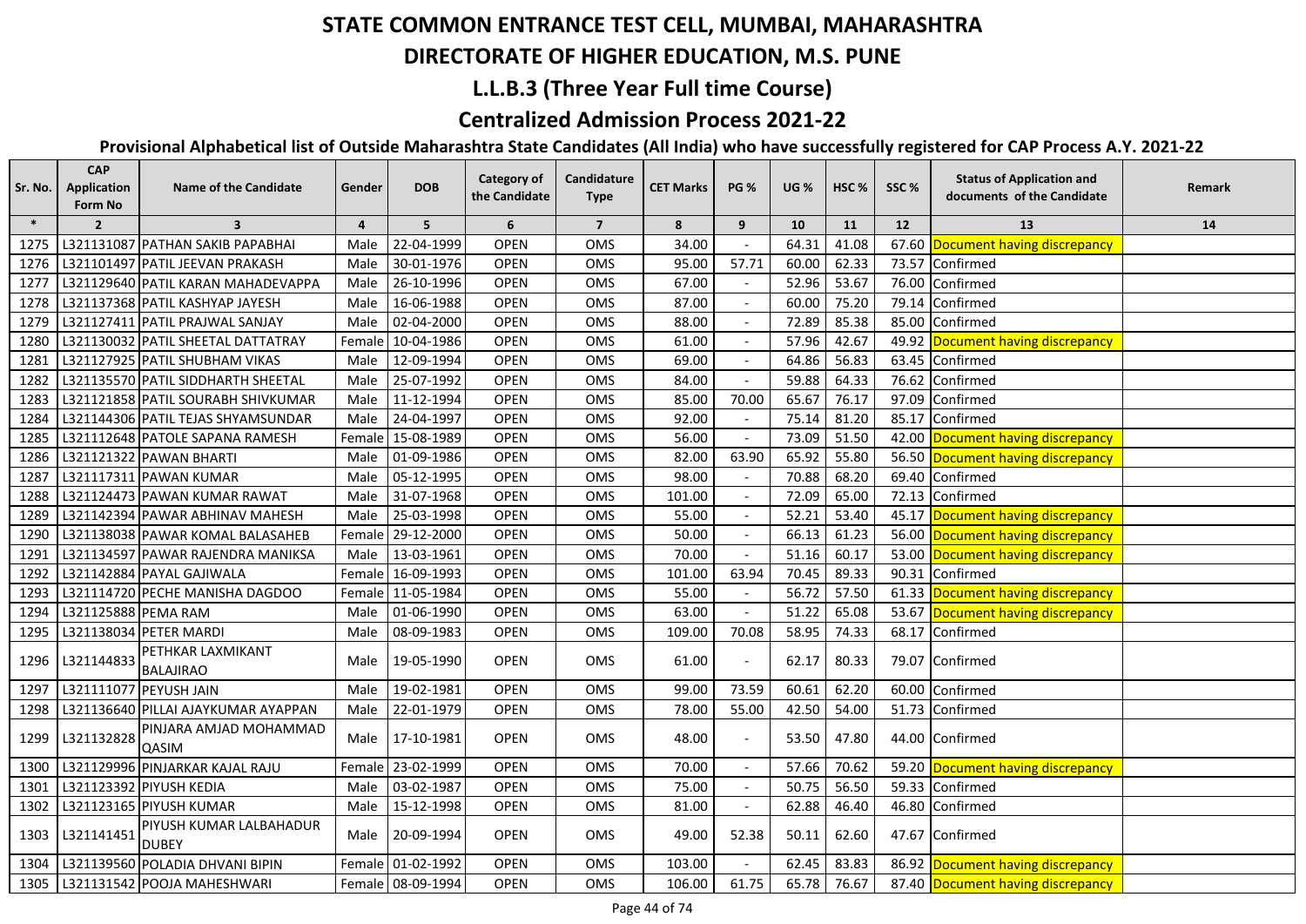# STATE COMMON ENTRANCE TEST CELL, MUMBAI, MAHARASHTRA

## DIRECTORATE OF HIGHER EDUCATION, M.S. PUNE

## L.L.B.3 (Three Year Full time Course)

## Centralized Admission Process 2021-22

### Provisional Alphabetical list of Outside Maharashtra State Candidates (All India) who have successfully registered for CAP Process A.Y. 2021-22

| Sr. No. | CAP Application Form No | Name of the Candidate | Gender | DOB | Category of the Candidate | Candidature Type | CET Marks | PG % | UG % | HSC % | SSC % | Status of Application and documents of the Candidate | Remark |
|---|---|---|---|---|---|---|---|---|---|---|---|---|---|
| * | 2 | 3 | 4 | 5 | 6 | 7 | 8 | 9 | 10 | 11 | 12 | 13 | 14 |
| 1275 | L321131087 | PATHAN SAKIB PAPABHAI | Male | 22-04-1999 | OPEN | OMS | 34.00 | - | 64.31 | 41.08 | 67.60 | Document having discrepancy | |
| 1276 | L321101497 | PATIL JEEVAN PRAKASH | Male | 30-01-1976 | OPEN | OMS | 95.00 | 57.71 | 60.00 | 62.33 | 73.57 | Confirmed | |
| 1277 | L321129640 | PATIL KARAN MAHADEVAPPA | Male | 26-10-1996 | OPEN | OMS | 67.00 | - | 52.96 | 53.67 | 76.00 | Confirmed | |
| 1278 | L321137368 | PATIL KASHYAP JAYESH | Male | 16-06-1988 | OPEN | OMS | 87.00 | - | 60.00 | 75.20 | 79.14 | Confirmed | |
| 1279 | L321127411 | PATIL PRAJWAL SANJAY | Male | 02-04-2000 | OPEN | OMS | 88.00 | - | 72.89 | 85.38 | 85.00 | Confirmed | |
| 1280 | L321130032 | PATIL SHEETAL DATTATRAY | Female | 10-04-1986 | OPEN | OMS | 61.00 | - | 57.96 | 42.67 | 49.92 | Document having discrepancy | |
| 1281 | L321127925 | PATIL SHUBHAM VIKAS | Male | 12-09-1994 | OPEN | OMS | 69.00 | - | 64.86 | 56.83 | 63.45 | Confirmed | |
| 1282 | L321135570 | PATIL SIDDHARTH SHEETAL | Male | 25-07-1992 | OPEN | OMS | 84.00 | - | 59.88 | 64.33 | 76.62 | Confirmed | |
| 1283 | L321121858 | PATIL SOURABH SHIVKUMAR | Male | 11-12-1994 | OPEN | OMS | 85.00 | 70.00 | 65.67 | 76.17 | 97.09 | Confirmed | |
| 1284 | L321144306 | PATIL TEJAS SHYAMSUNDAR | Male | 24-04-1997 | OPEN | OMS | 92.00 | - | 75.14 | 81.20 | 85.17 | Confirmed | |
| 1285 | L321112648 | PATOLE SAPANA RAMESH | Female | 15-08-1989 | OPEN | OMS | 56.00 | - | 73.09 | 51.50 | 42.00 | Document having discrepancy | |
| 1286 | L321121322 | PAWAN BHARTI | Male | 01-09-1986 | OPEN | OMS | 82.00 | 63.90 | 65.92 | 55.80 | 56.50 | Document having discrepancy | |
| 1287 | L321117311 | PAWAN KUMAR | Male | 05-12-1995 | OPEN | OMS | 98.00 | - | 70.88 | 68.20 | 69.40 | Confirmed | |
| 1288 | L321124473 | PAWAN KUMAR RAWAT | Male | 31-07-1968 | OPEN | OMS | 101.00 | - | 72.09 | 65.00 | 72.13 | Confirmed | |
| 1289 | L321142394 | PAWAR ABHINAV MAHESH | Male | 25-03-1998 | OPEN | OMS | 55.00 | - | 52.21 | 53.40 | 45.17 | Document having discrepancy | |
| 1290 | L321138038 | PAWAR KOMAL BALASAHEB | Female | 29-12-2000 | OPEN | OMS | 50.00 | - | 66.13 | 61.23 | 56.00 | Document having discrepancy | |
| 1291 | L321134597 | PAWAR RAJENDRA MANIKSA | Male | 13-03-1961 | OPEN | OMS | 70.00 | - | 51.16 | 60.17 | 53.00 | Document having discrepancy | |
| 1292 | L321142884 | PAYAL GAJIWALA | Female | 16-09-1993 | OPEN | OMS | 101.00 | 63.94 | 70.45 | 89.33 | 90.31 | Confirmed | |
| 1293 | L321114720 | PECHE MANISHA DAGDOO | Female | 11-05-1984 | OPEN | OMS | 55.00 | - | 56.72 | 57.50 | 61.33 | Document having discrepancy | |
| 1294 | L321125888 | PEMA RAM | Male | 01-06-1990 | OPEN | OMS | 63.00 | - | 51.22 | 65.08 | 53.67 | Document having discrepancy | |
| 1295 | L321138034 | PETER MARDI | Male | 08-09-1983 | OPEN | OMS | 109.00 | 70.08 | 58.95 | 74.33 | 68.17 | Confirmed | |
| 1296 | L321144833 | PETHKAR LAXMIKANT BALAJIRAO | Male | 19-05-1990 | OPEN | OMS | 61.00 | - | 62.17 | 80.33 | 79.07 | Confirmed | |
| 1297 | L321111077 | PEYUSH JAIN | Male | 19-02-1981 | OPEN | OMS | 99.00 | 73.59 | 60.61 | 62.20 | 60.00 | Confirmed | |
| 1298 | L321136640 | PILLAI AJAYKUMAR AYAPPAN | Male | 22-01-1979 | OPEN | OMS | 78.00 | 55.00 | 42.50 | 54.00 | 51.73 | Confirmed | |
| 1299 | L321132828 | PINJARA AMJAD MOHAMMAD QASIM | Male | 17-10-1981 | OPEN | OMS | 48.00 | - | 53.50 | 47.80 | 44.00 | Confirmed | |
| 1300 | L321129996 | PINJARKAR KAJAL RAJU | Female | 23-02-1999 | OPEN | OMS | 70.00 | - | 57.66 | 70.62 | 59.20 | Document having discrepancy | |
| 1301 | L321123392 | PIYUSH KEDIA | Male | 03-02-1987 | OPEN | OMS | 75.00 | - | 50.75 | 56.50 | 59.33 | Confirmed | |
| 1302 | L321123165 | PIYUSH KUMAR | Male | 15-12-1998 | OPEN | OMS | 81.00 | - | 62.88 | 46.40 | 46.80 | Confirmed | |
| 1303 | L321141451 | PIYUSH KUMAR LALBAHADUR DUBEY | Male | 20-09-1994 | OPEN | OMS | 49.00 | 52.38 | 50.11 | 62.60 | 47.67 | Confirmed | |
| 1304 | L321139560 | POLADIA DHVANI BIPIN | Female | 01-02-1992 | OPEN | OMS | 103.00 | - | 62.45 | 83.83 | 86.92 | Document having discrepancy | |
| 1305 | L321131542 | POOJA MAHESHWARI | Female | 08-09-1994 | OPEN | OMS | 106.00 | 61.75 | 65.78 | 76.67 | 87.40 | Document having discrepancy | |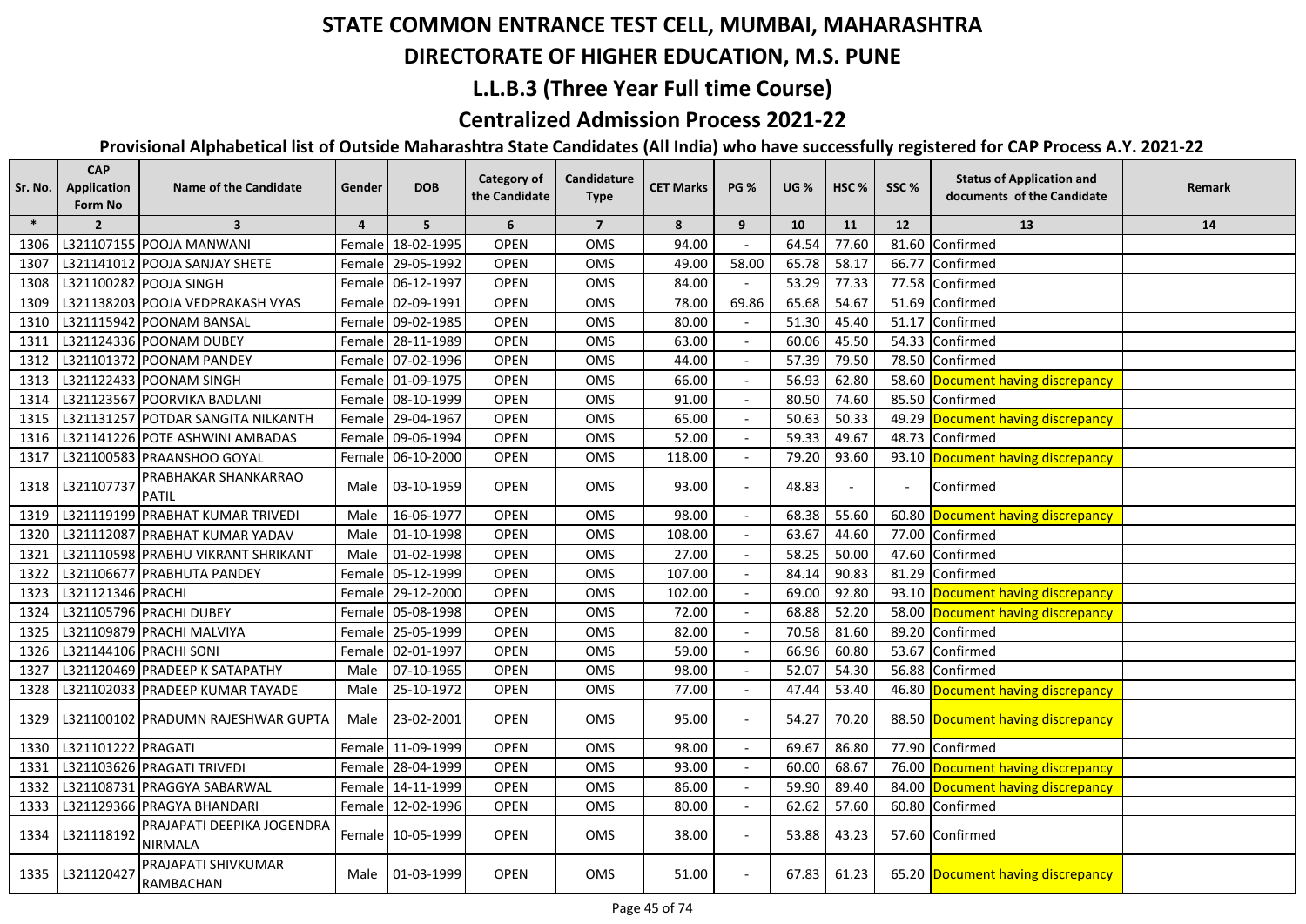# STATE COMMON ENTRANCE TEST CELL, MUMBAI, MAHARASHTRA

## DIRECTORATE OF HIGHER EDUCATION, M.S. PUNE

### L.L.B.3 (Three Year Full time Course)

### Centralized Admission Process 2021-22

**Provisional Alphabetical list of Outside Maharashtra State Candidates (All India) who have successfully registered for CAP Process A.Y. 2021-22**

| Sr. No. | CAP Application Form No | Name of the Candidate | Gender | DOB | Category of the Candidate | Candidature Type | CET Marks | PG % | UG % | HSC % | SSC % | Status of Application and documents of the Candidate | Remark |
|---|---|---|---|---|---|---|---|---|---|---|---|---|---|
| * | 2 | 3 | 4 | 5 | 6 | 7 | 8 | 9 | 10 | 11 | 12 | 13 | 14 |
| 1306 | L321107155 | POOJA MANWANI | Female | 18-02-1995 | OPEN | OMS | 94.00 | - | 64.54 | 77.60 | 81.60 | Confirmed | |
| 1307 | L321141012 | POOJA SANJAY SHETE | Female | 29-05-1992 | OPEN | OMS | 49.00 | 58.00 | 65.78 | 58.17 | 66.77 | Confirmed | |
| 1308 | L321100282 | POOJA SINGH | Female | 06-12-1997 | OPEN | OMS | 84.00 | - | 53.29 | 77.33 | 77.58 | Confirmed | |
| 1309 | L321138203 | POOJA VEDPRAKASH VYAS | Female | 02-09-1991 | OPEN | OMS | 78.00 | 69.86 | 65.68 | 54.67 | 51.69 | Confirmed | |
| 1310 | L321115942 | POONAM BANSAL | Female | 09-02-1985 | OPEN | OMS | 80.00 | - | 51.30 | 45.40 | 51.17 | Confirmed | |
| 1311 | L321124336 | POONAM DUBEY | Female | 28-11-1989 | OPEN | OMS | 63.00 | - | 60.06 | 45.50 | 54.33 | Confirmed | |
| 1312 | L321101372 | POONAM PANDEY | Female | 07-02-1996 | OPEN | OMS | 44.00 | - | 57.39 | 79.50 | 78.50 | Confirmed | |
| 1313 | L321122433 | POONAM SINGH | Female | 01-09-1975 | OPEN | OMS | 66.00 | - | 56.93 | 62.80 | 58.60 | Document having discrepancy | |
| 1314 | L321123567 | POORVIKA BADLANI | Female | 08-10-1999 | OPEN | OMS | 91.00 | - | 80.50 | 74.60 | 85.50 | Confirmed | |
| 1315 | L321131257 | POTDAR SANGITA NILKANTH | Female | 29-04-1967 | OPEN | OMS | 65.00 | - | 50.63 | 50.33 | 49.29 | Document having discrepancy | |
| 1316 | L321141226 | POTE ASHWINI AMBADAS | Female | 09-06-1994 | OPEN | OMS | 52.00 | - | 59.33 | 49.67 | 48.73 | Confirmed | |
| 1317 | L321100583 | PRAANSHOO GOYAL | Female | 06-10-2000 | OPEN | OMS | 118.00 | - | 79.20 | 93.60 | 93.10 | Document having discrepancy | |
| 1318 | L321107737 | PRABHAKAR SHANKARRAO PATIL | Male | 03-10-1959 | OPEN | OMS | 93.00 | - | 48.83 | - | - | Confirmed | |
| 1319 | L321119199 | PRABHAT KUMAR TRIVEDI | Male | 16-06-1977 | OPEN | OMS | 98.00 | - | 68.38 | 55.60 | 60.80 | Document having discrepancy | |
| 1320 | L321112087 | PRABHAT KUMAR YADAV | Male | 01-10-1998 | OPEN | OMS | 108.00 | - | 63.67 | 44.60 | 77.00 | Confirmed | |
| 1321 | L321110598 | PRABHU VIKRANT SHRIKANT | Male | 01-02-1998 | OPEN | OMS | 27.00 | - | 58.25 | 50.00 | 47.60 | Confirmed | |
| 1322 | L321106677 | PRABHUTA PANDEY | Female | 05-12-1999 | OPEN | OMS | 107.00 | - | 84.14 | 90.83 | 81.29 | Confirmed | |
| 1323 | L321121346 | PRACHI | Female | 29-12-2000 | OPEN | OMS | 102.00 | - | 69.00 | 92.80 | 93.10 | Document having discrepancy | |
| 1324 | L321105796 | PRACHI DUBEY | Female | 05-08-1998 | OPEN | OMS | 72.00 | - | 68.88 | 52.20 | 58.00 | Document having discrepancy | |
| 1325 | L321109879 | PRACHI MALVIYA | Female | 25-05-1999 | OPEN | OMS | 82.00 | - | 70.58 | 81.60 | 89.20 | Confirmed | |
| 1326 | L321144106 | PRACHI SONI | Female | 02-01-1997 | OPEN | OMS | 59.00 | - | 66.96 | 60.80 | 53.67 | Confirmed | |
| 1327 | L321120469 | PRADEEP K SATAPATHY | Male | 07-10-1965 | OPEN | OMS | 98.00 | - | 52.07 | 54.30 | 56.88 | Confirmed | |
| 1328 | L321102033 | PRADEEP KUMAR TAYADE | Male | 25-10-1972 | OPEN | OMS | 77.00 | - | 47.44 | 53.40 | 46.80 | Document having discrepancy | |
| 1329 | L321100102 | PRADUMN RAJESHWAR GUPTA | Male | 23-02-2001 | OPEN | OMS | 95.00 | - | 54.27 | 70.20 | 88.50 | Document having discrepancy | |
| 1330 | L321101222 | PRAGATI | Female | 11-09-1999 | OPEN | OMS | 98.00 | - | 69.67 | 86.80 | 77.90 | Confirmed | |
| 1331 | L321103626 | PRAGATI TRIVEDI | Female | 28-04-1999 | OPEN | OMS | 93.00 | - | 60.00 | 68.67 | 76.00 | Document having discrepancy | |
| 1332 | L321108731 | PRAGGYA SABARWAL | Female | 14-11-1999 | OPEN | OMS | 86.00 | - | 59.90 | 89.40 | 84.00 | Document having discrepancy | |
| 1333 | L321129366 | PRAGYA BHANDARI | Female | 12-02-1996 | OPEN | OMS | 80.00 | - | 62.62 | 57.60 | 60.80 | Confirmed | |
| 1334 | L321118192 | PRAJAPATI DEEPIKA JOGENDRA NIRMALA | Female | 10-05-1999 | OPEN | OMS | 38.00 | - | 53.88 | 43.23 | 57.60 | Confirmed | |
| 1335 | L321120427 | PRAJAPATI SHIVKUMAR RAMBACHAN | Male | 01-03-1999 | OPEN | OMS | 51.00 | - | 67.83 | 61.23 | 65.20 | Document having discrepancy | |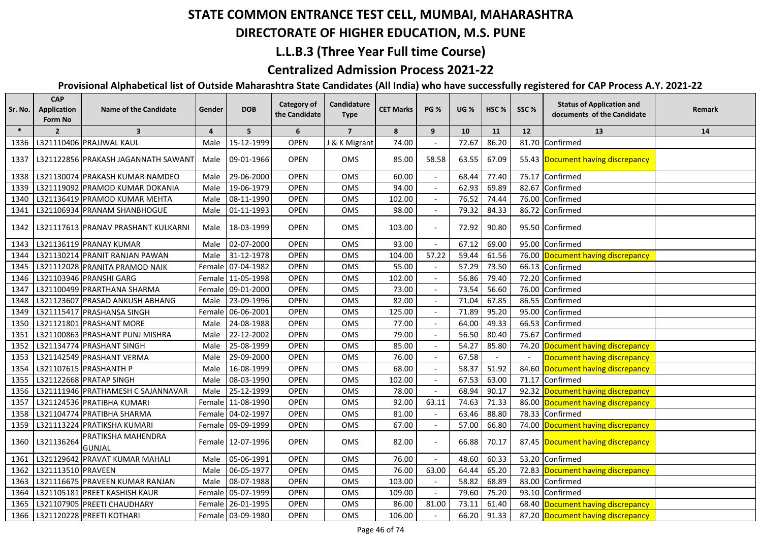# STATE COMMON ENTRANCE TEST CELL, MUMBAI, MAHARASHTRA

## DIRECTORATE OF HIGHER EDUCATION, M.S. PUNE

## L.L.B.3 (Three Year Full time Course)

## Centralized Admission Process 2021-22

### Provisional Alphabetical list of Outside Maharashtra State Candidates (All India) who have successfully registered for CAP Process A.Y. 2021-22

| Sr. No. | CAP Application Form No | Name of the Candidate | Gender | DOB | Category of the Candidate | Candidature Type | CET Marks | PG % | UG % | HSC % | SSC % | Status of Application and documents of the Candidate | Remark |
|---|---|---|---|---|---|---|---|---|---|---|---|---|---|
| * | 2 | 3 | 4 | 5 | 6 | 7 | 8 | 9 | 10 | 11 | 12 | 13 | 14 |
| 1336 | L321110406 | PRAJJWAL KAUL | Male | 15-12-1999 | OPEN | J & K Migrant | 74.00 | - | 72.67 | 86.20 | 81.70 | Confirmed | |
| 1337 | L321122856 | PRAKASH JAGANNATH SAWANT | Male | 09-01-1966 | OPEN | OMS | 85.00 | 58.58 | 63.55 | 67.09 | 55.43 | Document having discrepancy | |
| 1338 | L321130074 | PRAKASH KUMAR NAMDEO | Male | 29-06-2000 | OPEN | OMS | 60.00 | - | 68.44 | 77.40 | 75.17 | Confirmed | |
| 1339 | L321119092 | PRAMOD KUMAR DOKANIA | Male | 19-06-1979 | OPEN | OMS | 94.00 | - | 62.93 | 69.89 | 82.67 | Confirmed | |
| 1340 | L321136419 | PRAMOD KUMAR MEHTA | Male | 08-11-1990 | OPEN | OMS | 102.00 | - | 76.52 | 74.44 | 76.00 | Confirmed | |
| 1341 | L321106934 | PRANAM SHANBHOGUE | Male | 01-11-1993 | OPEN | OMS | 98.00 | - | 79.32 | 84.33 | 86.72 | Confirmed | |
| 1342 | L321117613 | PRANAV PRASHANT KULKARNI | Male | 18-03-1999 | OPEN | OMS | 103.00 | - | 72.92 | 90.80 | 95.50 | Confirmed | |
| 1343 | L321136119 | PRANAY KUMAR | Male | 02-07-2000 | OPEN | OMS | 93.00 | - | 67.12 | 69.00 | 95.00 | Confirmed | |
| 1344 | L321130214 | PRANIT RANJAN PAWAN | Male | 31-12-1978 | OPEN | OMS | 104.00 | 57.22 | 59.44 | 61.56 | 76.00 | Document having discrepancy | |
| 1345 | L321112028 | PRANITA PRAMOD NAIK | Female | 07-04-1982 | OPEN | OMS | 55.00 | - | 57.29 | 73.50 | 66.13 | Confirmed | |
| 1346 | L321103946 | PRANSHI GARG | Female | 11-05-1998 | OPEN | OMS | 102.00 | - | 56.86 | 79.40 | 72.20 | Confirmed | |
| 1347 | L321100499 | PRARTHANA SHARMA | Female | 09-01-2000 | OPEN | OMS | 73.00 | - | 73.54 | 56.60 | 76.00 | Confirmed | |
| 1348 | L321123607 | PRASAD ANKUSH ABHANG | Male | 23-09-1996 | OPEN | OMS | 82.00 | - | 71.04 | 67.85 | 86.55 | Confirmed | |
| 1349 | L321115417 | PRASHANSA SINGH | Female | 06-06-2001 | OPEN | OMS | 125.00 | - | 71.89 | 95.20 | 95.00 | Confirmed | |
| 1350 | L321121801 | PRASHANT MORE | Male | 24-08-1988 | OPEN | OMS | 77.00 | - | 64.00 | 49.33 | 66.53 | Confirmed | |
| 1351 | L321100863 | PRASHANT PUNJ MISHRA | Male | 22-12-2002 | OPEN | OMS | 79.00 | - | 56.50 | 80.40 | 75.67 | Confirmed | |
| 1352 | L321134774 | PRASHANT SINGH | Male | 25-08-1999 | OPEN | OMS | 85.00 | - | 54.27 | 85.80 | 74.20 | Document having discrepancy | |
| 1353 | L321142549 | PRASHANT VERMA | Male | 29-09-2000 | OPEN | OMS | 76.00 | - | 67.58 | - | - | Document having discrepancy | |
| 1354 | L321107615 | PRASHANTH P | Male | 16-08-1999 | OPEN | OMS | 68.00 | - | 58.37 | 51.92 | 84.60 | Document having discrepancy | |
| 1355 | L321122668 | PRATAP SINGH | Male | 08-03-1990 | OPEN | OMS | 102.00 | - | 67.53 | 63.00 | 71.17 | Confirmed | |
| 1356 | L321111946 | PRATHAMESH C SAJANNAVAR | Male | 25-12-1999 | OPEN | OMS | 78.00 | - | 68.94 | 90.17 | 92.32 | Document having discrepancy | |
| 1357 | L321124536 | PRATIBHA KUMARI | Female | 11-08-1990 | OPEN | OMS | 92.00 | 63.11 | 74.63 | 71.33 | 86.00 | Document having discrepancy | |
| 1358 | L321104774 | PRATIBHA SHARMA | Female | 04-02-1997 | OPEN | OMS | 81.00 | - | 63.46 | 88.80 | 78.33 | Confirmed | |
| 1359 | L321113224 | PRATIKSHA KUMARI | Female | 09-09-1999 | OPEN | OMS | 67.00 | - | 57.00 | 66.80 | 74.00 | Document having discrepancy | |
| 1360 | L321136264 | PRATIKSHA MAHENDRA GUNJAL | Female | 12-07-1996 | OPEN | OMS | 82.00 | - | 66.88 | 70.17 | 87.45 | Document having discrepancy | |
| 1361 | L321129642 | PRAVAT KUMAR MAHALI | Male | 05-06-1991 | OPEN | OMS | 76.00 | - | 48.60 | 60.33 | 53.20 | Confirmed | |
| 1362 | L321113510 | PRAVEEN | Male | 06-05-1977 | OPEN | OMS | 76.00 | 63.00 | 64.44 | 65.20 | 72.83 | Document having discrepancy | |
| 1363 | L321116675 | PRAVEEN KUMAR RANJAN | Male | 08-07-1988 | OPEN | OMS | 103.00 | - | 58.82 | 68.89 | 83.00 | Confirmed | |
| 1364 | L321105181 | PREET KASHISH KAUR | Female | 05-07-1999 | OPEN | OMS | 109.00 | - | 79.60 | 75.20 | 93.10 | Confirmed | |
| 1365 | L321107905 | PREETI CHAUDHARY | Female | 26-01-1995 | OPEN | OMS | 86.00 | 81.00 | 73.11 | 61.40 | 68.40 | Document having discrepancy | |
| 1366 | L321120228 | PREETI KOTHARI | Female | 03-09-1980 | OPEN | OMS | 106.00 | - | 66.20 | 91.33 | 87.20 | Document having discrepancy | |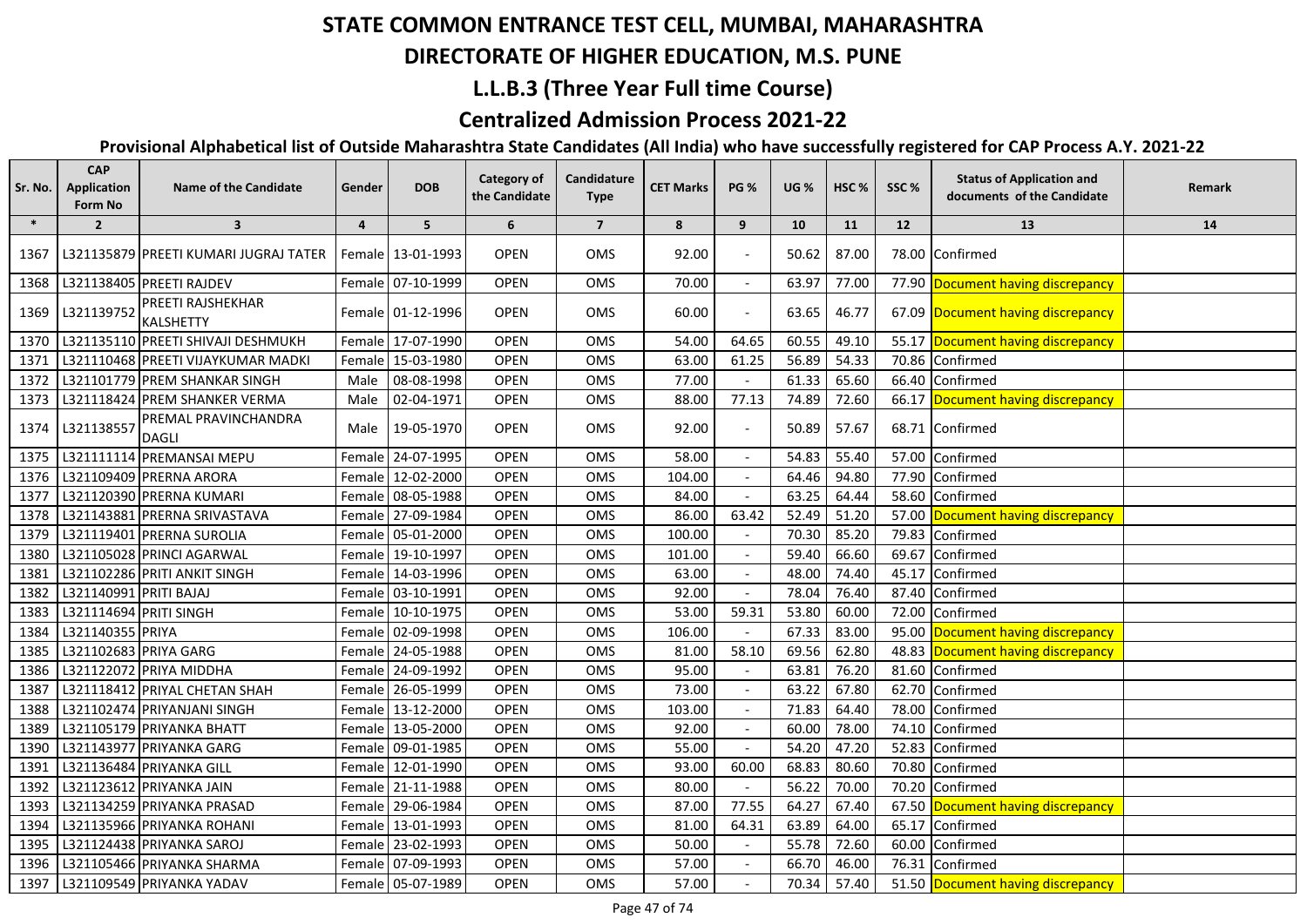# STATE COMMON ENTRANCE TEST CELL, MUMBAI, MAHARASHTRA

## DIRECTORATE OF HIGHER EDUCATION, M.S. PUNE

## L.L.B.3 (Three Year Full time Course)

## Centralized Admission Process 2021-22

### Provisional Alphabetical list of Outside Maharashtra State Candidates (All India) who have successfully registered for CAP Process A.Y. 2021-22

| Sr. No. | CAP Application Form No | Name of the Candidate | Gender | DOB | Category of the Candidate | Candidature Type | CET Marks | PG % | UG % | HSC % | SSC % | Status of Application and documents of the Candidate | Remark |
|---|---|---|---|---|---|---|---|---|---|---|---|---|---|
| * | 2 | 3 | 4 | 5 | 6 | 7 | 8 | 9 | 10 | 11 | 12 | 13 | 14 |
| 1367 | L321135879 | PREETI KUMARI JUGRAJ TATER | Female | 13-01-1993 | OPEN | OMS | 92.00 | - | 50.62 | 87.00 | 78.00 | Confirmed | |
| 1368 | L321138405 | PREETI RAJDEV | Female | 07-10-1999 | OPEN | OMS | 70.00 | - | 63.97 | 77.00 | 77.90 | Document having discrepancy | |
| 1369 | L321139752 | PREETI RAJSHEKHAR KALSHETTY | Female | 01-12-1996 | OPEN | OMS | 60.00 | - | 63.65 | 46.77 | 67.09 | Document having discrepancy | |
| 1370 | L321135110 | PREETI SHIVAJI DESHMUKH | Female | 17-07-1990 | OPEN | OMS | 54.00 | 64.65 | 60.55 | 49.10 | 55.17 | Document having discrepancy | |
| 1371 | L321110468 | PREETI VIJAYKUMAR MADKI | Female | 15-03-1980 | OPEN | OMS | 63.00 | 61.25 | 56.89 | 54.33 | 70.86 | Confirmed | |
| 1372 | L321101779 | PREM SHANKAR SINGH | Male | 08-08-1998 | OPEN | OMS | 77.00 | - | 61.33 | 65.60 | 66.40 | Confirmed | |
| 1373 | L321118424 | PREM SHANKER VERMA | Male | 02-04-1971 | OPEN | OMS | 88.00 | 77.13 | 74.89 | 72.60 | 66.17 | Document having discrepancy | |
| 1374 | L321138557 | PREMAL PRAVINCHANDRA DAGLI | Male | 19-05-1970 | OPEN | OMS | 92.00 | - | 50.89 | 57.67 | 68.71 | Confirmed | |
| 1375 | L321111114 | PREMANSAI MEPU | Female | 24-07-1995 | OPEN | OMS | 58.00 | - | 54.83 | 55.40 | 57.00 | Confirmed | |
| 1376 | L321109409 | PRERNA ARORA | Female | 12-02-2000 | OPEN | OMS | 104.00 | - | 64.46 | 94.80 | 77.90 | Confirmed | |
| 1377 | L321120390 | PRERNA KUMARI | Female | 08-05-1988 | OPEN | OMS | 84.00 | - | 63.25 | 64.44 | 58.60 | Confirmed | |
| 1378 | L321143881 | PRERNA SRIVASTAVA | Female | 27-09-1984 | OPEN | OMS | 86.00 | 63.42 | 52.49 | 51.20 | 57.00 | Document having discrepancy | |
| 1379 | L321119401 | PRERNA SUROLIA | Female | 05-01-2000 | OPEN | OMS | 100.00 | - | 70.30 | 85.20 | 79.83 | Confirmed | |
| 1380 | L321105028 | PRINCI AGARWAL | Female | 19-10-1997 | OPEN | OMS | 101.00 | - | 59.40 | 66.60 | 69.67 | Confirmed | |
| 1381 | L321102286 | PRITI ANKIT SINGH | Female | 14-03-1996 | OPEN | OMS | 63.00 | - | 48.00 | 74.40 | 45.17 | Confirmed | |
| 1382 | L321140991 | PRITI BAJAJ | Female | 03-10-1991 | OPEN | OMS | 92.00 | - | 78.04 | 76.40 | 87.40 | Confirmed | |
| 1383 | L321114694 | PRITI SINGH | Female | 10-10-1975 | OPEN | OMS | 53.00 | 59.31 | 53.80 | 60.00 | 72.00 | Confirmed | |
| 1384 | L321140355 | PRIYA | Female | 02-09-1998 | OPEN | OMS | 106.00 | - | 67.33 | 83.00 | 95.00 | Document having discrepancy | |
| 1385 | L321102683 | PRIYA GARG | Female | 24-05-1988 | OPEN | OMS | 81.00 | 58.10 | 69.56 | 62.80 | 48.83 | Document having discrepancy | |
| 1386 | L321122072 | PRIYA MIDDHA | Female | 24-09-1992 | OPEN | OMS | 95.00 | - | 63.81 | 76.20 | 81.60 | Confirmed | |
| 1387 | L321118412 | PRIYAL CHETAN SHAH | Female | 26-05-1999 | OPEN | OMS | 73.00 | - | 63.22 | 67.80 | 62.70 | Confirmed | |
| 1388 | L321102474 | PRIYANJANI SINGH | Female | 13-12-2000 | OPEN | OMS | 103.00 | - | 71.83 | 64.40 | 78.00 | Confirmed | |
| 1389 | L321105179 | PRIYANKA BHATT | Female | 13-05-2000 | OPEN | OMS | 92.00 | - | 60.00 | 78.00 | 74.10 | Confirmed | |
| 1390 | L321143977 | PRIYANKA GARG | Female | 09-01-1985 | OPEN | OMS | 55.00 | - | 54.20 | 47.20 | 52.83 | Confirmed | |
| 1391 | L321136484 | PRIYANKA GILL | Female | 12-01-1990 | OPEN | OMS | 93.00 | 60.00 | 68.83 | 80.60 | 70.80 | Confirmed | |
| 1392 | L321123612 | PRIYANKA JAIN | Female | 21-11-1988 | OPEN | OMS | 80.00 | - | 56.22 | 70.00 | 70.20 | Confirmed | |
| 1393 | L321134259 | PRIYANKA PRASAD | Female | 29-06-1984 | OPEN | OMS | 87.00 | 77.55 | 64.27 | 67.40 | 67.50 | Document having discrepancy | |
| 1394 | L321135966 | PRIYANKA ROHANI | Female | 13-01-1993 | OPEN | OMS | 81.00 | 64.31 | 63.89 | 64.00 | 65.17 | Confirmed | |
| 1395 | L321124438 | PRIYANKA SAROJ | Female | 23-02-1993 | OPEN | OMS | 50.00 | - | 55.78 | 72.60 | 60.00 | Confirmed | |
| 1396 | L321105466 | PRIYANKA SHARMA | Female | 07-09-1993 | OPEN | OMS | 57.00 | - | 66.70 | 46.00 | 76.31 | Confirmed | |
| 1397 | L321109549 | PRIYANKA YADAV | Female | 05-07-1989 | OPEN | OMS | 57.00 | - | 70.34 | 57.40 | 51.50 | Document having discrepancy | |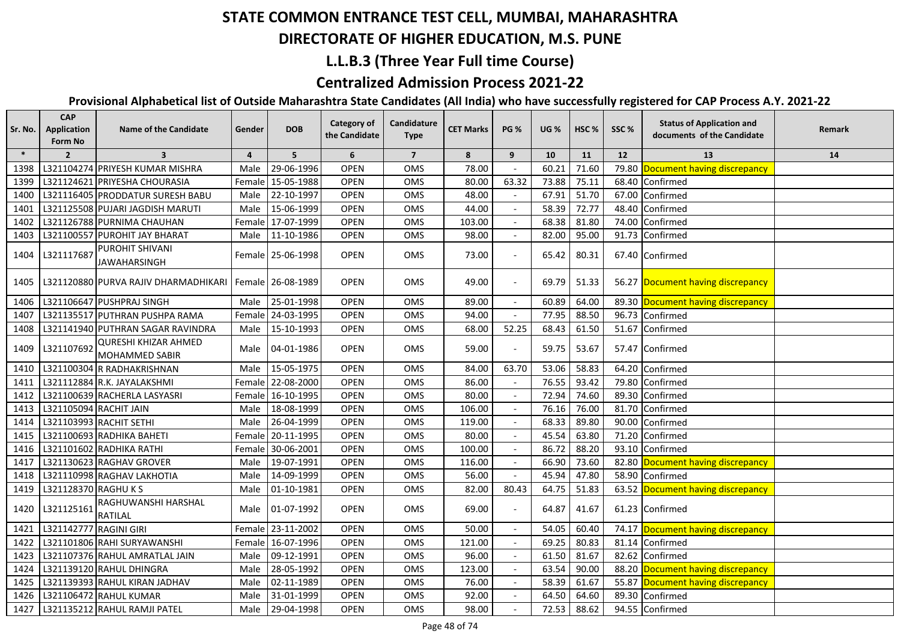# STATE COMMON ENTRANCE TEST CELL, MUMBAI, MAHARASHTRA

## DIRECTORATE OF HIGHER EDUCATION, M.S. PUNE

## L.L.B.3 (Three Year Full time Course)

## Centralized Admission Process 2021-22

### Provisional Alphabetical list of Outside Maharashtra State Candidates (All India) who have successfully registered for CAP Process A.Y. 2021-22

| Sr. No. | CAP Application Form No | Name of the Candidate | Gender | DOB | Category of the Candidate | Candidature Type | CET Marks | PG % | UG % | HSC % | SSC % | Status of Application and documents of the Candidate | Remark |
|---|---|---|---|---|---|---|---|---|---|---|---|---|---|
| * | 2 | 3 | 4 | 5 | 6 | 7 | 8 | 9 | 10 | 11 | 12 | 13 | 14 |
| 1398 | L321104274 | PRIYESH KUMAR MISHRA | Male | 29-06-1996 | OPEN | OMS | 78.00 | - | 60.21 | 71.60 | 79.80 | Document having discrepancy | |
| 1399 | L321124621 | PRIYESHA CHOURASIA | Female | 15-05-1988 | OPEN | OMS | 80.00 | 63.32 | 73.88 | 75.11 | 68.40 | Confirmed | |
| 1400 | L321116405 | PRODDATUR SURESH BABU | Male | 22-10-1997 | OPEN | OMS | 48.00 | - | 67.91 | 51.70 | 67.00 | Confirmed | |
| 1401 | L321125508 | PUJARI JAGDISH MARUTI | Male | 15-06-1999 | OPEN | OMS | 44.00 | - | 58.39 | 72.77 | 48.40 | Confirmed | |
| 1402 | L321126788 | PURNIMA CHAUHAN | Female | 17-07-1999 | OPEN | OMS | 103.00 | - | 68.38 | 81.80 | 74.00 | Confirmed | |
| 1403 | L321100557 | PUROHIT JAY BHARAT | Male | 11-10-1986 | OPEN | OMS | 98.00 | - | 82.00 | 95.00 | 91.73 | Confirmed | |
| 1404 | L321117687 | PUROHIT SHIVANI JAWAHARSINGH | Female | 25-06-1998 | OPEN | OMS | 73.00 | - | 65.42 | 80.31 | 67.40 | Confirmed | |
| 1405 | L321120880 | PURVA RAJIV DHARMADHIKARI | Female | 26-08-1989 | OPEN | OMS | 49.00 | - | 69.79 | 51.33 | 56.27 | Document having discrepancy | |
| 1406 | L321106647 | PUSHPRAJ SINGH | Male | 25-01-1998 | OPEN | OMS | 89.00 | - | 60.89 | 64.00 | 89.30 | Document having discrepancy | |
| 1407 | L321135517 | PUTHRAN PUSHPA RAMA | Female | 24-03-1995 | OPEN | OMS | 94.00 | - | 77.95 | 88.50 | 96.73 | Confirmed | |
| 1408 | L321141940 | PUTHRAN SAGAR RAVINDRA | Male | 15-10-1993 | OPEN | OMS | 68.00 | 52.25 | 68.43 | 61.50 | 51.67 | Confirmed | |
| 1409 | L321107692 | QURESHI KHIZAR AHMED MOHAMMED SABIR | Male | 04-01-1986 | OPEN | OMS | 59.00 | - | 59.75 | 53.67 | 57.47 | Confirmed | |
| 1410 | L321100304 | R RADHAKRISHNAN | Male | 15-05-1975 | OPEN | OMS | 84.00 | 63.70 | 53.06 | 58.83 | 64.20 | Confirmed | |
| 1411 | L321112884 | R.K. JAYALAKSHMI | Female | 22-08-2000 | OPEN | OMS | 86.00 | - | 76.55 | 93.42 | 79.80 | Confirmed | |
| 1412 | L321100639 | RACHERLA LASYASRI | Female | 16-10-1995 | OPEN | OMS | 80.00 | - | 72.94 | 74.60 | 89.30 | Confirmed | |
| 1413 | L321105094 | RACHIT JAIN | Male | 18-08-1999 | OPEN | OMS | 106.00 | - | 76.16 | 76.00 | 81.70 | Confirmed | |
| 1414 | L321103993 | RACHIT SETHI | Male | 26-04-1999 | OPEN | OMS | 119.00 | - | 68.33 | 89.80 | 90.00 | Confirmed | |
| 1415 | L321100693 | RADHIKA BAHETI | Female | 20-11-1995 | OPEN | OMS | 80.00 | - | 45.54 | 63.80 | 71.20 | Confirmed | |
| 1416 | L321101602 | RADHIKA RATHI | Female | 30-06-2001 | OPEN | OMS | 100.00 | - | 86.72 | 88.20 | 93.10 | Confirmed | |
| 1417 | L321130623 | RAGHAV GROVER | Male | 19-07-1991 | OPEN | OMS | 116.00 | - | 66.90 | 73.60 | 82.80 | Document having discrepancy | |
| 1418 | L321110998 | RAGHAV LAKHOTIA | Male | 14-09-1999 | OPEN | OMS | 56.00 | - | 45.94 | 47.80 | 58.90 | Confirmed | |
| 1419 | L321128370 | RAGHU K S | Male | 01-10-1981 | OPEN | OMS | 82.00 | 80.43 | 64.75 | 51.83 | 63.52 | Document having discrepancy | |
| 1420 | L321125161 | RAGHUWANSHI HARSHAL RATILAL | Male | 01-07-1992 | OPEN | OMS | 69.00 | - | 64.87 | 41.67 | 61.23 | Confirmed | |
| 1421 | L321142777 | RAGINI GIRI | Female | 23-11-2002 | OPEN | OMS | 50.00 | - | 54.05 | 60.40 | 74.17 | Document having discrepancy | |
| 1422 | L321101806 | RAHI SURYAWANSHI | Female | 16-07-1996 | OPEN | OMS | 121.00 | - | 69.25 | 80.83 | 81.14 | Confirmed | |
| 1423 | L321107376 | RAHUL AMRATLAL JAIN | Male | 09-12-1991 | OPEN | OMS | 96.00 | - | 61.50 | 81.67 | 82.62 | Confirmed | |
| 1424 | L321139120 | RAHUL DHINGRA | Male | 28-05-1992 | OPEN | OMS | 123.00 | - | 63.54 | 90.00 | 88.20 | Document having discrepancy | |
| 1425 | L321139393 | RAHUL KIRAN JADHAV | Male | 02-11-1989 | OPEN | OMS | 76.00 | - | 58.39 | 61.67 | 55.87 | Document having discrepancy | |
| 1426 | L321106472 | RAHUL KUMAR | Male | 31-01-1999 | OPEN | OMS | 92.00 | - | 64.50 | 64.60 | 89.30 | Confirmed | |
| 1427 | L321135212 | RAHUL RAMJI PATEL | Male | 29-04-1998 | OPEN | OMS | 98.00 | - | 72.53 | 88.62 | 94.55 | Confirmed | |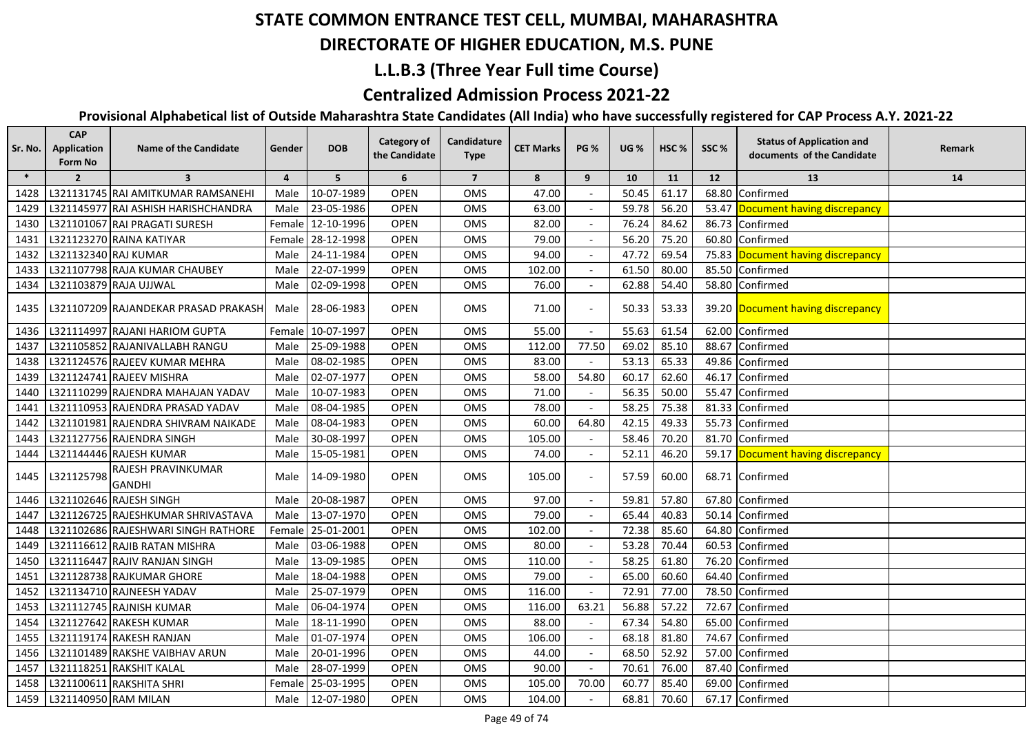# STATE COMMON ENTRANCE TEST CELL, MUMBAI, MAHARASHTRA

## DIRECTORATE OF HIGHER EDUCATION, M.S. PUNE

## L.L.B.3 (Three Year Full time Course)

## Centralized Admission Process 2021-22

### Provisional Alphabetical list of Outside Maharashtra State Candidates (All India) who have successfully registered for CAP Process A.Y. 2021-22

| Sr. No. | CAP Application Form No | Name of the Candidate | Gender | DOB | Category of the Candidate | Candidature Type | CET Marks | PG % | UG % | HSC % | SSC % | Status of Application and documents of the Candidate | Remark |
|---|---|---|---|---|---|---|---|---|---|---|---|---|---|
| * | 2 | 3 | 4 | 5 | 6 | 7 | 8 | 9 | 10 | 11 | 12 | 13 | 14 |
| 1428 | L321131745 | RAI AMITKUMAR RAMSANEHI | Male | 10-07-1989 | OPEN | OMS | 47.00 | - | 50.45 | 61.17 | 68.80 | Confirmed | |
| 1429 | L321145977 | RAI ASHISH HARISHCHANDRA | Male | 23-05-1986 | OPEN | OMS | 63.00 | - | 59.78 | 56.20 | 53.47 | Document having discrepancy | |
| 1430 | L321101067 | RAI PRAGATI SURESH | Female | 12-10-1996 | OPEN | OMS | 82.00 | - | 76.24 | 84.62 | 86.73 | Confirmed | |
| 1431 | L321123270 | RAINA KATIYAR | Female | 28-12-1998 | OPEN | OMS | 79.00 | - | 56.20 | 75.20 | 60.80 | Confirmed | |
| 1432 | L321132340 | RAJ KUMAR | Male | 24-11-1984 | OPEN | OMS | 94.00 | - | 47.72 | 69.54 | 75.83 | Document having discrepancy | |
| 1433 | L321107798 | RAJA KUMAR CHAUBEY | Male | 22-07-1999 | OPEN | OMS | 102.00 | - | 61.50 | 80.00 | 85.50 | Confirmed | |
| 1434 | L321103879 | RAJA UJJWAL | Male | 02-09-1998 | OPEN | OMS | 76.00 | - | 62.88 | 54.40 | 58.80 | Confirmed | |
| 1435 | L321107209 | RAJANDEKAR PRASAD PRAKASH | Male | 28-06-1983 | OPEN | OMS | 71.00 | - | 50.33 | 53.33 | 39.20 | Document having discrepancy | |
| 1436 | L321114997 | RAJANI HARIOM GUPTA | Female | 10-07-1997 | OPEN | OMS | 55.00 | - | 55.63 | 61.54 | 62.00 | Confirmed | |
| 1437 | L321105852 | RAJANIVALLABH RANGU | Male | 25-09-1988 | OPEN | OMS | 112.00 | 77.50 | 69.02 | 85.10 | 88.67 | Confirmed | |
| 1438 | L321124576 | RAJEEV KUMAR MEHRA | Male | 08-02-1985 | OPEN | OMS | 83.00 | - | 53.13 | 65.33 | 49.86 | Confirmed | |
| 1439 | L321124741 | RAJEEV MISHRA | Male | 02-07-1977 | OPEN | OMS | 58.00 | 54.80 | 60.17 | 62.60 | 46.17 | Confirmed | |
| 1440 | L321110299 | RAJENDRA MAHAJAN YADAV | Male | 10-07-1983 | OPEN | OMS | 71.00 | - | 56.35 | 50.00 | 55.47 | Confirmed | |
| 1441 | L321110953 | RAJENDRA PRASAD YADAV | Male | 08-04-1985 | OPEN | OMS | 78.00 | - | 58.25 | 75.38 | 81.33 | Confirmed | |
| 1442 | L321101981 | RAJENDRA SHIVRAM NAIKADE | Male | 08-04-1983 | OPEN | OMS | 60.00 | 64.80 | 42.15 | 49.33 | 55.73 | Confirmed | |
| 1443 | L321127756 | RAJENDRA SINGH | Male | 30-08-1997 | OPEN | OMS | 105.00 | - | 58.46 | 70.20 | 81.70 | Confirmed | |
| 1444 | L321144446 | RAJESH KUMAR | Male | 15-05-1981 | OPEN | OMS | 74.00 | - | 52.11 | 46.20 | 59.17 | Document having discrepancy | |
| 1445 | L321125798 | RAJESH PRAVINKUMAR GANDHI | Male | 14-09-1980 | OPEN | OMS | 105.00 | - | 57.59 | 60.00 | 68.71 | Confirmed | |
| 1446 | L321102646 | RAJESH SINGH | Male | 20-08-1987 | OPEN | OMS | 97.00 | - | 59.81 | 57.80 | 67.80 | Confirmed | |
| 1447 | L321126725 | RAJESHKUMAR SHRIVASTAVA | Male | 13-07-1970 | OPEN | OMS | 79.00 | - | 65.44 | 40.83 | 50.14 | Confirmed | |
| 1448 | L321102686 | RAJESHWARI SINGH RATHORE | Female | 25-01-2001 | OPEN | OMS | 102.00 | - | 72.38 | 85.60 | 64.80 | Confirmed | |
| 1449 | L321116612 | RAJIB RATAN MISHRA | Male | 03-06-1988 | OPEN | OMS | 80.00 | - | 53.28 | 70.44 | 60.53 | Confirmed | |
| 1450 | L321116447 | RAJIV RANJAN SINGH | Male | 13-09-1985 | OPEN | OMS | 110.00 | - | 58.25 | 61.80 | 76.20 | Confirmed | |
| 1451 | L321128738 | RAJKUMAR GHORE | Male | 18-04-1988 | OPEN | OMS | 79.00 | - | 65.00 | 60.60 | 64.40 | Confirmed | |
| 1452 | L321134710 | RAJNEESH YADAV | Male | 25-07-1979 | OPEN | OMS | 116.00 | - | 72.91 | 77.00 | 78.50 | Confirmed | |
| 1453 | L321112745 | RAJNISH KUMAR | Male | 06-04-1974 | OPEN | OMS | 116.00 | 63.21 | 56.88 | 57.22 | 72.67 | Confirmed | |
| 1454 | L321127642 | RAKESH KUMAR | Male | 18-11-1990 | OPEN | OMS | 88.00 | - | 67.34 | 54.80 | 65.00 | Confirmed | |
| 1455 | L321119174 | RAKESH RANJAN | Male | 01-07-1974 | OPEN | OMS | 106.00 | - | 68.18 | 81.80 | 74.67 | Confirmed | |
| 1456 | L321101489 | RAKSHE VAIBHAV ARUN | Male | 20-01-1996 | OPEN | OMS | 44.00 | - | 68.50 | 52.92 | 57.00 | Confirmed | |
| 1457 | L321118251 | RAKSHIT KALAL | Male | 28-07-1999 | OPEN | OMS | 90.00 | - | 70.61 | 76.00 | 87.40 | Confirmed | |
| 1458 | L321100611 | RAKSHITA SHRI | Female | 25-03-1995 | OPEN | OMS | 105.00 | 70.00 | 60.77 | 85.40 | 69.00 | Confirmed | |
| 1459 | L321140950 | RAM MILAN | Male | 12-07-1980 | OPEN | OMS | 104.00 | - | 68.81 | 70.60 | 67.17 | Confirmed | |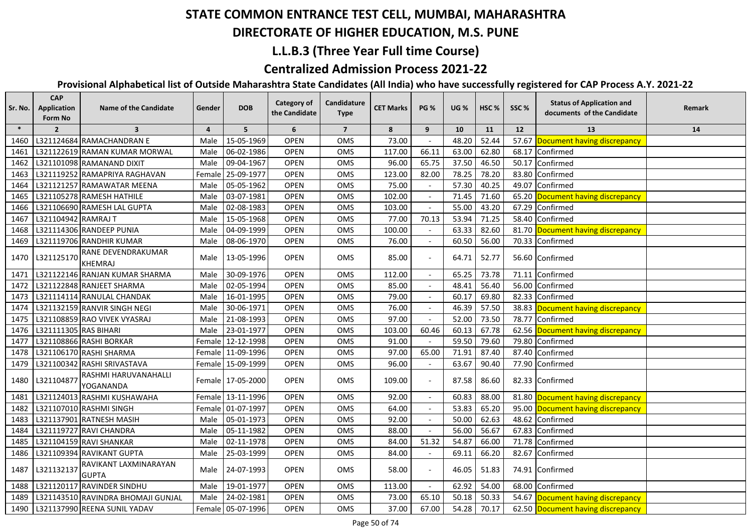# STATE COMMON ENTRANCE TEST CELL, MUMBAI, MAHARASHTRA

## DIRECTORATE OF HIGHER EDUCATION, M.S. PUNE

### L.L.B.3 (Three Year Full time Course)

### Centralized Admission Process 2021-22

**Provisional Alphabetical list of Outside Maharashtra State Candidates (All India) who have successfully registered for CAP Process A.Y. 2021-22**

| Sr. No. | CAP Application Form No | Name of the Candidate | Gender | DOB | Category of the Candidate | Candidature Type | CET Marks | PG % | UG % | HSC % | SSC % | Status of Application and documents of the Candidate | Remark |
|---|---|---|---|---|---|---|---|---|---|---|---|---|---|
| * | 2 | 3 | 4 | 5 | 6 | 7 | 8 | 9 | 10 | 11 | 12 | 13 | 14 |
| 1460 | L321124684 | RAMACHANDRAN E | Male | 15-05-1969 | OPEN | OMS | 73.00 | - | 48.20 | 52.44 | 57.67 | Document having discrepancy | |
| 1461 | L321122619 | RAMAN KUMAR MORWAL | Male | 06-02-1986 | OPEN | OMS | 117.00 | 66.11 | 63.00 | 62.80 | 68.17 | Confirmed | |
| 1462 | L321101098 | RAMANAND DIXIT | Male | 09-04-1967 | OPEN | OMS | 96.00 | 65.75 | 37.50 | 46.50 | 50.17 | Confirmed | |
| 1463 | L321119252 | RAMAPRIYA RAGHAVAN | Female | 25-09-1977 | OPEN | OMS | 123.00 | 82.00 | 78.25 | 78.20 | 83.80 | Confirmed | |
| 1464 | L321121257 | RAMAWATAR MEENA | Male | 05-05-1962 | OPEN | OMS | 75.00 | - | 57.30 | 40.25 | 49.07 | Confirmed | |
| 1465 | L321105278 | RAMESH HATHILE | Male | 03-07-1981 | OPEN | OMS | 102.00 | - | 71.45 | 71.60 | 65.20 | Document having discrepancy | |
| 1466 | L321106690 | RAMESH LAL GUPTA | Male | 02-08-1983 | OPEN | OMS | 103.00 | - | 55.00 | 43.20 | 67.29 | Confirmed | |
| 1467 | L321104942 | RAMRAJ T | Male | 15-05-1968 | OPEN | OMS | 77.00 | 70.13 | 53.94 | 71.25 | 58.40 | Confirmed | |
| 1468 | L321114306 | RANDEEP PUNIA | Male | 04-09-1999 | OPEN | OMS | 100.00 | - | 63.33 | 82.60 | 81.70 | Document having discrepancy | |
| 1469 | L321119706 | RANDHIR KUMAR | Male | 08-06-1970 | OPEN | OMS | 76.00 | - | 60.50 | 56.00 | 70.33 | Confirmed | |
| 1470 | L321125170 | RANE DEVENDRAKUMAR KHEMRAJ | Male | 13-05-1996 | OPEN | OMS | 85.00 | - | 64.71 | 52.77 | 56.60 | Confirmed | |
| 1471 | L321122146 | RANJAN KUMAR SHARMA | Male | 30-09-1976 | OPEN | OMS | 112.00 | - | 65.25 | 73.78 | 71.11 | Confirmed | |
| 1472 | L321122848 | RANJEET SHARMA | Male | 02-05-1994 | OPEN | OMS | 85.00 | - | 48.41 | 56.40 | 56.00 | Confirmed | |
| 1473 | L321114114 | RANULAL CHANDAK | Male | 16-01-1995 | OPEN | OMS | 79.00 | - | 60.17 | 69.80 | 82.33 | Confirmed | |
| 1474 | L321132159 | RANVIR SINGH NEGI | Male | 30-06-1971 | OPEN | OMS | 76.00 | - | 46.39 | 57.50 | 38.83 | Document having discrepancy | |
| 1475 | L321108859 | RAO VIVEK VYASRAJ | Male | 21-08-1993 | OPEN | OMS | 97.00 | - | 52.00 | 73.50 | 78.77 | Confirmed | |
| 1476 | L321111305 | RAS BIHARI | Male | 23-01-1977 | OPEN | OMS | 103.00 | 60.46 | 60.13 | 67.78 | 62.56 | Document having discrepancy | |
| 1477 | L321108866 | RASHI BORKAR | Female | 12-12-1998 | OPEN | OMS | 91.00 | - | 59.50 | 79.60 | 79.80 | Confirmed | |
| 1478 | L321106170 | RASHI SHARMA | Female | 11-09-1996 | OPEN | OMS | 97.00 | 65.00 | 71.91 | 87.40 | 87.40 | Confirmed | |
| 1479 | L321100342 | RASHI SRIVASTAVA | Female | 15-09-1999 | OPEN | OMS | 96.00 | - | 63.67 | 90.40 | 77.90 | Confirmed | |
| 1480 | L321104877 | RASHMI HARUVANAHALLI YOGANANDA | Female | 17-05-2000 | OPEN | OMS | 109.00 | - | 87.58 | 86.60 | 82.33 | Confirmed | |
| 1481 | L321124013 | RASHMI KUSHAWAHA | Female | 13-11-1996 | OPEN | OMS | 92.00 | - | 60.83 | 88.00 | 81.80 | Document having discrepancy | |
| 1482 | L321107010 | RASHMI SINGH | Female | 01-07-1997 | OPEN | OMS | 64.00 | - | 53.83 | 65.20 | 95.00 | Document having discrepancy | |
| 1483 | L321137901 | RATNESH MASIH | Male | 05-01-1973 | OPEN | OMS | 92.00 | - | 50.00 | 62.63 | 48.62 | Confirmed | |
| 1484 | L321119727 | RAVI CHANDRA | Male | 05-11-1982 | OPEN | OMS | 88.00 | - | 56.00 | 56.67 | 67.83 | Confirmed | |
| 1485 | L321104159 | RAVI SHANKAR | Male | 02-11-1978 | OPEN | OMS | 84.00 | 51.32 | 54.87 | 66.00 | 71.78 | Confirmed | |
| 1486 | L321109394 | RAVIKANT GUPTA | Male | 25-03-1999 | OPEN | OMS | 84.00 | - | 69.11 | 66.20 | 82.67 | Confirmed | |
| 1487 | L321132137 | RAVIKANT LAXMINARAYAN GUPTA | Male | 24-07-1993 | OPEN | OMS | 58.00 | - | 46.05 | 51.83 | 74.91 | Confirmed | |
| 1488 | L321120117 | RAVINDER SINDHU | Male | 19-01-1977 | OPEN | OMS | 113.00 | - | 62.92 | 54.00 | 68.00 | Confirmed | |
| 1489 | L321143510 | RAVINDRA BHOMAJI GUNJAL | Male | 24-02-1981 | OPEN | OMS | 73.00 | 65.10 | 50.18 | 50.33 | 54.67 | Document having discrepancy | |
| 1490 | L321137990 | REENA SUNIL YADAV | Female | 05-07-1996 | OPEN | OMS | 37.00 | 67.00 | 54.28 | 70.17 | 62.50 | Document having discrepancy | |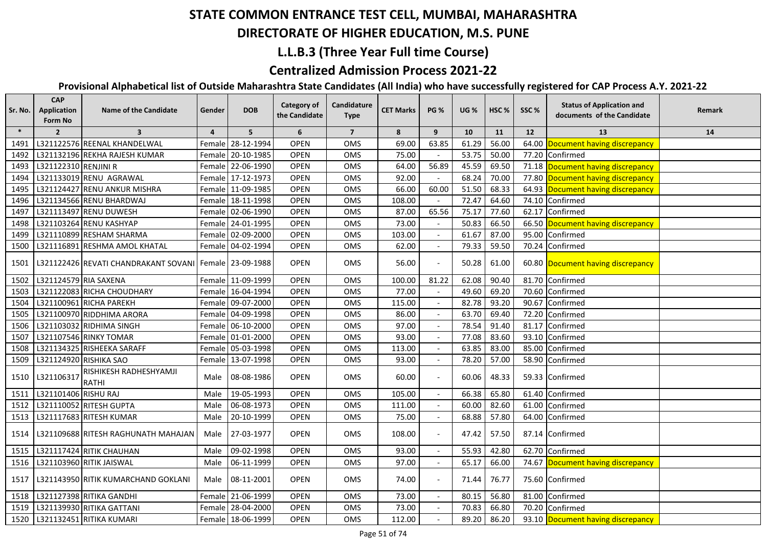# STATE COMMON ENTRANCE TEST CELL, MUMBAI, MAHARASHTRA

## DIRECTORATE OF HIGHER EDUCATION, M.S. PUNE

## L.L.B.3 (Three Year Full time Course)

## Centralized Admission Process 2021-22

### Provisional Alphabetical list of Outside Maharashtra State Candidates (All India) who have successfully registered for CAP Process A.Y. 2021-22

| Sr. No. | CAP Application Form No | Name of the Candidate | Gender | DOB | Category of the Candidate | Candidature Type | CET Marks | PG % | UG % | HSC % | SSC % | Status of Application and documents of the Candidate | Remark |
|---|---|---|---|---|---|---|---|---|---|---|---|---|---|
| * | 2 | 3 | 4 | 5 | 6 | 7 | 8 | 9 | 10 | 11 | 12 | 13 | 14 |
| 1491 | L321122576 | REENAL KHANDELWAL | Female | 28-12-1994 | OPEN | OMS | 69.00 | 63.85 | 61.29 | 56.00 | 64.00 | Document having discrepancy | |
| 1492 | L321132196 | REKHA RAJESH KUMAR | Female | 20-10-1985 | OPEN | OMS | 75.00 | - | 53.75 | 50.00 | 77.20 | Confirmed | |
| 1493 | L321122310 | RENJINI R | Female | 22-06-1990 | OPEN | OMS | 64.00 | 56.89 | 45.59 | 69.50 | 71.18 | Document having discrepancy | |
| 1494 | L321133019 | RENU AGRAWAL | Female | 17-12-1973 | OPEN | OMS | 92.00 | - | 68.24 | 70.00 | 77.80 | Document having discrepancy | |
| 1495 | L321124427 | RENU ANKUR MISHRA | Female | 11-09-1985 | OPEN | OMS | 66.00 | 60.00 | 51.50 | 68.33 | 64.93 | Document having discrepancy | |
| 1496 | L321134566 | RENU BHARDWAJ | Female | 18-11-1998 | OPEN | OMS | 108.00 | - | 72.47 | 64.60 | 74.10 | Confirmed | |
| 1497 | L321113497 | RENU DUWESH | Female | 02-06-1990 | OPEN | OMS | 87.00 | 65.56 | 75.17 | 77.60 | 62.17 | Confirmed | |
| 1498 | L321103264 | RENU KASHYAP | Female | 24-01-1995 | OPEN | OMS | 73.00 | - | 50.83 | 66.50 | 66.50 | Document having discrepancy | |
| 1499 | L321110899 | RESHAM SHARMA | Female | 02-09-2000 | OPEN | OMS | 103.00 | - | 61.67 | 87.00 | 95.00 | Confirmed | |
| 1500 | L321116891 | RESHMA AMOL KHATAL | Female | 04-02-1994 | OPEN | OMS | 62.00 | - | 79.33 | 59.50 | 70.24 | Confirmed | |
| 1501 | L321122426 | REVATI CHANDRAKANT SOVANI | Female | 23-09-1988 | OPEN | OMS | 56.00 | - | 50.28 | 61.00 | 60.80 | Document having discrepancy | |
| 1502 | L321124579 | RIA SAXENA | Female | 11-09-1999 | OPEN | OMS | 100.00 | 81.22 | 62.08 | 90.40 | 81.70 | Confirmed | |
| 1503 | L321122083 | RICHA CHOUDHARY | Female | 16-04-1994 | OPEN | OMS | 77.00 | - | 49.60 | 69.20 | 70.60 | Confirmed | |
| 1504 | L321100961 | RICHA PAREKH | Female | 09-07-2000 | OPEN | OMS | 115.00 | - | 82.78 | 93.20 | 90.67 | Confirmed | |
| 1505 | L321100970 | RIDDHIMA ARORA | Female | 04-09-1998 | OPEN | OMS | 86.00 | - | 63.70 | 69.40 | 72.20 | Confirmed | |
| 1506 | L321103032 | RIDHIMA SINGH | Female | 06-10-2000 | OPEN | OMS | 97.00 | - | 78.54 | 91.40 | 81.17 | Confirmed | |
| 1507 | L321107546 | RINKY TOMAR | Female | 01-01-2000 | OPEN | OMS | 93.00 | - | 77.08 | 83.60 | 93.10 | Confirmed | |
| 1508 | L321134325 | RISHEEKA SARAFF | Female | 05-03-1998 | OPEN | OMS | 113.00 | - | 63.85 | 83.00 | 85.00 | Confirmed | |
| 1509 | L321124920 | RISHIKA SAO | Female | 13-07-1998 | OPEN | OMS | 93.00 | - | 78.20 | 57.00 | 58.90 | Confirmed | |
| 1510 | L321106317 | RISHIKESH RADHESHYAMJI RATHI | Male | 08-08-1986 | OPEN | OMS | 60.00 | - | 60.06 | 48.33 | 59.33 | Confirmed | |
| 1511 | L321101406 | RISHU RAJ | Male | 19-05-1993 | OPEN | OMS | 105.00 | - | 66.38 | 65.80 | 61.40 | Confirmed | |
| 1512 | L321110052 | RITESH GUPTA | Male | 06-08-1973 | OPEN | OMS | 111.00 | - | 60.00 | 82.60 | 61.00 | Confirmed | |
| 1513 | L321117683 | RITESH KUMAR | Male | 20-10-1999 | OPEN | OMS | 75.00 | - | 68.88 | 57.80 | 64.00 | Confirmed | |
| 1514 | L321109688 | RITESH RAGHUNATH MAHAJAN | Male | 27-03-1977 | OPEN | OMS | 108.00 | - | 47.42 | 57.50 | 87.14 | Confirmed | |
| 1515 | L321117424 | RITIK CHAUHAN | Male | 09-02-1998 | OPEN | OMS | 93.00 | - | 55.93 | 42.80 | 62.70 | Confirmed | |
| 1516 | L321103960 | RITIK JAISWAL | Male | 06-11-1999 | OPEN | OMS | 97.00 | - | 65.17 | 66.00 | 74.67 | Document having discrepancy | |
| 1517 | L321143950 | RITIK KUMARCHAND GOKLANI | Male | 08-11-2001 | OPEN | OMS | 74.00 | - | 71.44 | 76.77 | 75.60 | Confirmed | |
| 1518 | L321127398 | RITIKA GANDHI | Female | 21-06-1999 | OPEN | OMS | 73.00 | - | 80.15 | 56.80 | 81.00 | Confirmed | |
| 1519 | L321139930 | RITIKA GATTANI | Female | 28-04-2000 | OPEN | OMS | 73.00 | - | 70.83 | 66.80 | 70.20 | Confirmed | |
| 1520 | L321132451 | RITIKA KUMARI | Female | 18-06-1999 | OPEN | OMS | 112.00 | - | 89.20 | 86.20 | 93.10 | Document having discrepancy | |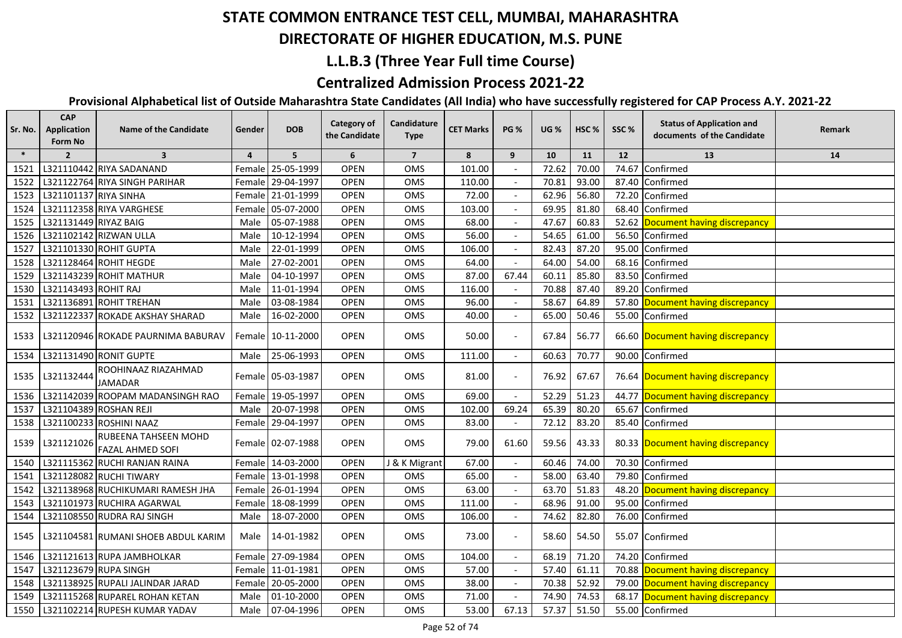# STATE COMMON ENTRANCE TEST CELL, MUMBAI, MAHARASHTRA

## DIRECTORATE OF HIGHER EDUCATION, M.S. PUNE

## L.L.B.3 (Three Year Full time Course)

## Centralized Admission Process 2021-22

### Provisional Alphabetical list of Outside Maharashtra State Candidates (All India) who have successfully registered for CAP Process A.Y. 2021-22

| Sr. No. | CAP Application Form No | Name of the Candidate | Gender | DOB | Category of the Candidate | Candidature Type | CET Marks | PG % | UG % | HSC % | SSC % | Status of Application and documents of the Candidate | Remark |
|---|---|---|---|---|---|---|---|---|---|---|---|---|---|
| * | 2 | 3 | 4 | 5 | 6 | 7 | 8 | 9 | 10 | 11 | 12 | 13 | 14 |
| 1521 | L321110442 | RIYA SADANAND | Female | 25-05-1999 | OPEN | OMS | 101.00 | - | 72.62 | 70.00 | 74.67 | Confirmed | |
| 1522 | L321122764 | RIYA SINGH PARIHAR | Female | 29-04-1997 | OPEN | OMS | 110.00 | - | 70.81 | 93.00 | 87.40 | Confirmed | |
| 1523 | L321101137 | RIYA SINHA | Female | 21-01-1999 | OPEN | OMS | 72.00 | - | 62.96 | 56.80 | 72.20 | Confirmed | |
| 1524 | L321112358 | RIYA VARGHESE | Female | 05-07-2000 | OPEN | OMS | 103.00 | - | 69.95 | 81.80 | 68.40 | Confirmed | |
| 1525 | L321131449 | RIYAZ BAIG | Male | 05-07-1988 | OPEN | OMS | 68.00 | - | 47.67 | 60.83 | 52.62 | Document having discrepancy | |
| 1526 | L321102142 | RIZWAN ULLA | Male | 10-12-1994 | OPEN | OMS | 56.00 | - | 54.65 | 61.00 | 56.50 | Confirmed | |
| 1527 | L321101330 | ROHIT GUPTA | Male | 22-01-1999 | OPEN | OMS | 106.00 | - | 82.43 | 87.20 | 95.00 | Confirmed | |
| 1528 | L321128464 | ROHIT HEGDE | Male | 27-02-2001 | OPEN | OMS | 64.00 | - | 64.00 | 54.00 | 68.16 | Confirmed | |
| 1529 | L321143239 | ROHIT MATHUR | Male | 04-10-1997 | OPEN | OMS | 87.00 | 67.44 | 60.11 | 85.80 | 83.50 | Confirmed | |
| 1530 | L321143493 | ROHIT RAJ | Male | 11-01-1994 | OPEN | OMS | 116.00 | - | 70.88 | 87.40 | 89.20 | Confirmed | |
| 1531 | L321136891 | ROHIT TREHAN | Male | 03-08-1984 | OPEN | OMS | 96.00 | - | 58.67 | 64.89 | 57.80 | Document having discrepancy | |
| 1532 | L321122337 | ROKADE AKSHAY SHARAD | Male | 16-02-2000 | OPEN | OMS | 40.00 | - | 65.00 | 50.46 | 55.00 | Confirmed | |
| 1533 | L321120946 | ROKADE PAURNIMA BABURAV | Female | 10-11-2000 | OPEN | OMS | 50.00 | - | 67.84 | 56.77 | 66.60 | Document having discrepancy | |
| 1534 | L321131490 | RONIT GUPTE | Male | 25-06-1993 | OPEN | OMS | 111.00 | - | 60.63 | 70.77 | 90.00 | Confirmed | |
| 1535 | L321132444 | ROOHINAAZ RIAZAHMAD JAMADAR | Female | 05-03-1987 | OPEN | OMS | 81.00 | - | 76.92 | 67.67 | 76.64 | Document having discrepancy | |
| 1536 | L321142039 | ROOPAM MADANSINGH RAO | Female | 19-05-1997 | OPEN | OMS | 69.00 | - | 52.29 | 51.23 | 44.77 | Document having discrepancy | |
| 1537 | L321104389 | ROSHAN REJI | Male | 20-07-1998 | OPEN | OMS | 102.00 | 69.24 | 65.39 | 80.20 | 65.67 | Confirmed | |
| 1538 | L321100233 | ROSHINI NAAZ | Female | 29-04-1997 | OPEN | OMS | 83.00 | - | 72.12 | 83.20 | 85.40 | Confirmed | |
| 1539 | L321121026 | RUBEENA TAHSEEN MOHD FAZAL AHMED SOFI | Female | 02-07-1988 | OPEN | OMS | 79.00 | 61.60 | 59.56 | 43.33 | 80.33 | Document having discrepancy | |
| 1540 | L321115362 | RUCHI RANJAN RAINA | Female | 14-03-2000 | OPEN | J & K Migrant | 67.00 | - | 60.46 | 74.00 | 70.30 | Confirmed | |
| 1541 | L321128082 | RUCHI TIWARY | Female | 13-01-1998 | OPEN | OMS | 65.00 | - | 58.00 | 63.40 | 79.80 | Confirmed | |
| 1542 | L321138968 | RUCHIKUMARI RAMESH JHA | Female | 26-01-1994 | OPEN | OMS | 63.00 | - | 63.70 | 51.83 | 48.20 | Document having discrepancy | |
| 1543 | L321101973 | RUCHIRA AGARWAL | Female | 18-08-1999 | OPEN | OMS | 111.00 | - | 68.96 | 91.00 | 95.00 | Confirmed | |
| 1544 | L321108550 | RUDRA RAJ SINGH | Male | 18-07-2000 | OPEN | OMS | 106.00 | - | 74.62 | 82.80 | 76.00 | Confirmed | |
| 1545 | L321104581 | RUMANI SHOEB ABDUL KARIM | Male | 14-01-1982 | OPEN | OMS | 73.00 | - | 58.60 | 54.50 | 55.07 | Confirmed | |
| 1546 | L321121613 | RUPA JAMBHOLKAR | Female | 27-09-1984 | OPEN | OMS | 104.00 | - | 68.19 | 71.20 | 74.20 | Confirmed | |
| 1547 | L321123679 | RUPA SINGH | Female | 11-01-1981 | OPEN | OMS | 57.00 | - | 57.40 | 61.11 | 70.88 | Document having discrepancy | |
| 1548 | L321138925 | RUPALI JALINDAR JARAD | Female | 20-05-2000 | OPEN | OMS | 38.00 | - | 70.38 | 52.92 | 79.00 | Document having discrepancy | |
| 1549 | L321115268 | RUPAREL ROHAN KETAN | Male | 01-10-2000 | OPEN | OMS | 71.00 | - | 74.90 | 74.53 | 68.17 | Document having discrepancy | |
| 1550 | L321102214 | RUPESH KUMAR YADAV | Male | 07-04-1996 | OPEN | OMS | 53.00 | 67.13 | 57.37 | 51.50 | 55.00 | Confirmed | |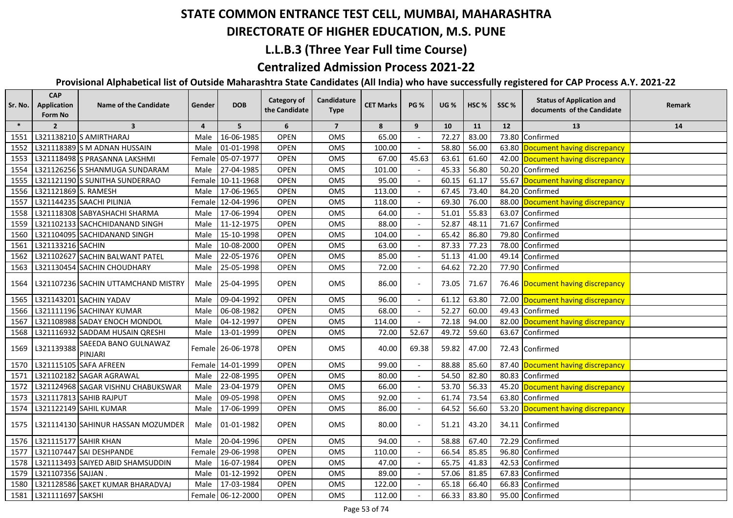# STATE COMMON ENTRANCE TEST CELL, MUMBAI, MAHARASHTRA

## DIRECTORATE OF HIGHER EDUCATION, M.S. PUNE

## L.L.B.3 (Three Year Full time Course)

## Centralized Admission Process 2021-22

### Provisional Alphabetical list of Outside Maharashtra State Candidates (All India) who have successfully registered for CAP Process A.Y. 2021-22

| Sr. No. | CAP Application Form No | Name of the Candidate | Gender | DOB | Category of the Candidate | Candidature Type | CET Marks | PG % | UG % | HSC % | SSC % | Status of Application and documents of the Candidate | Remark |
|---|---|---|---|---|---|---|---|---|---|---|---|---|---|
| * | 2 | 3 | 4 | 5 | 6 | 7 | 8 | 9 | 10 | 11 | 12 | 13 | 14 |
| 1551 | L321138210 | S AMIRTHARAJ | Male | 16-06-1985 | OPEN | OMS | 65.00 | - | 72.27 | 83.00 | 73.80 | Confirmed | |
| 1552 | L321118389 | S M ADNAN HUSSAIN | Male | 01-01-1998 | OPEN | OMS | 100.00 | - | 58.80 | 56.00 | 63.80 | Document having discrepancy | |
| 1553 | L321118498 | S PRASANNA LAKSHMI | Female | 05-07-1977 | OPEN | OMS | 67.00 | 45.63 | 63.61 | 61.60 | 42.00 | Document having discrepancy | |
| 1554 | L321126256 | S SHANMUGA SUNDARAM | Male | 27-04-1985 | OPEN | OMS | 101.00 | - | 45.33 | 56.80 | 50.20 | Confirmed | |
| 1555 | L321121190 | S SUNITHA SUNDERRAO | Female | 10-11-1968 | OPEN | OMS | 95.00 | - | 60.15 | 61.17 | 55.67 | Document having discrepancy | |
| 1556 | L321121869 | S. RAMESH | Male | 17-06-1965 | OPEN | OMS | 113.00 | - | 67.45 | 73.40 | 84.20 | Confirmed | |
| 1557 | L321144235 | SAACHI PILINJA | Female | 12-04-1996 | OPEN | OMS | 118.00 | - | 69.30 | 76.00 | 88.00 | Document having discrepancy | |
| 1558 | L321118308 | SABYASHACHI SHARMA | Male | 17-06-1994 | OPEN | OMS | 64.00 | - | 51.01 | 55.83 | 63.07 | Confirmed | |
| 1559 | L321102133 | SACHCHIDANAND SINGH | Male | 11-12-1975 | OPEN | OMS | 88.00 | - | 52.87 | 48.11 | 71.67 | Confirmed | |
| 1560 | L321104095 | SACHIDANAND SINGH | Male | 15-10-1998 | OPEN | OMS | 104.00 | - | 65.42 | 86.80 | 79.80 | Confirmed | |
| 1561 | L321133216 | SACHIN | Male | 10-08-2000 | OPEN | OMS | 63.00 | - | 87.33 | 77.23 | 78.00 | Confirmed | |
| 1562 | L321102627 | SACHIN BALWANT PATEL | Male | 22-05-1976 | OPEN | OMS | 85.00 | - | 51.13 | 41.00 | 49.14 | Confirmed | |
| 1563 | L321130454 | SACHIN CHOUDHARY | Male | 25-05-1998 | OPEN | OMS | 72.00 | - | 64.62 | 72.20 | 77.90 | Confirmed | |
| 1564 | L321107236 | SACHIN UTTAMCHAND MISTRY | Male | 25-04-1995 | OPEN | OMS | 86.00 | - | 73.05 | 71.67 | 76.46 | Document having discrepancy | |
| 1565 | L321143201 | SACHIN YADAV | Male | 09-04-1992 | OPEN | OMS | 96.00 | - | 61.12 | 63.80 | 72.00 | Document having discrepancy | |
| 1566 | L321111196 | SACHINAY KUMAR | Male | 06-08-1982 | OPEN | OMS | 68.00 | - | 52.27 | 60.00 | 49.43 | Confirmed | |
| 1567 | L321108988 | SADAY ENOCH MONDOL | Male | 04-12-1997 | OPEN | OMS | 114.00 | - | 72.18 | 94.00 | 82.00 | Document having discrepancy | |
| 1568 | L321116932 | SADDAM HUSAIN QRESHI | Male | 13-01-1999 | OPEN | OMS | 72.00 | 52.67 | 49.72 | 59.60 | 63.67 | Confirmed | |
| 1569 | L321139388 | SAEEDA BANO GULNAWAZ PINJARI | Female | 26-06-1978 | OPEN | OMS | 40.00 | 69.38 | 59.82 | 47.00 | 72.43 | Confirmed | |
| 1570 | L321115105 | SAFA AFREEN | Female | 14-01-1999 | OPEN | OMS | 99.00 | - | 88.88 | 85.60 | 87.40 | Document having discrepancy | |
| 1571 | L321102182 | SAGAR AGRAWAL | Male | 22-08-1995 | OPEN | OMS | 80.00 | - | 54.50 | 82.80 | 80.83 | Confirmed | |
| 1572 | L321124968 | SAGAR VISHNU CHABUKSWAR | Male | 23-04-1979 | OPEN | OMS | 66.00 | - | 53.70 | 56.33 | 45.20 | Document having discrepancy | |
| 1573 | L321117813 | SAHIB RAJPUT | Male | 09-05-1998 | OPEN | OMS | 92.00 | - | 61.74 | 73.54 | 63.80 | Confirmed | |
| 1574 | L321122149 | SAHIL KUMAR | Male | 17-06-1999 | OPEN | OMS | 86.00 | - | 64.52 | 56.60 | 53.20 | Document having discrepancy | |
| 1575 | L321114130 | SAHINUR HASSAN MOZUMDER | Male | 01-01-1982 | OPEN | OMS | 80.00 | - | 51.21 | 43.20 | 34.11 | Confirmed | |
| 1576 | L321115177 | SAHIR KHAN | Male | 20-04-1996 | OPEN | OMS | 94.00 | - | 58.88 | 67.40 | 72.29 | Confirmed | |
| 1577 | L321107447 | SAI DESHPANDE | Female | 29-06-1998 | OPEN | OMS | 110.00 | - | 66.54 | 85.85 | 96.80 | Confirmed | |
| 1578 | L321113493 | SAIYED ABID SHAMSUDDIN | Male | 16-07-1984 | OPEN | OMS | 47.00 | - | 65.75 | 41.83 | 42.53 | Confirmed | |
| 1579 | L321107356 | SAJJAN . | Male | 01-12-1992 | OPEN | OMS | 89.00 | - | 57.06 | 81.85 | 67.83 | Confirmed | |
| 1580 | L321128586 | SAKET KUMAR BHARADVAJ | Male | 17-03-1984 | OPEN | OMS | 122.00 | - | 65.18 | 66.40 | 66.83 | Confirmed | |
| 1581 | L321111697 | SAKSHI | Female | 06-12-2000 | OPEN | OMS | 112.00 | - | 66.33 | 83.80 | 95.00 | Confirmed | |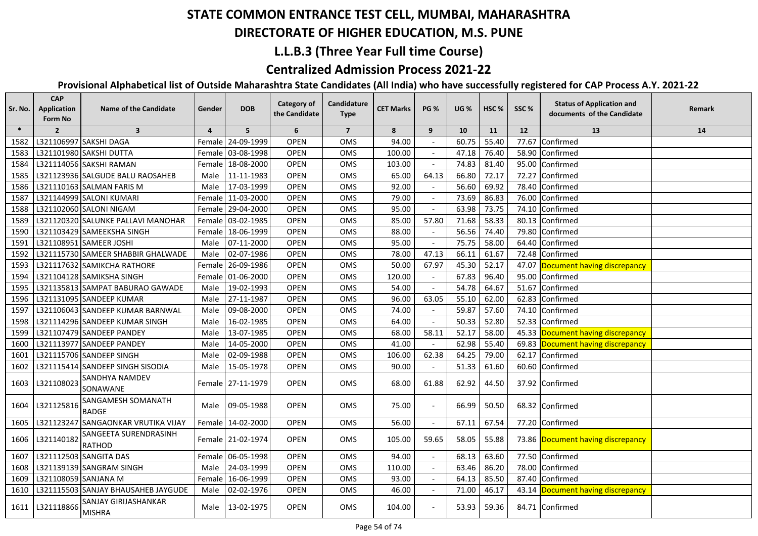# STATE COMMON ENTRANCE TEST CELL, MUMBAI, MAHARASHTRA

## DIRECTORATE OF HIGHER EDUCATION, M.S. PUNE

### L.L.B.3 (Three Year Full time Course)

### Centralized Admission Process 2021-22

**Provisional Alphabetical list of Outside Maharashtra State Candidates (All India) who have successfully registered for CAP Process A.Y. 2021-22**

| Sr. No. | CAP Application Form No | Name of the Candidate | Gender | DOB | Category of the Candidate | Candidature Type | CET Marks | PG % | UG % | HSC % | SSC % | Status of Application and documents of the Candidate | Remark |
|---|---|---|---|---|---|---|---|---|---|---|---|---|---|
| * | 2 | 3 | 4 | 5 | 6 | 7 | 8 | 9 | 10 | 11 | 12 | 13 | 14 |
| 1582 | L321106997 | SAKSHI DAGA | Female | 24-09-1999 | OPEN | OMS | 94.00 | - | 60.75 | 55.40 | 77.67 | Confirmed | |
| 1583 | L321101980 | SAKSHI DUTTA | Female | 03-08-1998 | OPEN | OMS | 100.00 | - | 47.18 | 76.40 | 58.90 | Confirmed | |
| 1584 | L321114056 | SAKSHI RAMAN | Female | 18-08-2000 | OPEN | OMS | 103.00 | - | 74.83 | 81.40 | 95.00 | Confirmed | |
| 1585 | L321123936 | SALGUDE BALU RAOSAHEB | Male | 11-11-1983 | OPEN | OMS | 65.00 | 64.13 | 66.80 | 72.17 | 72.27 | Confirmed | |
| 1586 | L321110163 | SALMAN FARIS M | Male | 17-03-1999 | OPEN | OMS | 92.00 | - | 56.60 | 69.92 | 78.40 | Confirmed | |
| 1587 | L321144999 | SALONI KUMARI | Female | 11-03-2000 | OPEN | OMS | 79.00 | - | 73.69 | 86.83 | 76.00 | Confirmed | |
| 1588 | L321102060 | SALONI NIGAM | Female | 29-04-2000 | OPEN | OMS | 95.00 | - | 63.98 | 73.75 | 74.10 | Confirmed | |
| 1589 | L321120320 | SALUNKE PALLAVI MANOHAR | Female | 03-02-1985 | OPEN | OMS | 85.00 | 57.80 | 71.68 | 58.33 | 80.13 | Confirmed | |
| 1590 | L321103429 | SAMEEKSHA SINGH | Female | 18-06-1999 | OPEN | OMS | 88.00 | - | 56.56 | 74.40 | 79.80 | Confirmed | |
| 1591 | L321108951 | SAMEER JOSHI | Male | 07-11-2000 | OPEN | OMS | 95.00 | - | 75.75 | 58.00 | 64.40 | Confirmed | |
| 1592 | L321115730 | SAMEER SHABBIR GHALWADE | Male | 02-07-1986 | OPEN | OMS | 78.00 | 47.13 | 66.11 | 61.67 | 72.48 | Confirmed | |
| 1593 | L321117632 | SAMIKCHA RATHORE | Female | 26-09-1986 | OPEN | OMS | 50.00 | 67.97 | 45.30 | 52.17 | 47.07 | Document having discrepancy | |
| 1594 | L321104128 | SAMIKSHA SINGH | Female | 01-06-2000 | OPEN | OMS | 120.00 | - | 67.83 | 96.40 | 95.00 | Confirmed | |
| 1595 | L321135813 | SAMPAT BABURAO GAWADE | Male | 19-02-1993 | OPEN | OMS | 54.00 | - | 54.78 | 64.67 | 51.67 | Confirmed | |
| 1596 | L321131095 | SANDEEP KUMAR | Male | 27-11-1987 | OPEN | OMS | 96.00 | 63.05 | 55.10 | 62.00 | 62.83 | Confirmed | |
| 1597 | L321106043 | SANDEEP KUMAR BARNWAL | Male | 09-08-2000 | OPEN | OMS | 74.00 | - | 59.87 | 57.60 | 74.10 | Confirmed | |
| 1598 | L321114296 | SANDEEP KUMAR SINGH | Male | 16-02-1985 | OPEN | OMS | 64.00 | - | 50.33 | 52.80 | 52.33 | Confirmed | |
| 1599 | L321107479 | SANDEEP PANDEY | Male | 13-07-1985 | OPEN | OMS | 68.00 | 58.11 | 52.17 | 58.00 | 45.33 | Document having discrepancy | |
| 1600 | L321113977 | SANDEEP PANDEY | Male | 14-05-2000 | OPEN | OMS | 41.00 | - | 62.98 | 55.40 | 69.83 | Document having discrepancy | |
| 1601 | L321115706 | SANDEEP SINGH | Male | 02-09-1988 | OPEN | OMS | 106.00 | 62.38 | 64.25 | 79.00 | 62.17 | Confirmed | |
| 1602 | L321115414 | SANDEEP SINGH SISODIA | Male | 15-05-1978 | OPEN | OMS | 90.00 | - | 51.33 | 61.60 | 60.60 | Confirmed | |
| 1603 | L321108023 | SANDHYA NAMDEV SONAWANE | Female | 27-11-1979 | OPEN | OMS | 68.00 | 61.88 | 62.92 | 44.50 | 37.92 | Confirmed | |
| 1604 | L321125816 | SANGAMESH SOMANATH BADGE | Male | 09-05-1988 | OPEN | OMS | 75.00 | - | 66.99 | 50.50 | 68.32 | Confirmed | |
| 1605 | L321123247 | SANGAONKAR VRUTIKA VIJAY | Female | 14-02-2000 | OPEN | OMS | 56.00 | - | 67.11 | 67.54 | 77.20 | Confirmed | |
| 1606 | L321140182 | SANGEETA SURENDRASINH RATHOD | Female | 21-02-1974 | OPEN | OMS | 105.00 | 59.65 | 58.05 | 55.88 | 73.86 | Document having discrepancy | |
| 1607 | L321112503 | SANGITA DAS | Female | 06-05-1998 | OPEN | OMS | 94.00 | - | 68.13 | 63.60 | 77.50 | Confirmed | |
| 1608 | L321139139 | SANGRAM SINGH | Male | 24-03-1999 | OPEN | OMS | 110.00 | - | 63.46 | 86.20 | 78.00 | Confirmed | |
| 1609 | L321108059 | SANJANA M | Female | 16-06-1999 | OPEN | OMS | 93.00 | - | 64.13 | 85.50 | 87.40 | Confirmed | |
| 1610 | L321115503 | SANJAY BHAUSAHEB JAYGUDE | Male | 02-02-1976 | OPEN | OMS | 46.00 | - | 71.00 | 46.17 | 43.14 | Document having discrepancy | |
| 1611 | L321118866 | SANJAY GIRIJASHANKAR MISHRA | Male | 13-02-1975 | OPEN | OMS | 104.00 | - | 53.93 | 59.36 | 84.71 | Confirmed | |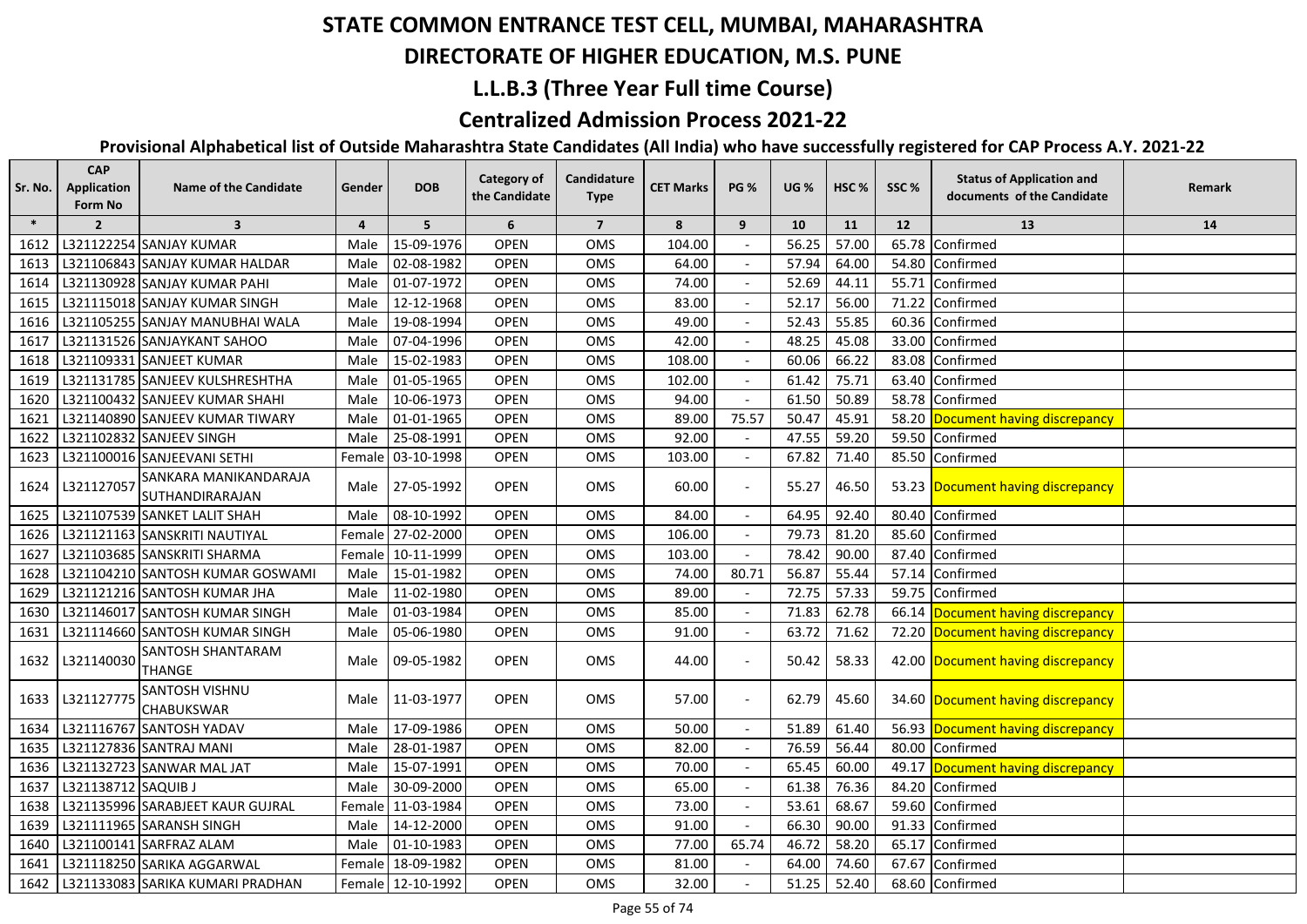# STATE COMMON ENTRANCE TEST CELL, MUMBAI, MAHARASHTRA

## DIRECTORATE OF HIGHER EDUCATION, M.S. PUNE

## L.L.B.3 (Three Year Full time Course)

## Centralized Admission Process 2021-22

### Provisional Alphabetical list of Outside Maharashtra State Candidates (All India) who have successfully registered for CAP Process A.Y. 2021-22

| Sr. No. | CAP Application Form No | Name of the Candidate | Gender | DOB | Category of the Candidate | Candidature Type | CET Marks | PG % | UG % | HSC % | SSC % | Status of Application and documents of the Candidate | Remark |
|---|---|---|---|---|---|---|---|---|---|---|---|---|---|
| * | 2 | 3 | 4 | 5 | 6 | 7 | 8 | 9 | 10 | 11 | 12 | 13 | 14 |
| 1612 | L321122254 | SANJAY KUMAR | Male | 15-09-1976 | OPEN | OMS | 104.00 | - | 56.25 | 57.00 | 65.78 | Confirmed | |
| 1613 | L321106843 | SANJAY KUMAR HALDAR | Male | 02-08-1982 | OPEN | OMS | 64.00 | - | 57.94 | 64.00 | 54.80 | Confirmed | |
| 1614 | L321130928 | SANJAY KUMAR PAHI | Male | 01-07-1972 | OPEN | OMS | 74.00 | - | 52.69 | 44.11 | 55.71 | Confirmed | |
| 1615 | L321115018 | SANJAY KUMAR SINGH | Male | 12-12-1968 | OPEN | OMS | 83.00 | - | 52.17 | 56.00 | 71.22 | Confirmed | |
| 1616 | L321105255 | SANJAY MANUBHAI WALA | Male | 19-08-1994 | OPEN | OMS | 49.00 | - | 52.43 | 55.85 | 60.36 | Confirmed | |
| 1617 | L321131526 | SANJAYKANT SAHOO | Male | 07-04-1996 | OPEN | OMS | 42.00 | - | 48.25 | 45.08 | 33.00 | Confirmed | |
| 1618 | L321109331 | SANJEET KUMAR | Male | 15-02-1983 | OPEN | OMS | 108.00 | - | 60.06 | 66.22 | 83.08 | Confirmed | |
| 1619 | L321131785 | SANJEEV KULSHRESHTHA | Male | 01-05-1965 | OPEN | OMS | 102.00 | - | 61.42 | 75.71 | 63.40 | Confirmed | |
| 1620 | L321100432 | SANJEEV KUMAR SHAHI | Male | 10-06-1973 | OPEN | OMS | 94.00 | - | 61.50 | 50.89 | 58.78 | Confirmed | |
| 1621 | L321140890 | SANJEEV KUMAR TIWARY | Male | 01-01-1965 | OPEN | OMS | 89.00 | 75.57 | 50.47 | 45.91 | 58.20 | Document having discrepancy | |
| 1622 | L321102832 | SANJEEV SINGH | Male | 25-08-1991 | OPEN | OMS | 92.00 | - | 47.55 | 59.20 | 59.50 | Confirmed | |
| 1623 | L321100016 | SANJEEVANI SETHI | Female | 03-10-1998 | OPEN | OMS | 103.00 | - | 67.82 | 71.40 | 85.50 | Confirmed | |
| 1624 | L321127057 | SANKARA MANIKANDARAJA SUTHANDIRARAJAN | Male | 27-05-1992 | OPEN | OMS | 60.00 | - | 55.27 | 46.50 | 53.23 | Document having discrepancy | |
| 1625 | L321107539 | SANKET LALIT SHAH | Male | 08-10-1992 | OPEN | OMS | 84.00 | - | 64.95 | 92.40 | 80.40 | Confirmed | |
| 1626 | L321121163 | SANSKRITI NAUTIYAL | Female | 27-02-2000 | OPEN | OMS | 106.00 | - | 79.73 | 81.20 | 85.60 | Confirmed | |
| 1627 | L321103685 | SANSKRITI SHARMA | Female | 10-11-1999 | OPEN | OMS | 103.00 | - | 78.42 | 90.00 | 87.40 | Confirmed | |
| 1628 | L321104210 | SANTOSH KUMAR GOSWAMI | Male | 15-01-1982 | OPEN | OMS | 74.00 | 80.71 | 56.87 | 55.44 | 57.14 | Confirmed | |
| 1629 | L321121216 | SANTOSH KUMAR JHA | Male | 11-02-1980 | OPEN | OMS | 89.00 | - | 72.75 | 57.33 | 59.75 | Confirmed | |
| 1630 | L321146017 | SANTOSH KUMAR SINGH | Male | 01-03-1984 | OPEN | OMS | 85.00 | - | 71.83 | 62.78 | 66.14 | Document having discrepancy | |
| 1631 | L321114660 | SANTOSH KUMAR SINGH | Male | 05-06-1980 | OPEN | OMS | 91.00 | - | 63.72 | 71.62 | 72.20 | Document having discrepancy | |
| 1632 | L321140030 | SANTOSH SHANTARAM THANGE | Male | 09-05-1982 | OPEN | OMS | 44.00 | - | 50.42 | 58.33 | 42.00 | Document having discrepancy | |
| 1633 | L321127775 | SANTOSH VISHNU CHABUKSWAR | Male | 11-03-1977 | OPEN | OMS | 57.00 | - | 62.79 | 45.60 | 34.60 | Document having discrepancy | |
| 1634 | L321116767 | SANTOSH YADAV | Male | 17-09-1986 | OPEN | OMS | 50.00 | - | 51.89 | 61.40 | 56.93 | Document having discrepancy | |
| 1635 | L321127836 | SANTRAJ MANI | Male | 28-01-1987 | OPEN | OMS | 82.00 | - | 76.59 | 56.44 | 80.00 | Confirmed | |
| 1636 | L321132723 | SANWAR MAL JAT | Male | 15-07-1991 | OPEN | OMS | 70.00 | - | 65.45 | 60.00 | 49.17 | Document having discrepancy | |
| 1637 | L321138712 | SAQUIB J | Male | 30-09-2000 | OPEN | OMS | 65.00 | - | 61.38 | 76.36 | 84.20 | Confirmed | |
| 1638 | L321135996 | SARABJEET KAUR GUJRAL | Female | 11-03-1984 | OPEN | OMS | 73.00 | - | 53.61 | 68.67 | 59.60 | Confirmed | |
| 1639 | L321111965 | SARANSH SINGH | Male | 14-12-2000 | OPEN | OMS | 91.00 | - | 66.30 | 90.00 | 91.33 | Confirmed | |
| 1640 | L321100141 | SARFRAZ ALAM | Male | 01-10-1983 | OPEN | OMS | 77.00 | 65.74 | 46.72 | 58.20 | 65.17 | Confirmed | |
| 1641 | L321118250 | SARIKA AGGARWAL | Female | 18-09-1982 | OPEN | OMS | 81.00 | - | 64.00 | 74.60 | 67.67 | Confirmed | |
| 1642 | L321133083 | SARIKA KUMARI PRADHAN | Female | 12-10-1992 | OPEN | OMS | 32.00 | - | 51.25 | 52.40 | 68.60 | Confirmed | |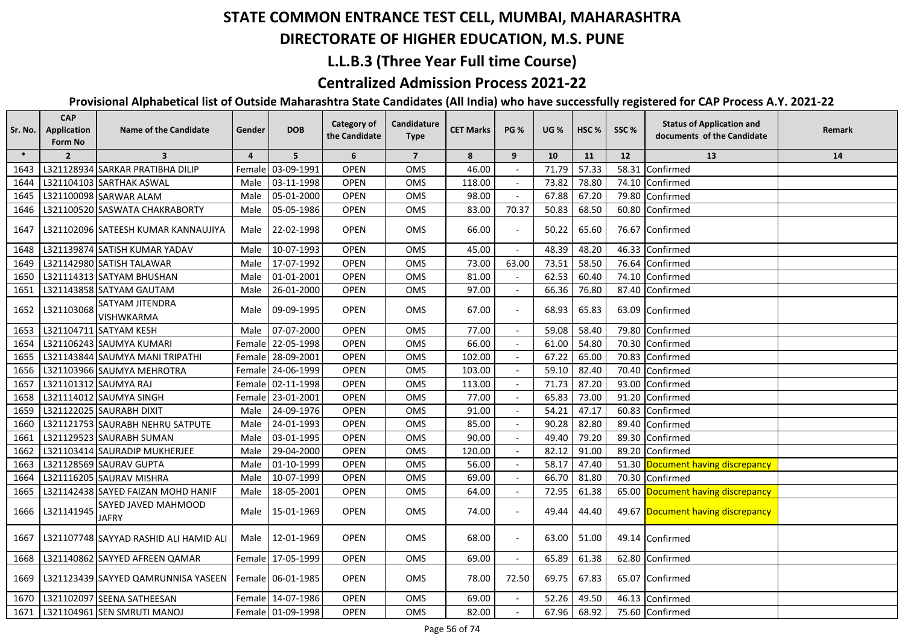# STATE COMMON ENTRANCE TEST CELL, MUMBAI, MAHARASHTRA

## DIRECTORATE OF HIGHER EDUCATION, M.S. PUNE

## L.L.B.3 (Three Year Full time Course)

## Centralized Admission Process 2021-22

### Provisional Alphabetical list of Outside Maharashtra State Candidates (All India) who have successfully registered for CAP Process A.Y. 2021-22

| Sr. No. | CAP Application Form No | Name of the Candidate | Gender | DOB | Category of the Candidate | Candidature Type | CET Marks | PG % | UG % | HSC % | SSC % | Status of Application and documents of the Candidate | Remark |
|---|---|---|---|---|---|---|---|---|---|---|---|---|---|
| * | 2 | 3 | 4 | 5 | 6 | 7 | 8 | 9 | 10 | 11 | 12 | 13 | 14 |
| 1643 | L321128934 | SARKAR PRATIBHA DILIP | Female | 03-09-1991 | OPEN | OMS | 46.00 | - | 71.79 | 57.33 | 58.31 | Confirmed | |
| 1644 | L321104103 | SARTHAK ASWAL | Male | 03-11-1998 | OPEN | OMS | 118.00 | - | 73.82 | 78.80 | 74.10 | Confirmed | |
| 1645 | L321100098 | SARWAR ALAM | Male | 05-01-2000 | OPEN | OMS | 98.00 | - | 67.88 | 67.20 | 79.80 | Confirmed | |
| 1646 | L321100520 | SASWATA CHAKRABORTY | Male | 05-05-1986 | OPEN | OMS | 83.00 | 70.37 | 50.83 | 68.50 | 60.80 | Confirmed | |
| 1647 | L321102096 | SATEESH KUMAR KANNAUJIYA | Male | 22-02-1998 | OPEN | OMS | 66.00 | - | 50.22 | 65.60 | 76.67 | Confirmed | |
| 1648 | L321139874 | SATISH KUMAR YADAV | Male | 10-07-1993 | OPEN | OMS | 45.00 | - | 48.39 | 48.20 | 46.33 | Confirmed | |
| 1649 | L321142980 | SATISH TALAWAR | Male | 17-07-1992 | OPEN | OMS | 73.00 | 63.00 | 73.51 | 58.50 | 76.64 | Confirmed | |
| 1650 | L321114313 | SATYAM BHUSHAN | Male | 01-01-2001 | OPEN | OMS | 81.00 | - | 62.53 | 60.40 | 74.10 | Confirmed | |
| 1651 | L321143858 | SATYAM GAUTAM | Male | 26-01-2000 | OPEN | OMS | 97.00 | - | 66.36 | 76.80 | 87.40 | Confirmed | |
| 1652 | L321103068 | SATYAM JITENDRA VISHWKARMA | Male | 09-09-1995 | OPEN | OMS | 67.00 | - | 68.93 | 65.83 | 63.09 | Confirmed | |
| 1653 | L321104711 | SATYAM KESH | Male | 07-07-2000 | OPEN | OMS | 77.00 | - | 59.08 | 58.40 | 79.80 | Confirmed | |
| 1654 | L321106243 | SAUMYA KUMARI | Female | 22-05-1998 | OPEN | OMS | 66.00 | - | 61.00 | 54.80 | 70.30 | Confirmed | |
| 1655 | L321143844 | SAUMYA MANI TRIPATHI | Female | 28-09-2001 | OPEN | OMS | 102.00 | - | 67.22 | 65.00 | 70.83 | Confirmed | |
| 1656 | L321103966 | SAUMYA MEHROTRA | Female | 24-06-1999 | OPEN | OMS | 103.00 | - | 59.10 | 82.40 | 70.40 | Confirmed | |
| 1657 | L321101312 | SAUMYA RAJ | Female | 02-11-1998 | OPEN | OMS | 113.00 | - | 71.73 | 87.20 | 93.00 | Confirmed | |
| 1658 | L321114012 | SAUMYA SINGH | Female | 23-01-2001 | OPEN | OMS | 77.00 | - | 65.83 | 73.00 | 91.20 | Confirmed | |
| 1659 | L321122025 | SAURABH DIXIT | Male | 24-09-1976 | OPEN | OMS | 91.00 | - | 54.21 | 47.17 | 60.83 | Confirmed | |
| 1660 | L321121753 | SAURABH NEHRU SATPUTE | Male | 24-01-1993 | OPEN | OMS | 85.00 | - | 90.28 | 82.80 | 89.40 | Confirmed | |
| 1661 | L321129523 | SAURABH SUMAN | Male | 03-01-1995 | OPEN | OMS | 90.00 | - | 49.40 | 79.20 | 89.30 | Confirmed | |
| 1662 | L321103414 | SAURADIP MUKHERJEE | Male | 29-04-2000 | OPEN | OMS | 120.00 | - | 82.12 | 91.00 | 89.20 | Confirmed | |
| 1663 | L321128569 | SAURAV GUPTA | Male | 01-10-1999 | OPEN | OMS | 56.00 | - | 58.17 | 47.40 | 51.30 | Document having discrepancy | |
| 1664 | L321116205 | SAURAV MISHRA | Male | 10-07-1999 | OPEN | OMS | 69.00 | - | 66.70 | 81.80 | 70.30 | Confirmed | |
| 1665 | L321142438 | SAYED FAIZAN MOHD HANIF | Male | 18-05-2001 | OPEN | OMS | 64.00 | - | 72.95 | 61.38 | 65.00 | Document having discrepancy | |
| 1666 | L321141945 | SAYED JAVED MAHMOOD JAFRY | Male | 15-01-1969 | OPEN | OMS | 74.00 | - | 49.44 | 44.40 | 49.67 | Document having discrepancy | |
| 1667 | L321107748 | SAYYAD RASHID ALI HAMID ALI | Male | 12-01-1969 | OPEN | OMS | 68.00 | - | 63.00 | 51.00 | 49.14 | Confirmed | |
| 1668 | L321140862 | SAYYED AFREEN QAMAR | Female | 17-05-1999 | OPEN | OMS | 69.00 | - | 65.89 | 61.38 | 62.80 | Confirmed | |
| 1669 | L321123439 | SAYYED QAMRUNNISA YASEEN | Female | 06-01-1985 | OPEN | OMS | 78.00 | 72.50 | 69.75 | 67.83 | 65.07 | Confirmed | |
| 1670 | L321102097 | SEENA SATHEESAN | Female | 14-07-1986 | OPEN | OMS | 69.00 | - | 52.26 | 49.50 | 46.13 | Confirmed | |
| 1671 | L321104961 | SEN SMRUTI MANOJ | Female | 01-09-1998 | OPEN | OMS | 82.00 | - | 67.96 | 68.92 | 75.60 | Confirmed | |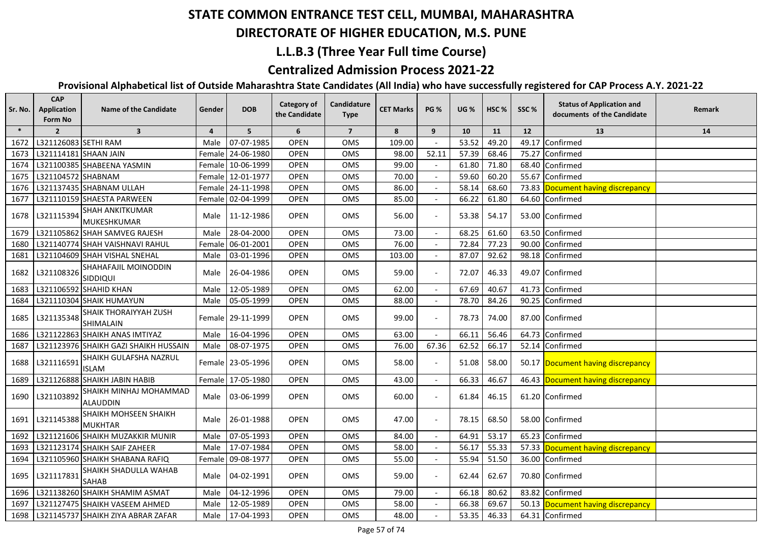# STATE COMMON ENTRANCE TEST CELL, MUMBAI, MAHARASHTRA

## DIRECTORATE OF HIGHER EDUCATION, M.S. PUNE

### L.L.B.3 (Three Year Full time Course)

### Centralized Admission Process 2021-22

**Provisional Alphabetical list of Outside Maharashtra State Candidates (All India) who have successfully registered for CAP Process A.Y. 2021-22**

| Sr. No. | CAP Application Form No | Name of the Candidate | Gender | DOB | Category of the Candidate | Candidature Type | CET Marks | PG % | UG % | HSC % | SSC % | Status of Application and documents of the Candidate | Remark |
|---|---|---|---|---|---|---|---|---|---|---|---|---|---|
| * | 2 | 3 | 4 | 5 | 6 | 7 | 8 | 9 | 10 | 11 | 12 | 13 | 14 |
| 1672 | L321126083 | SETHI RAM | Male | 07-07-1985 | OPEN | OMS | 109.00 | - | 53.52 | 49.20 | 49.17 | Confirmed | |
| 1673 | L321114181 | SHAAN JAIN | Female | 24-06-1980 | OPEN | OMS | 98.00 | 52.11 | 57.39 | 68.46 | 75.27 | Confirmed | |
| 1674 | L321100385 | SHABEENA YASMIN | Female | 10-06-1999 | OPEN | OMS | 99.00 | - | 61.80 | 71.80 | 68.40 | Confirmed | |
| 1675 | L321104572 | SHABNAM | Female | 12-01-1977 | OPEN | OMS | 70.00 | - | 59.60 | 60.20 | 55.67 | Confirmed | |
| 1676 | L321137435 | SHABNAM ULLAH | Female | 24-11-1998 | OPEN | OMS | 86.00 | - | 58.14 | 68.60 | 73.83 | Document having discrepancy | |
| 1677 | L321110159 | SHAESTA PARWEEN | Female | 02-04-1999 | OPEN | OMS | 85.00 | - | 66.22 | 61.80 | 64.60 | Confirmed | |
| 1678 | L321115394 | SHAH ANKITKUMAR MUKESHKUMAR | Male | 11-12-1986 | OPEN | OMS | 56.00 | - | 53.38 | 54.17 | 53.00 | Confirmed | |
| 1679 | L321105862 | SHAH SAMVEG RAJESH | Male | 28-04-2000 | OPEN | OMS | 73.00 | - | 68.25 | 61.60 | 63.50 | Confirmed | |
| 1680 | L321140774 | SHAH VAISHNAVI RAHUL | Female | 06-01-2001 | OPEN | OMS | 76.00 | - | 72.84 | 77.23 | 90.00 | Confirmed | |
| 1681 | L321104609 | SHAH VISHAL SNEHAL | Male | 03-01-1996 | OPEN | OMS | 103.00 | - | 87.07 | 92.62 | 98.18 | Confirmed | |
| 1682 | L321108326 | SHAHAFAJIL MOINODDIN SIDDIQUI | Male | 26-04-1986 | OPEN | OMS | 59.00 | - | 72.07 | 46.33 | 49.07 | Confirmed | |
| 1683 | L321106592 | SHAHID KHAN | Male | 12-05-1989 | OPEN | OMS | 62.00 | - | 67.69 | 40.67 | 41.73 | Confirmed | |
| 1684 | L321110304 | SHAIK HUMAYUN | Male | 05-05-1999 | OPEN | OMS | 88.00 | - | 78.70 | 84.26 | 90.25 | Confirmed | |
| 1685 | L321135348 | SHAIK THORAIYYAH ZUSH SHIMALAIN | Female | 29-11-1999 | OPEN | OMS | 99.00 | - | 78.73 | 74.00 | 87.00 | Confirmed | |
| 1686 | L321122863 | SHAIKH ANAS IMTIYAZ | Male | 16-04-1996 | OPEN | OMS | 63.00 | - | 66.11 | 56.46 | 64.73 | Confirmed | |
| 1687 | L321123976 | SHAIKH GAZI SHAIKH HUSSAIN | Male | 08-07-1975 | OPEN | OMS | 76.00 | 67.36 | 62.52 | 66.17 | 52.14 | Confirmed | |
| 1688 | L321116591 | SHAIKH GULAFSHA NAZRUL ISLAM | Female | 23-05-1996 | OPEN | OMS | 58.00 | - | 51.08 | 58.00 | 50.17 | Document having discrepancy | |
| 1689 | L321126888 | SHAIKH JABIN HABIB | Female | 17-05-1980 | OPEN | OMS | 43.00 | - | 66.33 | 46.67 | 46.43 | Document having discrepancy | |
| 1690 | L321103892 | SHAIKH MINHAJ MOHAMMAD ALAUDDIN | Male | 03-06-1999 | OPEN | OMS | 60.00 | - | 61.84 | 46.15 | 61.20 | Confirmed | |
| 1691 | L321145388 | SHAIKH MOHSEEN SHAIKH MUKHTAR | Male | 26-01-1988 | OPEN | OMS | 47.00 | - | 78.15 | 68.50 | 58.00 | Confirmed | |
| 1692 | L321121606 | SHAIKH MUZAKKIR MUNIR | Male | 07-05-1993 | OPEN | OMS | 84.00 | - | 64.91 | 53.17 | 65.23 | Confirmed | |
| 1693 | L321123174 | SHAIKH SAIF ZAHEER | Male | 17-07-1984 | OPEN | OMS | 58.00 | - | 56.17 | 55.33 | 57.33 | Document having discrepancy | |
| 1694 | L321105960 | SHAIKH SHABANA RAFIQ | Female | 09-08-1977 | OPEN | OMS | 55.00 | - | 55.94 | 51.50 | 36.00 | Confirmed | |
| 1695 | L321117831 | SHAIKH SHADULLA WAHAB SAHAB | Male | 04-02-1991 | OPEN | OMS | 59.00 | - | 62.44 | 62.67 | 70.80 | Confirmed | |
| 1696 | L321138260 | SHAIKH SHAMIM ASMAT | Male | 04-12-1996 | OPEN | OMS | 79.00 | - | 66.18 | 80.62 | 83.82 | Confirmed | |
| 1697 | L321127475 | SHAIKH VASEEM AHMED | Male | 12-05-1989 | OPEN | OMS | 58.00 | - | 66.38 | 69.67 | 50.13 | Document having discrepancy | |
| 1698 | L321145737 | SHAIKH ZIYA ABRAR ZAFAR | Male | 17-04-1993 | OPEN | OMS | 48.00 | - | 53.35 | 46.33 | 64.31 | Confirmed | |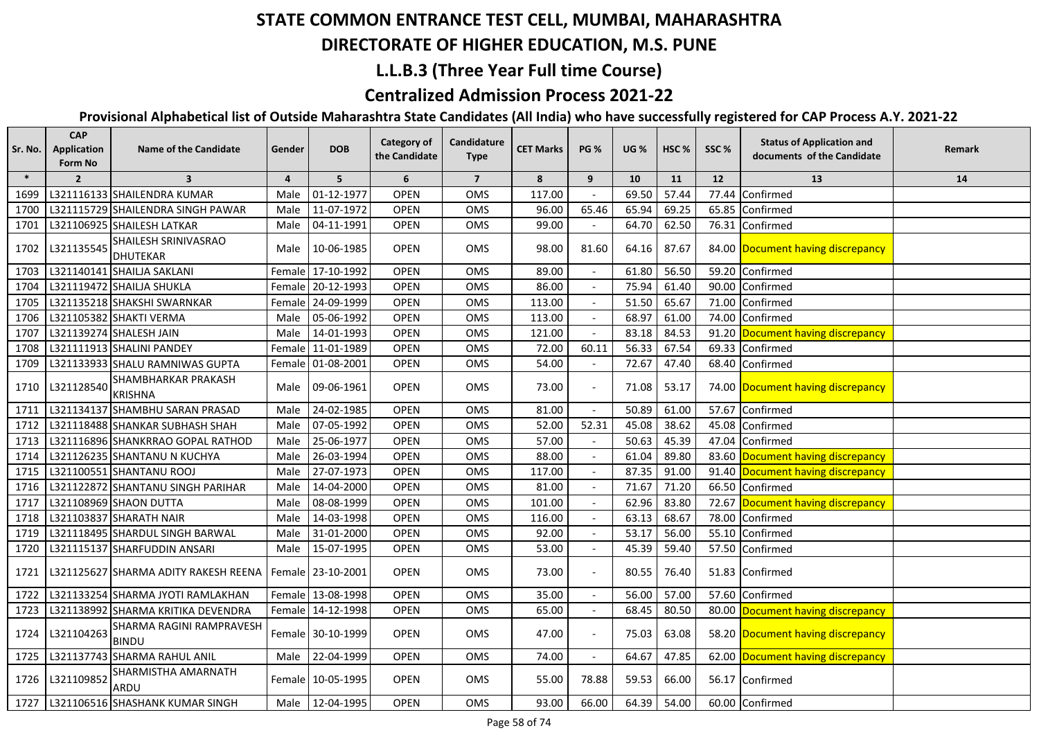# STATE COMMON ENTRANCE TEST CELL, MUMBAI, MAHARASHTRA

## DIRECTORATE OF HIGHER EDUCATION, M.S. PUNE

### L.L.B.3 (Three Year Full time Course)

### Centralized Admission Process 2021-22

**Provisional Alphabetical list of Outside Maharashtra State Candidates (All India) who have successfully registered for CAP Process A.Y. 2021-22**

| Sr. No. | CAP Application Form No | Name of the Candidate | Gender | DOB | Category of the Candidate | Candidature Type | CET Marks | PG % | UG % | HSC % | SSC % | Status of Application and documents of the Candidate | Remark |
|---|---|---|---|---|---|---|---|---|---|---|---|---|---|
| * | 2 | 3 | 4 | 5 | 6 | 7 | 8 | 9 | 10 | 11 | 12 | 13 | 14 |
| 1699 | L321116133 | SHAILENDRA KUMAR | Male | 01-12-1977 | OPEN | OMS | 117.00 | - | 69.50 | 57.44 | 77.44 | Confirmed | |
| 1700 | L321115729 | SHAILENDRA SINGH PAWAR | Male | 11-07-1972 | OPEN | OMS | 96.00 | 65.46 | 65.94 | 69.25 | 65.85 | Confirmed | |
| 1701 | L321106925 | SHAILESH LATKAR | Male | 04-11-1991 | OPEN | OMS | 99.00 | - | 64.70 | 62.50 | 76.31 | Confirmed | |
| 1702 | L321135545 | SHAILESH SRINIVASRAO DHUTEKAR | Male | 10-06-1985 | OPEN | OMS | 98.00 | 81.60 | 64.16 | 87.67 | 84.00 | Document having discrepancy | |
| 1703 | L321140141 | SHAILJA SAKLANI | Female | 17-10-1992 | OPEN | OMS | 89.00 | - | 61.80 | 56.50 | 59.20 | Confirmed | |
| 1704 | L321119472 | SHAILJA SHUKLA | Female | 20-12-1993 | OPEN | OMS | 86.00 | - | 75.94 | 61.40 | 90.00 | Confirmed | |
| 1705 | L321135218 | SHAKSHI SWARNKAR | Female | 24-09-1999 | OPEN | OMS | 113.00 | - | 51.50 | 65.67 | 71.00 | Confirmed | |
| 1706 | L321105382 | SHAKTI VERMA | Male | 05-06-1992 | OPEN | OMS | 113.00 | - | 68.97 | 61.00 | 74.00 | Confirmed | |
| 1707 | L321139274 | SHALESH JAIN | Male | 14-01-1993 | OPEN | OMS | 121.00 | - | 83.18 | 84.53 | 91.20 | Document having discrepancy | |
| 1708 | L321111913 | SHALINI PANDEY | Female | 11-01-1989 | OPEN | OMS | 72.00 | 60.11 | 56.33 | 67.54 | 69.33 | Confirmed | |
| 1709 | L321133933 | SHALU RAMNIWAS GUPTA | Female | 01-08-2001 | OPEN | OMS | 54.00 | - | 72.67 | 47.40 | 68.40 | Confirmed | |
| 1710 | L321128540 | SHAMBHARKAR PRAKASH KRISHNA | Male | 09-06-1961 | OPEN | OMS | 73.00 | - | 71.08 | 53.17 | 74.00 | Document having discrepancy | |
| 1711 | L321134137 | SHAMBHU SARAN PRASAD | Male | 24-02-1985 | OPEN | OMS | 81.00 | - | 50.89 | 61.00 | 57.67 | Confirmed | |
| 1712 | L321118488 | SHANKAR SUBHASH SHAH | Male | 07-05-1992 | OPEN | OMS | 52.00 | 52.31 | 45.08 | 38.62 | 45.08 | Confirmed | |
| 1713 | L321116896 | SHANKRRAO GOPAL RATHOD | Male | 25-06-1977 | OPEN | OMS | 57.00 | - | 50.63 | 45.39 | 47.04 | Confirmed | |
| 1714 | L321126235 | SHANTANU N KUCHYA | Male | 26-03-1994 | OPEN | OMS | 88.00 | - | 61.04 | 89.80 | 83.60 | Document having discrepancy | |
| 1715 | L321100551 | SHANTANU ROOJ | Male | 27-07-1973 | OPEN | OMS | 117.00 | - | 87.35 | 91.00 | 91.40 | Document having discrepancy | |
| 1716 | L321122872 | SHANTANU SINGH PARIHAR | Male | 14-04-2000 | OPEN | OMS | 81.00 | - | 71.67 | 71.20 | 66.50 | Confirmed | |
| 1717 | L321108969 | SHAON DUTTA | Male | 08-08-1999 | OPEN | OMS | 101.00 | - | 62.96 | 83.80 | 72.67 | Document having discrepancy | |
| 1718 | L321103837 | SHARATH NAIR | Male | 14-03-1998 | OPEN | OMS | 116.00 | - | 63.13 | 68.67 | 78.00 | Confirmed | |
| 1719 | L321118495 | SHARDUL SINGH BARWAL | Male | 31-01-2000 | OPEN | OMS | 92.00 | - | 53.17 | 56.00 | 55.10 | Confirmed | |
| 1720 | L321115137 | SHARFUDDIN ANSARI | Male | 15-07-1995 | OPEN | OMS | 53.00 | - | 45.39 | 59.40 | 57.50 | Confirmed | |
| 1721 | L321125627 | SHARMA ADITY RAKESH REENA | Female | 23-10-2001 | OPEN | OMS | 73.00 | - | 80.55 | 76.40 | 51.83 | Confirmed | |
| 1722 | L321133254 | SHARMA JYOTI RAMLAKHAN | Female | 13-08-1998 | OPEN | OMS | 35.00 | - | 56.00 | 57.00 | 57.60 | Confirmed | |
| 1723 | L321138992 | SHARMA KRITIKA DEVENDRA | Female | 14-12-1998 | OPEN | OMS | 65.00 | - | 68.45 | 80.50 | 80.00 | Document having discrepancy | |
| 1724 | L321104263 | SHARMA RAGINI RAMPRAVESH BINDU | Female | 30-10-1999 | OPEN | OMS | 47.00 | - | 75.03 | 63.08 | 58.20 | Document having discrepancy | |
| 1725 | L321137743 | SHARMA RAHUL ANIL | Male | 22-04-1999 | OPEN | OMS | 74.00 | - | 64.67 | 47.85 | 62.00 | Document having discrepancy | |
| 1726 | L321109852 | SHARMISTHA AMARNATH ARDU | Female | 10-05-1995 | OPEN | OMS | 55.00 | 78.88 | 59.53 | 66.00 | 56.17 | Confirmed | |
| 1727 | L321106516 | SHASHANK KUMAR SINGH | Male | 12-04-1995 | OPEN | OMS | 93.00 | 66.00 | 64.39 | 54.00 | 60.00 | Confirmed | |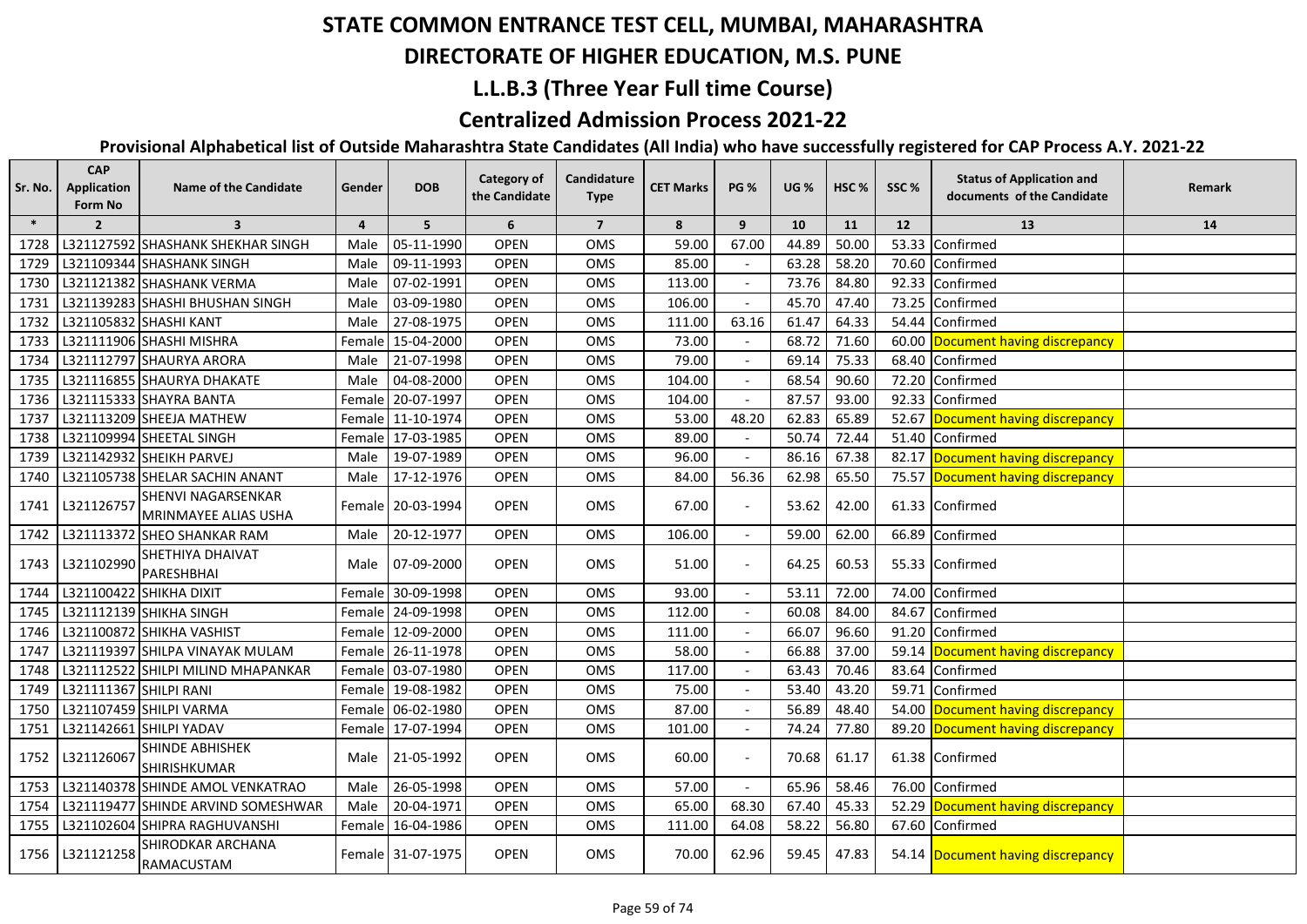# STATE COMMON ENTRANCE TEST CELL, MUMBAI, MAHARASHTRA

## DIRECTORATE OF HIGHER EDUCATION, M.S. PUNE

## L.L.B.3 (Three Year Full time Course)

## Centralized Admission Process 2021-22

### Provisional Alphabetical list of Outside Maharashtra State Candidates (All India) who have successfully registered for CAP Process A.Y. 2021-22

| Sr. No. | CAP Application Form No | Name of the Candidate | Gender | DOB | Category of the Candidate | Candidature Type | CET Marks | PG % | UG % | HSC % | SSC % | Status of Application and documents of the Candidate | Remark |
|---|---|---|---|---|---|---|---|---|---|---|---|---|---|
| * | 2 | 3 | 4 | 5 | 6 | 7 | 8 | 9 | 10 | 11 | 12 | 13 | 14 |
| 1728 | L321127592 | SHASHANK SHEKHAR SINGH | Male | 05-11-1990 | OPEN | OMS | 59.00 | 67.00 | 44.89 | 50.00 | 53.33 | Confirmed | |
| 1729 | L321109344 | SHASHANK SINGH | Male | 09-11-1993 | OPEN | OMS | 85.00 | - | 63.28 | 58.20 | 70.60 | Confirmed | |
| 1730 | L321121382 | SHASHANK VERMA | Male | 07-02-1991 | OPEN | OMS | 113.00 | - | 73.76 | 84.80 | 92.33 | Confirmed | |
| 1731 | L321139283 | SHASHI BHUSHAN SINGH | Male | 03-09-1980 | OPEN | OMS | 106.00 | - | 45.70 | 47.40 | 73.25 | Confirmed | |
| 1732 | L321105832 | SHASHI KANT | Male | 27-08-1975 | OPEN | OMS | 111.00 | 63.16 | 61.47 | 64.33 | 54.44 | Confirmed | |
| 1733 | L321111906 | SHASHI MISHRA | Female | 15-04-2000 | OPEN | OMS | 73.00 | - | 68.72 | 71.60 | 60.00 | Document having discrepancy | |
| 1734 | L321112797 | SHAURYA ARORA | Male | 21-07-1998 | OPEN | OMS | 79.00 | - | 69.14 | 75.33 | 68.40 | Confirmed | |
| 1735 | L321116855 | SHAURYA DHAKATE | Male | 04-08-2000 | OPEN | OMS | 104.00 | - | 68.54 | 90.60 | 72.20 | Confirmed | |
| 1736 | L321115333 | SHAYRA BANTA | Female | 20-07-1997 | OPEN | OMS | 104.00 | - | 87.57 | 93.00 | 92.33 | Confirmed | |
| 1737 | L321113209 | SHEEJA MATHEW | Female | 11-10-1974 | OPEN | OMS | 53.00 | 48.20 | 62.83 | 65.89 | 52.67 | Document having discrepancy | |
| 1738 | L321109994 | SHEETAL SINGH | Female | 17-03-1985 | OPEN | OMS | 89.00 | - | 50.74 | 72.44 | 51.40 | Confirmed | |
| 1739 | L321142932 | SHEIKH PARVEJ | Male | 19-07-1989 | OPEN | OMS | 96.00 | - | 86.16 | 67.38 | 82.17 | Document having discrepancy | |
| 1740 | L321105738 | SHELAR SACHIN ANANT | Male | 17-12-1976 | OPEN | OMS | 84.00 | 56.36 | 62.98 | 65.50 | 75.57 | Document having discrepancy | |
| 1741 | L321126757 | SHENVI NAGARSENKAR MRINMAYEE ALIAS USHA | Female | 20-03-1994 | OPEN | OMS | 67.00 | - | 53.62 | 42.00 | 61.33 | Confirmed | |
| 1742 | L321113372 | SHEO SHANKAR RAM | Male | 20-12-1977 | OPEN | OMS | 106.00 | - | 59.00 | 62.00 | 66.89 | Confirmed | |
| 1743 | L321102990 | SHETHIYA DHAIVAT PARESHBHAI | Male | 07-09-2000 | OPEN | OMS | 51.00 | - | 64.25 | 60.53 | 55.33 | Confirmed | |
| 1744 | L321100422 | SHIKHA DIXIT | Female | 30-09-1998 | OPEN | OMS | 93.00 | - | 53.11 | 72.00 | 74.00 | Confirmed | |
| 1745 | L321112139 | SHIKHA SINGH | Female | 24-09-1998 | OPEN | OMS | 112.00 | - | 60.08 | 84.00 | 84.67 | Confirmed | |
| 1746 | L321100872 | SHIKHA VASHIST | Female | 12-09-2000 | OPEN | OMS | 111.00 | - | 66.07 | 96.60 | 91.20 | Confirmed | |
| 1747 | L321119397 | SHILPA VINAYAK MULAM | Female | 26-11-1978 | OPEN | OMS | 58.00 | - | 66.88 | 37.00 | 59.14 | Document having discrepancy | |
| 1748 | L321112522 | SHILPI MILIND MHAPANKAR | Female | 03-07-1980 | OPEN | OMS | 117.00 | - | 63.43 | 70.46 | 83.64 | Confirmed | |
| 1749 | L321111367 | SHILPI RANI | Female | 19-08-1982 | OPEN | OMS | 75.00 | - | 53.40 | 43.20 | 59.71 | Confirmed | |
| 1750 | L321107459 | SHILPI VARMA | Female | 06-02-1980 | OPEN | OMS | 87.00 | - | 56.89 | 48.40 | 54.00 | Document having discrepancy | |
| 1751 | L321142661 | SHILPI YADAV | Female | 17-07-1994 | OPEN | OMS | 101.00 | - | 74.24 | 77.80 | 89.20 | Document having discrepancy | |
| 1752 | L321126067 | SHINDE ABHISHEK SHIRISHKUMAR | Male | 21-05-1992 | OPEN | OMS | 60.00 | - | 70.68 | 61.17 | 61.38 | Confirmed | |
| 1753 | L321140378 | SHINDE AMOL VENKATRAO | Male | 26-05-1998 | OPEN | OMS | 57.00 | - | 65.96 | 58.46 | 76.00 | Confirmed | |
| 1754 | L321119477 | SHINDE ARVIND SOMESHWAR | Male | 20-04-1971 | OPEN | OMS | 65.00 | 68.30 | 67.40 | 45.33 | 52.29 | Document having discrepancy | |
| 1755 | L321102604 | SHIPRA RAGHUVANSHI | Female | 16-04-1986 | OPEN | OMS | 111.00 | 64.08 | 58.22 | 56.80 | 67.60 | Confirmed | |
| 1756 | L321121258 | SHIRODKAR ARCHANA RAMACUSTAM | Female | 31-07-1975 | OPEN | OMS | 70.00 | 62.96 | 59.45 | 47.83 | 54.14 | Document having discrepancy | |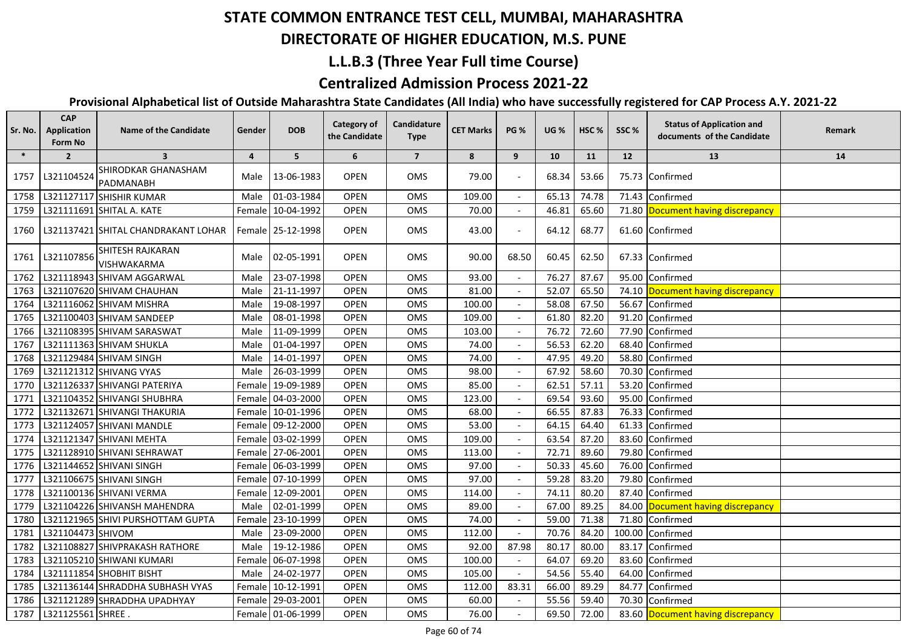# STATE COMMON ENTRANCE TEST CELL, MUMBAI, MAHARASHTRA

## DIRECTORATE OF HIGHER EDUCATION, M.S. PUNE

## L.L.B.3 (Three Year Full time Course)

## Centralized Admission Process 2021-22

### Provisional Alphabetical list of Outside Maharashtra State Candidates (All India) who have successfully registered for CAP Process A.Y. 2021-22

| Sr. No. | CAP Application Form No | Name of the Candidate | Gender | DOB | Category of the Candidate | Candidature Type | CET Marks | PG % | UG % | HSC % | SSC % | Status of Application and documents of the Candidate | Remark |
|---|---|---|---|---|---|---|---|---|---|---|---|---|---|
| * | 2 | 3 | 4 | 5 | 6 | 7 | 8 | 9 | 10 | 11 | 12 | 13 | 14 |
| 1757 | L321104524 | SHIRODKAR GHANASHAM PADMANABH | Male | 13-06-1983 | OPEN | OMS | 79.00 | - | 68.34 | 53.66 | 75.73 | Confirmed | |
| 1758 | L321127117 | SHISHIR KUMAR | Male | 01-03-1984 | OPEN | OMS | 109.00 | - | 65.13 | 74.78 | 71.43 | Confirmed | |
| 1759 | L321111691 | SHITAL A. KATE | Female | 10-04-1992 | OPEN | OMS | 70.00 | - | 46.81 | 65.60 | 71.80 | Document having discrepancy | |
| 1760 | L321137421 | SHITAL CHANDRAKANT LOHAR | Female | 25-12-1998 | OPEN | OMS | 43.00 | - | 64.12 | 68.77 | 61.60 | Confirmed | |
| 1761 | L321107856 | SHITESH RAJKARAN VISHWAKARMA | Male | 02-05-1991 | OPEN | OMS | 90.00 | 68.50 | 60.45 | 62.50 | 67.33 | Confirmed | |
| 1762 | L321118943 | SHIVAM AGGARWAL | Male | 23-07-1998 | OPEN | OMS | 93.00 | - | 76.27 | 87.67 | 95.00 | Confirmed | |
| 1763 | L321107620 | SHIVAM CHAUHAN | Male | 21-11-1997 | OPEN | OMS | 81.00 | - | 52.07 | 65.50 | 74.10 | Document having discrepancy | |
| 1764 | L321116062 | SHIVAM MISHRA | Male | 19-08-1997 | OPEN | OMS | 100.00 | - | 58.08 | 67.50 | 56.67 | Confirmed | |
| 1765 | L321100403 | SHIVAM SANDEEP | Male | 08-01-1998 | OPEN | OMS | 109.00 | - | 61.80 | 82.20 | 91.20 | Confirmed | |
| 1766 | L321108395 | SHIVAM SARASWAT | Male | 11-09-1999 | OPEN | OMS | 103.00 | - | 76.72 | 72.60 | 77.90 | Confirmed | |
| 1767 | L321111363 | SHIVAM SHUKLA | Male | 01-04-1997 | OPEN | OMS | 74.00 | - | 56.53 | 62.20 | 68.40 | Confirmed | |
| 1768 | L321129484 | SHIVAM SINGH | Male | 14-01-1997 | OPEN | OMS | 74.00 | - | 47.95 | 49.20 | 58.80 | Confirmed | |
| 1769 | L321121312 | SHIVANG VYAS | Male | 26-03-1999 | OPEN | OMS | 98.00 | - | 67.92 | 58.60 | 70.30 | Confirmed | |
| 1770 | L321126337 | SHIVANGI PATERIYA | Female | 19-09-1989 | OPEN | OMS | 85.00 | - | 62.51 | 57.11 | 53.20 | Confirmed | |
| 1771 | L321104352 | SHIVANGI SHUBHRA | Female | 04-03-2000 | OPEN | OMS | 123.00 | - | 69.54 | 93.60 | 95.00 | Confirmed | |
| 1772 | L321132671 | SHIVANGI THAKURIA | Female | 10-01-1996 | OPEN | OMS | 68.00 | - | 66.55 | 87.83 | 76.33 | Confirmed | |
| 1773 | L321124057 | SHIVANI MANDLE | Female | 09-12-2000 | OPEN | OMS | 53.00 | - | 64.15 | 64.40 | 61.33 | Confirmed | |
| 1774 | L321121347 | SHIVANI MEHTA | Female | 03-02-1999 | OPEN | OMS | 109.00 | - | 63.54 | 87.20 | 83.60 | Confirmed | |
| 1775 | L321128910 | SHIVANI SEHRAWAT | Female | 27-06-2001 | OPEN | OMS | 113.00 | - | 72.71 | 89.60 | 79.80 | Confirmed | |
| 1776 | L321144652 | SHIVANI SINGH | Female | 06-03-1999 | OPEN | OMS | 97.00 | - | 50.33 | 45.60 | 76.00 | Confirmed | |
| 1777 | L321106675 | SHIVANI SINGH | Female | 07-10-1999 | OPEN | OMS | 97.00 | - | 59.28 | 83.20 | 79.80 | Confirmed | |
| 1778 | L321100136 | SHIVANI VERMA | Female | 12-09-2001 | OPEN | OMS | 114.00 | - | 74.11 | 80.20 | 87.40 | Confirmed | |
| 1779 | L321104226 | SHIVANSH MAHENDRA | Male | 02-01-1999 | OPEN | OMS | 89.00 | - | 67.00 | 89.25 | 84.00 | Document having discrepancy | |
| 1780 | L321121965 | SHIVI PURSHOTTAM GUPTA | Female | 23-10-1999 | OPEN | OMS | 74.00 | - | 59.00 | 71.38 | 71.80 | Confirmed | |
| 1781 | L321104473 | SHIVOM | Male | 23-09-2000 | OPEN | OMS | 112.00 | - | 70.76 | 84.20 | 100.00 | Confirmed | |
| 1782 | L321108827 | SHIVPRAKASH RATHORE | Male | 19-12-1986 | OPEN | OMS | 92.00 | 87.98 | 80.17 | 80.00 | 83.17 | Confirmed | |
| 1783 | L321105210 | SHIWANI KUMARI | Female | 06-07-1998 | OPEN | OMS | 100.00 | - | 64.07 | 69.20 | 83.60 | Confirmed | |
| 1784 | L321111854 | SHOBHIT BISHT | Male | 24-02-1977 | OPEN | OMS | 105.00 | - | 54.56 | 55.40 | 64.00 | Confirmed | |
| 1785 | L321136144 | SHRADDHA SUBHASH VYAS | Female | 10-12-1991 | OPEN | OMS | 112.00 | 83.31 | 66.00 | 89.29 | 84.77 | Confirmed | |
| 1786 | L321121289 | SHRADDHA UPADHYAY | Female | 29-03-2001 | OPEN | OMS | 60.00 | - | 55.56 | 59.40 | 70.30 | Confirmed | |
| 1787 | L321125561 | SHREE . | Female | 01-06-1999 | OPEN | OMS | 76.00 | - | 69.50 | 72.00 | 83.60 | Document having discrepancy | |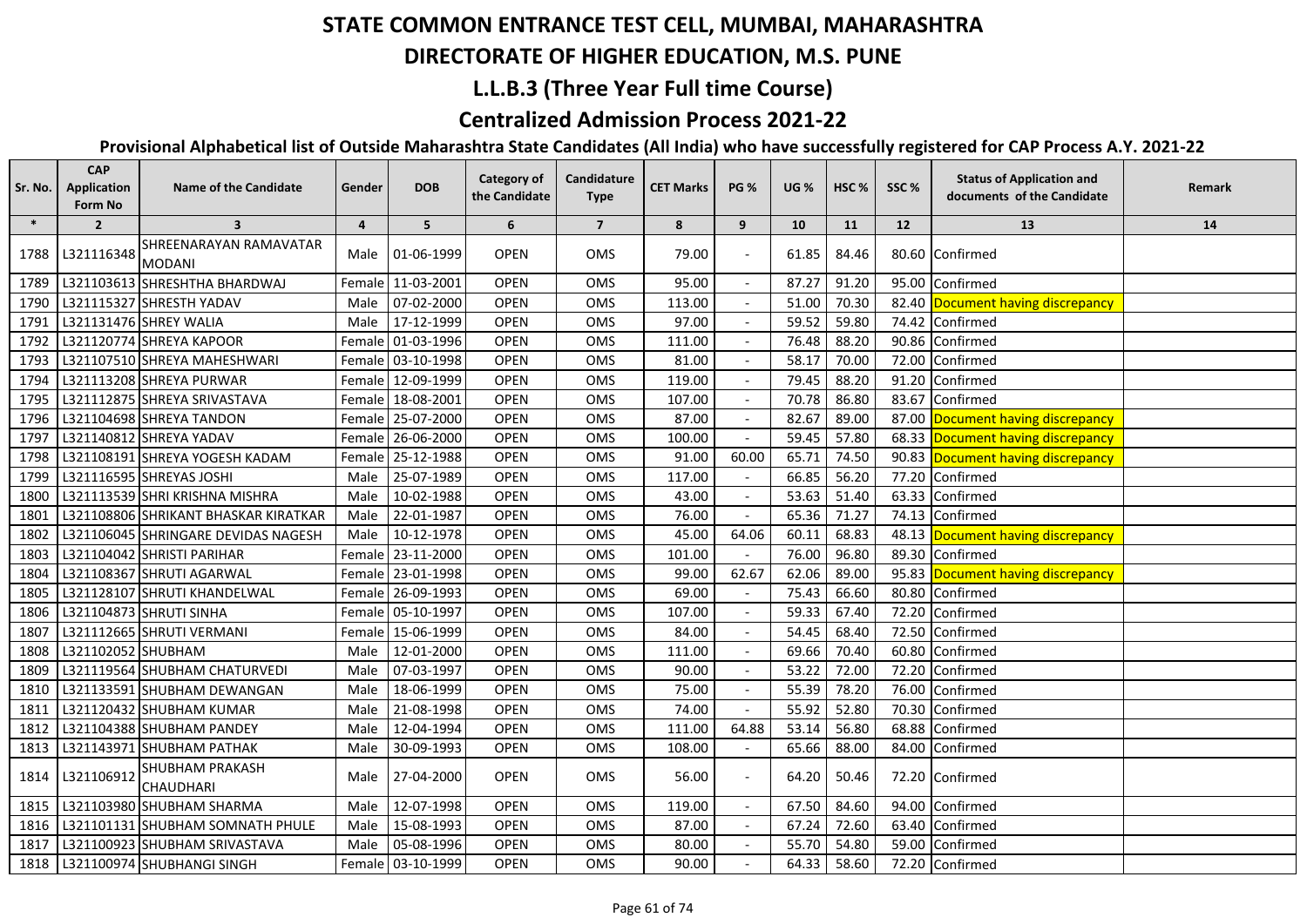# STATE COMMON ENTRANCE TEST CELL, MUMBAI, MAHARASHTRA

## DIRECTORATE OF HIGHER EDUCATION, M.S. PUNE

## L.L.B.3 (Three Year Full time Course)

## Centralized Admission Process 2021-22

### Provisional Alphabetical list of Outside Maharashtra State Candidates (All India) who have successfully registered for CAP Process A.Y. 2021-22

| Sr. No. | CAP Application Form No | Name of the Candidate | Gender | DOB | Category of the Candidate | Candidature Type | CET Marks | PG % | UG % | HSC % | SSC % | Status of Application and documents of the Candidate | Remark |
|---|---|---|---|---|---|---|---|---|---|---|---|---|---|
| * | 2 | 3 | 4 | 5 | 6 | 7 | 8 | 9 | 10 | 11 | 12 | 13 | 14 |
| 1788 | L321116348 | SHREENARAYAN RAMAVATAR MODANI | Male | 01-06-1999 | OPEN | OMS | 79.00 | - | 61.85 | 84.46 | 80.60 | Confirmed | |
| 1789 | L321103613 | SHRESHTHA BHARDWAJ | Female | 11-03-2001 | OPEN | OMS | 95.00 | - | 87.27 | 91.20 | 95.00 | Confirmed | |
| 1790 | L321115327 | SHRESTH YADAV | Male | 07-02-2000 | OPEN | OMS | 113.00 | - | 51.00 | 70.30 | 82.40 | Document having discrepancy | |
| 1791 | L321131476 | SHREY WALIA | Male | 17-12-1999 | OPEN | OMS | 97.00 | - | 59.52 | 59.80 | 74.42 | Confirmed | |
| 1792 | L321120774 | SHREYA KAPOOR | Female | 01-03-1996 | OPEN | OMS | 111.00 | - | 76.48 | 88.20 | 90.86 | Confirmed | |
| 1793 | L321107510 | SHREYA MAHESHWARI | Female | 03-10-1998 | OPEN | OMS | 81.00 | - | 58.17 | 70.00 | 72.00 | Confirmed | |
| 1794 | L321113208 | SHREYA PURWAR | Female | 12-09-1999 | OPEN | OMS | 119.00 | - | 79.45 | 88.20 | 91.20 | Confirmed | |
| 1795 | L321112875 | SHREYA SRIVASTAVA | Female | 18-08-2001 | OPEN | OMS | 107.00 | - | 70.78 | 86.80 | 83.67 | Confirmed | |
| 1796 | L321104698 | SHREYA TANDON | Female | 25-07-2000 | OPEN | OMS | 87.00 | - | 82.67 | 89.00 | 87.00 | Document having discrepancy | |
| 1797 | L321140812 | SHREYA YADAV | Female | 26-06-2000 | OPEN | OMS | 100.00 | - | 59.45 | 57.80 | 68.33 | Document having discrepancy | |
| 1798 | L321108191 | SHREYA YOGESH KADAM | Female | 25-12-1988 | OPEN | OMS | 91.00 | 60.00 | 65.71 | 74.50 | 90.83 | Document having discrepancy | |
| 1799 | L321116595 | SHREYAS JOSHI | Male | 25-07-1989 | OPEN | OMS | 117.00 | - | 66.85 | 56.20 | 77.20 | Confirmed | |
| 1800 | L321113539 | SHRI KRISHNA MISHRA | Male | 10-02-1988 | OPEN | OMS | 43.00 | - | 53.63 | 51.40 | 63.33 | Confirmed | |
| 1801 | L321108806 | SHRIKANT BHASKAR KIRATKAR | Male | 22-01-1987 | OPEN | OMS | 76.00 | - | 65.36 | 71.27 | 74.13 | Confirmed | |
| 1802 | L321106045 | SHRINGARE DEVIDAS NAGESH | Male | 10-12-1978 | OPEN | OMS | 45.00 | 64.06 | 60.11 | 68.83 | 48.13 | Document having discrepancy | |
| 1803 | L321104042 | SHRISTI PARIHAR | Female | 23-11-2000 | OPEN | OMS | 101.00 | - | 76.00 | 96.80 | 89.30 | Confirmed | |
| 1804 | L321108367 | SHRUTI AGARWAL | Female | 23-01-1998 | OPEN | OMS | 99.00 | 62.67 | 62.06 | 89.00 | 95.83 | Document having discrepancy | |
| 1805 | L321128107 | SHRUTI KHANDELWAL | Female | 26-09-1993 | OPEN | OMS | 69.00 | - | 75.43 | 66.60 | 80.80 | Confirmed | |
| 1806 | L321104873 | SHRUTI SINHA | Female | 05-10-1997 | OPEN | OMS | 107.00 | - | 59.33 | 67.40 | 72.20 | Confirmed | |
| 1807 | L321112665 | SHRUTI VERMANI | Female | 15-06-1999 | OPEN | OMS | 84.00 | - | 54.45 | 68.40 | 72.50 | Confirmed | |
| 1808 | L321102052 | SHUBHAM | Male | 12-01-2000 | OPEN | OMS | 111.00 | - | 69.66 | 70.40 | 60.80 | Confirmed | |
| 1809 | L321119564 | SHUBHAM CHATURVEDI | Male | 07-03-1997 | OPEN | OMS | 90.00 | - | 53.22 | 72.00 | 72.20 | Confirmed | |
| 1810 | L321133591 | SHUBHAM DEWANGAN | Male | 18-06-1999 | OPEN | OMS | 75.00 | - | 55.39 | 78.20 | 76.00 | Confirmed | |
| 1811 | L321120432 | SHUBHAM KUMAR | Male | 21-08-1998 | OPEN | OMS | 74.00 | - | 55.92 | 52.80 | 70.30 | Confirmed | |
| 1812 | L321104388 | SHUBHAM PANDEY | Male | 12-04-1994 | OPEN | OMS | 111.00 | 64.88 | 53.14 | 56.80 | 68.88 | Confirmed | |
| 1813 | L321143971 | SHUBHAM PATHAK | Male | 30-09-1993 | OPEN | OMS | 108.00 | - | 65.66 | 88.00 | 84.00 | Confirmed | |
| 1814 | L321106912 | SHUBHAM PRAKASH CHAUDHARI | Male | 27-04-2000 | OPEN | OMS | 56.00 | - | 64.20 | 50.46 | 72.20 | Confirmed | |
| 1815 | L321103980 | SHUBHAM SHARMA | Male | 12-07-1998 | OPEN | OMS | 119.00 | - | 67.50 | 84.60 | 94.00 | Confirmed | |
| 1816 | L321101131 | SHUBHAM SOMNATH PHULE | Male | 15-08-1993 | OPEN | OMS | 87.00 | - | 67.24 | 72.60 | 63.40 | Confirmed | |
| 1817 | L321100923 | SHUBHAM SRIVASTAVA | Male | 05-08-1996 | OPEN | OMS | 80.00 | - | 55.70 | 54.80 | 59.00 | Confirmed | |
| 1818 | L321100974 | SHUBHANGI SINGH | Female | 03-10-1999 | OPEN | OMS | 90.00 | - | 64.33 | 58.60 | 72.20 | Confirmed | |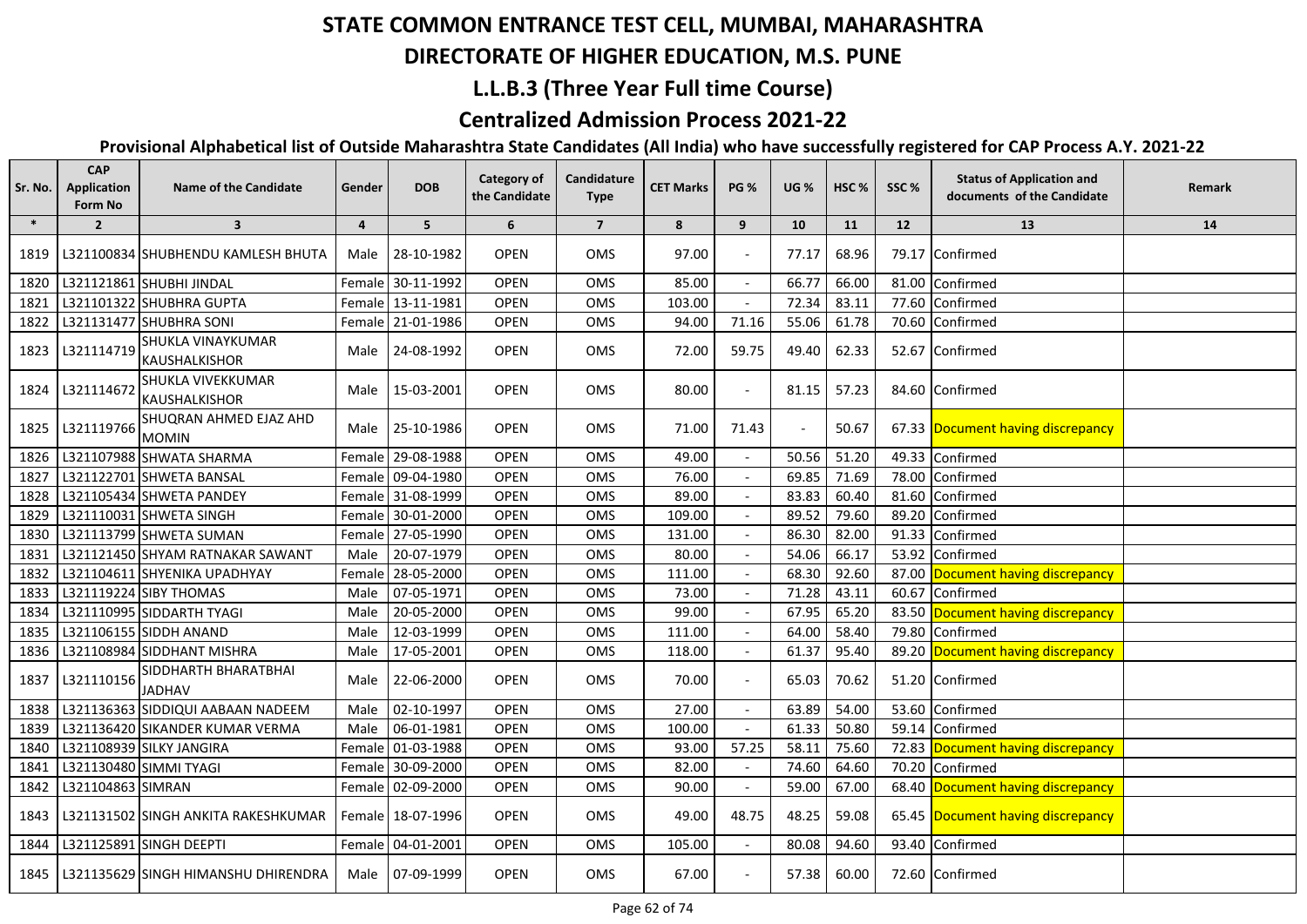# STATE COMMON ENTRANCE TEST CELL, MUMBAI, MAHARASHTRA

## DIRECTORATE OF HIGHER EDUCATION, M.S. PUNE

## L.L.B.3 (Three Year Full time Course)

## Centralized Admission Process 2021-22

### Provisional Alphabetical list of Outside Maharashtra State Candidates (All India) who have successfully registered for CAP Process A.Y. 2021-22

| Sr. No. | CAP Application Form No | Name of the Candidate | Gender | DOB | Category of the Candidate | Candidature Type | CET Marks | PG % | UG % | HSC % | SSC % | Status of Application and documents of the Candidate | Remark |
|---|---|---|---|---|---|---|---|---|---|---|---|---|---|
| * | 2 | 3 | 4 | 5 | 6 | 7 | 8 | 9 | 10 | 11 | 12 | 13 | 14 |
| 1819 | L321100834 | SHUBHENDU KAMLESH BHUTA | Male | 28-10-1982 | OPEN | OMS | 97.00 | - | 77.17 | 68.96 | 79.17 | Confirmed | |
| 1820 | L321121861 | SHUBHI JINDAL | Female | 30-11-1992 | OPEN | OMS | 85.00 | - | 66.77 | 66.00 | 81.00 | Confirmed | |
| 1821 | L321101322 | SHUBHRA GUPTA | Female | 13-11-1981 | OPEN | OMS | 103.00 | - | 72.34 | 83.11 | 77.60 | Confirmed | |
| 1822 | L321131477 | SHUBHRA SONI | Female | 21-01-1986 | OPEN | OMS | 94.00 | 71.16 | 55.06 | 61.78 | 70.60 | Confirmed | |
| 1823 | L321114719 | SHUKLA VINAYKUMAR KAUSHALKISHOR | Male | 24-08-1992 | OPEN | OMS | 72.00 | 59.75 | 49.40 | 62.33 | 52.67 | Confirmed | |
| 1824 | L321114672 | SHUKLA VIVEKKUMAR KAUSHALKISHOR | Male | 15-03-2001 | OPEN | OMS | 80.00 | - | 81.15 | 57.23 | 84.60 | Confirmed | |
| 1825 | L321119766 | SHUQRAN AHMED EJAZ AHD MOMIN | Male | 25-10-1986 | OPEN | OMS | 71.00 | 71.43 | - | 50.67 | 67.33 | Document having discrepancy | |
| 1826 | L321107988 | SHWATA SHARMA | Female | 29-08-1988 | OPEN | OMS | 49.00 | - | 50.56 | 51.20 | 49.33 | Confirmed | |
| 1827 | L321122701 | SHWETA BANSAL | Female | 09-04-1980 | OPEN | OMS | 76.00 | - | 69.85 | 71.69 | 78.00 | Confirmed | |
| 1828 | L321105434 | SHWETA PANDEY | Female | 31-08-1999 | OPEN | OMS | 89.00 | - | 83.83 | 60.40 | 81.60 | Confirmed | |
| 1829 | L321110031 | SHWETA SINGH | Female | 30-01-2000 | OPEN | OMS | 109.00 | - | 89.52 | 79.60 | 89.20 | Confirmed | |
| 1830 | L321113799 | SHWETA SUMAN | Female | 27-05-1990 | OPEN | OMS | 131.00 | - | 86.30 | 82.00 | 91.33 | Confirmed | |
| 1831 | L321121450 | SHYAM RATNAKAR SAWANT | Male | 20-07-1979 | OPEN | OMS | 80.00 | - | 54.06 | 66.17 | 53.92 | Confirmed | |
| 1832 | L321104611 | SHYENIKA UPADHYAY | Female | 28-05-2000 | OPEN | OMS | 111.00 | - | 68.30 | 92.60 | 87.00 | Document having discrepancy | |
| 1833 | L321119224 | SIBY THOMAS | Male | 07-05-1971 | OPEN | OMS | 73.00 | - | 71.28 | 43.11 | 60.67 | Confirmed | |
| 1834 | L321110995 | SIDDARTH TYAGI | Male | 20-05-2000 | OPEN | OMS | 99.00 | - | 67.95 | 65.20 | 83.50 | Document having discrepancy | |
| 1835 | L321106155 | SIDDH ANAND | Male | 12-03-1999 | OPEN | OMS | 111.00 | - | 64.00 | 58.40 | 79.80 | Confirmed | |
| 1836 | L321108984 | SIDDHANT MISHRA | Male | 17-05-2001 | OPEN | OMS | 118.00 | - | 61.37 | 95.40 | 89.20 | Document having discrepancy | |
| 1837 | L321110156 | SIDDHARTH BHARATBHAI JADHAV | Male | 22-06-2000 | OPEN | OMS | 70.00 | - | 65.03 | 70.62 | 51.20 | Confirmed | |
| 1838 | L321136363 | SIDDIQUI AABAAN NADEEM | Male | 02-10-1997 | OPEN | OMS | 27.00 | - | 63.89 | 54.00 | 53.60 | Confirmed | |
| 1839 | L321136420 | SIKANDER KUMAR VERMA | Male | 06-01-1981 | OPEN | OMS | 100.00 | - | 61.33 | 50.80 | 59.14 | Confirmed | |
| 1840 | L321108939 | SILKY JANGIRA | Female | 01-03-1988 | OPEN | OMS | 93.00 | 57.25 | 58.11 | 75.60 | 72.83 | Document having discrepancy | |
| 1841 | L321130480 | SIMMI TYAGI | Female | 30-09-2000 | OPEN | OMS | 82.00 | - | 74.60 | 64.60 | 70.20 | Confirmed | |
| 1842 | L321104863 | SIMRAN | Female | 02-09-2000 | OPEN | OMS | 90.00 | - | 59.00 | 67.00 | 68.40 | Document having discrepancy | |
| 1843 | L321131502 | SINGH ANKITA RAKESHKUMAR | Female | 18-07-1996 | OPEN | OMS | 49.00 | 48.75 | 48.25 | 59.08 | 65.45 | Document having discrepancy | |
| 1844 | L321125891 | SINGH DEEPTI | Female | 04-01-2001 | OPEN | OMS | 105.00 | - | 80.08 | 94.60 | 93.40 | Confirmed | |
| 1845 | L321135629 | SINGH HIMANSHU DHIRENDRA | Male | 07-09-1999 | OPEN | OMS | 67.00 | - | 57.38 | 60.00 | 72.60 | Confirmed | |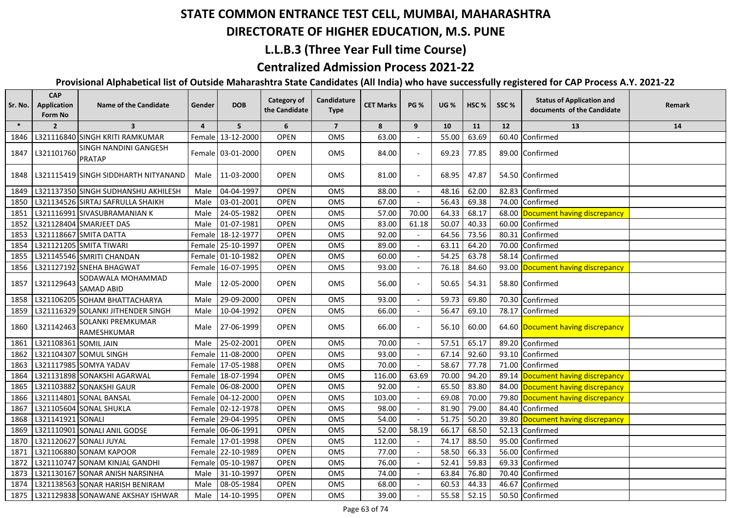# STATE COMMON ENTRANCE TEST CELL, MUMBAI, MAHARASHTRA

## DIRECTORATE OF HIGHER EDUCATION, M.S. PUNE

## L.L.B.3 (Three Year Full time Course)

## Centralized Admission Process 2021-22

### Provisional Alphabetical list of Outside Maharashtra State Candidates (All India) who have successfully registered for CAP Process A.Y. 2021-22

| Sr. No. | CAP Application Form No | Name of the Candidate | Gender | DOB | Category of the Candidate | Candidature Type | CET Marks | PG % | UG % | HSC % | SSC % | Status of Application and documents of the Candidate | Remark |
|---|---|---|---|---|---|---|---|---|---|---|---|---|---|
| * | 2 | 3 | 4 | 5 | 6 | 7 | 8 | 9 | 10 | 11 | 12 | 13 | 14 |
| 1846 | L321116840 | SINGH KRITI RAMKUMAR | Female | 13-12-2000 | OPEN | OMS | 63.00 | - | 55.00 | 63.69 | 60.40 | Confirmed | |
| 1847 | L321101760 | SINGH NANDINI GANGESH PRATAP | Female | 03-01-2000 | OPEN | OMS | 84.00 | - | 69.23 | 77.85 | 89.00 | Confirmed | |
| 1848 | L321115419 | SINGH SIDDHARTH NITYANAND | Male | 11-03-2000 | OPEN | OMS | 81.00 | - | 68.95 | 47.87 | 54.50 | Confirmed | |
| 1849 | L321137350 | SINGH SUDHANSHU AKHILESH | Male | 04-04-1997 | OPEN | OMS | 88.00 | - | 48.16 | 62.00 | 82.83 | Confirmed | |
| 1850 | L321134526 | SIRTAJ SAFRULLA SHAIKH | Male | 03-01-2001 | OPEN | OMS | 67.00 | - | 56.43 | 69.38 | 74.00 | Confirmed | |
| 1851 | L321116991 | SIVASUBRAMANIAN K | Male | 24-05-1982 | OPEN | OMS | 57.00 | 70.00 | 64.33 | 68.17 | 68.00 | Document having discrepancy | |
| 1852 | L321128404 | SMARJEET DAS | Male | 01-07-1981 | OPEN | OMS | 83.00 | 61.18 | 50.07 | 40.33 | 60.00 | Confirmed | |
| 1853 | L321118667 | SMITA DATTA | Female | 18-12-1977 | OPEN | OMS | 92.00 | - | 64.56 | 73.56 | 80.31 | Confirmed | |
| 1854 | L321121205 | SMITA TIWARI | Female | 25-10-1997 | OPEN | OMS | 89.00 | - | 63.11 | 64.20 | 70.00 | Confirmed | |
| 1855 | L321145546 | SMRITI CHANDAN | Female | 01-10-1982 | OPEN | OMS | 60.00 | - | 54.25 | 63.78 | 58.14 | Confirmed | |
| 1856 | L321127192 | SNEHA BHAGWAT | Female | 16-07-1995 | OPEN | OMS | 93.00 | - | 76.18 | 84.60 | 93.00 | Document having discrepancy | |
| 1857 | L321129643 | SODAWALA MOHAMMAD SAMAD ABID | Male | 12-05-2000 | OPEN | OMS | 56.00 | - | 50.65 | 54.31 | 58.80 | Confirmed | |
| 1858 | L321106205 | SOHAM BHATTACHARYA | Male | 29-09-2000 | OPEN | OMS | 93.00 | - | 59.73 | 69.80 | 70.30 | Confirmed | |
| 1859 | L321116329 | SOLANKI JITHENDER SINGH | Male | 10-04-1992 | OPEN | OMS | 66.00 | - | 56.47 | 69.10 | 78.17 | Confirmed | |
| 1860 | L321142463 | SOLANKI PREMKUMAR RAMESHKUMAR | Male | 27-06-1999 | OPEN | OMS | 66.00 | - | 56.10 | 60.00 | 64.60 | Document having discrepancy | |
| 1861 | L321108361 | SOMIL JAIN | Male | 25-02-2001 | OPEN | OMS | 70.00 | - | 57.51 | 65.17 | 89.20 | Confirmed | |
| 1862 | L321104307 | SOMUL SINGH | Female | 11-08-2000 | OPEN | OMS | 93.00 | - | 67.14 | 92.60 | 93.10 | Confirmed | |
| 1863 | L321117985 | SOMYA YADAV | Female | 17-05-1988 | OPEN | OMS | 70.00 | - | 58.67 | 77.78 | 71.00 | Confirmed | |
| 1864 | L321131898 | SONAKSHI AGARWAL | Female | 18-07-1994 | OPEN | OMS | 116.00 | 63.69 | 70.00 | 94.20 | 89.14 | Document having discrepancy | |
| 1865 | L321103882 | SONAKSHI GAUR | Female | 06-08-2000 | OPEN | OMS | 92.00 | - | 65.50 | 83.80 | 84.00 | Document having discrepancy | |
| 1866 | L321114801 | SONAL BANSAL | Female | 04-12-2000 | OPEN | OMS | 103.00 | - | 69.08 | 70.00 | 79.80 | Document having discrepancy | |
| 1867 | L321105604 | SONAL SHUKLA | Female | 02-12-1978 | OPEN | OMS | 98.00 | - | 81.90 | 79.00 | 84.40 | Confirmed | |
| 1868 | L321141921 | SONALI | Female | 29-04-1995 | OPEN | OMS | 54.00 | - | 51.75 | 50.20 | 39.80 | Document having discrepancy | |
| 1869 | L321110901 | SONALI ANIL GODSE | Female | 06-06-1991 | OPEN | OMS | 52.00 | 58.19 | 66.17 | 68.50 | 52.13 | Confirmed | |
| 1870 | L321120627 | SONALI JUYAL | Female | 17-01-1998 | OPEN | OMS | 112.00 | - | 74.17 | 88.50 | 95.00 | Confirmed | |
| 1871 | L321106880 | SONAM KAPOOR | Female | 22-10-1989 | OPEN | OMS | 77.00 | - | 58.50 | 66.33 | 56.00 | Confirmed | |
| 1872 | L321110747 | SONAM KINJAL GANDHI | Female | 05-10-1987 | OPEN | OMS | 76.00 | - | 52.41 | 59.83 | 69.33 | Confirmed | |
| 1873 | L321130167 | SONAR ANISH NARSINHA | Male | 31-10-1997 | OPEN | OMS | 74.00 | - | 63.84 | 76.80 | 70.40 | Confirmed | |
| 1874 | L321138563 | SONAR HARISH BENIRAM | Male | 08-05-1984 | OPEN | OMS | 68.00 | - | 60.53 | 44.33 | 46.67 | Confirmed | |
| 1875 | L321129838 | SONAWANE AKSHAY ISHWAR | Male | 14-10-1995 | OPEN | OMS | 39.00 | - | 55.58 | 52.15 | 50.50 | Confirmed | |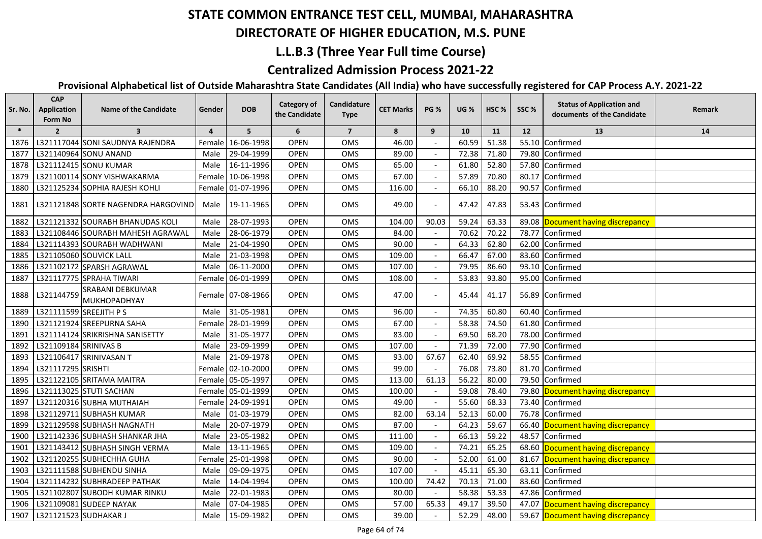# STATE COMMON ENTRANCE TEST CELL, MUMBAI, MAHARASHTRA

## DIRECTORATE OF HIGHER EDUCATION, M.S. PUNE

## L.L.B.3 (Three Year Full time Course)

## Centralized Admission Process 2021-22

### Provisional Alphabetical list of Outside Maharashtra State Candidates (All India) who have successfully registered for CAP Process A.Y. 2021-22

| Sr. No. | CAP Application Form No | Name of the Candidate | Gender | DOB | Category of the Candidate | Candidature Type | CET Marks | PG % | UG % | HSC % | SSC % | Status of Application and documents of the Candidate | Remark |
|---|---|---|---|---|---|---|---|---|---|---|---|---|---|
| * | 2 | 3 | 4 | 5 | 6 | 7 | 8 | 9 | 10 | 11 | 12 | 13 | 14 |
| 1876 | L321117044 | SONI SAUDNYA RAJENDRA | Female | 16-06-1998 | OPEN | OMS | 46.00 | - | 60.59 | 51.38 | 55.10 | Confirmed | |
| 1877 | L321140964 | SONU ANAND | Male | 29-04-1999 | OPEN | OMS | 89.00 | - | 72.38 | 71.80 | 79.80 | Confirmed | |
| 1878 | L321112415 | SONU KUMAR | Male | 16-11-1996 | OPEN | OMS | 65.00 | - | 61.80 | 52.80 | 57.80 | Confirmed | |
| 1879 | L321100114 | SONY VISHWAKARMA | Female | 10-06-1998 | OPEN | OMS | 67.00 | - | 57.89 | 70.80 | 80.17 | Confirmed | |
| 1880 | L321125234 | SOPHIA RAJESH KOHLI | Female | 01-07-1996 | OPEN | OMS | 116.00 | - | 66.10 | 88.20 | 90.57 | Confirmed | |
| 1881 | L321121848 | SORTE NAGENDRA HARGOVIND | Male | 19-11-1965 | OPEN | OMS | 49.00 | - | 47.42 | 47.83 | 53.43 | Confirmed | |
| 1882 | L321121332 | SOURABH BHANUDAS KOLI | Male | 28-07-1993 | OPEN | OMS | 104.00 | 90.03 | 59.24 | 63.33 | 89.08 | Document having discrepancy | |
| 1883 | L321108446 | SOURABH MAHESH AGRAWAL | Male | 28-06-1979 | OPEN | OMS | 84.00 | - | 70.62 | 70.22 | 78.77 | Confirmed | |
| 1884 | L321114393 | SOURABH WADHWANI | Male | 21-04-1990 | OPEN | OMS | 90.00 | - | 64.33 | 62.80 | 62.00 | Confirmed | |
| 1885 | L321105060 | SOUVICK LALL | Male | 21-03-1998 | OPEN | OMS | 109.00 | - | 66.47 | 67.00 | 83.60 | Confirmed | |
| 1886 | L321102172 | SPARSH AGRAWAL | Male | 06-11-2000 | OPEN | OMS | 107.00 | - | 79.95 | 86.60 | 93.10 | Confirmed | |
| 1887 | L321117775 | SPRAHA TIWARI | Female | 06-01-1999 | OPEN | OMS | 108.00 | - | 53.83 | 93.80 | 95.00 | Confirmed | |
| 1888 | L321144759 | SRABANI DEBKUMAR MUKHOPADHYAY | Female | 07-08-1966 | OPEN | OMS | 47.00 | - | 45.44 | 41.17 | 56.89 | Confirmed | |
| 1889 | L321111599 | SREEJITH P S | Male | 31-05-1981 | OPEN | OMS | 96.00 | - | 74.35 | 60.80 | 60.40 | Confirmed | |
| 1890 | L321121924 | SREEPURNA SAHA | Female | 28-01-1999 | OPEN | OMS | 67.00 | - | 58.38 | 74.50 | 61.80 | Confirmed | |
| 1891 | L321114124 | SRIKRISHNA SANISETTY | Male | 31-05-1977 | OPEN | OMS | 83.00 | - | 69.50 | 68.20 | 78.00 | Confirmed | |
| 1892 | L321109184 | SRINIVAS B | Male | 23-09-1999 | OPEN | OMS | 107.00 | - | 71.39 | 72.00 | 77.90 | Confirmed | |
| 1893 | L321106417 | SRINIVASAN T | Male | 21-09-1978 | OPEN | OMS | 93.00 | 67.67 | 62.40 | 69.92 | 58.55 | Confirmed | |
| 1894 | L321117295 | SRISHTI | Female | 02-10-2000 | OPEN | OMS | 99.00 | - | 76.08 | 73.80 | 81.70 | Confirmed | |
| 1895 | L321122105 | SRITAMA MAITRA | Female | 05-05-1997 | OPEN | OMS | 113.00 | 61.13 | 56.22 | 80.00 | 79.50 | Confirmed | |
| 1896 | L321113025 | STUTI SACHAN | Female | 05-01-1999 | OPEN | OMS | 100.00 | - | 59.08 | 78.40 | 79.80 | Document having discrepancy | |
| 1897 | L321120316 | SUBHA MUTHAIAH | Female | 24-09-1991 | OPEN | OMS | 49.00 | - | 55.60 | 68.33 | 73.40 | Confirmed | |
| 1898 | L321129711 | SUBHASH KUMAR | Male | 01-03-1979 | OPEN | OMS | 82.00 | 63.14 | 52.13 | 60.00 | 76.78 | Confirmed | |
| 1899 | L321129598 | SUBHASH NAGNATH | Male | 20-07-1979 | OPEN | OMS | 87.00 | - | 64.23 | 59.67 | 66.40 | Document having discrepancy | |
| 1900 | L321142336 | SUBHASH SHANKAR JHA | Male | 23-05-1982 | OPEN | OMS | 111.00 | - | 66.13 | 59.22 | 48.57 | Confirmed | |
| 1901 | L321143412 | SUBHASH SINGH VERMA | Male | 13-11-1965 | OPEN | OMS | 109.00 | - | 74.21 | 65.25 | 68.60 | Document having discrepancy | |
| 1902 | L321120255 | SUBHECHHA GUHA | Female | 25-01-1998 | OPEN | OMS | 90.00 | - | 52.00 | 61.00 | 81.67 | Document having discrepancy | |
| 1903 | L321111588 | SUBHENDU SINHA | Male | 09-09-1975 | OPEN | OMS | 107.00 | - | 45.11 | 65.30 | 63.11 | Confirmed | |
| 1904 | L321114232 | SUBHRADEEP PATHAK | Male | 14-04-1994 | OPEN | OMS | 100.00 | 74.42 | 70.13 | 71.00 | 83.60 | Confirmed | |
| 1905 | L321102807 | SUBODH KUMAR RINKU | Male | 22-01-1983 | OPEN | OMS | 80.00 | - | 58.38 | 53.33 | 47.86 | Confirmed | |
| 1906 | L321109081 | SUDEEP NAYAK | Male | 07-04-1985 | OPEN | OMS | 57.00 | 65.33 | 49.17 | 39.50 | 47.07 | Document having discrepancy | |
| 1907 | L321121523 | SUDHAKAR J | Male | 15-09-1982 | OPEN | OMS | 39.00 | - | 52.29 | 48.00 | 59.67 | Document having discrepancy | |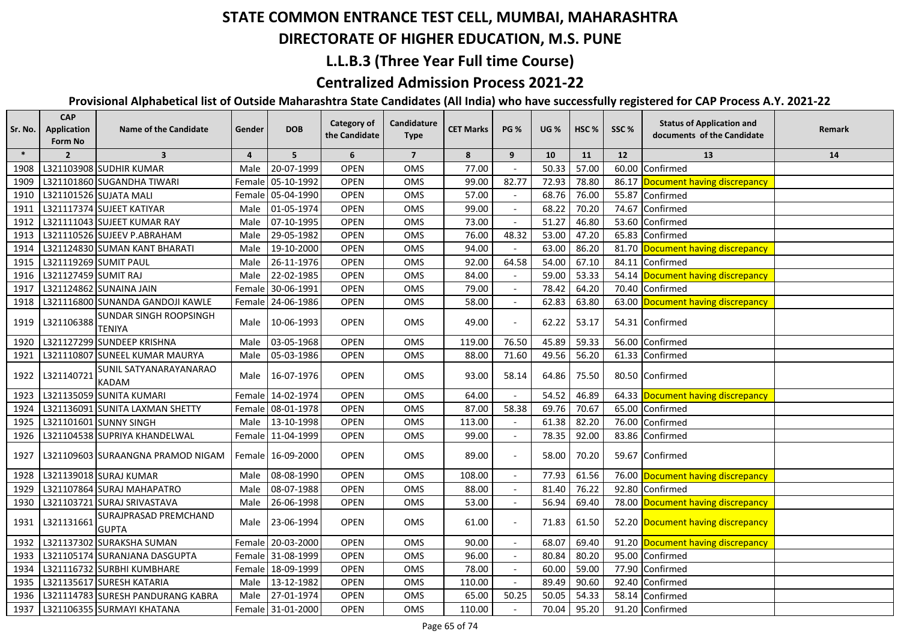# STATE COMMON ENTRANCE TEST CELL, MUMBAI, MAHARASHTRA

## DIRECTORATE OF HIGHER EDUCATION, M.S. PUNE

## L.L.B.3 (Three Year Full time Course)

## Centralized Admission Process 2021-22

### Provisional Alphabetical list of Outside Maharashtra State Candidates (All India) who have successfully registered for CAP Process A.Y. 2021-22

| Sr. No. | CAP Application Form No | Name of the Candidate | Gender | DOB | Category of the Candidate | Candidature Type | CET Marks | PG % | UG % | HSC % | SSC % | Status of Application and documents of the Candidate | Remark |
|---|---|---|---|---|---|---|---|---|---|---|---|---|---|
| * | 2 | 3 | 4 | 5 | 6 | 7 | 8 | 9 | 10 | 11 | 12 | 13 | 14 |
| 1908 | L321103908 | SUDHIR KUMAR | Male | 20-07-1999 | OPEN | OMS | 77.00 | - | 50.33 | 57.00 | 60.00 | Confirmed | |
| 1909 | L321101860 | SUGANDHA TIWARI | Female | 05-10-1992 | OPEN | OMS | 99.00 | 82.77 | 72.93 | 78.80 | 86.17 | Document having discrepancy | |
| 1910 | L321101526 | SUJATA MALI | Female | 05-04-1990 | OPEN | OMS | 57.00 | - | 68.76 | 76.00 | 55.87 | Confirmed | |
| 1911 | L321117374 | SUJEET KATIYAR | Male | 01-05-1974 | OPEN | OMS | 99.00 | - | 68.22 | 70.20 | 74.67 | Confirmed | |
| 1912 | L321111043 | SUJEET KUMAR RAY | Male | 07-10-1995 | OPEN | OMS | 73.00 | - | 51.27 | 46.80 | 53.60 | Confirmed | |
| 1913 | L321110526 | SUJEEV P.ABRAHAM | Male | 29-05-1982 | OPEN | OMS | 76.00 | 48.32 | 53.00 | 47.20 | 65.83 | Confirmed | |
| 1914 | L321124830 | SUMAN KANT BHARATI | Male | 19-10-2000 | OPEN | OMS | 94.00 | - | 63.00 | 86.20 | 81.70 | Document having discrepancy | |
| 1915 | L321119269 | SUMIT PAUL | Male | 26-11-1976 | OPEN | OMS | 92.00 | 64.58 | 54.00 | 67.10 | 84.11 | Confirmed | |
| 1916 | L321127459 | SUMIT RAJ | Male | 22-02-1985 | OPEN | OMS | 84.00 | - | 59.00 | 53.33 | 54.14 | Document having discrepancy | |
| 1917 | L321124862 | SUNAINA JAIN | Female | 30-06-1991 | OPEN | OMS | 79.00 | - | 78.42 | 64.20 | 70.40 | Confirmed | |
| 1918 | L321116800 | SUNANDA GANDOJI KAWLE | Female | 24-06-1986 | OPEN | OMS | 58.00 | - | 62.83 | 63.80 | 63.00 | Document having discrepancy | |
| 1919 | L321106388 | SUNDAR SINGH ROOPSINGH TENIYA | Male | 10-06-1993 | OPEN | OMS | 49.00 | - | 62.22 | 53.17 | 54.31 | Confirmed | |
| 1920 | L321127299 | SUNDEEP KRISHNA | Male | 03-05-1968 | OPEN | OMS | 119.00 | 76.50 | 45.89 | 59.33 | 56.00 | Confirmed | |
| 1921 | L321110807 | SUNEEL KUMAR MAURYA | Male | 05-03-1986 | OPEN | OMS | 88.00 | 71.60 | 49.56 | 56.20 | 61.33 | Confirmed | |
| 1922 | L321140721 | SUNIL SATYANARAYANARAO KADAM | Male | 16-07-1976 | OPEN | OMS | 93.00 | 58.14 | 64.86 | 75.50 | 80.50 | Confirmed | |
| 1923 | L321135059 | SUNITA KUMARI | Female | 14-02-1974 | OPEN | OMS | 64.00 | - | 54.52 | 46.89 | 64.33 | Document having discrepancy | |
| 1924 | L321136091 | SUNITA LAXMAN SHETTY | Female | 08-01-1978 | OPEN | OMS | 87.00 | 58.38 | 69.76 | 70.67 | 65.00 | Confirmed | |
| 1925 | L321101601 | SUNNY SINGH | Male | 13-10-1998 | OPEN | OMS | 113.00 | - | 61.38 | 82.20 | 76.00 | Confirmed | |
| 1926 | L321104538 | SUPRIYA KHANDELWAL | Female | 11-04-1999 | OPEN | OMS | 99.00 | - | 78.35 | 92.00 | 83.86 | Confirmed | |
| 1927 | L321109603 | SURAANGNA PRAMOD NIGAM | Female | 16-09-2000 | OPEN | OMS | 89.00 | - | 58.00 | 70.20 | 59.67 | Confirmed | |
| 1928 | L321139018 | SURAJ KUMAR | Male | 08-08-1990 | OPEN | OMS | 108.00 | - | 77.93 | 61.56 | 76.00 | Document having discrepancy | |
| 1929 | L321107864 | SURAJ MAHAPATRO | Male | 08-07-1988 | OPEN | OMS | 88.00 | - | 81.40 | 76.22 | 92.80 | Confirmed | |
| 1930 | L321103721 | SURAJ SRIVASTAVA | Male | 26-06-1998 | OPEN | OMS | 53.00 | - | 56.94 | 69.40 | 78.00 | Document having discrepancy | |
| 1931 | L321131661 | SURAJPRASAD PREMCHAND GUPTA | Male | 23-06-1994 | OPEN | OMS | 61.00 | - | 71.83 | 61.50 | 52.20 | Document having discrepancy | |
| 1932 | L321137302 | SURAKSHA SUMAN | Female | 20-03-2000 | OPEN | OMS | 90.00 | - | 68.07 | 69.40 | 91.20 | Document having discrepancy | |
| 1933 | L321105174 | SURANJANA DASGUPTA | Female | 31-08-1999 | OPEN | OMS | 96.00 | - | 80.84 | 80.20 | 95.00 | Confirmed | |
| 1934 | L321116732 | SURBHI KUMBHARE | Female | 18-09-1999 | OPEN | OMS | 78.00 | - | 60.00 | 59.00 | 77.90 | Confirmed | |
| 1935 | L321135617 | SURESH KATARIA | Male | 13-12-1982 | OPEN | OMS | 110.00 | - | 89.49 | 90.60 | 92.40 | Confirmed | |
| 1936 | L321114783 | SURESH PANDURANG KABRA | Male | 27-01-1974 | OPEN | OMS | 65.00 | 50.25 | 50.05 | 54.33 | 58.14 | Confirmed | |
| 1937 | L321106355 | SURMAYI KHATANA | Female | 31-01-2000 | OPEN | OMS | 110.00 | - | 70.04 | 95.20 | 91.20 | Confirmed | |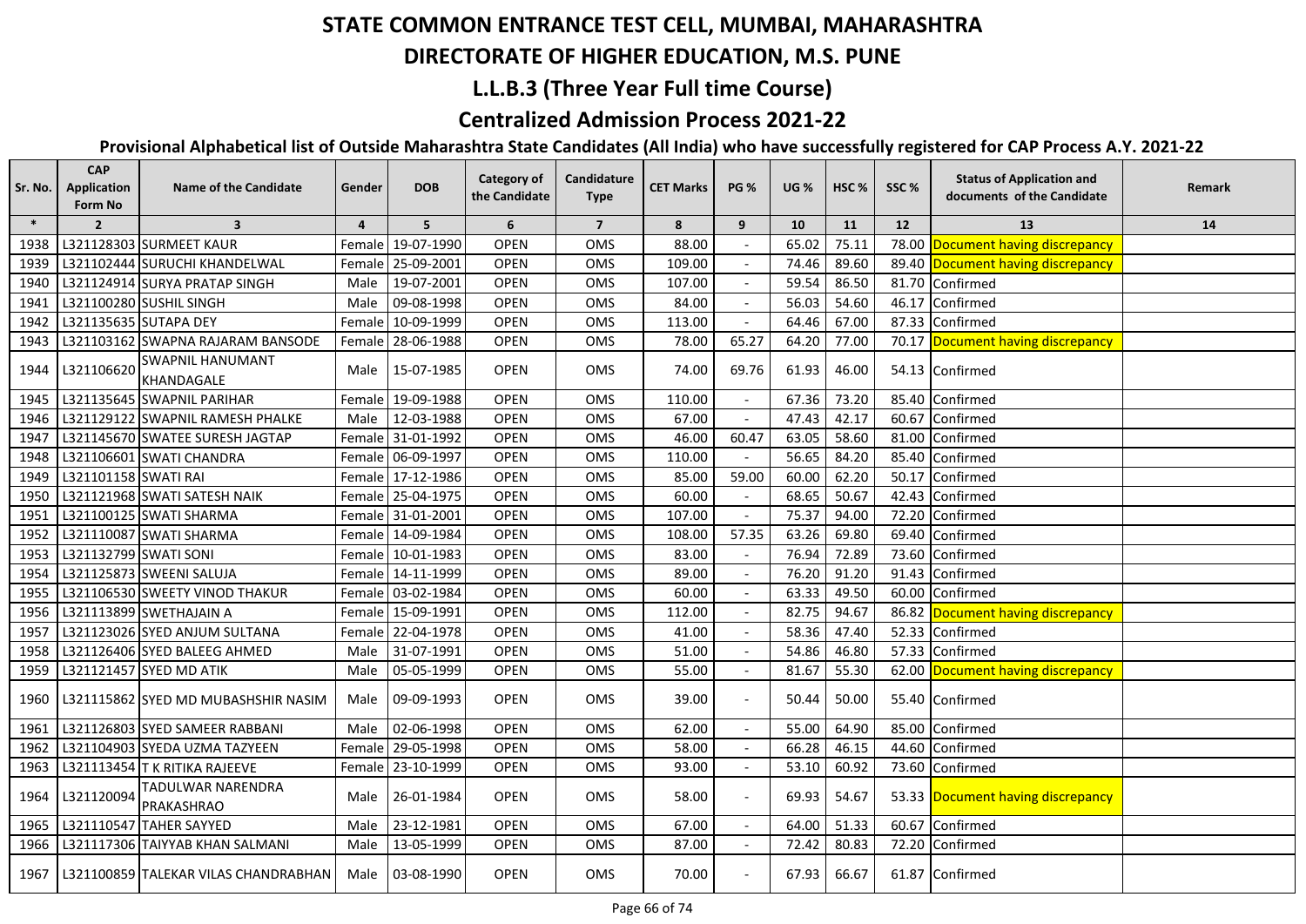# STATE COMMON ENTRANCE TEST CELL, MUMBAI, MAHARASHTRA

## DIRECTORATE OF HIGHER EDUCATION, M.S. PUNE

## L.L.B.3 (Three Year Full time Course)

## Centralized Admission Process 2021-22

### Provisional Alphabetical list of Outside Maharashtra State Candidates (All India) who have successfully registered for CAP Process A.Y. 2021-22

| Sr. No. | CAP Application Form No | Name of the Candidate | Gender | DOB | Category of the Candidate | Candidature Type | CET Marks | PG % | UG % | HSC % | SSC % | Status of Application and documents of the Candidate | Remark |
|---|---|---|---|---|---|---|---|---|---|---|---|---|---|
| * | 2 | 3 | 4 | 5 | 6 | 7 | 8 | 9 | 10 | 11 | 12 | 13 | 14 |
| 1938 | L321128303 | SURMEET KAUR | Female | 19-07-1990 | OPEN | OMS | 88.00 | - | 65.02 | 75.11 | 78.00 | Document having discrepancy | |
| 1939 | L321102444 | SURUCHI KHANDELWAL | Female | 25-09-2001 | OPEN | OMS | 109.00 | - | 74.46 | 89.60 | 89.40 | Document having discrepancy | |
| 1940 | L321124914 | SURYA PRATAP SINGH | Male | 19-07-2001 | OPEN | OMS | 107.00 | - | 59.54 | 86.50 | 81.70 | Confirmed | |
| 1941 | L321100280 | SUSHIL SINGH | Male | 09-08-1998 | OPEN | OMS | 84.00 | - | 56.03 | 54.60 | 46.17 | Confirmed | |
| 1942 | L321135635 | SUTAPA DEY | Female | 10-09-1999 | OPEN | OMS | 113.00 | - | 64.46 | 67.00 | 87.33 | Confirmed | |
| 1943 | L321103162 | SWAPNA RAJARAM BANSODE | Female | 28-06-1988 | OPEN | OMS | 78.00 | 65.27 | 64.20 | 77.00 | 70.17 | Document having discrepancy | |
| 1944 | L321106620 | SWAPNIL HANUMANT KHANDAGALE | Male | 15-07-1985 | OPEN | OMS | 74.00 | 69.76 | 61.93 | 46.00 | 54.13 | Confirmed | |
| 1945 | L321135645 | SWAPNIL PARIHAR | Female | 19-09-1988 | OPEN | OMS | 110.00 | - | 67.36 | 73.20 | 85.40 | Confirmed | |
| 1946 | L321129122 | SWAPNIL RAMESH PHALKE | Male | 12-03-1988 | OPEN | OMS | 67.00 | - | 47.43 | 42.17 | 60.67 | Confirmed | |
| 1947 | L321145670 | SWATEE SURESH JAGTAP | Female | 31-01-1992 | OPEN | OMS | 46.00 | 60.47 | 63.05 | 58.60 | 81.00 | Confirmed | |
| 1948 | L321106601 | SWATI CHANDRA | Female | 06-09-1997 | OPEN | OMS | 110.00 | - | 56.65 | 84.20 | 85.40 | Confirmed | |
| 1949 | L321101158 | SWATI RAI | Female | 17-12-1986 | OPEN | OMS | 85.00 | 59.00 | 60.00 | 62.20 | 50.17 | Confirmed | |
| 1950 | L321121968 | SWATI SATESH NAIK | Female | 25-04-1975 | OPEN | OMS | 60.00 | - | 68.65 | 50.67 | 42.43 | Confirmed | |
| 1951 | L321100125 | SWATI SHARMA | Female | 31-01-2001 | OPEN | OMS | 107.00 | - | 75.37 | 94.00 | 72.20 | Confirmed | |
| 1952 | L321110087 | SWATI SHARMA | Female | 14-09-1984 | OPEN | OMS | 108.00 | 57.35 | 63.26 | 69.80 | 69.40 | Confirmed | |
| 1953 | L321132799 | SWATI SONI | Female | 10-01-1983 | OPEN | OMS | 83.00 | - | 76.94 | 72.89 | 73.60 | Confirmed | |
| 1954 | L321125873 | SWEENI SALUJA | Female | 14-11-1999 | OPEN | OMS | 89.00 | - | 76.20 | 91.20 | 91.43 | Confirmed | |
| 1955 | L321106530 | SWEETY VINOD THAKUR | Female | 03-02-1984 | OPEN | OMS | 60.00 | - | 63.33 | 49.50 | 60.00 | Confirmed | |
| 1956 | L321113899 | SWETHAJAIN A | Female | 15-09-1991 | OPEN | OMS | 112.00 | - | 82.75 | 94.67 | 86.82 | Document having discrepancy | |
| 1957 | L321123026 | SYED ANJUM SULTANA | Female | 22-04-1978 | OPEN | OMS | 41.00 | - | 58.36 | 47.40 | 52.33 | Confirmed | |
| 1958 | L321126406 | SYED BALEEG AHMED | Male | 31-07-1991 | OPEN | OMS | 51.00 | - | 54.86 | 46.80 | 57.33 | Confirmed | |
| 1959 | L321121457 | SYED MD ATIK | Male | 05-05-1999 | OPEN | OMS | 55.00 | - | 81.67 | 55.30 | 62.00 | Document having discrepancy | |
| 1960 | L321115862 | SYED MD MUBASHSHIR NASIM | Male | 09-09-1993 | OPEN | OMS | 39.00 | - | 50.44 | 50.00 | 55.40 | Confirmed | |
| 1961 | L321126803 | SYED SAMEER RABBANI | Male | 02-06-1998 | OPEN | OMS | 62.00 | - | 55.00 | 64.90 | 85.00 | Confirmed | |
| 1962 | L321104903 | SYEDA UZMA TAZYEEN | Female | 29-05-1998 | OPEN | OMS | 58.00 | - | 66.28 | 46.15 | 44.60 | Confirmed | |
| 1963 | L321113454 | T K RITIKA RAJEEVE | Female | 23-10-1999 | OPEN | OMS | 93.00 | - | 53.10 | 60.92 | 73.60 | Confirmed | |
| 1964 | L321120094 | TADULWAR NARENDRA PRAKASHRAO | Male | 26-01-1984 | OPEN | OMS | 58.00 | - | 69.93 | 54.67 | 53.33 | Document having discrepancy | |
| 1965 | L321110547 | TAHER SAYYED | Male | 23-12-1981 | OPEN | OMS | 67.00 | - | 64.00 | 51.33 | 60.67 | Confirmed | |
| 1966 | L321117306 | TAIYYAB KHAN SALMANI | Male | 13-05-1999 | OPEN | OMS | 87.00 | - | 72.42 | 80.83 | 72.20 | Confirmed | |
| 1967 | L321100859 | TALEKAR VILAS CHANDRABHAN | Male | 03-08-1990 | OPEN | OMS | 70.00 | - | 67.93 | 66.67 | 61.87 | Confirmed | |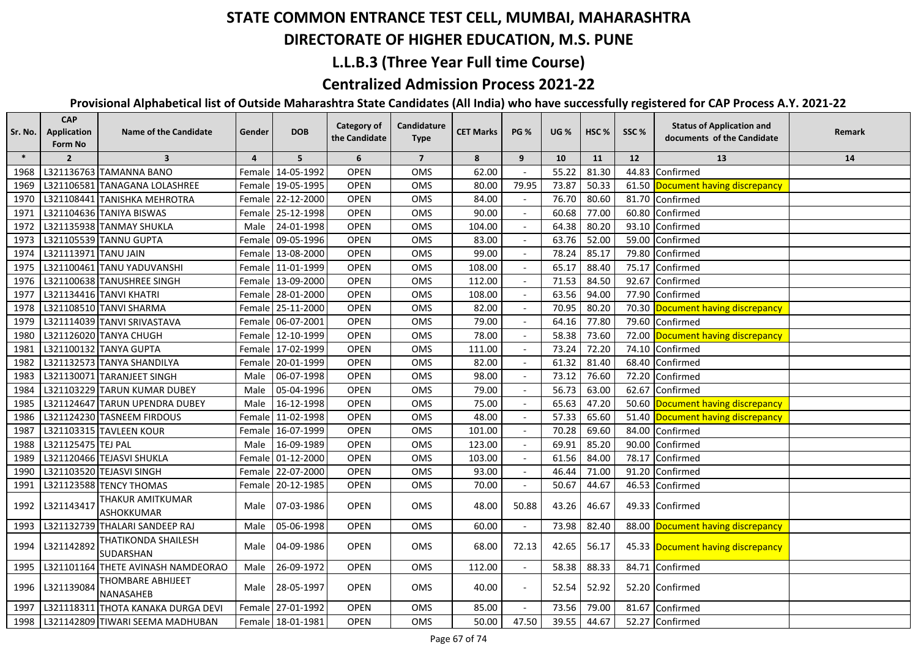# STATE COMMON ENTRANCE TEST CELL, MUMBAI, MAHARASHTRA

## DIRECTORATE OF HIGHER EDUCATION, M.S. PUNE

## L.L.B.3 (Three Year Full time Course)

## Centralized Admission Process 2021-22

### Provisional Alphabetical list of Outside Maharashtra State Candidates (All India) who have successfully registered for CAP Process A.Y. 2021-22

| Sr. No. | CAP Application Form No | Name of the Candidate | Gender | DOB | Category of the Candidate | Candidature Type | CET Marks | PG % | UG % | HSC % | SSC % | Status of Application and documents of the Candidate | Remark |
|---|---|---|---|---|---|---|---|---|---|---|---|---|---|
| * | 2 | 3 | 4 | 5 | 6 | 7 | 8 | 9 | 10 | 11 | 12 | 13 | 14 |
| 1968 | L321136763 | TAMANNA BANO | Female | 14-05-1992 | OPEN | OMS | 62.00 | - | 55.22 | 81.30 | 44.83 | Confirmed | |
| 1969 | L321106581 | TANAGANA LOLASHREE | Female | 19-05-1995 | OPEN | OMS | 80.00 | 79.95 | 73.87 | 50.33 | 61.50 | Document having discrepancy | |
| 1970 | L321108441 | TANISHKA MEHROTRA | Female | 22-12-2000 | OPEN | OMS | 84.00 | - | 76.70 | 80.60 | 81.70 | Confirmed | |
| 1971 | L321104636 | TANIYA BISWAS | Female | 25-12-1998 | OPEN | OMS | 90.00 | - | 60.68 | 77.00 | 60.80 | Confirmed | |
| 1972 | L321135938 | TANMAY SHUKLA | Male | 24-01-1998 | OPEN | OMS | 104.00 | - | 64.38 | 80.20 | 93.10 | Confirmed | |
| 1973 | L321105539 | TANNU GUPTA | Female | 09-05-1996 | OPEN | OMS | 83.00 | - | 63.76 | 52.00 | 59.00 | Confirmed | |
| 1974 | L321113971 | TANU JAIN | Female | 13-08-2000 | OPEN | OMS | 99.00 | - | 78.24 | 85.17 | 79.80 | Confirmed | |
| 1975 | L321100461 | TANU YADUVANSHI | Female | 11-01-1999 | OPEN | OMS | 108.00 | - | 65.17 | 88.40 | 75.17 | Confirmed | |
| 1976 | L321100638 | TANUSHREE SINGH | Female | 13-09-2000 | OPEN | OMS | 112.00 | - | 71.53 | 84.50 | 92.67 | Confirmed | |
| 1977 | L321134416 | TANVI KHATRI | Female | 28-01-2000 | OPEN | OMS | 108.00 | - | 63.56 | 94.00 | 77.90 | Confirmed | |
| 1978 | L321108510 | TANVI SHARMA | Female | 25-11-2000 | OPEN | OMS | 82.00 | - | 70.95 | 80.20 | 70.30 | Document having discrepancy | |
| 1979 | L321114039 | TANVI SRIVASTAVA | Female | 06-07-2001 | OPEN | OMS | 79.00 | - | 64.16 | 77.80 | 79.60 | Confirmed | |
| 1980 | L321126020 | TANYA CHUGH | Female | 12-10-1999 | OPEN | OMS | 78.00 | - | 58.38 | 73.60 | 72.00 | Document having discrepancy | |
| 1981 | L321100132 | TANYA GUPTA | Female | 17-02-1999 | OPEN | OMS | 111.00 | - | 73.24 | 72.20 | 74.10 | Confirmed | |
| 1982 | L321132573 | TANYA SHANDILYA | Female | 20-01-1999 | OPEN | OMS | 82.00 | - | 61.32 | 81.40 | 68.40 | Confirmed | |
| 1983 | L321130071 | TARANJEET SINGH | Male | 06-07-1998 | OPEN | OMS | 98.00 | - | 73.12 | 76.60 | 72.20 | Confirmed | |
| 1984 | L321103229 | TARUN KUMAR DUBEY | Male | 05-04-1996 | OPEN | OMS | 79.00 | - | 56.73 | 63.00 | 62.67 | Confirmed | |
| 1985 | L321124647 | TARUN UPENDRA DUBEY | Male | 16-12-1998 | OPEN | OMS | 75.00 | - | 65.63 | 47.20 | 50.60 | Document having discrepancy | |
| 1986 | L321124230 | TASNEEM FIRDOUS | Female | 11-02-1998 | OPEN | OMS | 48.00 | - | 57.33 | 65.60 | 51.40 | Document having discrepancy | |
| 1987 | L321103315 | TAVLEEN KOUR | Female | 16-07-1999 | OPEN | OMS | 101.00 | - | 70.28 | 69.60 | 84.00 | Confirmed | |
| 1988 | L321125475 | TEJ PAL | Male | 16-09-1989 | OPEN | OMS | 123.00 | - | 69.91 | 85.20 | 90.00 | Confirmed | |
| 1989 | L321120466 | TEJASVI SHUKLA | Female | 01-12-2000 | OPEN | OMS | 103.00 | - | 61.56 | 84.00 | 78.17 | Confirmed | |
| 1990 | L321103520 | TEJASVI SINGH | Female | 22-07-2000 | OPEN | OMS | 93.00 | - | 46.44 | 71.00 | 91.20 | Confirmed | |
| 1991 | L321123588 | TENCY THOMAS | Female | 20-12-1985 | OPEN | OMS | 70.00 | - | 50.67 | 44.67 | 46.53 | Confirmed | |
| 1992 | L321143417 | THAKUR AMITKUMAR ASHOKKUMAR | Male | 07-03-1986 | OPEN | OMS | 48.00 | 50.88 | 43.26 | 46.67 | 49.33 | Confirmed | |
| 1993 | L321132739 | THALARI SANDEEP RAJ | Male | 05-06-1998 | OPEN | OMS | 60.00 | - | 73.98 | 82.40 | 88.00 | Document having discrepancy | |
| 1994 | L321142892 | THATIKONDA SHAILESH SUDARSHAN | Male | 04-09-1986 | OPEN | OMS | 68.00 | 72.13 | 42.65 | 56.17 | 45.33 | Document having discrepancy | |
| 1995 | L321101164 | THETE AVINASH NAMDEORAO | Male | 26-09-1972 | OPEN | OMS | 112.00 | - | 58.38 | 88.33 | 84.71 | Confirmed | |
| 1996 | L321139084 | THOMBARE ABHIJEET NANASAHEB | Male | 28-05-1997 | OPEN | OMS | 40.00 | - | 52.54 | 52.92 | 52.20 | Confirmed | |
| 1997 | L321118311 | THOTA KANAKA DURGA DEVI | Female | 27-01-1992 | OPEN | OMS | 85.00 | - | 73.56 | 79.00 | 81.67 | Confirmed | |
| 1998 | L321142809 | TIWARI SEEMA MADHUBAN | Female | 18-01-1981 | OPEN | OMS | 50.00 | 47.50 | 39.55 | 44.67 | 52.27 | Confirmed | |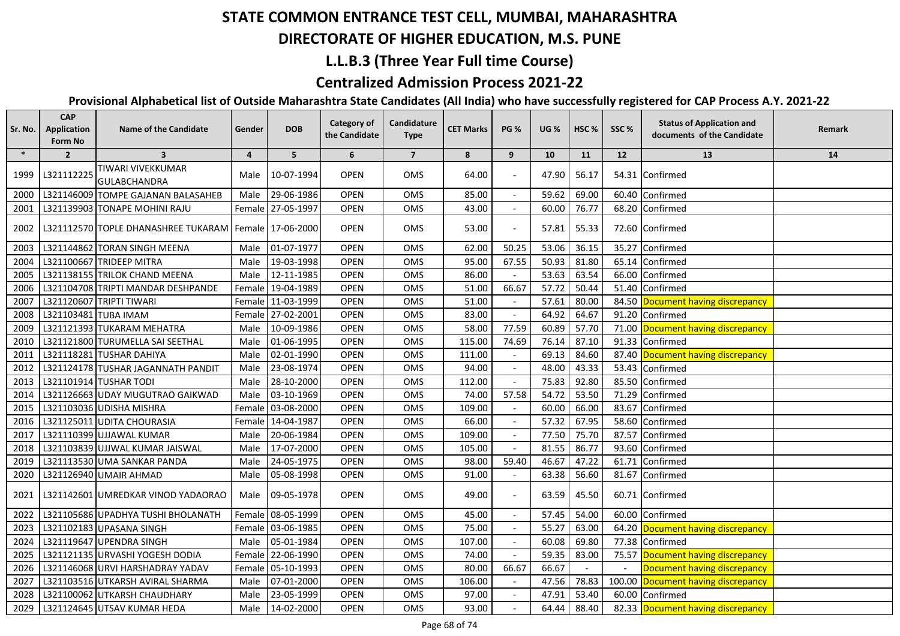# STATE COMMON ENTRANCE TEST CELL, MUMBAI, MAHARASHTRA

## DIRECTORATE OF HIGHER EDUCATION, M.S. PUNE

## L.L.B.3 (Three Year Full time Course)

## Centralized Admission Process 2021-22

### Provisional Alphabetical list of Outside Maharashtra State Candidates (All India) who have successfully registered for CAP Process A.Y. 2021-22

| Sr. No. | CAP Application Form No | Name of the Candidate | Gender | DOB | Category of the Candidate | Candidature Type | CET Marks | PG % | UG % | HSC % | SSC % | Status of Application and documents of the Candidate | Remark |
|---|---|---|---|---|---|---|---|---|---|---|---|---|---|
| * | 2 | 3 | 4 | 5 | 6 | 7 | 8 | 9 | 10 | 11 | 12 | 13 | 14 |
| 1999 | L321112225 | TIWARI VIVEKKUMAR GULABCHANDRA | Male | 10-07-1994 | OPEN | OMS | 64.00 | - | 47.90 | 56.17 | 54.31 | Confirmed | |
| 2000 | L321146009 | TOMPE GAJANAN BALASAHEB | Male | 29-06-1986 | OPEN | OMS | 85.00 | - | 59.62 | 69.00 | 60.40 | Confirmed | |
| 2001 | L321139903 | TONAPE MOHINI RAJU | Female | 27-05-1997 | OPEN | OMS | 43.00 | - | 60.00 | 76.77 | 68.20 | Confirmed | |
| 2002 | L321112570 | TOPLE DHANASHREE TUKARAM | Female | 17-06-2000 | OPEN | OMS | 53.00 | - | 57.81 | 55.33 | 72.60 | Confirmed | |
| 2003 | L321144862 | TORAN SINGH MEENA | Male | 01-07-1977 | OPEN | OMS | 62.00 | 50.25 | 53.06 | 36.15 | 35.27 | Confirmed | |
| 2004 | L321100667 | TRIDEEP MITRA | Male | 19-03-1998 | OPEN | OMS | 95.00 | 67.55 | 50.93 | 81.80 | 65.14 | Confirmed | |
| 2005 | L321138155 | TRILOK CHAND MEENA | Male | 12-11-1985 | OPEN | OMS | 86.00 | - | 53.63 | 63.54 | 66.00 | Confirmed | |
| 2006 | L321104708 | TRIPTI MANDAR DESHPANDE | Female | 19-04-1989 | OPEN | OMS | 51.00 | 66.67 | 57.72 | 50.44 | 51.40 | Confirmed | |
| 2007 | L321120607 | TRIPTI TIWARI | Female | 11-03-1999 | OPEN | OMS | 51.00 | - | 57.61 | 80.00 | 84.50 | Document having discrepancy | |
| 2008 | L321103481 | TUBA IMAM | Female | 27-02-2001 | OPEN | OMS | 83.00 | - | 64.92 | 64.67 | 91.20 | Confirmed | |
| 2009 | L321121393 | TUKARAM MEHATRA | Male | 10-09-1986 | OPEN | OMS | 58.00 | 77.59 | 60.89 | 57.70 | 71.00 | Document having discrepancy | |
| 2010 | L321121800 | TURUMELLA SAI SEETHAL | Male | 01-06-1995 | OPEN | OMS | 115.00 | 74.69 | 76.14 | 87.10 | 91.33 | Confirmed | |
| 2011 | L321118281 | TUSHAR DAHIYA | Male | 02-01-1990 | OPEN | OMS | 111.00 | - | 69.13 | 84.60 | 87.40 | Document having discrepancy | |
| 2012 | L321124178 | TUSHAR JAGANNATH PANDIT | Male | 23-08-1974 | OPEN | OMS | 94.00 | - | 48.00 | 43.33 | 53.43 | Confirmed | |
| 2013 | L321101914 | TUSHAR TODI | Male | 28-10-2000 | OPEN | OMS | 112.00 | - | 75.83 | 92.80 | 85.50 | Confirmed | |
| 2014 | L321126663 | UDAY MUGUTRAO GAIKWAD | Male | 03-10-1969 | OPEN | OMS | 74.00 | 57.58 | 54.72 | 53.50 | 71.29 | Confirmed | |
| 2015 | L321103036 | UDISHA MISHRA | Female | 03-08-2000 | OPEN | OMS | 109.00 | - | 60.00 | 66.00 | 83.67 | Confirmed | |
| 2016 | L321125011 | UDITA CHOURASIA | Female | 14-04-1987 | OPEN | OMS | 66.00 | - | 57.32 | 67.95 | 58.60 | Confirmed | |
| 2017 | L321110399 | UJJAWAL KUMAR | Male | 20-06-1984 | OPEN | OMS | 109.00 | - | 77.50 | 75.70 | 87.57 | Confirmed | |
| 2018 | L321103839 | UJJWAL KUMAR JAISWAL | Male | 17-07-2000 | OPEN | OMS | 105.00 | - | 81.55 | 86.77 | 93.60 | Confirmed | |
| 2019 | L321113530 | UMA SANKAR PANDA | Male | 24-05-1975 | OPEN | OMS | 98.00 | 59.40 | 46.67 | 47.22 | 61.71 | Confirmed | |
| 2020 | L321126940 | UMAIR AHMAD | Male | 05-08-1998 | OPEN | OMS | 91.00 | - | 63.38 | 56.60 | 81.67 | Confirmed | |
| 2021 | L321142601 | UMREDKAR VINOD YADAORAO | Male | 09-05-1978 | OPEN | OMS | 49.00 | - | 63.59 | 45.50 | 60.71 | Confirmed | |
| 2022 | L321105686 | UPADHYA TUSHI BHOLANATH | Female | 08-05-1999 | OPEN | OMS | 45.00 | - | 57.45 | 54.00 | 60.00 | Confirmed | |
| 2023 | L321102183 | UPASANA SINGH | Female | 03-06-1985 | OPEN | OMS | 75.00 | - | 55.27 | 63.00 | 64.20 | Document having discrepancy | |
| 2024 | L321119647 | UPENDRA SINGH | Male | 05-01-1984 | OPEN | OMS | 107.00 | - | 60.08 | 69.80 | 77.38 | Confirmed | |
| 2025 | L321121135 | URVASHI YOGESH DODIA | Female | 22-06-1990 | OPEN | OMS | 74.00 | - | 59.35 | 83.00 | 75.57 | Document having discrepancy | |
| 2026 | L321146068 | URVI HARSHADRAY YADAV | Female | 05-10-1993 | OPEN | OMS | 80.00 | 66.67 | 66.67 | - | - | Document having discrepancy | |
| 2027 | L321103516 | UTKARSH AVIRAL SHARMA | Male | 07-01-2000 | OPEN | OMS | 106.00 | - | 47.56 | 78.83 | 100.00 | Document having discrepancy | |
| 2028 | L321100062 | UTKARSH CHAUDHARY | Male | 23-05-1999 | OPEN | OMS | 97.00 | - | 47.91 | 53.40 | 60.00 | Confirmed | |
| 2029 | L321124645 | UTSAV KUMAR HEDA | Male | 14-02-2000 | OPEN | OMS | 93.00 | - | 64.44 | 88.40 | 82.33 | Document having discrepancy | |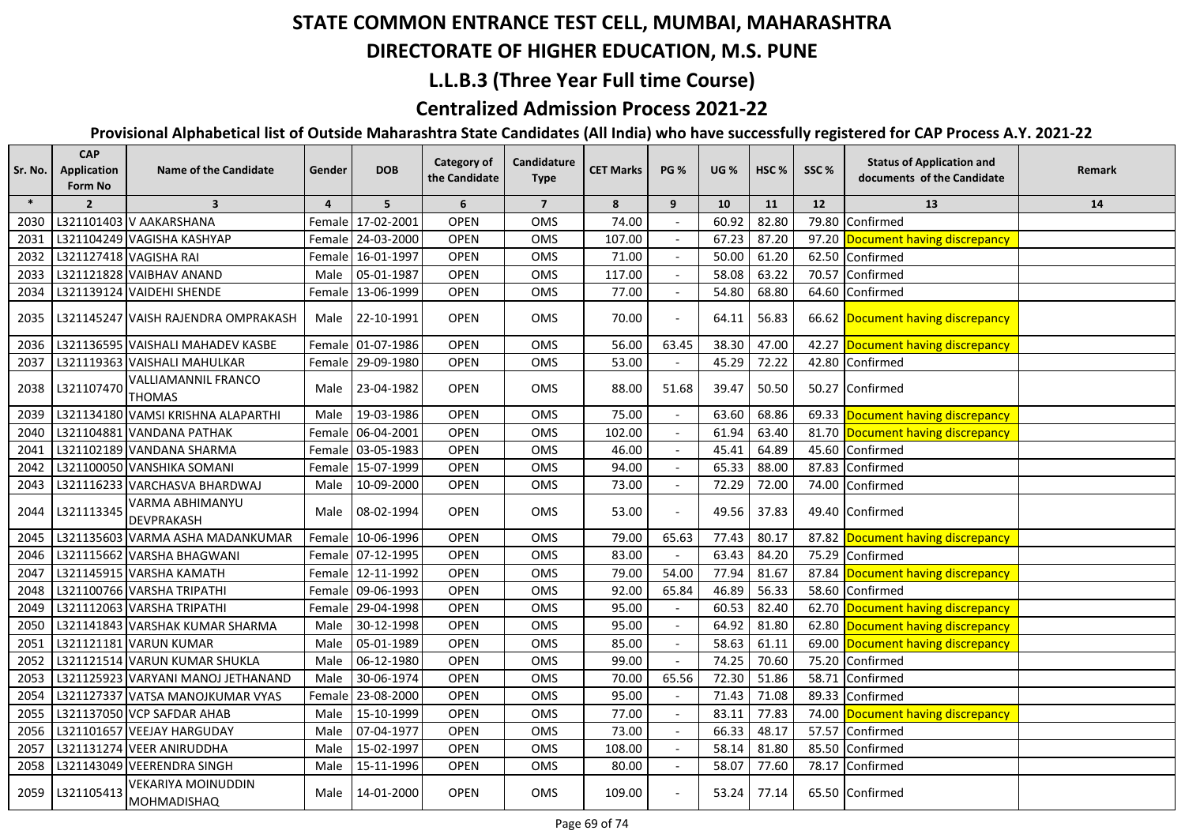# STATE COMMON ENTRANCE TEST CELL, MUMBAI, MAHARASHTRA

## DIRECTORATE OF HIGHER EDUCATION, M.S. PUNE

## L.L.B.3 (Three Year Full time Course)

## Centralized Admission Process 2021-22

### Provisional Alphabetical list of Outside Maharashtra State Candidates (All India) who have successfully registered for CAP Process A.Y. 2021-22

| Sr. No. | CAP Application Form No | Name of the Candidate | Gender | DOB | Category of the Candidate | Candidature Type | CET Marks | PG % | UG % | HSC % | SSC % | Status of Application and documents of the Candidate | Remark |
|---|---|---|---|---|---|---|---|---|---|---|---|---|---|
| * | 2 | 3 | 4 | 5 | 6 | 7 | 8 | 9 | 10 | 11 | 12 | 13 | 14 |
| 2030 | L321101403 | V AAKARSHANA | Female | 17-02-2001 | OPEN | OMS | 74.00 | - | 60.92 | 82.80 | 79.80 | Confirmed | |
| 2031 | L321104249 | VAGISHA KASHYAP | Female | 24-03-2000 | OPEN | OMS | 107.00 | - | 67.23 | 87.20 | 97.20 | Document having discrepancy | |
| 2032 | L321127418 | VAGISHA RAI | Female | 16-01-1997 | OPEN | OMS | 71.00 | - | 50.00 | 61.20 | 62.50 | Confirmed | |
| 2033 | L321121828 | VAIBHAV ANAND | Male | 05-01-1987 | OPEN | OMS | 117.00 | - | 58.08 | 63.22 | 70.57 | Confirmed | |
| 2034 | L321139124 | VAIDEHI SHENDE | Female | 13-06-1999 | OPEN | OMS | 77.00 | - | 54.80 | 68.80 | 64.60 | Confirmed | |
| 2035 | L321145247 | VAISH RAJENDRA OMPRAKASH | Male | 22-10-1991 | OPEN | OMS | 70.00 | - | 64.11 | 56.83 | 66.62 | Document having discrepancy | |
| 2036 | L321136595 | VAISHALI MAHADEV KASBE | Female | 01-07-1986 | OPEN | OMS | 56.00 | 63.45 | 38.30 | 47.00 | 42.27 | Document having discrepancy | |
| 2037 | L321119363 | VAISHALI MAHULKAR | Female | 29-09-1980 | OPEN | OMS | 53.00 | - | 45.29 | 72.22 | 42.80 | Confirmed | |
| 2038 | L321107470 | VALLIAMANNIL FRANCO THOMAS | Male | 23-04-1982 | OPEN | OMS | 88.00 | 51.68 | 39.47 | 50.50 | 50.27 | Confirmed | |
| 2039 | L321134180 | VAMSI KRISHNA ALAPARTHI | Male | 19-03-1986 | OPEN | OMS | 75.00 | - | 63.60 | 68.86 | 69.33 | Document having discrepancy | |
| 2040 | L321104881 | VANDANA PATHAK | Female | 06-04-2001 | OPEN | OMS | 102.00 | - | 61.94 | 63.40 | 81.70 | Document having discrepancy | |
| 2041 | L321102189 | VANDANA SHARMA | Female | 03-05-1983 | OPEN | OMS | 46.00 | - | 45.41 | 64.89 | 45.60 | Confirmed | |
| 2042 | L321100050 | VANSHIKA SOMANI | Female | 15-07-1999 | OPEN | OMS | 94.00 | - | 65.33 | 88.00 | 87.83 | Confirmed | |
| 2043 | L321116233 | VARCHASVA BHARDWAJ | Male | 10-09-2000 | OPEN | OMS | 73.00 | - | 72.29 | 72.00 | 74.00 | Confirmed | |
| 2044 | L321113345 | VARMA ABHIMANYU DEVPRAKASH | Male | 08-02-1994 | OPEN | OMS | 53.00 | - | 49.56 | 37.83 | 49.40 | Confirmed | |
| 2045 | L321135603 | VARMA ASHA MADANKUMAR | Female | 10-06-1996 | OPEN | OMS | 79.00 | 65.63 | 77.43 | 80.17 | 87.82 | Document having discrepancy | |
| 2046 | L321115662 | VARSHA BHAGWANI | Female | 07-12-1995 | OPEN | OMS | 83.00 | - | 63.43 | 84.20 | 75.29 | Confirmed | |
| 2047 | L321145915 | VARSHA KAMATH | Female | 12-11-1992 | OPEN | OMS | 79.00 | 54.00 | 77.94 | 81.67 | 87.84 | Document having discrepancy | |
| 2048 | L321100766 | VARSHA TRIPATHI | Female | 09-06-1993 | OPEN | OMS | 92.00 | 65.84 | 46.89 | 56.33 | 58.60 | Confirmed | |
| 2049 | L321112063 | VARSHA TRIPATHI | Female | 29-04-1998 | OPEN | OMS | 95.00 | - | 60.53 | 82.40 | 62.70 | Document having discrepancy | |
| 2050 | L321141843 | VARSHAK KUMAR SHARMA | Male | 30-12-1998 | OPEN | OMS | 95.00 | - | 64.92 | 81.80 | 62.80 | Document having discrepancy | |
| 2051 | L321121181 | VARUN KUMAR | Male | 05-01-1989 | OPEN | OMS | 85.00 | - | 58.63 | 61.11 | 69.00 | Document having discrepancy | |
| 2052 | L321121514 | VARUN KUMAR SHUKLA | Male | 06-12-1980 | OPEN | OMS | 99.00 | - | 74.25 | 70.60 | 75.20 | Confirmed | |
| 2053 | L321125923 | VARYANI MANOJ JETHANAND | Male | 30-06-1974 | OPEN | OMS | 70.00 | 65.56 | 72.30 | 51.86 | 58.71 | Confirmed | |
| 2054 | L321127337 | VATSA MANOJKUMAR VYAS | Female | 23-08-2000 | OPEN | OMS | 95.00 | - | 71.43 | 71.08 | 89.33 | Confirmed | |
| 2055 | L321137050 | VCP SAFDAR AHAB | Male | 15-10-1999 | OPEN | OMS | 77.00 | - | 83.11 | 77.83 | 74.00 | Document having discrepancy | |
| 2056 | L321101657 | VEEJAY HARGUDAY | Male | 07-04-1977 | OPEN | OMS | 73.00 | - | 66.33 | 48.17 | 57.57 | Confirmed | |
| 2057 | L321131274 | VEER ANIRUDDHA | Male | 15-02-1997 | OPEN | OMS | 108.00 | - | 58.14 | 81.80 | 85.50 | Confirmed | |
| 2058 | L321143049 | VEERENDRA SINGH | Male | 15-11-1996 | OPEN | OMS | 80.00 | - | 58.07 | 77.60 | 78.17 | Confirmed | |
| 2059 | L321105413 | VEKARIYA MOINUDDIN MOHMADISHAQ | Male | 14-01-2000 | OPEN | OMS | 109.00 | - | 53.24 | 77.14 | 65.50 | Confirmed | |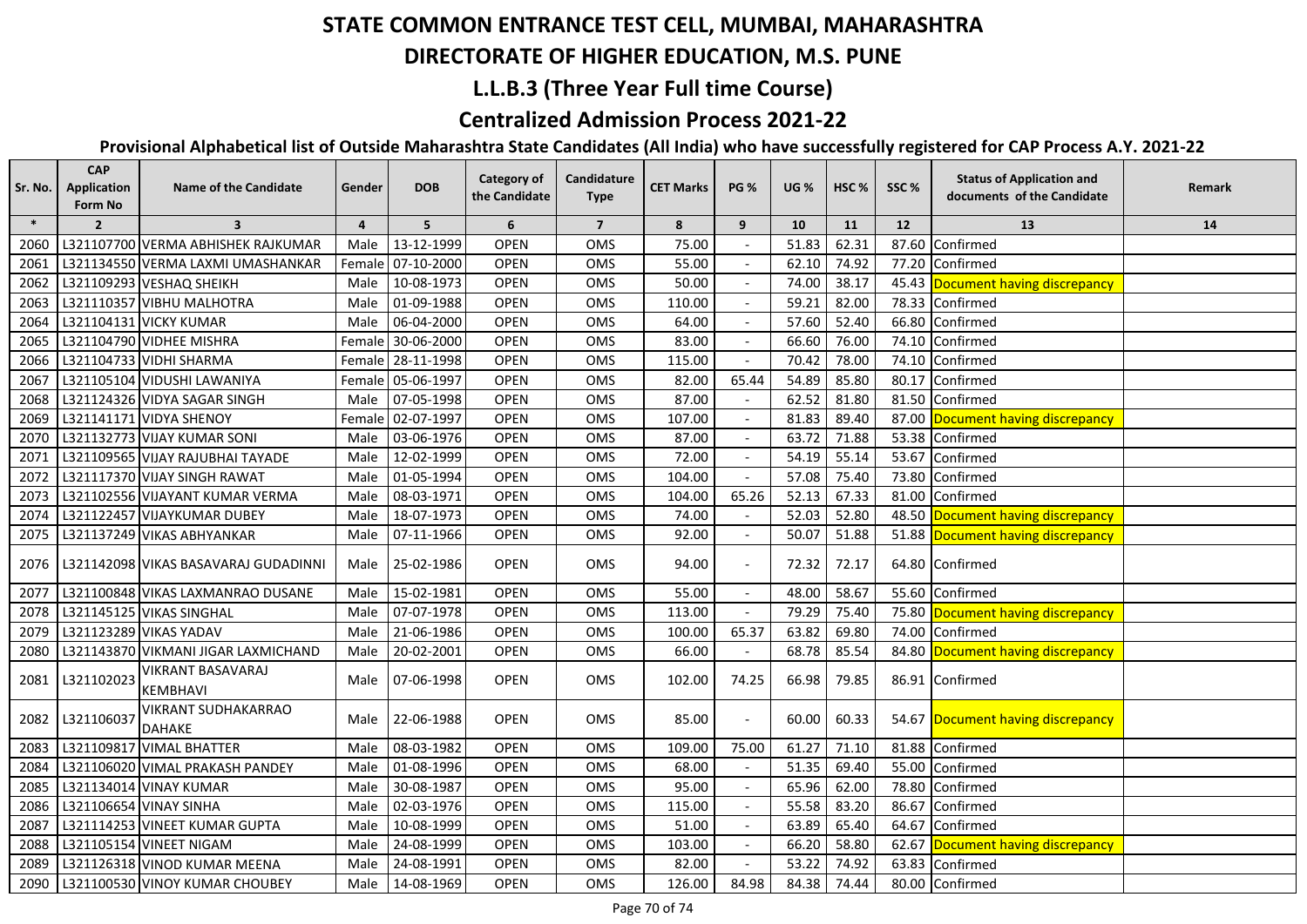# STATE COMMON ENTRANCE TEST CELL, MUMBAI, MAHARASHTRA

## DIRECTORATE OF HIGHER EDUCATION, M.S. PUNE

### L.L.B.3 (Three Year Full time Course)

### Centralized Admission Process 2021-22

**Provisional Alphabetical list of Outside Maharashtra State Candidates (All India) who have successfully registered for CAP Process A.Y. 2021-22**

| Sr. No. | CAP Application Form No | Name of the Candidate | Gender | DOB | Category of the Candidate | Candidature Type | CET Marks | PG % | UG % | HSC % | SSC % | Status of Application and documents of the Candidate | Remark |
|---|---|---|---|---|---|---|---|---|---|---|---|---|---|
| * | 2 | 3 | 4 | 5 | 6 | 7 | 8 | 9 | 10 | 11 | 12 | 13 | 14 |
| 2060 | L321107700 | VERMA ABHISHEK RAJKUMAR | Male | 13-12-1999 | OPEN | OMS | 75.00 | - | 51.83 | 62.31 | 87.60 | Confirmed | |
| 2061 | L321134550 | VERMA LAXMI UMASHANKAR | Female | 07-10-2000 | OPEN | OMS | 55.00 | - | 62.10 | 74.92 | 77.20 | Confirmed | |
| 2062 | L321109293 | VESHAQ SHEIKH | Male | 10-08-1973 | OPEN | OMS | 50.00 | - | 74.00 | 38.17 | 45.43 | Document having discrepancy | |
| 2063 | L321110357 | VIBHU MALHOTRA | Male | 01-09-1988 | OPEN | OMS | 110.00 | - | 59.21 | 82.00 | 78.33 | Confirmed | |
| 2064 | L321104131 | VICKY KUMAR | Male | 06-04-2000 | OPEN | OMS | 64.00 | - | 57.60 | 52.40 | 66.80 | Confirmed | |
| 2065 | L321104790 | VIDHEE MISHRA | Female | 30-06-2000 | OPEN | OMS | 83.00 | - | 66.60 | 76.00 | 74.10 | Confirmed | |
| 2066 | L321104733 | VIDHI SHARMA | Female | 28-11-1998 | OPEN | OMS | 115.00 | - | 70.42 | 78.00 | 74.10 | Confirmed | |
| 2067 | L321105104 | VIDUSHI LAWANIYA | Female | 05-06-1997 | OPEN | OMS | 82.00 | 65.44 | 54.89 | 85.80 | 80.17 | Confirmed | |
| 2068 | L321124326 | VIDYA SAGAR SINGH | Male | 07-05-1998 | OPEN | OMS | 87.00 | - | 62.52 | 81.80 | 81.50 | Confirmed | |
| 2069 | L321141171 | VIDYA SHENOY | Female | 02-07-1997 | OPEN | OMS | 107.00 | - | 81.83 | 89.40 | 87.00 | Document having discrepancy | |
| 2070 | L321132773 | VIJAY KUMAR SONI | Male | 03-06-1976 | OPEN | OMS | 87.00 | - | 63.72 | 71.88 | 53.38 | Confirmed | |
| 2071 | L321109565 | VIJAY RAJUBHAI TAYADE | Male | 12-02-1999 | OPEN | OMS | 72.00 | - | 54.19 | 55.14 | 53.67 | Confirmed | |
| 2072 | L321117370 | VIJAY SINGH RAWAT | Male | 01-05-1994 | OPEN | OMS | 104.00 | - | 57.08 | 75.40 | 73.80 | Confirmed | |
| 2073 | L321102556 | VIJAYANT KUMAR VERMA | Male | 08-03-1971 | OPEN | OMS | 104.00 | 65.26 | 52.13 | 67.33 | 81.00 | Confirmed | |
| 2074 | L321122457 | VIJAYKUMAR DUBEY | Male | 18-07-1973 | OPEN | OMS | 74.00 | - | 52.03 | 52.80 | 48.50 | Document having discrepancy | |
| 2075 | L321137249 | VIKAS ABHYANKAR | Male | 07-11-1966 | OPEN | OMS | 92.00 | - | 50.07 | 51.88 | 51.88 | Document having discrepancy | |
| 2076 | L321142098 | VIKAS BASAVARAJ GUDADINNI | Male | 25-02-1986 | OPEN | OMS | 94.00 | - | 72.32 | 72.17 | 64.80 | Confirmed | |
| 2077 | L321100848 | VIKAS LAXMANRAO DUSANE | Male | 15-02-1981 | OPEN | OMS | 55.00 | - | 48.00 | 58.67 | 55.60 | Confirmed | |
| 2078 | L321145125 | VIKAS SINGHAL | Male | 07-07-1978 | OPEN | OMS | 113.00 | - | 79.29 | 75.40 | 75.80 | Document having discrepancy | |
| 2079 | L321123289 | VIKAS YADAV | Male | 21-06-1986 | OPEN | OMS | 100.00 | 65.37 | 63.82 | 69.80 | 74.00 | Confirmed | |
| 2080 | L321143870 | VIKMANI JIGAR LAXMICHAND | Male | 20-02-2001 | OPEN | OMS | 66.00 | - | 68.78 | 85.54 | 84.80 | Document having discrepancy | |
| 2081 | L321102023 | VIKRANT BASAVARAJ KEMBHAVI | Male | 07-06-1998 | OPEN | OMS | 102.00 | 74.25 | 66.98 | 79.85 | 86.91 | Confirmed | |
| 2082 | L321106037 | VIKRANT SUDHAKARRAO DAHAKE | Male | 22-06-1988 | OPEN | OMS | 85.00 | - | 60.00 | 60.33 | 54.67 | Document having discrepancy | |
| 2083 | L321109817 | VIMAL BHATTER | Male | 08-03-1982 | OPEN | OMS | 109.00 | 75.00 | 61.27 | 71.10 | 81.88 | Confirmed | |
| 2084 | L321106020 | VIMAL PRAKASH PANDEY | Male | 01-08-1996 | OPEN | OMS | 68.00 | - | 51.35 | 69.40 | 55.00 | Confirmed | |
| 2085 | L321134014 | VINAY KUMAR | Male | 30-08-1987 | OPEN | OMS | 95.00 | - | 65.96 | 62.00 | 78.80 | Confirmed | |
| 2086 | L321106654 | VINAY SINHA | Male | 02-03-1976 | OPEN | OMS | 115.00 | - | 55.58 | 83.20 | 86.67 | Confirmed | |
| 2087 | L321114253 | VINEET KUMAR GUPTA | Male | 10-08-1999 | OPEN | OMS | 51.00 | - | 63.89 | 65.40 | 64.67 | Confirmed | |
| 2088 | L321105154 | VINEET NIGAM | Male | 24-08-1999 | OPEN | OMS | 103.00 | - | 66.20 | 58.80 | 62.67 | Document having discrepancy | |
| 2089 | L321126318 | VINOD KUMAR MEENA | Male | 24-08-1991 | OPEN | OMS | 82.00 | - | 53.22 | 74.92 | 63.83 | Confirmed | |
| 2090 | L321100530 | VINOY KUMAR CHOUBEY | Male | 14-08-1969 | OPEN | OMS | 126.00 | 84.98 | 84.38 | 74.44 | 80.00 | Confirmed | |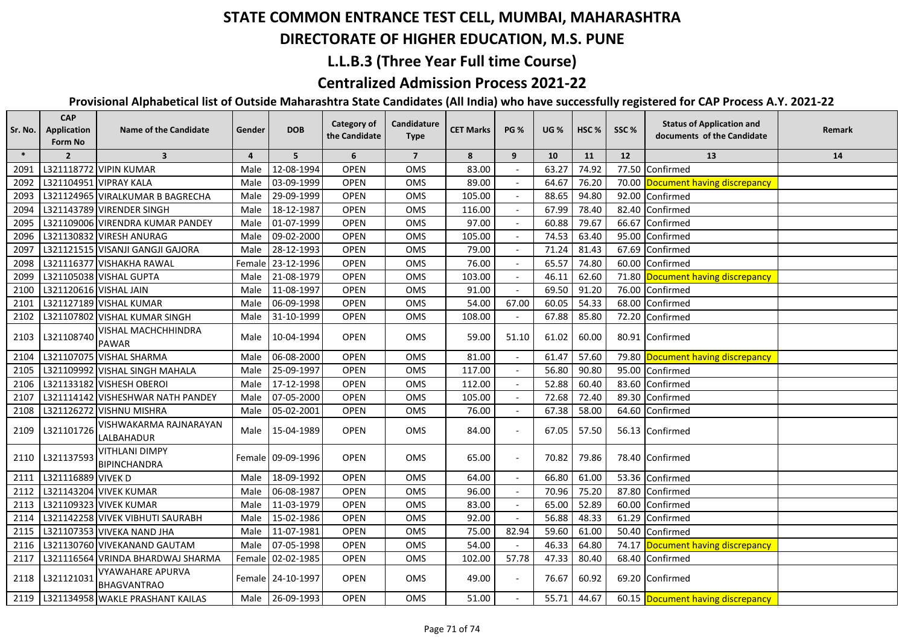# STATE COMMON ENTRANCE TEST CELL, MUMBAI, MAHARASHTRA

## DIRECTORATE OF HIGHER EDUCATION, M.S. PUNE

## L.L.B.3 (Three Year Full time Course)

## Centralized Admission Process 2021-22

### Provisional Alphabetical list of Outside Maharashtra State Candidates (All India) who have successfully registered for CAP Process A.Y. 2021-22

| Sr. No. | CAP Application Form No | Name of the Candidate | Gender | DOB | Category of the Candidate | Candidature Type | CET Marks | PG % | UG % | HSC % | SSC % | Status of Application and documents of the Candidate | Remark |
|---|---|---|---|---|---|---|---|---|---|---|---|---|---|
| * | 2 | 3 | 4 | 5 | 6 | 7 | 8 | 9 | 10 | 11 | 12 | 13 | 14 |
| 2091 | L321118772 | VIPIN KUMAR | Male | 12-08-1994 | OPEN | OMS | 83.00 | - | 63.27 | 74.92 | 77.50 | Confirmed | |
| 2092 | L321104951 | VIPRAY KALA | Male | 03-09-1999 | OPEN | OMS | 89.00 | - | 64.67 | 76.20 | 70.00 | Document having discrepancy | |
| 2093 | L321124965 | VIRALKUMAR B BAGRECHA | Male | 29-09-1999 | OPEN | OMS | 105.00 | - | 88.65 | 94.80 | 92.00 | Confirmed | |
| 2094 | L321143789 | VIRENDER SINGH | Male | 18-12-1987 | OPEN | OMS | 116.00 | - | 67.99 | 78.40 | 82.40 | Confirmed | |
| 2095 | L321109006 | VIRENDRA KUMAR PANDEY | Male | 01-07-1999 | OPEN | OMS | 97.00 | - | 60.88 | 79.67 | 66.67 | Confirmed | |
| 2096 | L321130832 | VIRESH ANURAG | Male | 09-02-2000 | OPEN | OMS | 105.00 | - | 74.53 | 63.40 | 95.00 | Confirmed | |
| 2097 | L321121515 | VISANJI GANGJI GAJORA | Male | 28-12-1993 | OPEN | OMS | 79.00 | - | 71.24 | 81.43 | 67.69 | Confirmed | |
| 2098 | L321116377 | VISHAKHA RAWAL | Female | 23-12-1996 | OPEN | OMS | 76.00 | - | 65.57 | 74.80 | 60.00 | Confirmed | |
| 2099 | L321105038 | VISHAL GUPTA | Male | 21-08-1979 | OPEN | OMS | 103.00 | - | 46.11 | 62.60 | 71.80 | Document having discrepancy | |
| 2100 | L321120616 | VISHAL JAIN | Male | 11-08-1997 | OPEN | OMS | 91.00 | - | 69.50 | 91.20 | 76.00 | Confirmed | |
| 2101 | L321127189 | VISHAL KUMAR | Male | 06-09-1998 | OPEN | OMS | 54.00 | 67.00 | 60.05 | 54.33 | 68.00 | Confirmed | |
| 2102 | L321107802 | VISHAL KUMAR SINGH | Male | 31-10-1999 | OPEN | OMS | 108.00 | - | 67.88 | 85.80 | 72.20 | Confirmed | |
| 2103 | L321108740 | VISHAL MACHCHHINDRA PAWAR | Male | 10-04-1994 | OPEN | OMS | 59.00 | 51.10 | 61.02 | 60.00 | 80.91 | Confirmed | |
| 2104 | L321107075 | VISHAL SHARMA | Male | 06-08-2000 | OPEN | OMS | 81.00 | - | 61.47 | 57.60 | 79.80 | Document having discrepancy | |
| 2105 | L321109992 | VISHAL SINGH MAHALA | Male | 25-09-1997 | OPEN | OMS | 117.00 | - | 56.80 | 90.80 | 95.00 | Confirmed | |
| 2106 | L321133182 | VISHESH OBEROI | Male | 17-12-1998 | OPEN | OMS | 112.00 | - | 52.88 | 60.40 | 83.60 | Confirmed | |
| 2107 | L321114142 | VISHESHWAR NATH PANDEY | Male | 07-05-2000 | OPEN | OMS | 105.00 | - | 72.68 | 72.40 | 89.30 | Confirmed | |
| 2108 | L321126272 | VISHNU MISHRA | Male | 05-02-2001 | OPEN | OMS | 76.00 | - | 67.38 | 58.00 | 64.60 | Confirmed | |
| 2109 | L321101726 | VISHWAKARMA RAJNARAYAN LALBAHADUR | Male | 15-04-1989 | OPEN | OMS | 84.00 | - | 67.05 | 57.50 | 56.13 | Confirmed | |
| 2110 | L321137593 | VITHLANI DIMPY BIPINCHANDRA | Female | 09-09-1996 | OPEN | OMS | 65.00 | - | 70.82 | 79.86 | 78.40 | Confirmed | |
| 2111 | L321116889 | VIVEK D | Male | 18-09-1992 | OPEN | OMS | 64.00 | - | 66.80 | 61.00 | 53.36 | Confirmed | |
| 2112 | L321143204 | VIVEK KUMAR | Male | 06-08-1987 | OPEN | OMS | 96.00 | - | 70.96 | 75.20 | 87.80 | Confirmed | |
| 2113 | L321109323 | VIVEK KUMAR | Male | 11-03-1979 | OPEN | OMS | 83.00 | - | 65.00 | 52.89 | 60.00 | Confirmed | |
| 2114 | L321142258 | VIVEK VIBHUTI SAURABH | Male | 15-02-1986 | OPEN | OMS | 92.00 | - | 56.88 | 48.33 | 61.29 | Confirmed | |
| 2115 | L321107353 | VIVEKA NAND JHA | Male | 11-07-1981 | OPEN | OMS | 75.00 | 82.94 | 59.60 | 61.00 | 50.40 | Confirmed | |
| 2116 | L321130760 | VIVEKANAND GAUTAM | Male | 07-05-1998 | OPEN | OMS | 54.00 | - | 46.33 | 64.80 | 74.17 | Document having discrepancy | |
| 2117 | L321116564 | VRINDA BHARDWAJ SHARMA | Female | 02-02-1985 | OPEN | OMS | 102.00 | 57.78 | 47.33 | 80.40 | 68.40 | Confirmed | |
| 2118 | L321121031 | VYAWAHARE APURVA BHAGVANTRAO | Female | 24-10-1997 | OPEN | OMS | 49.00 | - | 76.67 | 60.92 | 69.20 | Confirmed | |
| 2119 | L321134958 | WAKLE PRASHANT KAILAS | Male | 26-09-1993 | OPEN | OMS | 51.00 | - | 55.71 | 44.67 | 60.15 | Document having discrepancy | |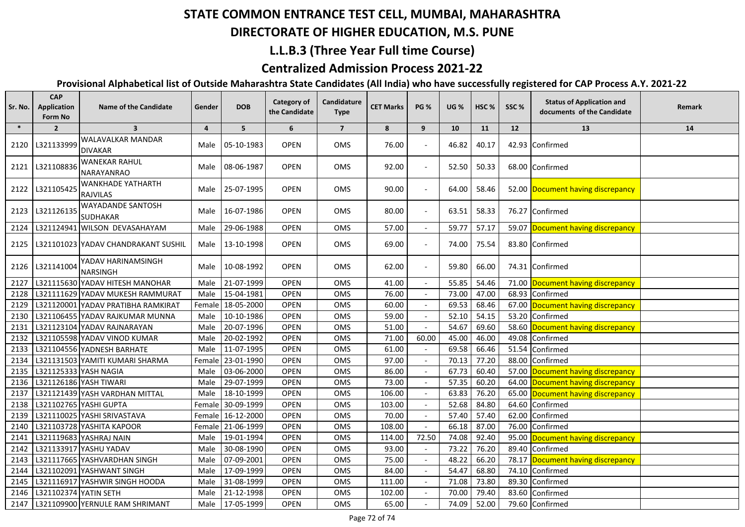# STATE COMMON ENTRANCE TEST CELL, MUMBAI, MAHARASHTRA

## DIRECTORATE OF HIGHER EDUCATION, M.S. PUNE

## L.L.B.3 (Three Year Full time Course)

## Centralized Admission Process 2021-22

### Provisional Alphabetical list of Outside Maharashtra State Candidates (All India) who have successfully registered for CAP Process A.Y. 2021-22

| Sr. No. | CAP Application Form No | Name of the Candidate | Gender | DOB | Category of the Candidate | Candidature Type | CET Marks | PG % | UG % | HSC % | SSC % | Status of Application and documents of the Candidate | Remark |
|---|---|---|---|---|---|---|---|---|---|---|---|---|---|
| * | 2 | 3 | 4 | 5 | 6 | 7 | 8 | 9 | 10 | 11 | 12 | 13 | 14 |
| 2120 | L321133999 | WALAVALKAR MANDAR DIVAKAR | Male | 05-10-1983 | OPEN | OMS | 76.00 | - | 46.82 | 40.17 | 42.93 | Confirmed | |
| 2121 | L321108836 | WANEKAR RAHUL NARAYANRAO | Male | 08-06-1987 | OPEN | OMS | 92.00 | - | 52.50 | 50.33 | 68.00 | Confirmed | |
| 2122 | L321105425 | WANKHADE YATHARTH RAJVILAS | Male | 25-07-1995 | OPEN | OMS | 90.00 | - | 64.00 | 58.46 | 52.00 | Document having discrepancy | |
| 2123 | L321126135 | WAYADANDE SANTOSH SUDHAKAR | Male | 16-07-1986 | OPEN | OMS | 80.00 | - | 63.51 | 58.33 | 76.27 | Confirmed | |
| 2124 | L321124941 | WILSON DEVASAHAYAM | Male | 29-06-1988 | OPEN | OMS | 57.00 | - | 59.77 | 57.17 | 59.07 | Document having discrepancy | |
| 2125 | L321101023 | YADAV CHANDRAKANT SUSHIL | Male | 13-10-1998 | OPEN | OMS | 69.00 | - | 74.00 | 75.54 | 83.80 | Confirmed | |
| 2126 | L321141004 | YADAV HARINAMSINGH NARSINGH | Male | 10-08-1992 | OPEN | OMS | 62.00 | - | 59.80 | 66.00 | 74.31 | Confirmed | |
| 2127 | L321115630 | YADAV HITESH MANOHAR | Male | 21-07-1999 | OPEN | OMS | 41.00 | - | 55.85 | 54.46 | 71.00 | Document having discrepancy | |
| 2128 | L321111629 | YADAV MUKESH RAMMURAT | Male | 15-04-1981 | OPEN | OMS | 76.00 | - | 73.00 | 47.00 | 68.93 | Confirmed | |
| 2129 | L321120001 | YADAV PRATIBHA RAMKIRAT | Female | 18-05-2000 | OPEN | OMS | 60.00 | - | 69.53 | 68.46 | 67.00 | Document having discrepancy | |
| 2130 | L321106455 | YADAV RAJKUMAR MUNNA | Male | 10-10-1986 | OPEN | OMS | 59.00 | - | 52.10 | 54.15 | 53.20 | Confirmed | |
| 2131 | L321123104 | YADAV RAJNARAYAN | Male | 20-07-1996 | OPEN | OMS | 51.00 | - | 54.67 | 69.60 | 58.60 | Document having discrepancy | |
| 2132 | L321105598 | YADAV VINOD KUMAR | Male | 20-02-1992 | OPEN | OMS | 71.00 | 60.00 | 45.00 | 46.00 | 49.08 | Confirmed | |
| 2133 | L321104556 | YADNESH BARHATE | Male | 11-07-1995 | OPEN | OMS | 61.00 | - | 69.58 | 66.46 | 51.54 | Confirmed | |
| 2134 | L321131503 | YAMITI KUMARI SHARMA | Female | 23-01-1990 | OPEN | OMS | 97.00 | - | 70.13 | 77.20 | 88.00 | Confirmed | |
| 2135 | L321125333 | YASH NAGIA | Male | 03-06-2000 | OPEN | OMS | 86.00 | - | 67.73 | 60.40 | 57.00 | Document having discrepancy | |
| 2136 | L321126186 | YASH TIWARI | Male | 29-07-1999 | OPEN | OMS | 73.00 | - | 57.35 | 60.20 | 64.00 | Document having discrepancy | |
| 2137 | L321121439 | YASH VARDHAN MITTAL | Male | 18-10-1999 | OPEN | OMS | 106.00 | - | 63.83 | 76.20 | 65.00 | Document having discrepancy | |
| 2138 | L321102765 | YASHI GUPTA | Female | 30-09-1999 | OPEN | OMS | 103.00 | - | 52.68 | 84.80 | 64.60 | Confirmed | |
| 2139 | L321110025 | YASHI SRIVASTAVA | Female | 16-12-2000 | OPEN | OMS | 70.00 | - | 57.40 | 57.40 | 62.00 | Confirmed | |
| 2140 | L321103728 | YASHITA KAPOOR | Female | 21-06-1999 | OPEN | OMS | 108.00 | - | 66.18 | 87.00 | 76.00 | Confirmed | |
| 2141 | L321119683 | YASHRAJ NAIN | Male | 19-01-1994 | OPEN | OMS | 114.00 | 72.50 | 74.08 | 92.40 | 95.00 | Document having discrepancy | |
| 2142 | L321133917 | YASHU YADAV | Male | 30-08-1990 | OPEN | OMS | 93.00 | - | 73.22 | 76.20 | 89.40 | Confirmed | |
| 2143 | L321117665 | YASHVARDHAN SINGH | Male | 07-09-2001 | OPEN | OMS | 75.00 | - | 48.22 | 66.20 | 78.17 | Document having discrepancy | |
| 2144 | L321102091 | YASHWANT SINGH | Male | 17-09-1999 | OPEN | OMS | 84.00 | - | 54.47 | 68.80 | 74.10 | Confirmed | |
| 2145 | L321116917 | YASHWIR SINGH HOODA | Male | 31-08-1999 | OPEN | OMS | 111.00 | - | 71.08 | 73.80 | 89.30 | Confirmed | |
| 2146 | L321102374 | YATIN SETH | Male | 21-12-1998 | OPEN | OMS | 102.00 | - | 70.00 | 79.40 | 83.60 | Confirmed | |
| 2147 | L321109900 | YERNULE RAM SHRIMANT | Male | 17-05-1999 | OPEN | OMS | 65.00 | - | 74.09 | 52.00 | 79.60 | Confirmed | |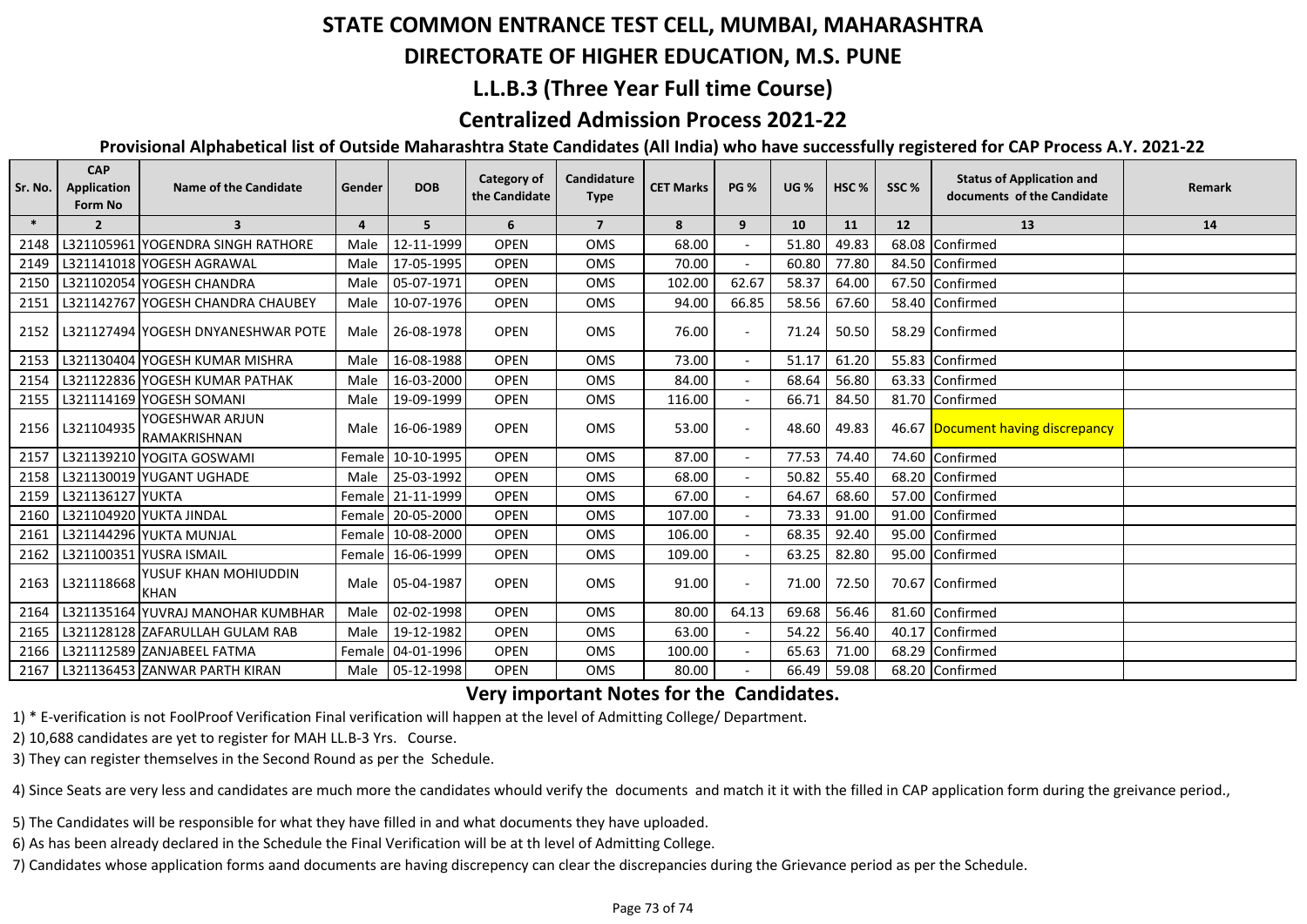# STATE COMMON ENTRANCE TEST CELL, MUMBAI, MAHARASHTRA

## DIRECTORATE OF HIGHER EDUCATION, M.S. PUNE

### L.L.B.3 (Three Year Full time Course)

### Centralized Admission Process 2021-22

**Provisional Alphabetical list of Outside Maharashtra State Candidates (All India) who have successfully registered for CAP Process A.Y. 2021-22**

| Sr. No. | CAP Application Form No | Name of the Candidate | Gender | DOB | Category of the Candidate | Candidature Type | CET Marks | PG % | UG % | HSC % | SSC % | Status of Application and documents of the Candidate | Remark |
|---|---|---|---|---|---|---|---|---|---|---|---|---|---|
| * | 2 | 3 | 4 | 5 | 6 | 7 | 8 | 9 | 10 | 11 | 12 | 13 | 14 |
| 2148 | L321105961 | YOGENDRA SINGH RATHORE | Male | 12-11-1999 | OPEN | OMS | 68.00 | - | 51.80 | 49.83 | 68.08 | Confirmed | |
| 2149 | L321141018 | YOGESH AGRAWAL | Male | 17-05-1995 | OPEN | OMS | 70.00 | - | 60.80 | 77.80 | 84.50 | Confirmed | |
| 2150 | L321102054 | YOGESH CHANDRA | Male | 05-07-1971 | OPEN | OMS | 102.00 | 62.67 | 58.37 | 64.00 | 67.50 | Confirmed | |
| 2151 | L321142767 | YOGESH CHANDRA CHAUBEY | Male | 10-07-1976 | OPEN | OMS | 94.00 | 66.85 | 58.56 | 67.60 | 58.40 | Confirmed | |
| 2152 | L321127494 | YOGESH DNYANESHWAR POTE | Male | 26-08-1978 | OPEN | OMS | 76.00 | - | 71.24 | 50.50 | 58.29 | Confirmed | |
| 2153 | L321130404 | YOGESH KUMAR MISHRA | Male | 16-08-1988 | OPEN | OMS | 73.00 | - | 51.17 | 61.20 | 55.83 | Confirmed | |
| 2154 | L321122836 | YOGESH KUMAR PATHAK | Male | 16-03-2000 | OPEN | OMS | 84.00 | - | 68.64 | 56.80 | 63.33 | Confirmed | |
| 2155 | L321114169 | YOGESH SOMANI | Male | 19-09-1999 | OPEN | OMS | 116.00 | - | 66.71 | 84.50 | 81.70 | Confirmed | |
| 2156 | L321104935 | YOGESHWAR ARJUN RAMAKRISHNAN | Male | 16-06-1989 | OPEN | OMS | 53.00 | - | 48.60 | 49.83 | 46.67 | Document having discrepancy | |
| 2157 | L321139210 | YOGITA GOSWAMI | Female | 10-10-1995 | OPEN | OMS | 87.00 | - | 77.53 | 74.40 | 74.60 | Confirmed | |
| 2158 | L321130019 | YUGANT UGHADE | Male | 25-03-1992 | OPEN | OMS | 68.00 | - | 50.82 | 55.40 | 68.20 | Confirmed | |
| 2159 | L321136127 | YUKTA | Female | 21-11-1999 | OPEN | OMS | 67.00 | - | 64.67 | 68.60 | 57.00 | Confirmed | |
| 2160 | L321104920 | YUKTA JINDAL | Female | 20-05-2000 | OPEN | OMS | 107.00 | - | 73.33 | 91.00 | 91.00 | Confirmed | |
| 2161 | L321144296 | YUKTA MUNJAL | Female | 10-08-2000 | OPEN | OMS | 106.00 | - | 68.35 | 92.40 | 95.00 | Confirmed | |
| 2162 | L321100351 | YUSRA ISMAIL | Female | 16-06-1999 | OPEN | OMS | 109.00 | - | 63.25 | 82.80 | 95.00 | Confirmed | |
| 2163 | L321118668 | YUSUF KHAN MOHIUDDIN KHAN | Male | 05-04-1987 | OPEN | OMS | 91.00 | - | 71.00 | 72.50 | 70.67 | Confirmed | |
| 2164 | L321135164 | YUVRAJ MANOHAR KUMBHAR | Male | 02-02-1998 | OPEN | OMS | 80.00 | 64.13 | 69.68 | 56.46 | 81.60 | Confirmed | |
| 2165 | L321128128 | ZAFARULLAH GULAM RAB | Male | 19-12-1982 | OPEN | OMS | 63.00 | - | 54.22 | 56.40 | 40.17 | Confirmed | |
| 2166 | L321112589 | ZANJABEEL FATMA | Female | 04-01-1996 | OPEN | OMS | 100.00 | - | 65.63 | 71.00 | 68.29 | Confirmed | |
| 2167 | L321136453 | ZANWAR PARTH KIRAN | Male | 05-12-1998 | OPEN | OMS | 80.00 | - | 66.49 | 59.08 | 68.20 | Confirmed | |

### Very important Notes for the Candidates.

1) * E-verification is not FoolProof Verification Final verification will happen at the level of Admitting College/ Department.

2) 10,688 candidates are yet to register for MAH LL.B-3 Yrs. Course.

3) They can register themselves in the Second Round as per the Schedule.

4) Since Seats are very less and candidates are much more the candidates whould verify the documents and match it it with the filled in CAP application form during the greivance period.,

5) The Candidates will be responsible for what they have filled in and what documents they have uploaded.

6) As has been already declared in the Schedule the Final Verification will be at th level of Admitting College.

7) Candidates whose application forms aand documents are having discrepency can clear the discrepancies during the Grievance period as per the Schedule.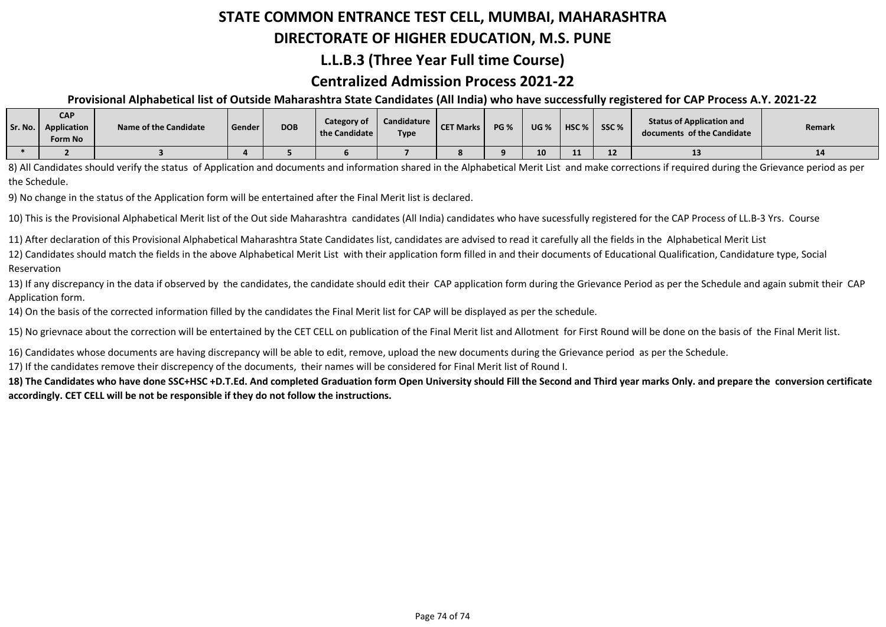# STATE COMMON ENTRANCE TEST CELL, MUMBAI, MAHARASHTRA

## DIRECTORATE OF HIGHER EDUCATION, M.S. PUNE

## L.L.B.3 (Three Year Full time Course)

## Centralized Admission Process 2021-22

### Provisional Alphabetical list of Outside Maharashtra State Candidates (All India) who have successfully registered for CAP Process A.Y. 2021-22

| Sr. No. | CAP Application Form No | Name of the Candidate | Gender | DOB | Category of the Candidate | Candidature Type | CET Marks | PG % | UG % | HSC % | SSC % | Status of Application and documents of the Candidate | Remark |
|---|---|---|---|---|---|---|---|---|---|---|---|---|---|
| * | 2 | 3 | 4 | 5 | 6 | 7 | 8 | 9 | 10 | 11 | 12 | 13 | 14 |

8) All Candidates should verify the status of Application and documents and information shared in the Alphabetical Merit List and make corrections if required during the Grievance period as per the Schedule.

9) No change in the status of the Application form will be entertained after the Final Merit list is declared.

10) This is the Provisional Alphabetical Merit list of the Out side Maharashtra candidates (All India) candidates who have sucessfully registered for the CAP Process of LL.B-3 Yrs. Course

11) After declaration of this Provisional Alphabetical Maharashtra State Candidates list, candidates are advised to read it carefully all the fields in the Alphabetical Merit List

12) Candidates should match the fields in the above Alphabetical Merit List with their application form filled in and their documents of Educational Qualification, Candidature type, Social Reservation

13) If any discrepancy in the data if observed by the candidates, the candidate should edit their CAP application form during the Grievance Period as per the Schedule and again submit their CAP Application form.

14) On the basis of the corrected information filled by the candidates the Final Merit list for CAP will be displayed as per the schedule.

15) No grievnace about the correction will be entertained by the CET CELL on publication of the Final Merit list and Allotment for First Round will be done on the basis of the Final Merit list.

16) Candidates whose documents are having discrepancy will be able to edit, remove, upload the new documents during the Grievance period as per the Schedule.

17) If the candidates remove their discrepency of the documents, their names will be considered for Final Merit list of Round I.

**18) The Candidates who have done SSC+HSC +D.T.Ed. And completed Graduation form Open University should Fill the Second and Third year marks Only. and prepare the conversion certificate accordingly. CET CELL will be not be responsible if they do not follow the instructions.**